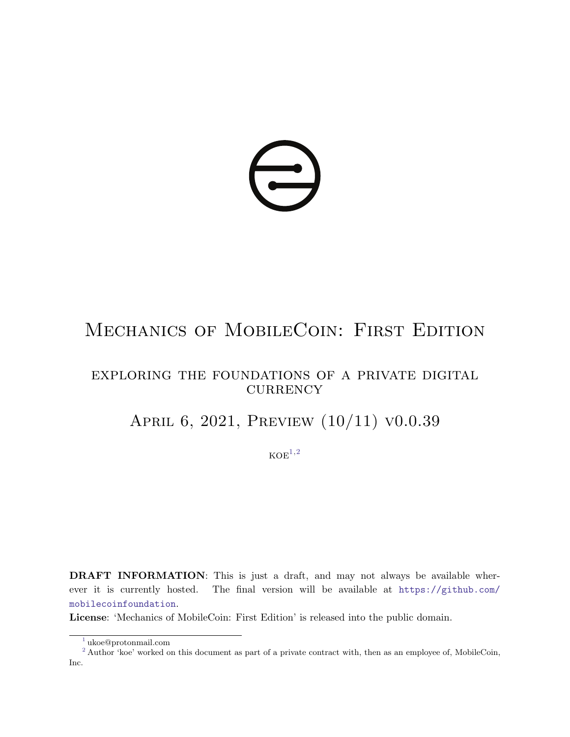# Mechanics of MobileCoin: First Edition

## exploring the foundations of a private digital currency

## April 6, 2021, Preview (10/11) v0.0.39

koe[1,2]

**DRAFT INFORMATION**: This is just a draft, and may not always be available wherever it is currently hosted. The final version will be available at https://github.com/mobilecoinfoundation.

**License**: 'Mechanics of MobileCoin: First Edition' is released into the public domain.

---

[1] ukoe@protonmail.com

[2] Author 'koe' worked on this document as part of a private contract with, then as an employee of, MobileCoin, Inc.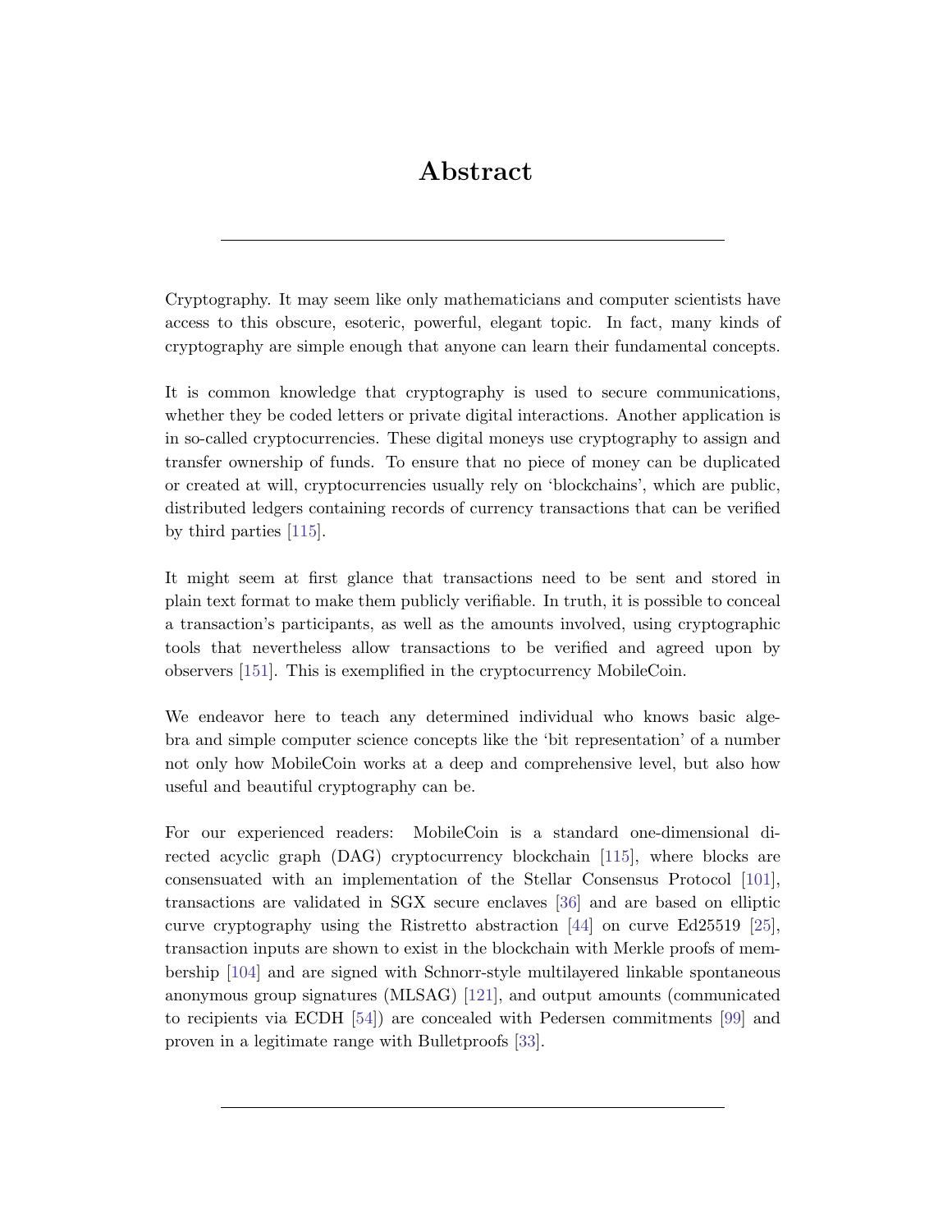# Abstract

---

Cryptography. It may seem like only mathematicians and computer scientists have access to this obscure, esoteric, powerful, elegant topic. In fact, many kinds of cryptography are simple enough that anyone can learn their fundamental concepts.

It is common knowledge that cryptography is used to secure communications, whether they be coded letters or private digital interactions. Another application is in so-called cryptocurrencies. These digital moneys use cryptography to assign and transfer ownership of funds. To ensure that no piece of money can be duplicated or created at will, cryptocurrencies usually rely on 'blockchains', which are public, distributed ledgers containing records of currency transactions that can be verified by third parties [115].

It might seem at first glance that transactions need to be sent and stored in plain text format to make them publicly verifiable. In truth, it is possible to conceal a transaction's participants, as well as the amounts involved, using cryptographic tools that nevertheless allow transactions to be verified and agreed upon by observers [151]. This is exemplified in the cryptocurrency MobileCoin.

We endeavor here to teach any determined individual who knows basic algebra and simple computer science concepts like the 'bit representation' of a number not only how MobileCoin works at a deep and comprehensive level, but also how useful and beautiful cryptography can be.

For our experienced readers: MobileCoin is a standard one-dimensional directed acyclic graph (DAG) cryptocurrency blockchain [115], where blocks are consensuated with an implementation of the Stellar Consensus Protocol [101], transactions are validated in SGX secure enclaves [36] and are based on elliptic curve cryptography using the Ristretto abstraction [44] on curve Ed25519 [25], transaction inputs are shown to exist in the blockchain with Merkle proofs of membership [104] and are signed with Schnorr-style multilayered linkable spontaneous anonymous group signatures (MLSAG) [121], and output amounts (communicated to recipients via ECDH [54]) are concealed with Pedersen commitments [99] and proven in a legitimate range with Bulletproofs [33].

---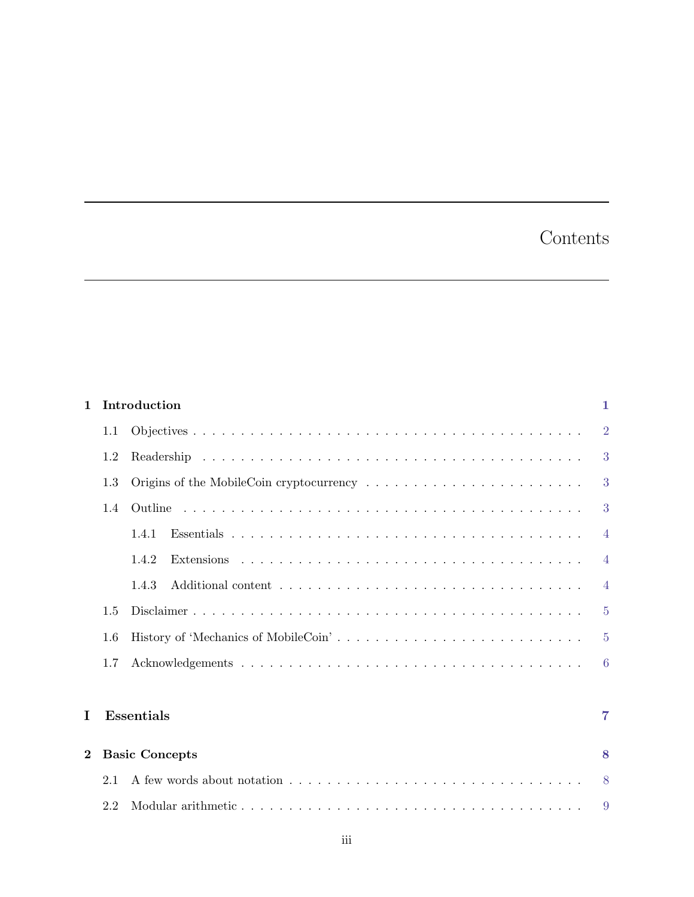# Contents

**1 Introduction** — **1**

- 1.1 Objectives — 2
- 1.2 Readership — 3
- 1.3 Origins of the MobileCoin cryptocurrency — 3
- 1.4 Outline — 3
  - 1.4.1 Essentials — 4
  - 1.4.2 Extensions — 4
  - 1.4.3 Additional content — 4
- 1.5 Disclaimer — 5
- 1.6 History of 'Mechanics of MobileCoin' — 5
- 1.7 Acknowledgements — 6

**I Essentials** — **7**

**2 Basic Concepts** — **8**

- 2.1 A few words about notation — 8
- 2.2 Modular arithmetic — 9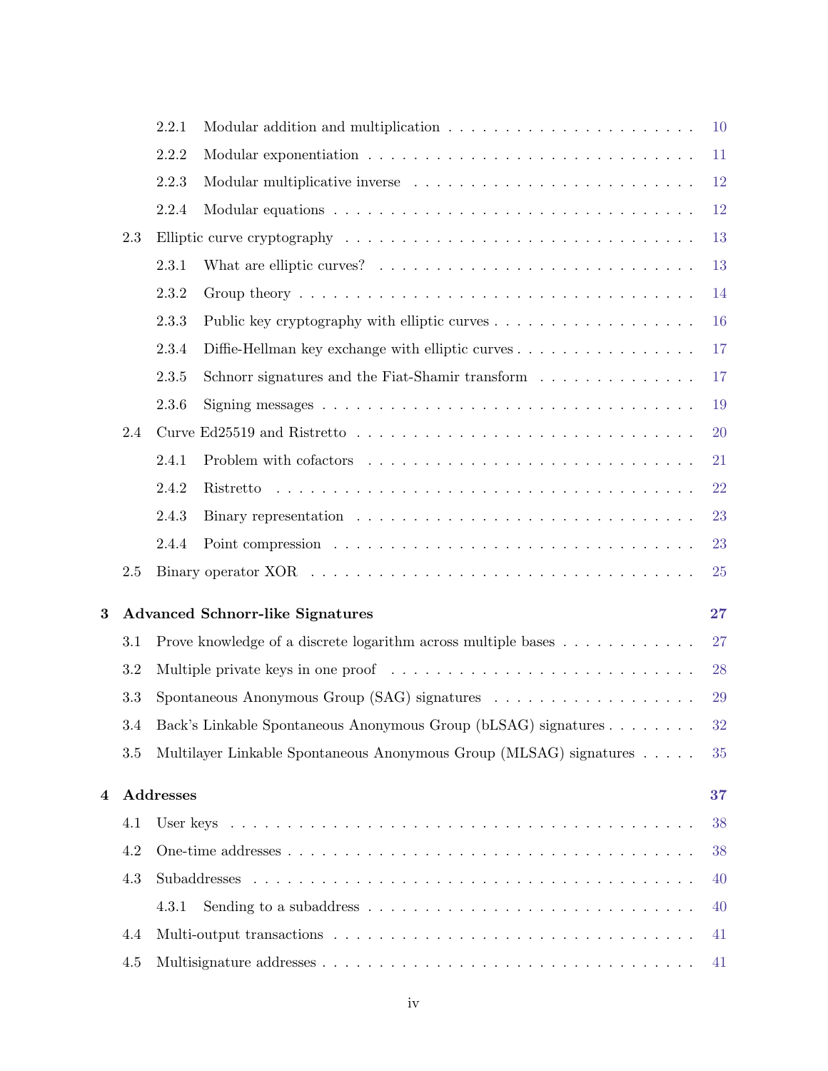- 2.2.1 Modular addition and multiplication . . . . . . . . . . . . . . . . . . . . . . 10
- 2.2.2 Modular exponentiation . . . . . . . . . . . . . . . . . . . . . . . . . . . 11
- 2.2.3 Modular multiplicative inverse . . . . . . . . . . . . . . . . . . . . . . . . 12
- 2.2.4 Modular equations . . . . . . . . . . . . . . . . . . . . . . . . . . . . . 12

2.3 Elliptic curve cryptography . . . . . . . . . . . . . . . . . . . . . . . . . . . . 13
- 2.3.1 What are elliptic curves? . . . . . . . . . . . . . . . . . . . . . . . . . . 13
- 2.3.2 Group theory . . . . . . . . . . . . . . . . . . . . . . . . . . . . . . . . 14
- 2.3.3 Public key cryptography with elliptic curves . . . . . . . . . . . . . . . . . 16
- 2.3.4 Diffie-Hellman key exchange with elliptic curves . . . . . . . . . . . . . . . 17
- 2.3.5 Schnorr signatures and the Fiat-Shamir transform . . . . . . . . . . . . . . 17
- 2.3.6 Signing messages . . . . . . . . . . . . . . . . . . . . . . . . . . . . . . 19

2.4 Curve Ed25519 and Ristretto . . . . . . . . . . . . . . . . . . . . . . . . . . . 20
- 2.4.1 Problem with cofactors . . . . . . . . . . . . . . . . . . . . . . . . . . . 21
- 2.4.2 Ristretto . . . . . . . . . . . . . . . . . . . . . . . . . . . . . . . . . . 22
- 2.4.3 Binary representation . . . . . . . . . . . . . . . . . . . . . . . . . . . . 23
- 2.4.4 Point compression . . . . . . . . . . . . . . . . . . . . . . . . . . . . . 23

2.5 Binary operator XOR . . . . . . . . . . . . . . . . . . . . . . . . . . . . . . . 25

**3 Advanced Schnorr-like Signatures** **27**

3.1 Prove knowledge of a discrete logarithm across multiple bases . . . . . . . . . . . . 27

3.2 Multiple private keys in one proof . . . . . . . . . . . . . . . . . . . . . . . . . 28

3.3 Spontaneous Anonymous Group (SAG) signatures . . . . . . . . . . . . . . . . . . 29

3.4 Back's Linkable Spontaneous Anonymous Group (bLSAG) signatures . . . . . . . . . 32

3.5 Multilayer Linkable Spontaneous Anonymous Group (MLSAG) signatures . . . . . 35

**4 Addresses** **37**

4.1 User keys . . . . . . . . . . . . . . . . . . . . . . . . . . . . . . . . . . . . . 38

4.2 One-time addresses . . . . . . . . . . . . . . . . . . . . . . . . . . . . . . . . 38

4.3 Subaddresses . . . . . . . . . . . . . . . . . . . . . . . . . . . . . . . . . . . 40
- 4.3.1 Sending to a subaddress . . . . . . . . . . . . . . . . . . . . . . . . . . . 40

4.4 Multi-output transactions . . . . . . . . . . . . . . . . . . . . . . . . . . . . . 41

4.5 Multisignature addresses . . . . . . . . . . . . . . . . . . . . . . . . . . . . . . 41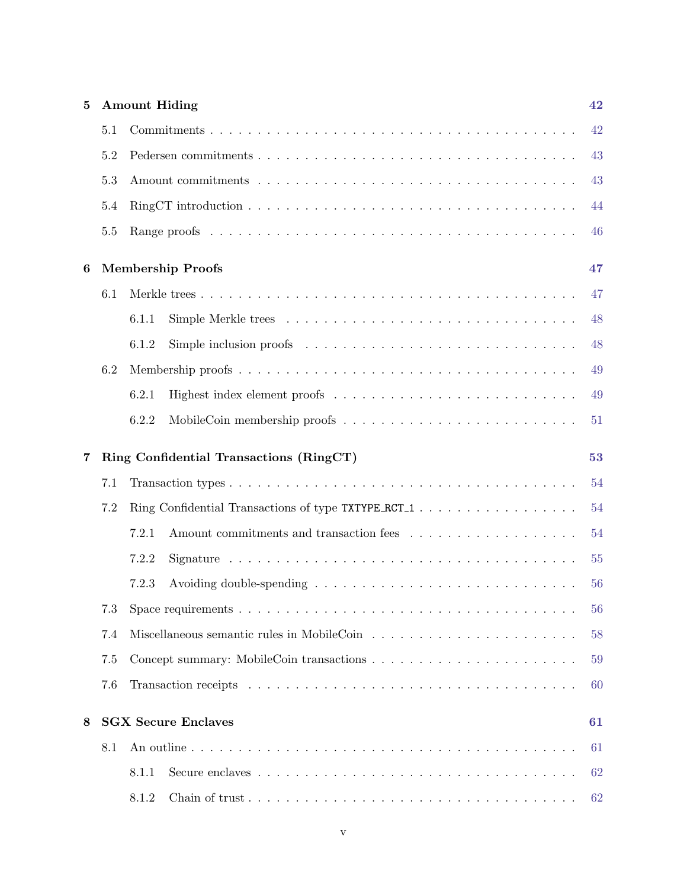**5 Amount Hiding** 42

- 5.1 Commitments . . . . . 42
- 5.2 Pedersen commitments . . . . . 43
- 5.3 Amount commitments . . . . . 43
- 5.4 RingCT introduction . . . . . 44
- 5.5 Range proofs . . . . . 46

**6 Membership Proofs** 47

- 6.1 Merkle trees . . . . . 47
  - 6.1.1 Simple Merkle trees . . . . . 48
  - 6.1.2 Simple inclusion proofs . . . . . 48
- 6.2 Membership proofs . . . . . 49
  - 6.2.1 Highest index element proofs . . . . . 49
  - 6.2.2 MobileCoin membership proofs . . . . . 51

**7 Ring Confidential Transactions (RingCT)** 53

- 7.1 Transaction types . . . . . 54
- 7.2 Ring Confidential Transactions of type `TXTYPE_RCT_1` . . . . . 54
  - 7.2.1 Amount commitments and transaction fees . . . . . 54
  - 7.2.2 Signature . . . . . 55
  - 7.2.3 Avoiding double-spending . . . . . 56
- 7.3 Space requirements . . . . . 56
- 7.4 Miscellaneous semantic rules in MobileCoin . . . . . 58
- 7.5 Concept summary: MobileCoin transactions . . . . . 59
- 7.6 Transaction receipts . . . . . 60

**8 SGX Secure Enclaves** 61

- 8.1 An outline . . . . . 61
  - 8.1.1 Secure enclaves . . . . . 62
  - 8.1.2 Chain of trust . . . . . 62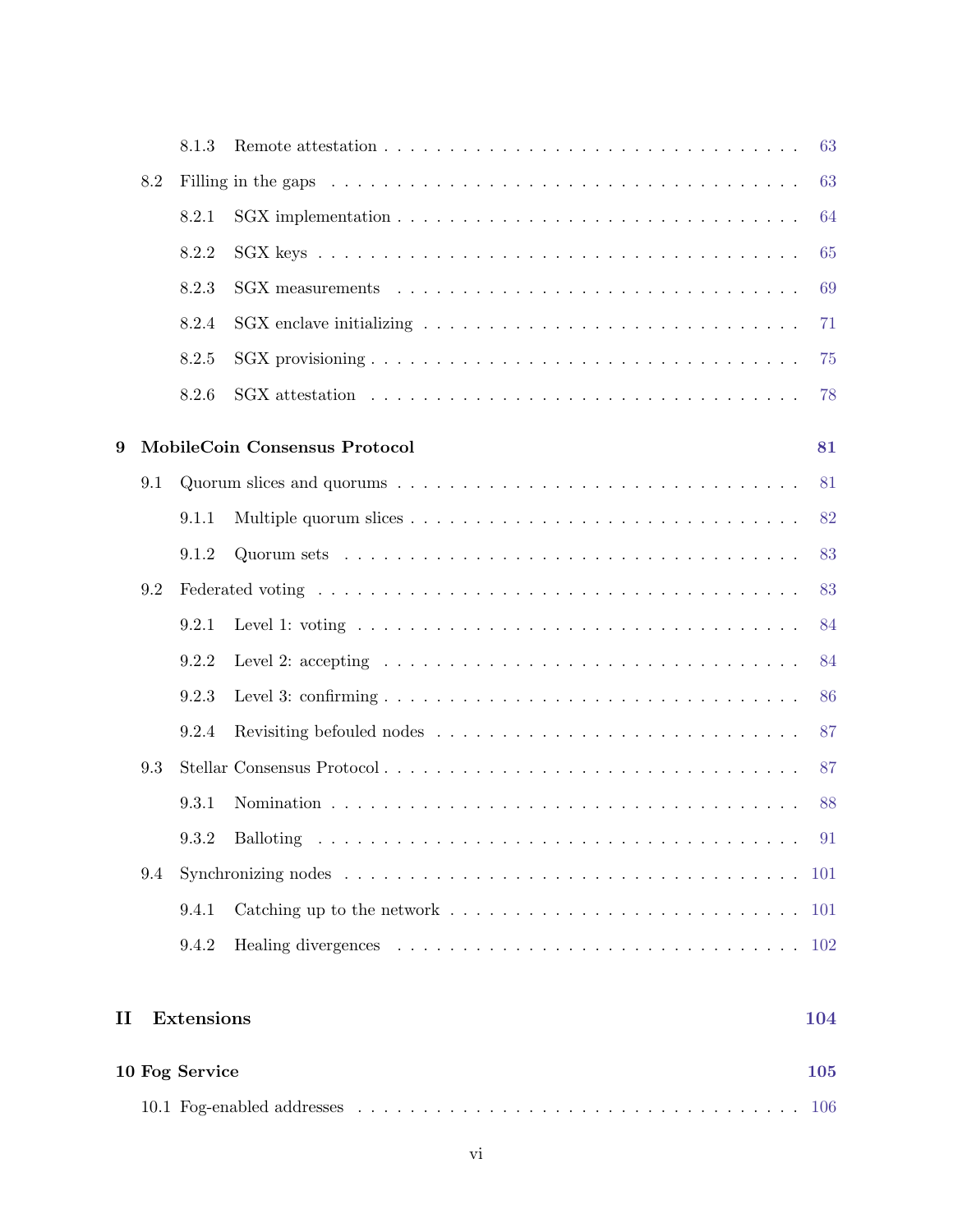8.1.3 Remote attestation . . . . . . . . . . . . . . . . . . . . . . . . . . . . . . . 63

8.2 Filling in the gaps . . . . . . . . . . . . . . . . . . . . . . . . . . . . . . . . . . 63

8.2.1 SGX implementation . . . . . . . . . . . . . . . . . . . . . . . . . . . . . 64

8.2.2 SGX keys . . . . . . . . . . . . . . . . . . . . . . . . . . . . . . . . . . . 65

8.2.3 SGX measurements . . . . . . . . . . . . . . . . . . . . . . . . . . . . . 69

8.2.4 SGX enclave initializing . . . . . . . . . . . . . . . . . . . . . . . . . . . 71

8.2.5 SGX provisioning . . . . . . . . . . . . . . . . . . . . . . . . . . . . . . . 75

8.2.6 SGX attestation . . . . . . . . . . . . . . . . . . . . . . . . . . . . . . . 78

**9 MobileCoin Consensus Protocol** **81**

9.1 Quorum slices and quorums . . . . . . . . . . . . . . . . . . . . . . . . . . . . . 81

9.1.1 Multiple quorum slices . . . . . . . . . . . . . . . . . . . . . . . . . . . . 82

9.1.2 Quorum sets . . . . . . . . . . . . . . . . . . . . . . . . . . . . . . . . . 83

9.2 Federated voting . . . . . . . . . . . . . . . . . . . . . . . . . . . . . . . . . . . 83

9.2.1 Level 1: voting . . . . . . . . . . . . . . . . . . . . . . . . . . . . . . . . 84

9.2.2 Level 2: accepting . . . . . . . . . . . . . . . . . . . . . . . . . . . . . . 84

9.2.3 Level 3: confirming . . . . . . . . . . . . . . . . . . . . . . . . . . . . . . 86

9.2.4 Revisiting befouled nodes . . . . . . . . . . . . . . . . . . . . . . . . . . 87

9.3 Stellar Consensus Protocol . . . . . . . . . . . . . . . . . . . . . . . . . . . . . . 87

9.3.1 Nomination . . . . . . . . . . . . . . . . . . . . . . . . . . . . . . . . . . 88

9.3.2 Balloting . . . . . . . . . . . . . . . . . . . . . . . . . . . . . . . . . . . 91

9.4 Synchronizing nodes . . . . . . . . . . . . . . . . . . . . . . . . . . . . . . . . . 101

9.4.1 Catching up to the network . . . . . . . . . . . . . . . . . . . . . . . . . 101

9.4.2 Healing divergences . . . . . . . . . . . . . . . . . . . . . . . . . . . . . 102

**II Extensions** **104**

**10 Fog Service** **105**

10.1 Fog-enabled addresses . . . . . . . . . . . . . . . . . . . . . . . . . . . . . . . . 106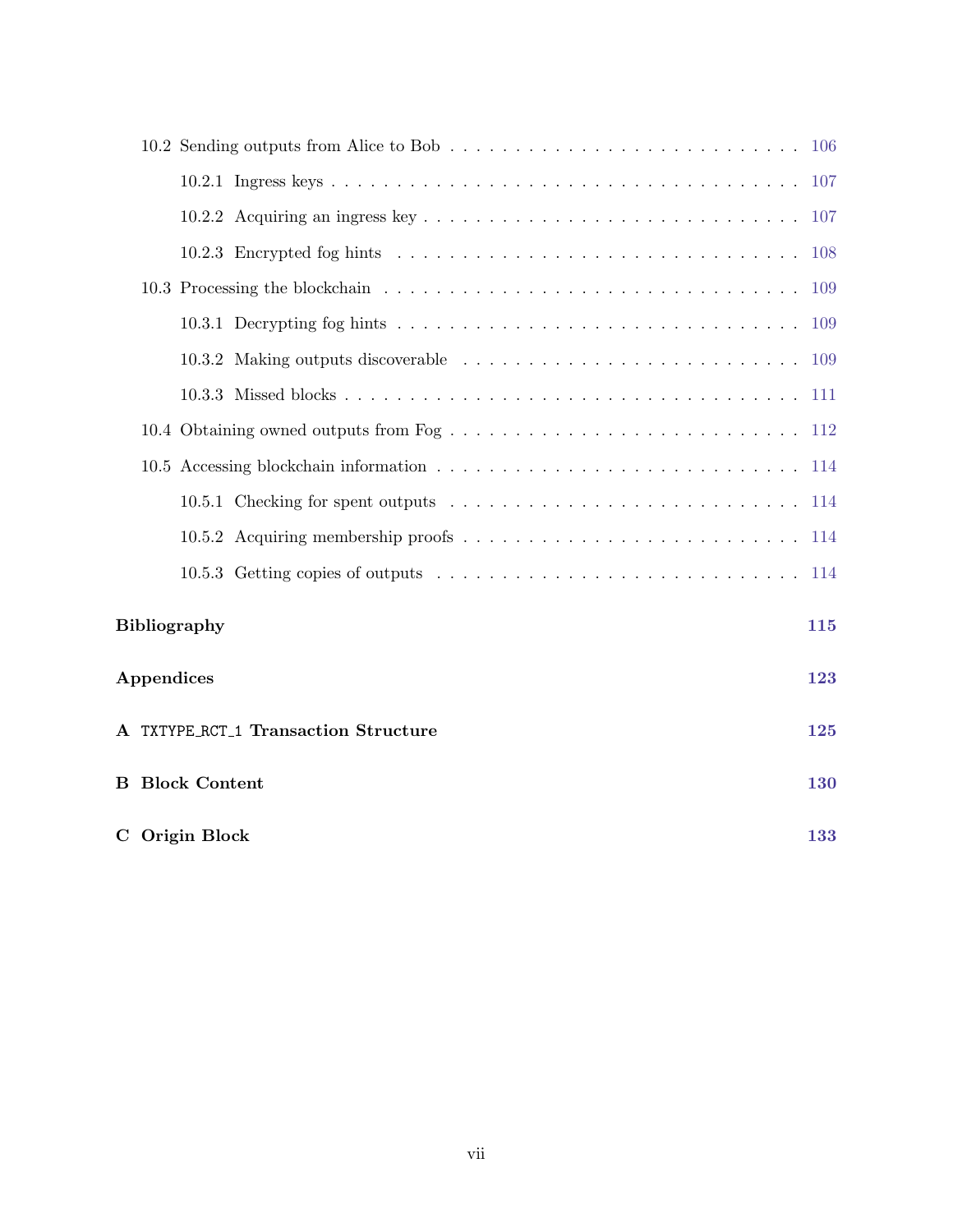- 10.2 Sending outputs from Alice to Bob . . . . . . . . . . . . . . . . . . . . . . . . . . . 106
  - 10.2.1 Ingress keys . . . . . . . . . . . . . . . . . . . . . . . . . . . . . . . . . . . . 107
  - 10.2.2 Acquiring an ingress key . . . . . . . . . . . . . . . . . . . . . . . . . . . . 107
  - 10.2.3 Encrypted fog hints . . . . . . . . . . . . . . . . . . . . . . . . . . . . . . 108
- 10.3 Processing the blockchain . . . . . . . . . . . . . . . . . . . . . . . . . . . . . . . 109
  - 10.3.1 Decrypting fog hints . . . . . . . . . . . . . . . . . . . . . . . . . . . . . . 109
  - 10.3.2 Making outputs discoverable . . . . . . . . . . . . . . . . . . . . . . . . . . 109
  - 10.3.3 Missed blocks . . . . . . . . . . . . . . . . . . . . . . . . . . . . . . . . . . 111
- 10.4 Obtaining owned outputs from Fog . . . . . . . . . . . . . . . . . . . . . . . . . . 112
- 10.5 Accessing blockchain information . . . . . . . . . . . . . . . . . . . . . . . . . . . 114
  - 10.5.1 Checking for spent outputs . . . . . . . . . . . . . . . . . . . . . . . . . . . 114
  - 10.5.2 Acquiring membership proofs . . . . . . . . . . . . . . . . . . . . . . . . . . 114
  - 10.5.3 Getting copies of outputs . . . . . . . . . . . . . . . . . . . . . . . . . . . . 114

**Bibliography** **115**

**Appendices** **123**

**A `TXTYPE_RCT_1` Transaction Structure** **125**

**B Block Content** **130**

**C Origin Block** **133**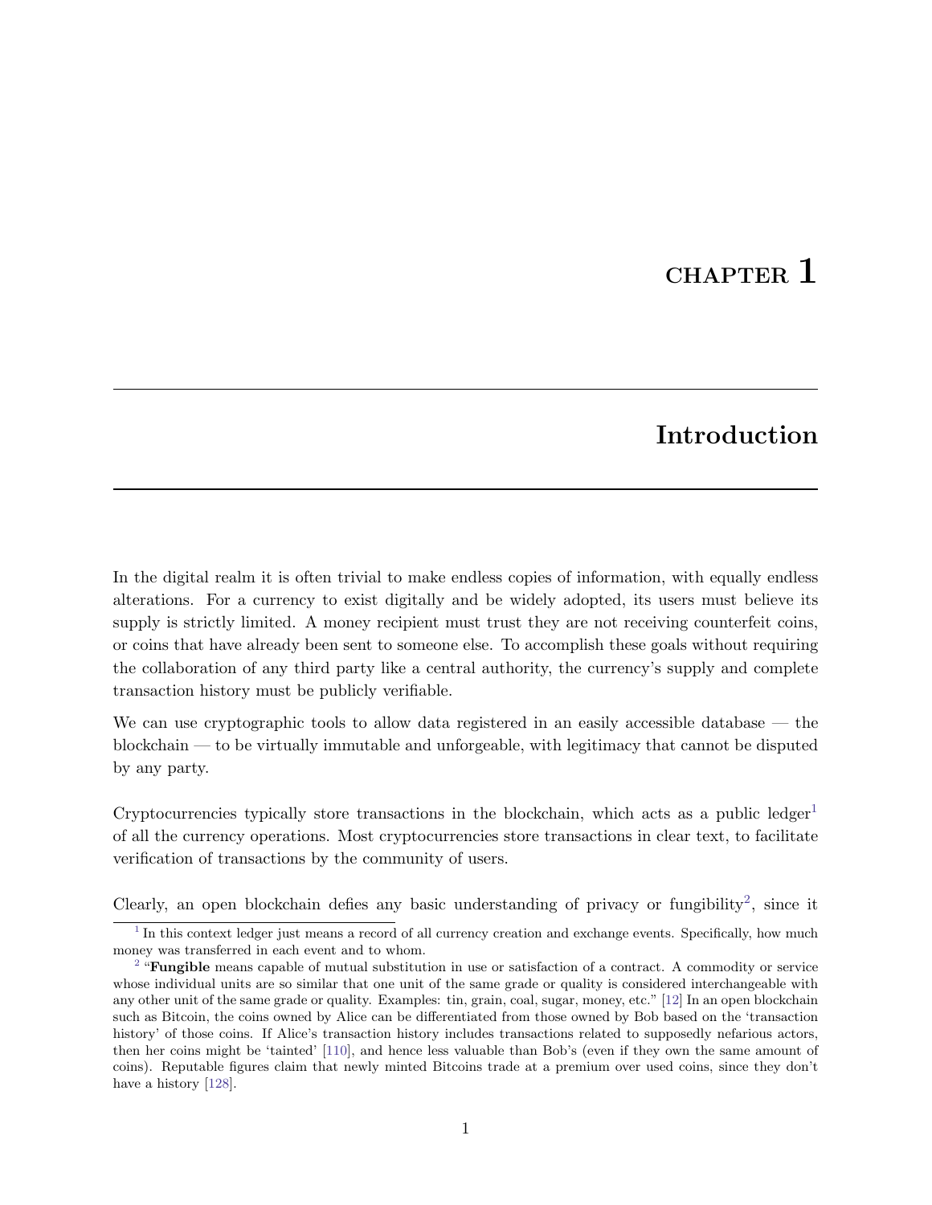# CHAPTER 1

# Introduction

In the digital realm it is often trivial to make endless copies of information, with equally endless alterations. For a currency to exist digitally and be widely adopted, its users must believe its supply is strictly limited. A money recipient must trust they are not receiving counterfeit coins, or coins that have already been sent to someone else. To accomplish these goals without requiring the collaboration of any third party like a central authority, the currency's supply and complete transaction history must be publicly verifiable.

We can use cryptographic tools to allow data registered in an easily accessible database — the blockchain — to be virtually immutable and unforgeable, with legitimacy that cannot be disputed by any party.

Cryptocurrencies typically store transactions in the blockchain, which acts as a public ledger[1] of all the currency operations. Most cryptocurrencies store transactions in clear text, to facilitate verification of transactions by the community of users.

Clearly, an open blockchain defies any basic understanding of privacy or fungibility[2], since it

[1] In this context ledger just means a record of all currency creation and exchange events. Specifically, how much money was transferred in each event and to whom.

[2] "**Fungible** means capable of mutual substitution in use or satisfaction of a contract. A commodity or service whose individual units are so similar that one unit of the same grade or quality is considered interchangeable with any other unit of the same grade or quality. Examples: tin, grain, coal, sugar, money, etc." [12] In an open blockchain such as Bitcoin, the coins owned by Alice can be differentiated from those owned by Bob based on the 'transaction history' of those coins. If Alice's transaction history includes transactions related to supposedly nefarious actors, then her coins might be 'tainted' [110], and hence less valuable than Bob's (even if they own the same amount of coins). Reputable figures claim that newly minted Bitcoins trade at a premium over used coins, since they don't have a history [128].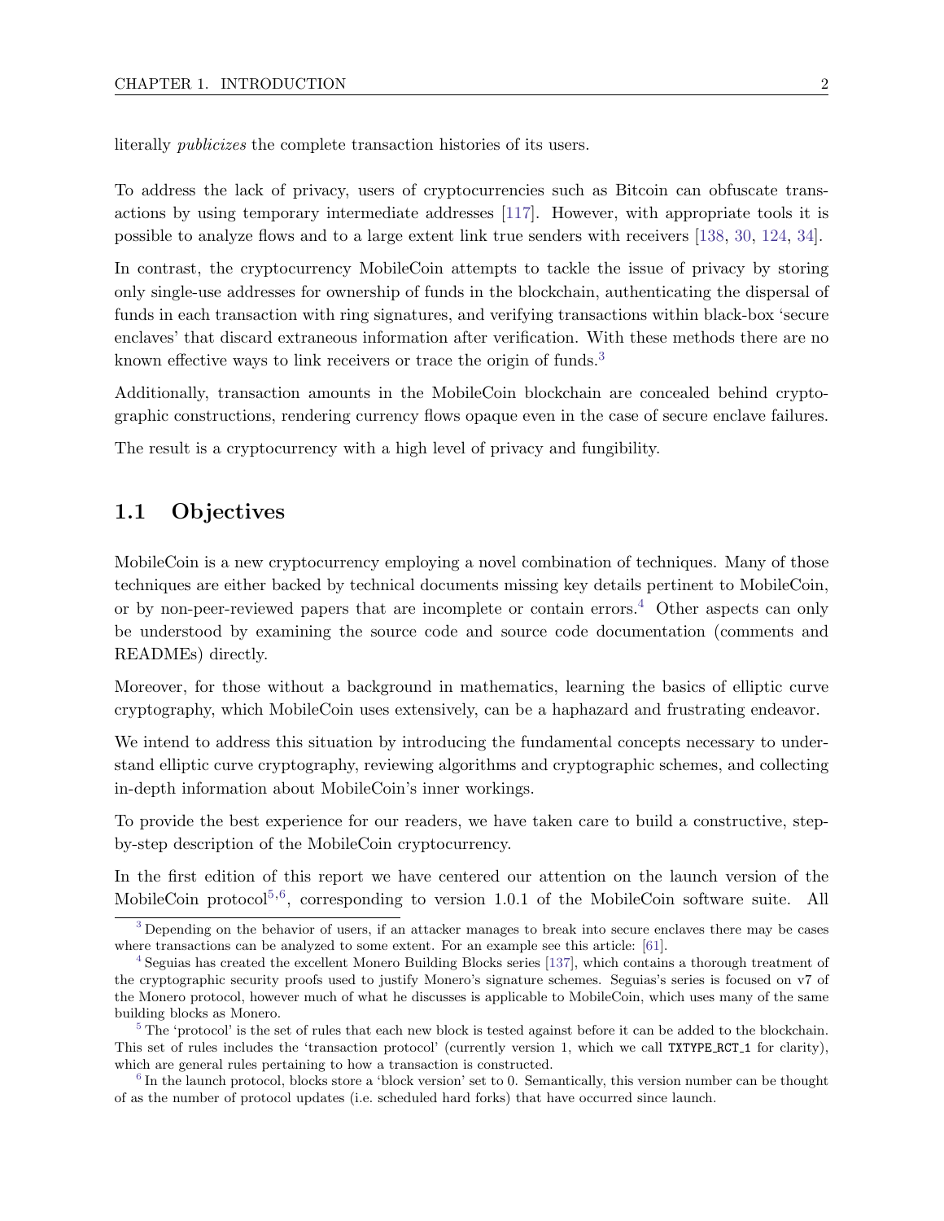literally *publicizes* the complete transaction histories of its users.

To address the lack of privacy, users of cryptocurrencies such as Bitcoin can obfuscate transactions by using temporary intermediate addresses [117]. However, with appropriate tools it is possible to analyze flows and to a large extent link true senders with receivers [138, 30, 124, 34].

In contrast, the cryptocurrency MobileCoin attempts to tackle the issue of privacy by storing only single-use addresses for ownership of funds in the blockchain, authenticating the dispersal of funds in each transaction with ring signatures, and verifying transactions within black-box 'secure enclaves' that discard extraneous information after verification. With these methods there are no known effective ways to link receivers or trace the origin of funds.[3]

Additionally, transaction amounts in the MobileCoin blockchain are concealed behind cryptographic constructions, rendering currency flows opaque even in the case of secure enclave failures.

The result is a cryptocurrency with a high level of privacy and fungibility.

## 1.1 Objectives

MobileCoin is a new cryptocurrency employing a novel combination of techniques. Many of those techniques are either backed by technical documents missing key details pertinent to MobileCoin, or by non-peer-reviewed papers that are incomplete or contain errors.[4] Other aspects can only be understood by examining the source code and source code documentation (comments and READMEs) directly.

Moreover, for those without a background in mathematics, learning the basics of elliptic curve cryptography, which MobileCoin uses extensively, can be a haphazard and frustrating endeavor.

We intend to address this situation by introducing the fundamental concepts necessary to understand elliptic curve cryptography, reviewing algorithms and cryptographic schemes, and collecting in-depth information about MobileCoin's inner workings.

To provide the best experience for our readers, we have taken care to build a constructive, step-by-step description of the MobileCoin cryptocurrency.

In the first edition of this report we have centered our attention on the launch version of the MobileCoin protocol[5,6], corresponding to version 1.0.1 of the MobileCoin software suite. All

[3] Depending on the behavior of users, if an attacker manages to break into secure enclaves there may be cases where transactions can be analyzed to some extent. For an example see this article: [61].

[4] Seguias has created the excellent Monero Building Blocks series [137], which contains a thorough treatment of the cryptographic security proofs used to justify Monero's signature schemes. Seguias's series is focused on v7 of the Monero protocol, however much of what he discusses is applicable to MobileCoin, which uses many of the same building blocks as Monero.

[5] The 'protocol' is the set of rules that each new block is tested against before it can be added to the blockchain. This set of rules includes the 'transaction protocol' (currently version 1, which we call `TXTYPE_RCT_1` for clarity), which are general rules pertaining to how a transaction is constructed.

[6] In the launch protocol, blocks store a 'block version' set to 0. Semantically, this version number can be thought of as the number of protocol updates (i.e. scheduled hard forks) that have occurred since launch.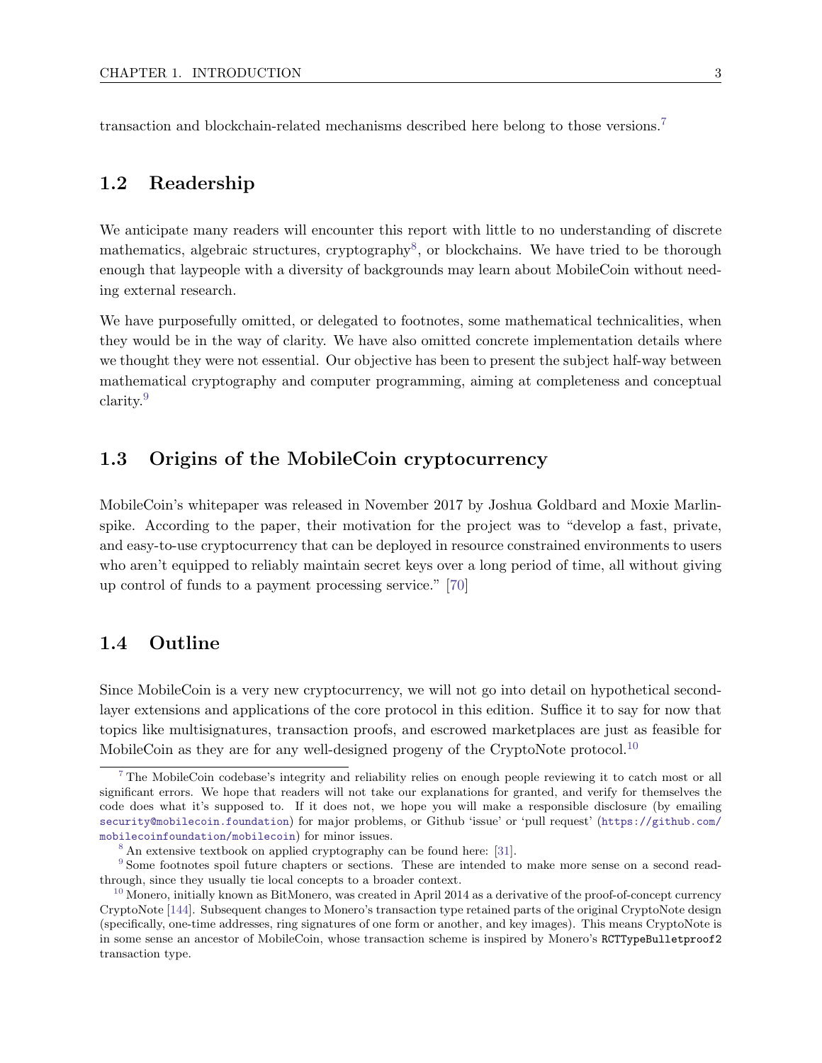transaction and blockchain-related mechanisms described here belong to those versions.[7]

## 1.2 Readership

We anticipate many readers will encounter this report with little to no understanding of discrete mathematics, algebraic structures, cryptography[8], or blockchains. We have tried to be thorough enough that laypeople with a diversity of backgrounds may learn about MobileCoin without needing external research.

We have purposefully omitted, or delegated to footnotes, some mathematical technicalities, when they would be in the way of clarity. We have also omitted concrete implementation details where we thought they were not essential. Our objective has been to present the subject half-way between mathematical cryptography and computer programming, aiming at completeness and conceptual clarity.[9]

## 1.3 Origins of the MobileCoin cryptocurrency

MobileCoin's whitepaper was released in November 2017 by Joshua Goldbard and Moxie Marlinspike. According to the paper, their motivation for the project was to "develop a fast, private, and easy-to-use cryptocurrency that can be deployed in resource constrained environments to users who aren't equipped to reliably maintain secret keys over a long period of time, all without giving up control of funds to a payment processing service." [70]

## 1.4 Outline

Since MobileCoin is a very new cryptocurrency, we will not go into detail on hypothetical second-layer extensions and applications of the core protocol in this edition. Suffice it to say for now that topics like multisignatures, transaction proofs, and escrowed marketplaces are just as feasible for MobileCoin as they are for any well-designed progeny of the CryptoNote protocol.[10]

---

[7] The MobileCoin codebase's integrity and reliability relies on enough people reviewing it to catch most or all significant errors. We hope that readers will not take our explanations for granted, and verify for themselves the code does what it's supposed to. If it does not, we hope you will make a responsible disclosure (by emailing `security@mobilecoin.foundation`) for major problems, or Github 'issue' or 'pull request' (`https://github.com/mobilecoinfoundation/mobilecoin`) for minor issues.

[8] An extensive textbook on applied cryptography can be found here: [31].

[9] Some footnotes spoil future chapters or sections. These are intended to make more sense on a second read-through, since they usually tie local concepts to a broader context.

[10] Monero, initially known as BitMonero, was created in April 2014 as a derivative of the proof-of-concept currency CryptoNote [144]. Subsequent changes to Monero's transaction type retained parts of the original CryptoNote design (specifically, one-time addresses, ring signatures of one form or another, and key images). This means CryptoNote is in some sense an ancestor of MobileCoin, whose transaction scheme is inspired by Monero's `RCTTypeBulletproof2` transaction type.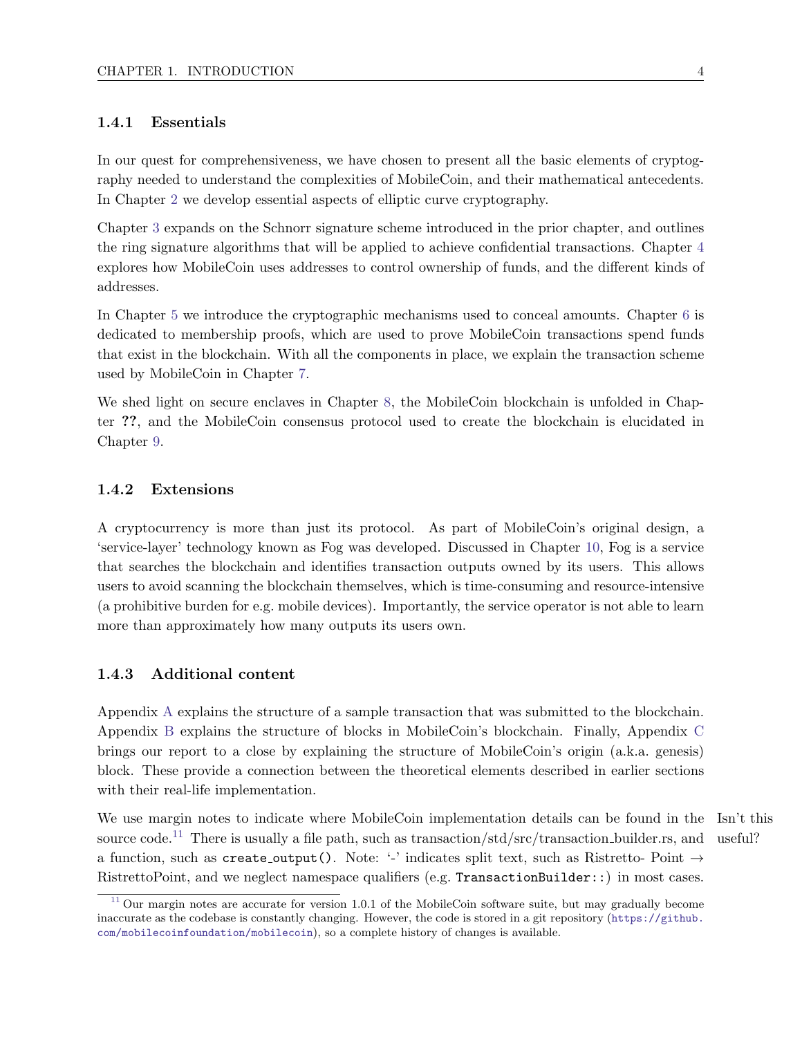### 1.4.1 Essentials

In our quest for comprehensiveness, we have chosen to present all the basic elements of cryptography needed to understand the complexities of MobileCoin, and their mathematical antecedents. In Chapter 2 we develop essential aspects of elliptic curve cryptography.

Chapter 3 expands on the Schnorr signature scheme introduced in the prior chapter, and outlines the ring signature algorithms that will be applied to achieve confidential transactions. Chapter 4 explores how MobileCoin uses addresses to control ownership of funds, and the different kinds of addresses.

In Chapter 5 we introduce the cryptographic mechanisms used to conceal amounts. Chapter 6 is dedicated to membership proofs, which are used to prove MobileCoin transactions spend funds that exist in the blockchain. With all the components in place, we explain the transaction scheme used by MobileCoin in Chapter 7.

We shed light on secure enclaves in Chapter 8, the MobileCoin blockchain is unfolded in Chapter **??**, and the MobileCoin consensus protocol used to create the blockchain is elucidated in Chapter 9.

### 1.4.2 Extensions

A cryptocurrency is more than just its protocol. As part of MobileCoin's original design, a 'service-layer' technology known as Fog was developed. Discussed in Chapter 10, Fog is a service that searches the blockchain and identifies transaction outputs owned by its users. This allows users to avoid scanning the blockchain themselves, which is time-consuming and resource-intensive (a prohibitive burden for e.g. mobile devices). Importantly, the service operator is not able to learn more than approximately how many outputs its users own.

### 1.4.3 Additional content

Appendix A explains the structure of a sample transaction that was submitted to the blockchain. Appendix B explains the structure of blocks in MobileCoin's blockchain. Finally, Appendix C brings our report to a close by explaining the structure of MobileCoin's origin (a.k.a. genesis) block. These provide a connection between the theoretical elements described in earlier sections with their real-life implementation.

We use margin notes to indicate where MobileCoin implementation details can be found in the source code.[11] There is usually a file path, such as transaction/std/src/transaction_builder.rs, and a function, such as `create_output()`. Note: '-' indicates split text, such as Ristretto- Point → RistrettoPoint, and we neglect namespace qualifiers (e.g. `TransactionBuilder::`) in most cases.

Isn't this useful?

[11] Our margin notes are accurate for version 1.0.1 of the MobileCoin software suite, but may gradually become inaccurate as the codebase is constantly changing. However, the code is stored in a git repository (https://github.com/mobilecoinfoundation/mobilecoin), so a complete history of changes is available.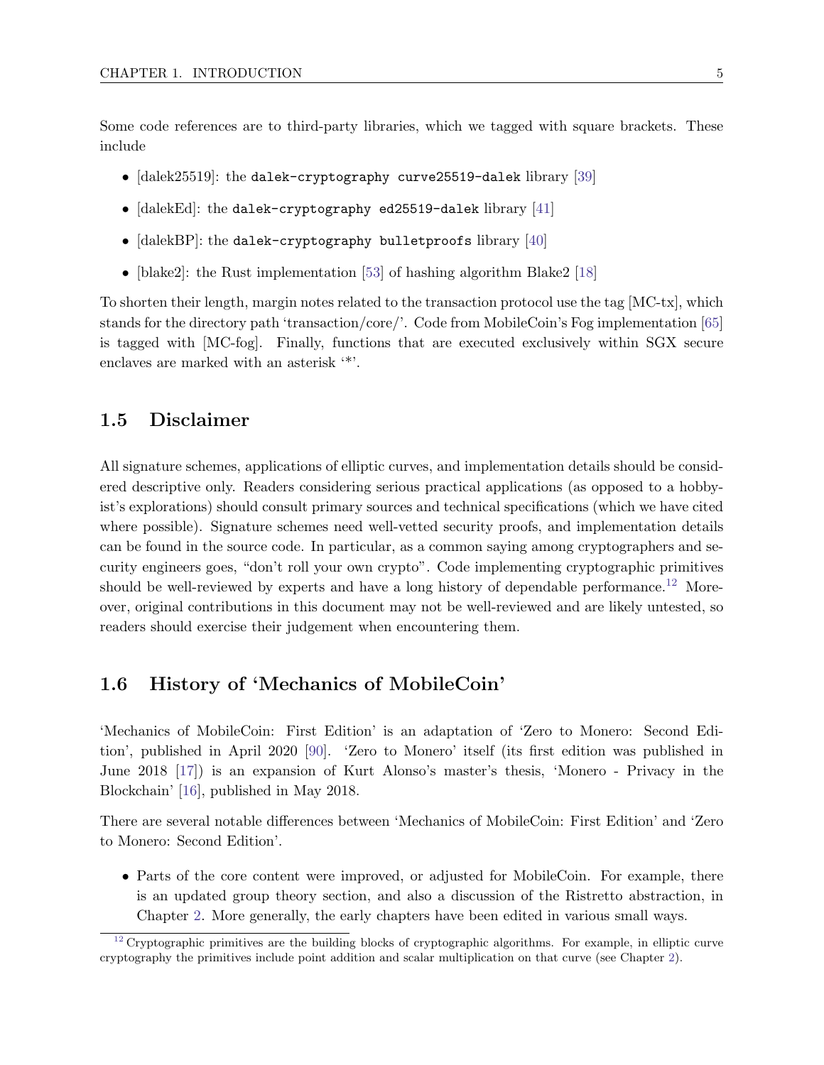Some code references are to third-party libraries, which we tagged with square brackets. These include

- [dalek25519]: the `dalek-cryptography curve25519-dalek` library [39]
- [dalekEd]: the `dalek-cryptography ed25519-dalek` library [41]
- [dalekBP]: the `dalek-cryptography bulletproofs` library [40]
- [blake2]: the Rust implementation [53] of hashing algorithm Blake2 [18]

To shorten their length, margin notes related to the transaction protocol use the tag [MC-tx], which stands for the directory path 'transaction/core/'. Code from MobileCoin's Fog implementation [65] is tagged with [MC-fog]. Finally, functions that are executed exclusively within SGX secure enclaves are marked with an asterisk '*'.

## 1.5 Disclaimer

All signature schemes, applications of elliptic curves, and implementation details should be considered descriptive only. Readers considering serious practical applications (as opposed to a hobbyist's explorations) should consult primary sources and technical specifications (which we have cited where possible). Signature schemes need well-vetted security proofs, and implementation details can be found in the source code. In particular, as a common saying among cryptographers and security engineers goes, "don't roll your own crypto". Code implementing cryptographic primitives should be well-reviewed by experts and have a long history of dependable performance.[12] Moreover, original contributions in this document may not be well-reviewed and are likely untested, so readers should exercise their judgement when encountering them.

## 1.6 History of 'Mechanics of MobileCoin'

'Mechanics of MobileCoin: First Edition' is an adaptation of 'Zero to Monero: Second Edition', published in April 2020 [90]. 'Zero to Monero' itself (its first edition was published in June 2018 [17]) is an expansion of Kurt Alonso's master's thesis, 'Monero - Privacy in the Blockchain' [16], published in May 2018.

There are several notable differences between 'Mechanics of MobileCoin: First Edition' and 'Zero to Monero: Second Edition'.

- Parts of the core content were improved, or adjusted for MobileCoin. For example, there is an updated group theory section, and also a discussion of the Ristretto abstraction, in Chapter 2. More generally, the early chapters have been edited in various small ways.

[12] Cryptographic primitives are the building blocks of cryptographic algorithms. For example, in elliptic curve cryptography the primitives include point addition and scalar multiplication on that curve (see Chapter 2).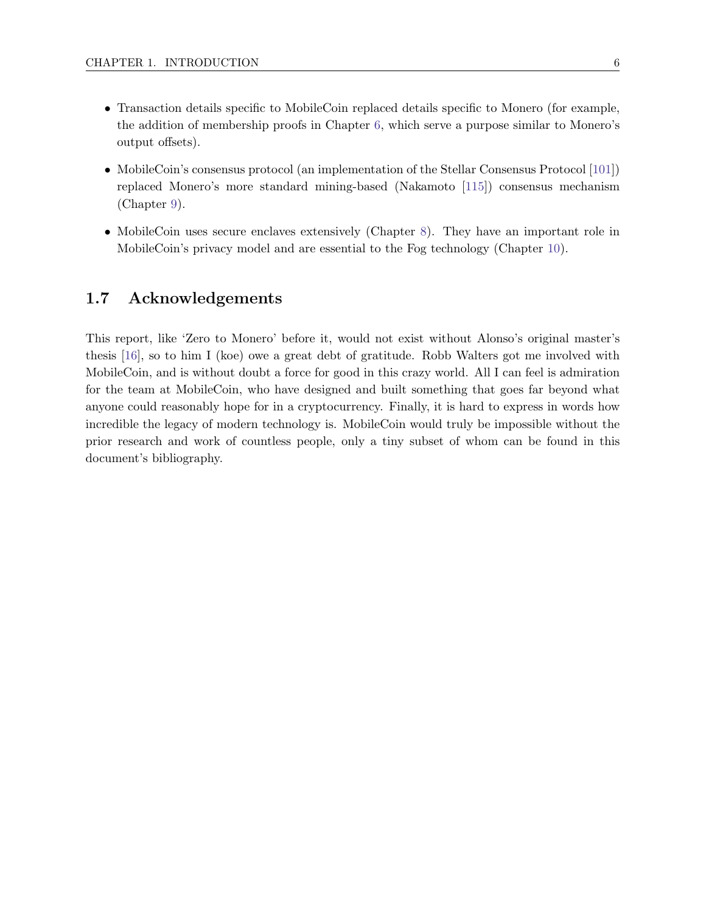- Transaction details specific to MobileCoin replaced details specific to Monero (for example, the addition of membership proofs in Chapter 6, which serve a purpose similar to Monero's output offsets).
- MobileCoin's consensus protocol (an implementation of the Stellar Consensus Protocol [101]) replaced Monero's more standard mining-based (Nakamoto [115]) consensus mechanism (Chapter 9).
- MobileCoin uses secure enclaves extensively (Chapter 8). They have an important role in MobileCoin's privacy model and are essential to the Fog technology (Chapter 10).

## 1.7 Acknowledgements

This report, like 'Zero to Monero' before it, would not exist without Alonso's original master's thesis [16], so to him I (koe) owe a great debt of gratitude. Robb Walters got me involved with MobileCoin, and is without doubt a force for good in this crazy world. All I can feel is admiration for the team at MobileCoin, who have designed and built something that goes far beyond what anyone could reasonably hope for in a cryptocurrency. Finally, it is hard to express in words how incredible the legacy of modern technology is. MobileCoin would truly be impossible without the prior research and work of countless people, only a tiny subset of whom can be found in this document's bibliography.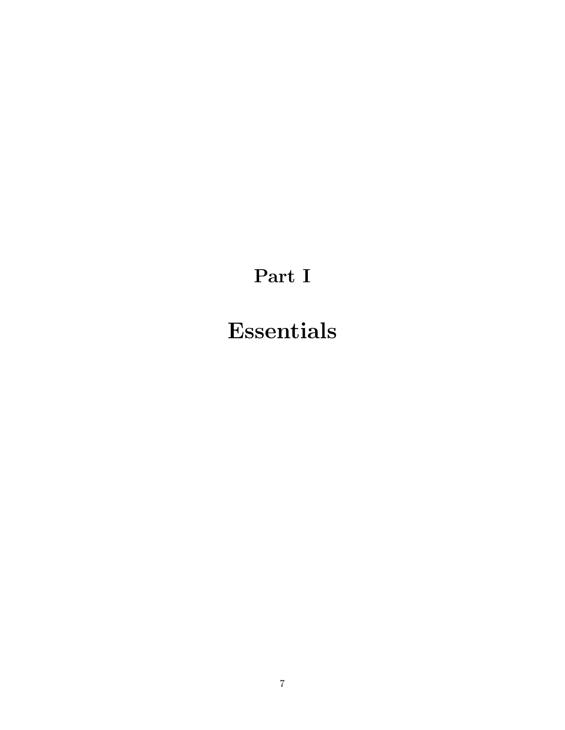# Part I

# Essentials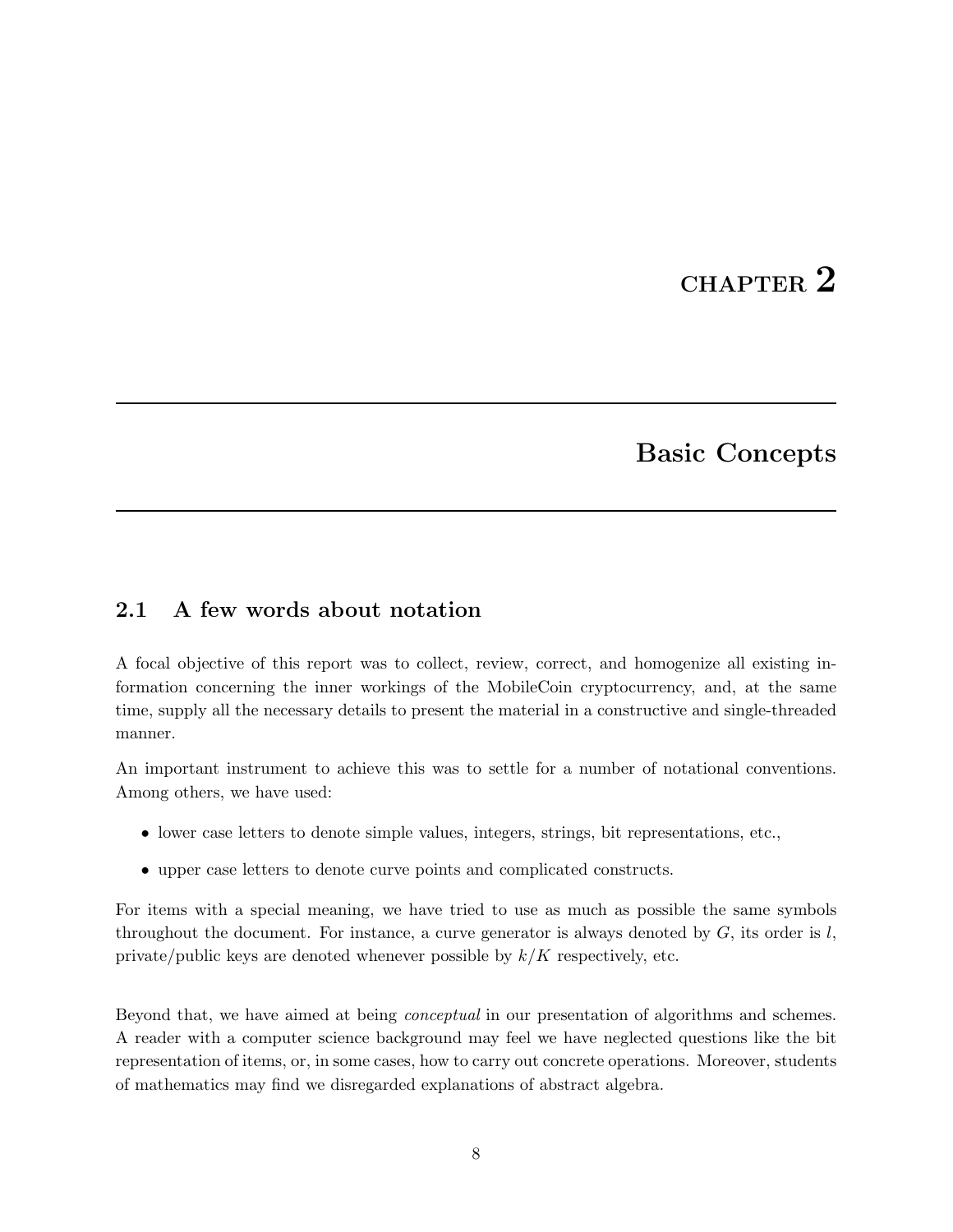# CHAPTER 2

# Basic Concepts

## 2.1 A few words about notation

A focal objective of this report was to collect, review, correct, and homogenize all existing information concerning the inner workings of the MobileCoin cryptocurrency, and, at the same time, supply all the necessary details to present the material in a constructive and single-threaded manner.

An important instrument to achieve this was to settle for a number of notational conventions. Among others, we have used:

- lower case letters to denote simple values, integers, strings, bit representations, etc.,
- upper case letters to denote curve points and complicated constructs.

For items with a special meaning, we have tried to use as much as possible the same symbols throughout the document. For instance, a curve generator is always denoted by $G$, its order is $l$, private/public keys are denoted whenever possible by $k/K$ respectively, etc.

Beyond that, we have aimed at being *conceptual* in our presentation of algorithms and schemes. A reader with a computer science background may feel we have neglected questions like the bit representation of items, or, in some cases, how to carry out concrete operations. Moreover, students of mathematics may find we disregarded explanations of abstract algebra.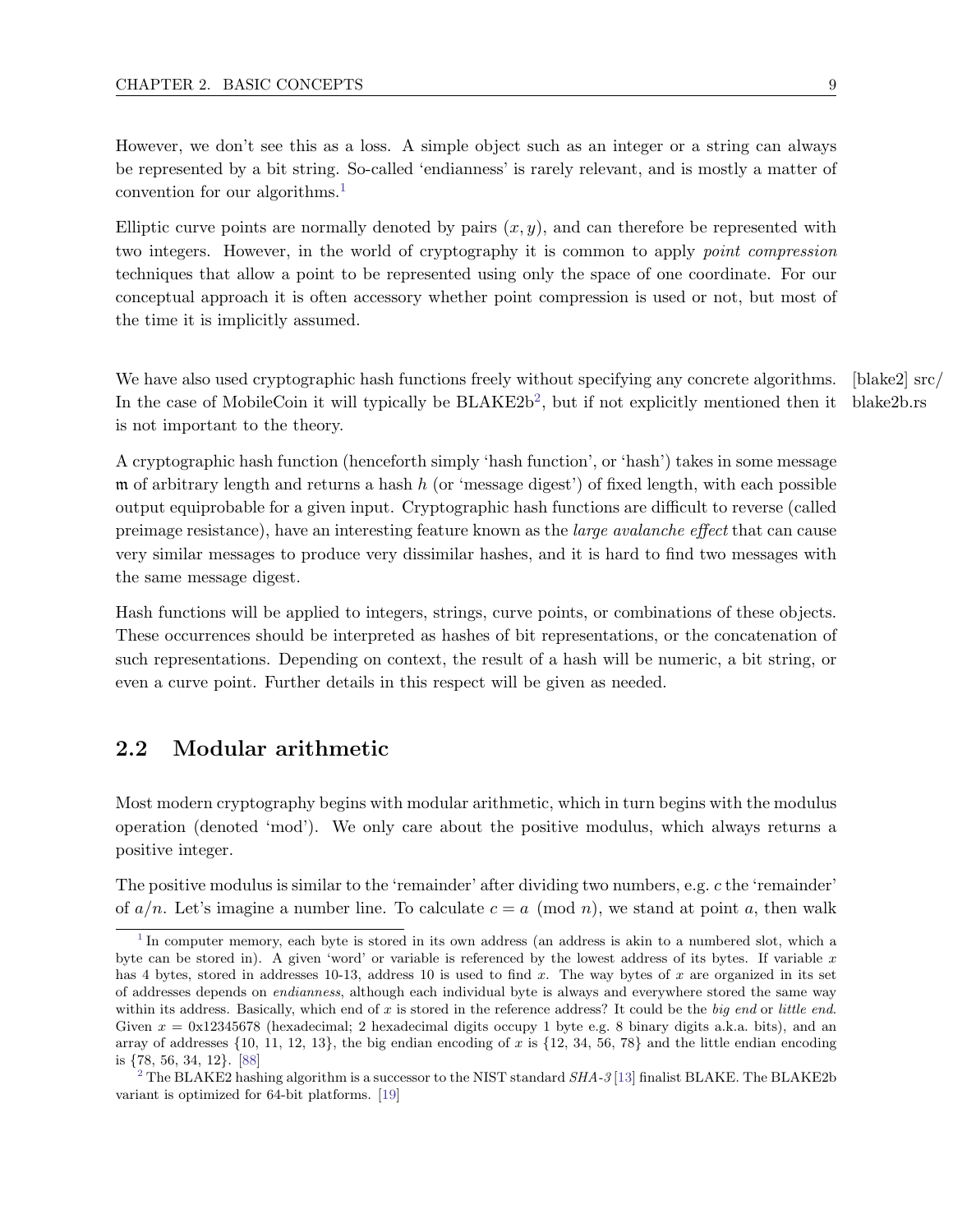However, we don't see this as a loss. A simple object such as an integer or a string can always be represented by a bit string. So-called 'endianness' is rarely relevant, and is mostly a matter of convention for our algorithms.[1]

Elliptic curve points are normally denoted by pairs $(x, y)$, and can therefore be represented with two integers. However, in the world of cryptography it is common to apply *point compression* techniques that allow a point to be represented using only the space of one coordinate. For our conceptual approach it is often accessory whether point compression is used or not, but most of the time it is implicitly assumed.

We have also used cryptographic hash functions freely without specifying any concrete algorithms. In the case of MobileCoin it will typically be BLAKE2b[2], but if not explicitly mentioned then it is not important to the theory.

[blake2] src/blake2b.rs

A cryptographic hash function (henceforth simply 'hash function', or 'hash') takes in some message $\mathfrak{m}$ of arbitrary length and returns a hash $h$ (or 'message digest') of fixed length, with each possible output equiprobable for a given input. Cryptographic hash functions are difficult to reverse (called preimage resistance), have an interesting feature known as the *large avalanche effect* that can cause very similar messages to produce very dissimilar hashes, and it is hard to find two messages with the same message digest.

Hash functions will be applied to integers, strings, curve points, or combinations of these objects. These occurrences should be interpreted as hashes of bit representations, or the concatenation of such representations. Depending on context, the result of a hash will be numeric, a bit string, or even a curve point. Further details in this respect will be given as needed.

## 2.2 Modular arithmetic

Most modern cryptography begins with modular arithmetic, which in turn begins with the modulus operation (denoted 'mod'). We only care about the positive modulus, which always returns a positive integer.

The positive modulus is similar to the 'remainder' after dividing two numbers, e.g. $c$ the 'remainder' of $a/n$. Let's imagine a number line. To calculate $c = a \pmod{n}$, we stand at point $a$, then walk

---

[1] In computer memory, each byte is stored in its own address (an address is akin to a numbered slot, which a byte can be stored in). A given 'word' or variable is referenced by the lowest address of its bytes. If variable $x$ has 4 bytes, stored in addresses 10-13, address 10 is used to find $x$. The way bytes of $x$ are organized in its set of addresses depends on *endianness*, although each individual byte is always and everywhere stored the same way within its address. Basically, which end of $x$ is stored in the reference address? It could be the *big end* or *little end*. Given $x = 0x12345678$ (hexadecimal; 2 hexadecimal digits occupy 1 byte e.g. 8 binary digits a.k.a. bits), and an array of addresses {10, 11, 12, 13}, the big endian encoding of $x$ is {12, 34, 56, 78} and the little endian encoding is {78, 56, 34, 12}. [88]

[2] The BLAKE2 hashing algorithm is a successor to the NIST standard *SHA-3* [13] finalist BLAKE. The BLAKE2b variant is optimized for 64-bit platforms. [19]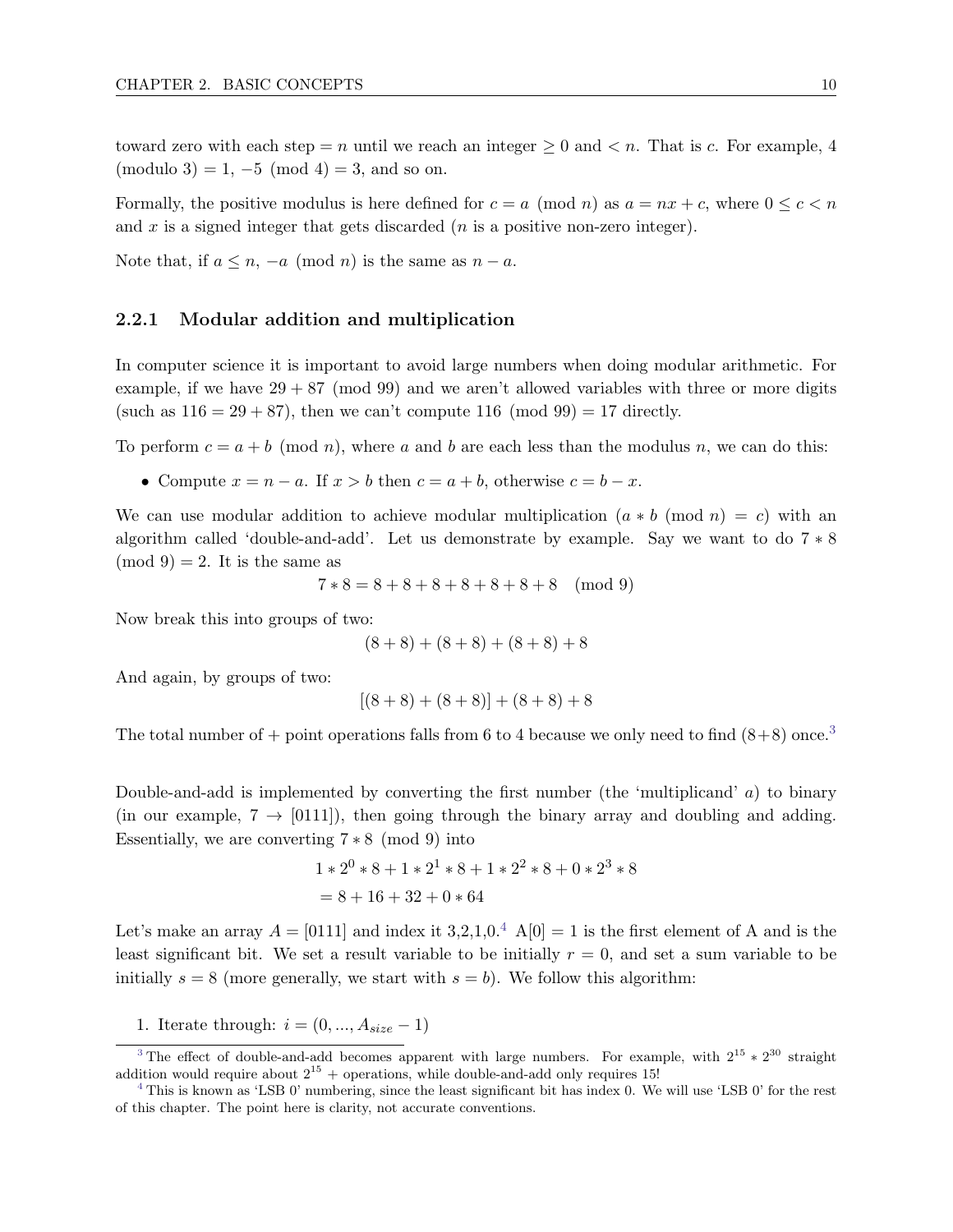toward zero with each step $= n$ until we reach an integer $\geq 0$ and $< n$. That is $c$. For example, 4 (modulo 3) = 1, $-5 \pmod 4 = 3$, and so on.

Formally, the positive modulus is here defined for $c = a \pmod n$ as $a = nx + c$, where $0 \leq c < n$ and $x$ is a signed integer that gets discarded ($n$ is a positive non-zero integer).

Note that, if $a \leq n$, $-a \pmod n$ is the same as $n - a$.

### 2.2.1 Modular addition and multiplication

In computer science it is important to avoid large numbers when doing modular arithmetic. For example, if we have $29 + 87 \pmod{99}$ and we aren't allowed variables with three or more digits (such as $116 = 29 + 87$), then we can't compute $116 \pmod{99} = 17$ directly.

To perform $c = a + b \pmod n$, where $a$ and $b$ are each less than the modulus $n$, we can do this:

- Compute $x = n - a$. If $x > b$ then $c = a + b$, otherwise $c = b - x$.

We can use modular addition to achieve modular multiplication ($a * b \pmod n = c$) with an algorithm called 'double-and-add'. Let us demonstrate by example. Say we want to do $7 * 8 \pmod 9 = 2$. It is the same as

$$7 * 8 = 8 + 8 + 8 + 8 + 8 + 8 + 8 \pmod 9$$

Now break this into groups of two:

$$(8 + 8) + (8 + 8) + (8 + 8) + 8$$

And again, by groups of two:

$$[(8 + 8) + (8 + 8)] + (8 + 8) + 8$$

The total number of + point operations falls from 6 to 4 because we only need to find (8+8) once.[3]

Double-and-add is implemented by converting the first number (the 'multiplicand' $a$) to binary (in our example, $7 \rightarrow [0111]$), then going through the binary array and doubling and adding. Essentially, we are converting $7 * 8 \pmod 9$ into

$$\begin{aligned} &1 * 2^0 * 8 + 1 * 2^1 * 8 + 1 * 2^2 * 8 + 0 * 2^3 * 8 \\ &= 8 + 16 + 32 + 0 * 64 \end{aligned}$$

Let's make an array $A = [0111]$ and index it 3,2,1,0.[4] A[0] = 1 is the first element of A and is the least significant bit. We set a result variable to be initially $r = 0$, and set a sum variable to be initially $s = 8$ (more generally, we start with $s = b$). We follow this algorithm:

1. Iterate through: $i = (0, ..., A_{size} - 1)$

---

[3] The effect of double-and-add becomes apparent with large numbers. For example, with $2^{15} * 2^{30}$ straight addition would require about $2^{15}$ + operations, while double-and-add only requires 15!

[4] This is known as 'LSB 0' numbering, since the least significant bit has index 0. We will use 'LSB 0' for the rest of this chapter. The point here is clarity, not accurate conventions.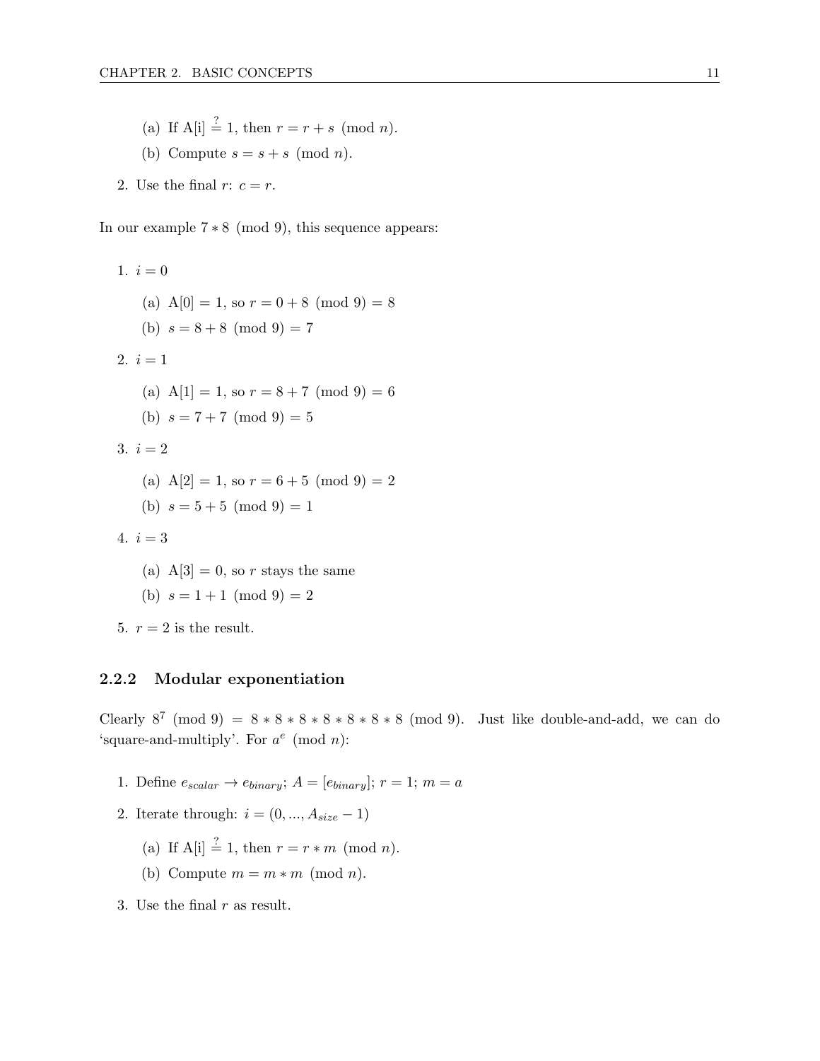(a) If A[i] $\stackrel{?}{=}$ 1, then $r = r + s \pmod{n}$.

   (b) Compute $s = s + s \pmod{n}$.

2. Use the final $r$: $c = r$.

In our example $7 * 8 \pmod{9}$, this sequence appears:

1. $i = 0$
   (a) A[0] = 1, so $r = 0 + 8 \pmod{9} = 8$
   (b) $s = 8 + 8 \pmod{9} = 7$
2. $i = 1$
   (a) A[1] = 1, so $r = 8 + 7 \pmod{9} = 6$
   (b) $s = 7 + 7 \pmod{9} = 5$
3. $i = 2$
   (a) A[2] = 1, so $r = 6 + 5 \pmod{9} = 2$
   (b) $s = 5 + 5 \pmod{9} = 1$
4. $i = 3$
   (a) A[3] = 0, so $r$ stays the same
   (b) $s = 1 + 1 \pmod{9} = 2$
5. $r = 2$ is the result.

### 2.2.2 Modular exponentiation

Clearly $8^7 \pmod{9} = 8 * 8 * 8 * 8 * 8 * 8 * 8 \pmod{9}$. Just like double-and-add, we can do 'square-and-multiply'. For $a^e \pmod{n}$:

1. Define $e_{scalar} \rightarrow e_{binary}$; $A = [e_{binary}]$; $r = 1$; $m = a$
2. Iterate through: $i = (0, ..., A_{size} - 1)$
   (a) If A[i] $\stackrel{?}{=}$ 1, then $r = r * m \pmod{n}$.
   (b) Compute $m = m * m \pmod{n}$.
3. Use the final $r$ as result.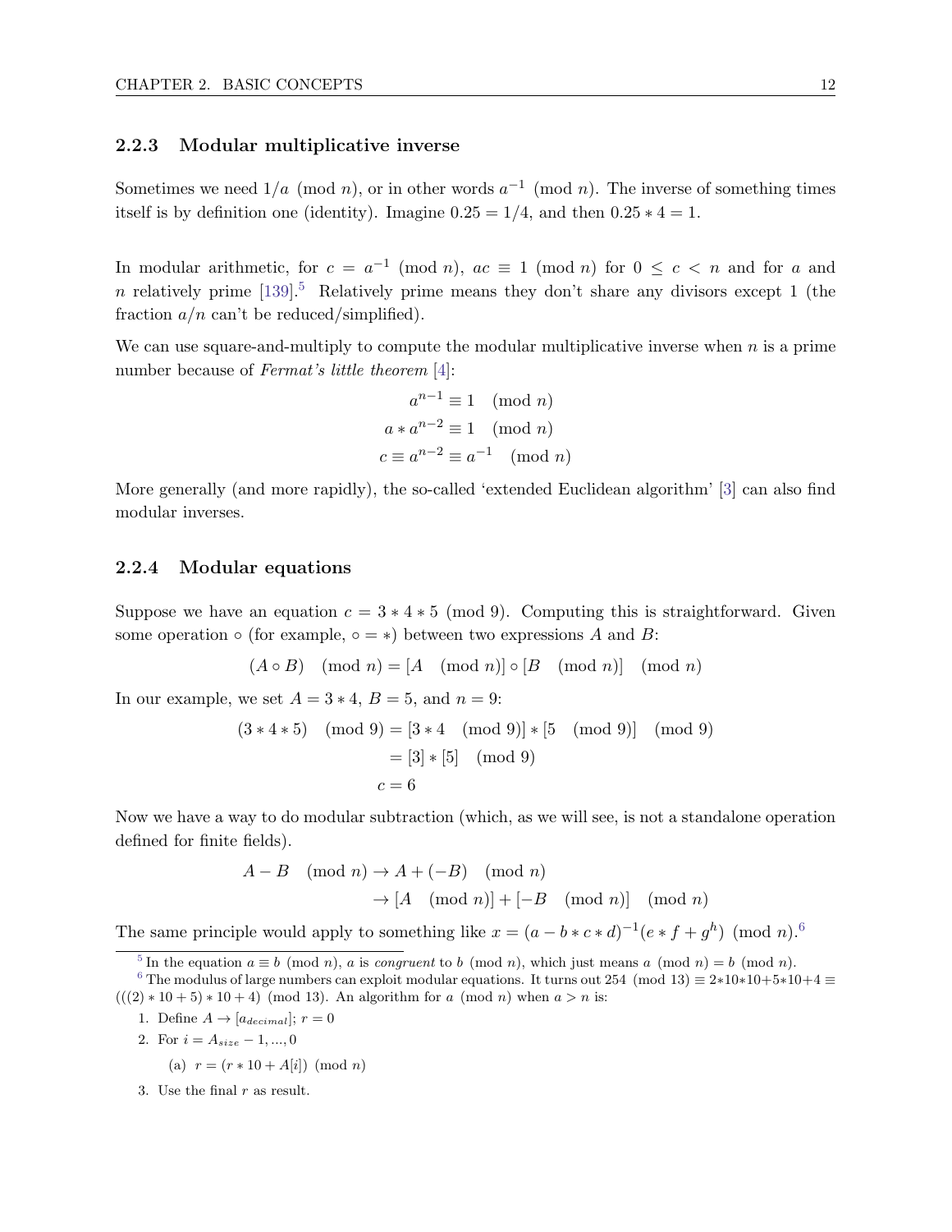### 2.2.3 Modular multiplicative inverse

Sometimes we need $1/a \pmod{n}$, or in other words $a^{-1} \pmod{n}$. The inverse of something times itself is by definition one (identity). Imagine $0.25 = 1/4$, and then $0.25 * 4 = 1$.

In modular arithmetic, for $c = a^{-1} \pmod{n}$, $ac \equiv 1 \pmod{n}$ for $0 \leq c < n$ and for $a$ and $n$ relatively prime [139].[5] Relatively prime means they don't share any divisors except 1 (the fraction $a/n$ can't be reduced/simplified).

We can use square-and-multiply to compute the modular multiplicative inverse when $n$ is a prime number because of *Fermat's little theorem* [4]:

$$
\begin{aligned}
a^{n-1} &\equiv 1 \pmod{n} \\
a * a^{n-2} &\equiv 1 \pmod{n} \\
c \equiv a^{n-2} &\equiv a^{-1} \pmod{n}
\end{aligned}
$$

More generally (and more rapidly), the so-called 'extended Euclidean algorithm' [3] can also find modular inverses.

### 2.2.4 Modular equations

Suppose we have an equation $c = 3 * 4 * 5 \pmod{9}$. Computing this is straightforward. Given some operation $\circ$ (for example, $\circ = *$) between two expressions $A$ and $B$:

$$(A \circ B) \pmod{n} = [A \pmod{n}] \circ [B \pmod{n}] \pmod{n}$$

In our example, we set $A = 3 * 4$, $B = 5$, and $n = 9$:

$$
\begin{aligned}
(3 * 4 * 5) \pmod{9} &= [3 * 4 \pmod{9}] * [5 \pmod{9}] \pmod{9} \\
&= [3] * [5] \pmod{9} \\
c &= 6
\end{aligned}
$$

Now we have a way to do modular subtraction (which, as we will see, is not a standalone operation defined for finite fields).

$$
\begin{aligned}
A - B \pmod{n} &\rightarrow A + (-B) \pmod{n} \\
&\rightarrow [A \pmod{n}] + [-B \pmod{n}] \pmod{n}
\end{aligned}
$$

The same principle would apply to something like $x = (a - b * c * d)^{-1}(e * f + g^h) \pmod{n}$.[6]

---

[5] In the equation $a \equiv b \pmod{n}$, $a$ is *congruent* to $b \pmod{n}$, which just means $a \pmod{n} = b \pmod{n}$.

[6] The modulus of large numbers can exploit modular equations. It turns out $254 \pmod{13} \equiv 2*10*10+5*10+4 \equiv (((2)*10+5)*10+4) \pmod{13}$. An algorithm for $a \pmod{n}$ when $a > n$ is:

1. Define $A \rightarrow [a_{decimal}]$; $r = 0$
2. For $i = A_{size} - 1, ..., 0$
   (a) $r = (r * 10 + A[i]) \pmod{n}$
3. Use the final $r$ as result.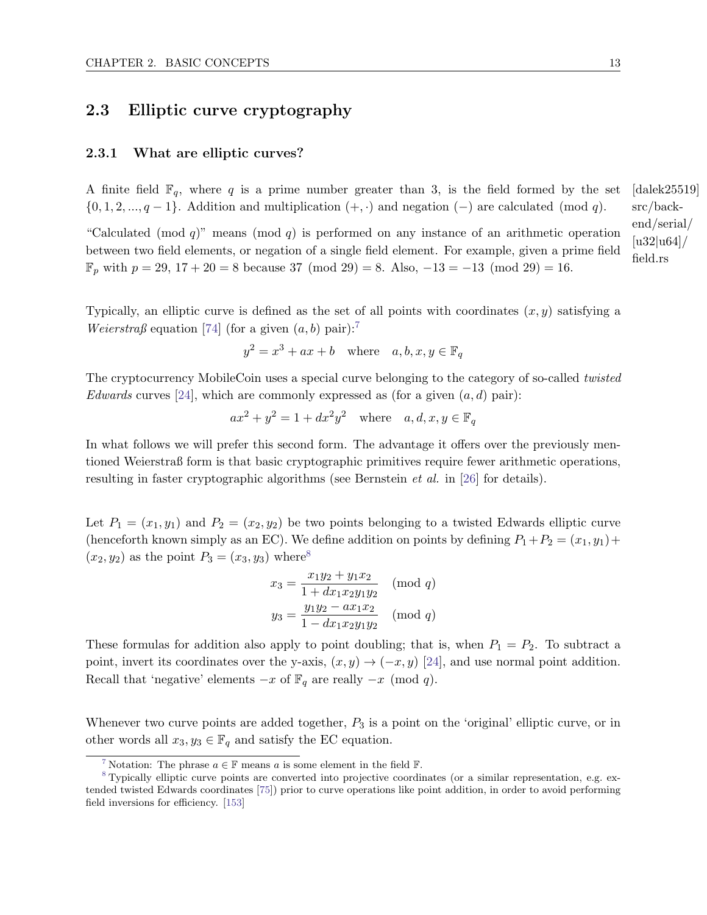## 2.3 Elliptic curve cryptography

### 2.3.1 What are elliptic curves?

A finite field $\mathbb{F}_q$, where $q$ is a prime number greater than 3, is the field formed by the set $\{0, 1, 2, ..., q-1\}$. Addition and multiplication $(+, \cdot)$ and negation $(-)$ are calculated $\pmod q$.

[dalek25519] src/backend/serial/[u32|u64]/field.rs

"Calculated $\pmod q$" means $\pmod q$ is performed on any instance of an arithmetic operation between two field elements, or negation of a single field element. For example, given a prime field $\mathbb{F}_p$ with $p = 29$, $17 + 20 = 8$ because $37 \pmod{29} = 8$. Also, $-13 = -13 \pmod{29} = 16$.

Typically, an elliptic curve is defined as the set of all points with coordinates $(x, y)$ satisfying a *Weierstraß* equation [74] (for a given $(a, b)$ pair):[7]

$$y^2 = x^3 + ax + b \quad \text{where} \quad a, b, x, y \in \mathbb{F}_q$$

The cryptocurrency MobileCoin uses a special curve belonging to the category of so-called *twisted Edwards* curves [24], which are commonly expressed as (for a given $(a, d)$ pair):

$$ax^2 + y^2 = 1 + dx^2y^2 \quad \text{where} \quad a, d, x, y \in \mathbb{F}_q$$

In what follows we will prefer this second form. The advantage it offers over the previously mentioned Weierstraß form is that basic cryptographic primitives require fewer arithmetic operations, resulting in faster cryptographic algorithms (see Bernstein *et al.* in [26] for details).

Let $P_1 = (x_1, y_1)$ and $P_2 = (x_2, y_2)$ be two points belonging to a twisted Edwards elliptic curve (henceforth known simply as an EC). We define addition on points by defining $P_1 + P_2 = (x_1, y_1) + (x_2, y_2)$ as the point $P_3 = (x_3, y_3)$ where[8]

$$x_3 = \frac{x_1y_2 + y_1x_2}{1 + dx_1x_2y_1y_2} \pmod q$$

$$y_3 = \frac{y_1y_2 - ax_1x_2}{1 - dx_1x_2y_1y_2} \pmod q$$

These formulas for addition also apply to point doubling; that is, when $P_1 = P_2$. To subtract a point, invert its coordinates over the y-axis, $(x, y) \rightarrow (-x, y)$ [24], and use normal point addition. Recall that 'negative' elements $-x$ of $\mathbb{F}_q$ are really $-x \pmod q$.

Whenever two curve points are added together, $P_3$ is a point on the 'original' elliptic curve, or in other words all $x_3, y_3 \in \mathbb{F}_q$ and satisfy the EC equation.

---

[7] Notation: The phrase $a \in \mathbb{F}$ means $a$ is some element in the field $\mathbb{F}$.

[8] Typically elliptic curve points are converted into projective coordinates (or a similar representation, e.g. extended twisted Edwards coordinates [75]) prior to curve operations like point addition, in order to avoid performing field inversions for efficiency. [153]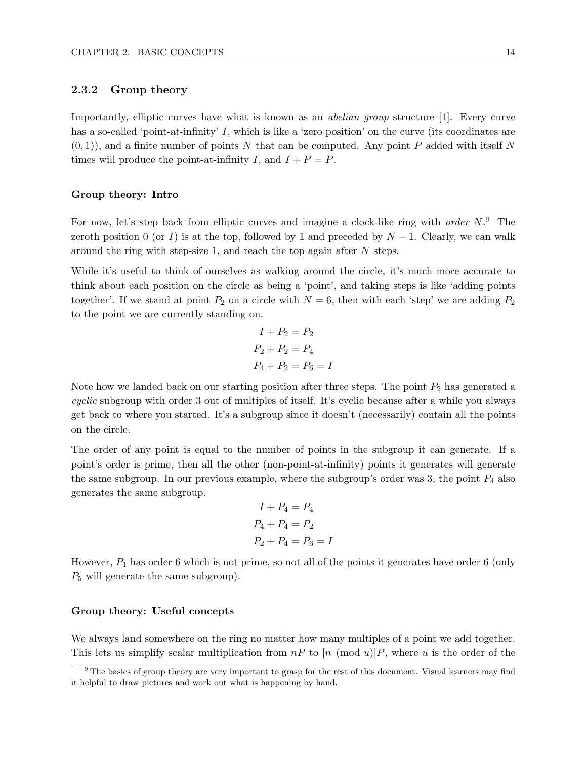### 2.3.2 Group theory

Importantly, elliptic curves have what is known as an *abelian group* structure [1]. Every curve has a so-called 'point-at-infinity' $I$, which is like a 'zero position' on the curve (its coordinates are $(0, 1)$), and a finite number of points $N$ that can be computed. Any point $P$ added with itself $N$ times will produce the point-at-infinity $I$, and $I + P = P$.

#### Group theory: Intro

For now, let's step back from elliptic curves and imagine a clock-like ring with *order* $N$.[9] The zeroth position 0 (or $I$) is at the top, followed by 1 and preceded by $N - 1$. Clearly, we can walk around the ring with step-size 1, and reach the top again after $N$ steps.

While it's useful to think of ourselves as walking around the circle, it's much more accurate to think about each position on the circle as being a 'point', and taking steps is like 'adding points together'. If we stand at point $P_2$ on a circle with $N = 6$, then with each 'step' we are adding $P_2$ to the point we are currently standing on.

$$
\begin{aligned}
I + P_2 &= P_2 \\
P_2 + P_2 &= P_4 \\
P_4 + P_2 &= P_6 = I
\end{aligned}
$$

Note how we landed back on our starting position after three steps. The point $P_2$ has generated a *cyclic* subgroup with order 3 out of multiples of itself. It's cyclic because after a while you always get back to where you started. It's a subgroup since it doesn't (necessarily) contain all the points on the circle.

The order of any point is equal to the number of points in the subgroup it can generate. If a point's order is prime, then all the other (non-point-at-infinity) points it generates will generate the same subgroup. In our previous example, where the subgroup's order was 3, the point $P_4$ also generates the same subgroup.

$$
\begin{aligned}
I + P_4 &= P_4 \\
P_4 + P_4 &= P_2 \\
P_2 + P_4 &= P_6 = I
\end{aligned}
$$

However, $P_1$ has order 6 which is not prime, so not all of the points it generates have order 6 (only $P_5$ will generate the same subgroup).

#### Group theory: Useful concepts

We always land somewhere on the ring no matter how many multiples of a point we add together. This lets us simplify scalar multiplication from $nP$ to $[n \pmod{u}]P$, where $u$ is the order of the

[9] The basics of group theory are very important to grasp for the rest of this document. Visual learners may find it helpful to draw pictures and work out what is happening by hand.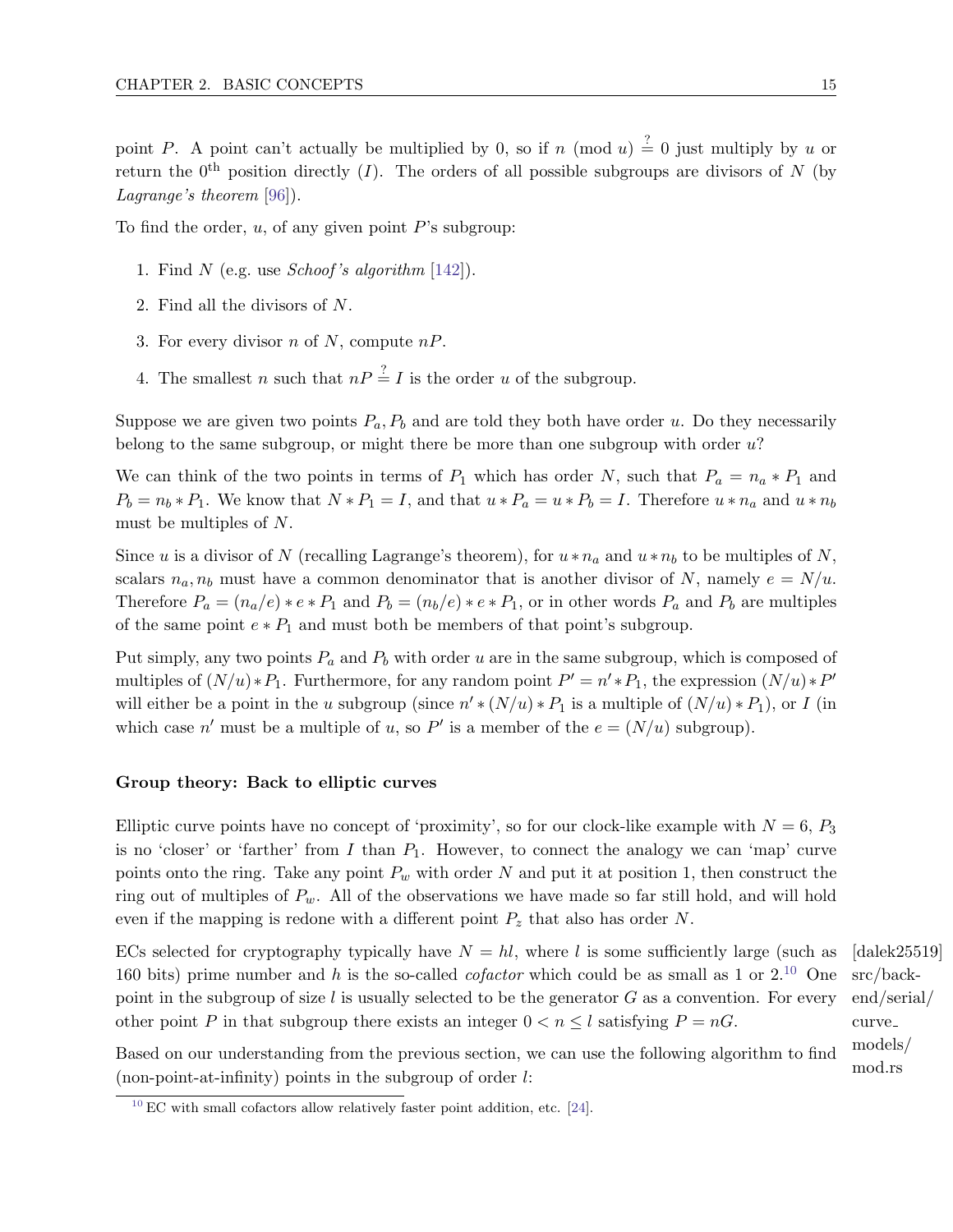point $P$. A point can't actually be multiplied by 0, so if $n \pmod{u} \stackrel{?}{=} 0$ just multiply by $u$ or return the $0^{\text{th}}$ position directly ($I$). The orders of all possible subgroups are divisors of $N$ (by *Lagrange's theorem* [96]).

To find the order, $u$, of any given point $P$'s subgroup:

1. Find $N$ (e.g. use *Schoof's algorithm* [142]).
2. Find all the divisors of $N$.
3. For every divisor $n$ of $N$, compute $nP$.
4. The smallest $n$ such that $nP \stackrel{?}{=} I$ is the order $u$ of the subgroup.

Suppose we are given two points $P_a, P_b$ and are told they both have order $u$. Do they necessarily belong to the same subgroup, or might there be more than one subgroup with order $u$?

We can think of the two points in terms of $P_1$ which has order $N$, such that $P_a = n_a * P_1$ and $P_b = n_b * P_1$. We know that $N * P_1 = I$, and that $u * P_a = u * P_b = I$. Therefore $u * n_a$ and $u * n_b$ must be multiples of $N$.

Since $u$ is a divisor of $N$ (recalling Lagrange's theorem), for $u * n_a$ and $u * n_b$ to be multiples of $N$, scalars $n_a, n_b$ must have a common denominator that is another divisor of $N$, namely $e = N/u$. Therefore $P_a = (n_a/e) * e * P_1$ and $P_b = (n_b/e) * e * P_1$, or in other words $P_a$ and $P_b$ are multiples of the same point $e * P_1$ and must both be members of that point's subgroup.

Put simply, any two points $P_a$ and $P_b$ with order $u$ are in the same subgroup, which is composed of multiples of $(N/u) * P_1$. Furthermore, for any random point $P' = n' * P_1$, the expression $(N/u) * P'$ will either be a point in the $u$ subgroup (since $n' * (N/u) * P_1$ is a multiple of $(N/u) * P_1$), or $I$ (in which case $n'$ must be a multiple of $u$, so $P'$ is a member of the $e = (N/u)$ subgroup).

### Group theory: Back to elliptic curves

Elliptic curve points have no concept of 'proximity', so for our clock-like example with $N = 6$, $P_3$ is no 'closer' or 'farther' from $I$ than $P_1$. However, to connect the analogy we can 'map' curve points onto the ring. Take any point $P_w$ with order $N$ and put it at position 1, then construct the ring out of multiples of $P_w$. All of the observations we have made so far still hold, and will hold even if the mapping is redone with a different point $P_z$ that also has order $N$.

ECs selected for cryptography typically have $N = hl$, where $l$ is some sufficiently large (such as 160 bits) prime number and $h$ is the so-called *cofactor* which could be as small as 1 or 2.[10] One point in the subgroup of size $l$ is usually selected to be the generator $G$ as a convention. For every other point $P$ in that subgroup there exists an integer $0 < n \leq l$ satisfying $P = nG$.

[dalek25519] src/backend/serial/curve_models/mod.rs

Based on our understanding from the previous section, we can use the following algorithm to find (non-point-at-infinity) points in the subgroup of order $l$:

[10] EC with small cofactors allow relatively faster point addition, etc. [24].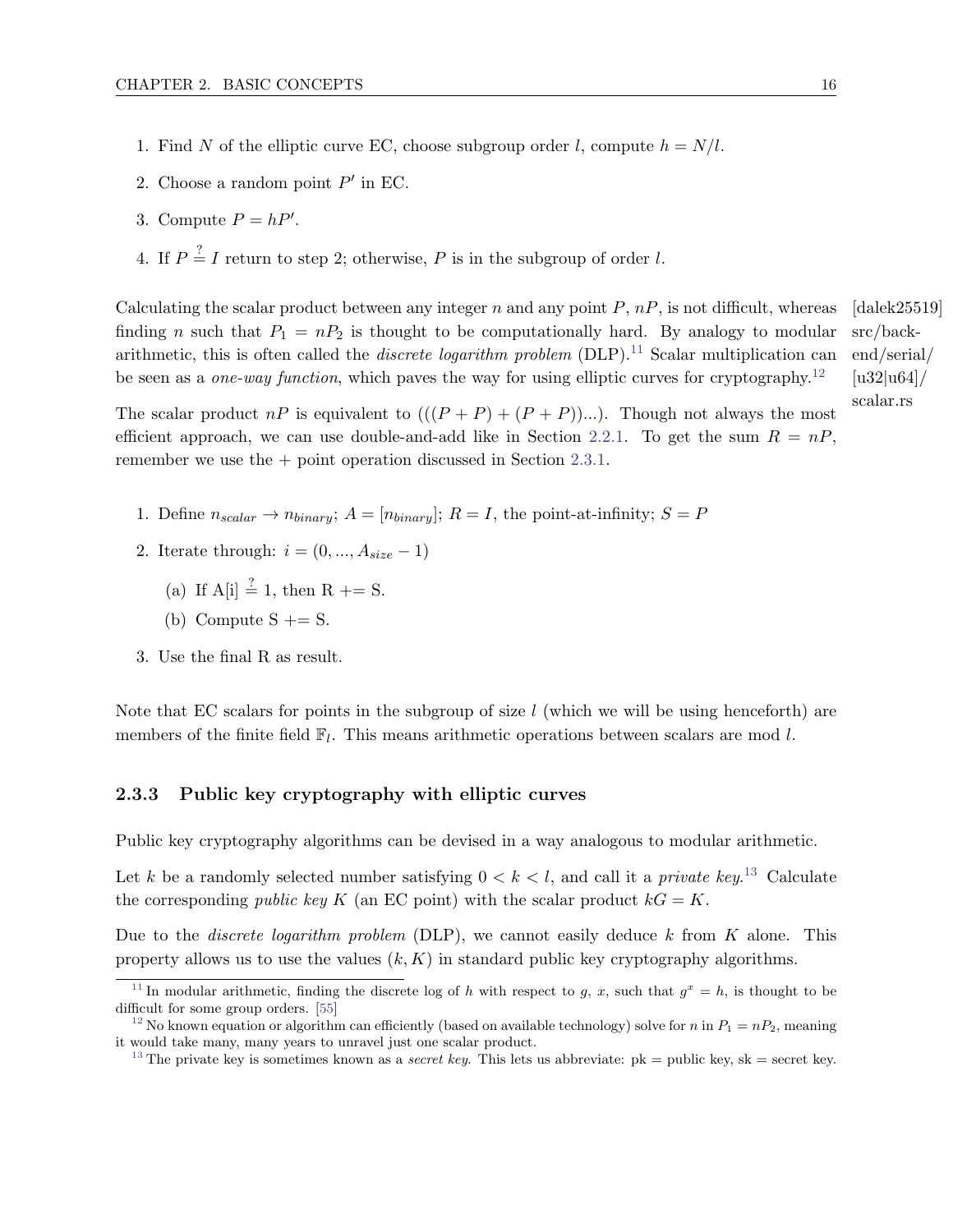1. Find $N$ of the elliptic curve EC, choose subgroup order $l$, compute $h = N/l$.
2. Choose a random point $P'$ in EC.
3. Compute $P = hP'$.
4. If $P \stackrel{?}{=} I$ return to step 2; otherwise, $P$ is in the subgroup of order $l$.

Calculating the scalar product between any integer $n$ and any point $P$, $nP$, is not difficult, whereas finding $n$ such that $P_1 = nP_2$ is thought to be computationally hard. By analogy to modular arithmetic, this is often called the *discrete logarithm problem* (DLP).[11] Scalar multiplication can be seen as a *one-way function*, which paves the way for using elliptic curves for cryptography.[12]

[dalek25519] src/backend/serial/[u32|u64]/scalar.rs

The scalar product $nP$ is equivalent to $(((P + P) + (P + P))...)$. Though not always the most efficient approach, we can use double-and-add like in Section 2.2.1. To get the sum $R = nP$, remember we use the + point operation discussed in Section 2.3.1.

1. Define $n_{scalar} \rightarrow n_{binary}$; $A = [n_{binary}]$; $R = I$, the point-at-infinity; $S = P$
2. Iterate through: $i = (0, ..., A_{size} - 1)$
   (a) If A[i] $\stackrel{?}{=}$ 1, then R += S.
   (b) Compute S += S.
3. Use the final R as result.

Note that EC scalars for points in the subgroup of size $l$ (which we will be using henceforth) are members of the finite field $\mathbb{F}_l$. This means arithmetic operations between scalars are mod $l$.

### 2.3.3 Public key cryptography with elliptic curves

Public key cryptography algorithms can be devised in a way analogous to modular arithmetic.

Let $k$ be a randomly selected number satisfying $0 < k < l$, and call it a *private key*.[13] Calculate the corresponding *public key* $K$ (an EC point) with the scalar product $kG = K$.

Due to the *discrete logarithm problem* (DLP), we cannot easily deduce $k$ from $K$ alone. This property allows us to use the values $(k, K)$ in standard public key cryptography algorithms.

---

[11] In modular arithmetic, finding the discrete log of $h$ with respect to $g$, $x$, such that $g^x = h$, is thought to be difficult for some group orders. [55]

[12] No known equation or algorithm can efficiently (based on available technology) solve for $n$ in $P_1 = nP_2$, meaning it would take many, many years to unravel just one scalar product.

[13] The private key is sometimes known as a *secret key*. This lets us abbreviate: pk = public key, sk = secret key.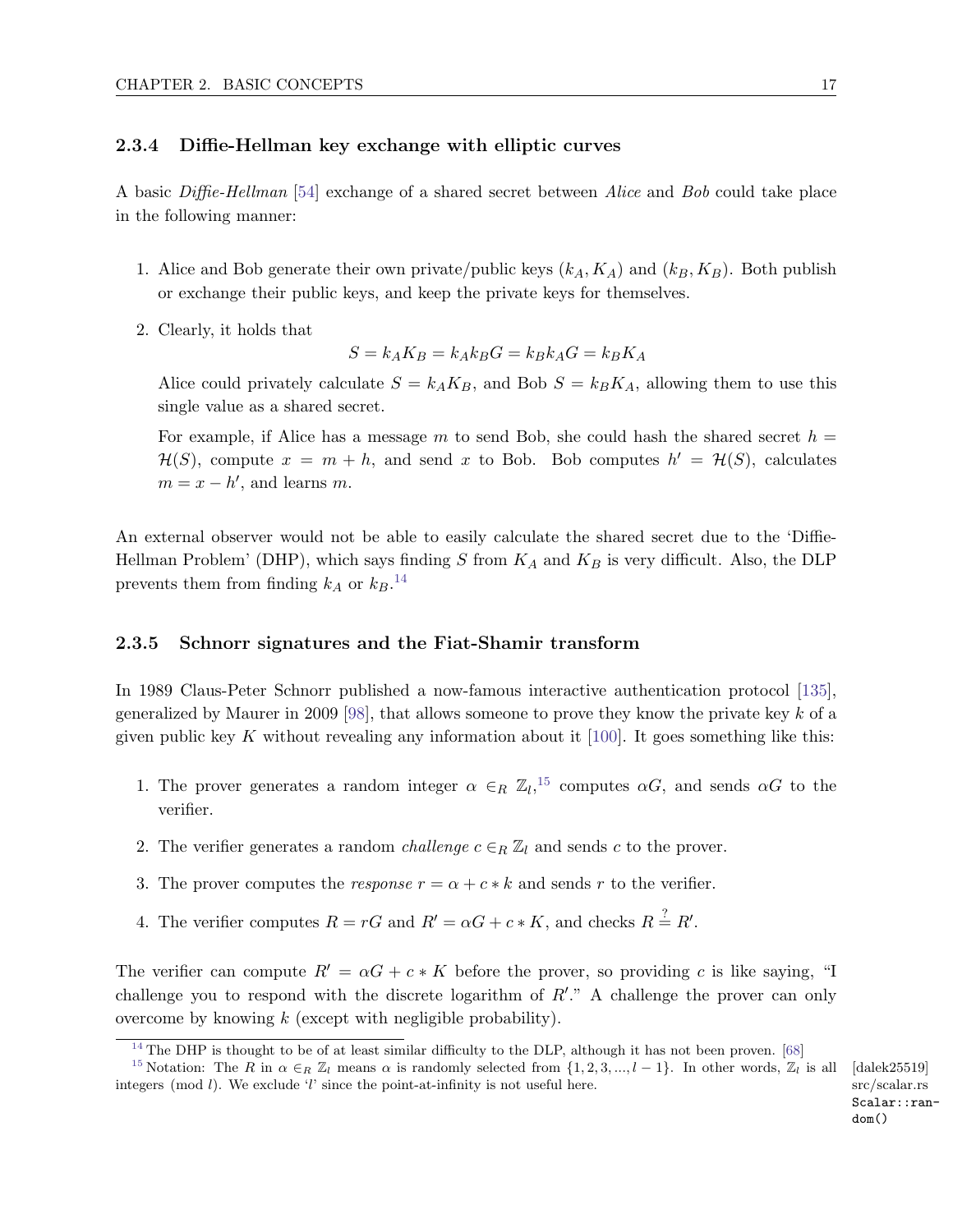### 2.3.4 Diffie-Hellman key exchange with elliptic curves

A basic *Diffie-Hellman* [54] exchange of a shared secret between *Alice* and *Bob* could take place in the following manner:

1. Alice and Bob generate their own private/public keys $(k_A, K_A)$ and $(k_B, K_B)$. Both publish or exchange their public keys, and keep the private keys for themselves.

2. Clearly, it holds that
$$S = k_A K_B = k_A k_B G = k_B k_A G = k_B K_A$$
Alice could privately calculate $S = k_A K_B$, and Bob $S = k_B K_A$, allowing them to use this single value as a shared secret.

   For example, if Alice has a message $m$ to send Bob, she could hash the shared secret $h = \mathcal{H}(S)$, compute $x = m + h$, and send $x$ to Bob. Bob computes $h' = \mathcal{H}(S)$, calculates $m = x - h'$, and learns $m$.

An external observer would not be able to easily calculate the shared secret due to the 'Diffie-Hellman Problem' (DHP), which says finding $S$ from $K_A$ and $K_B$ is very difficult. Also, the DLP prevents them from finding $k_A$ or $k_B$.[14]

### 2.3.5 Schnorr signatures and the Fiat-Shamir transform

In 1989 Claus-Peter Schnorr published a now-famous interactive authentication protocol [135], generalized by Maurer in 2009 [98], that allows someone to prove they know the private key $k$ of a given public key $K$ without revealing any information about it [100]. It goes something like this:

1. The prover generates a random integer $\alpha \in_R \mathbb{Z}_l$,[15] computes $\alpha G$, and sends $\alpha G$ to the verifier.
2. The verifier generates a random *challenge* $c \in_R \mathbb{Z}_l$ and sends $c$ to the prover.
3. The prover computes the *response* $r = \alpha + c * k$ and sends $r$ to the verifier.
4. The verifier computes $R = rG$ and $R' = \alpha G + c * K$, and checks $R \stackrel{?}{=} R'$.

The verifier can compute $R' = \alpha G + c * K$ before the prover, so providing $c$ is like saying, "I challenge you to respond with the discrete logarithm of $R'$." A challenge the prover can only overcome by knowing $k$ (except with negligible probability).

---

[14] The DHP is thought to be of at least similar difficulty to the DLP, although it has not been proven. [68]

[15] Notation: The $R$ in $\alpha \in_R \mathbb{Z}_l$ means $\alpha$ is randomly selected from $\{1, 2, 3, ..., l-1\}$. In other words, $\mathbb{Z}_l$ is all integers (mod $l$). We exclude '$l$' since the point-at-infinity is not useful here.

[dalek25519] src/scalar.rs `Scalar::random()`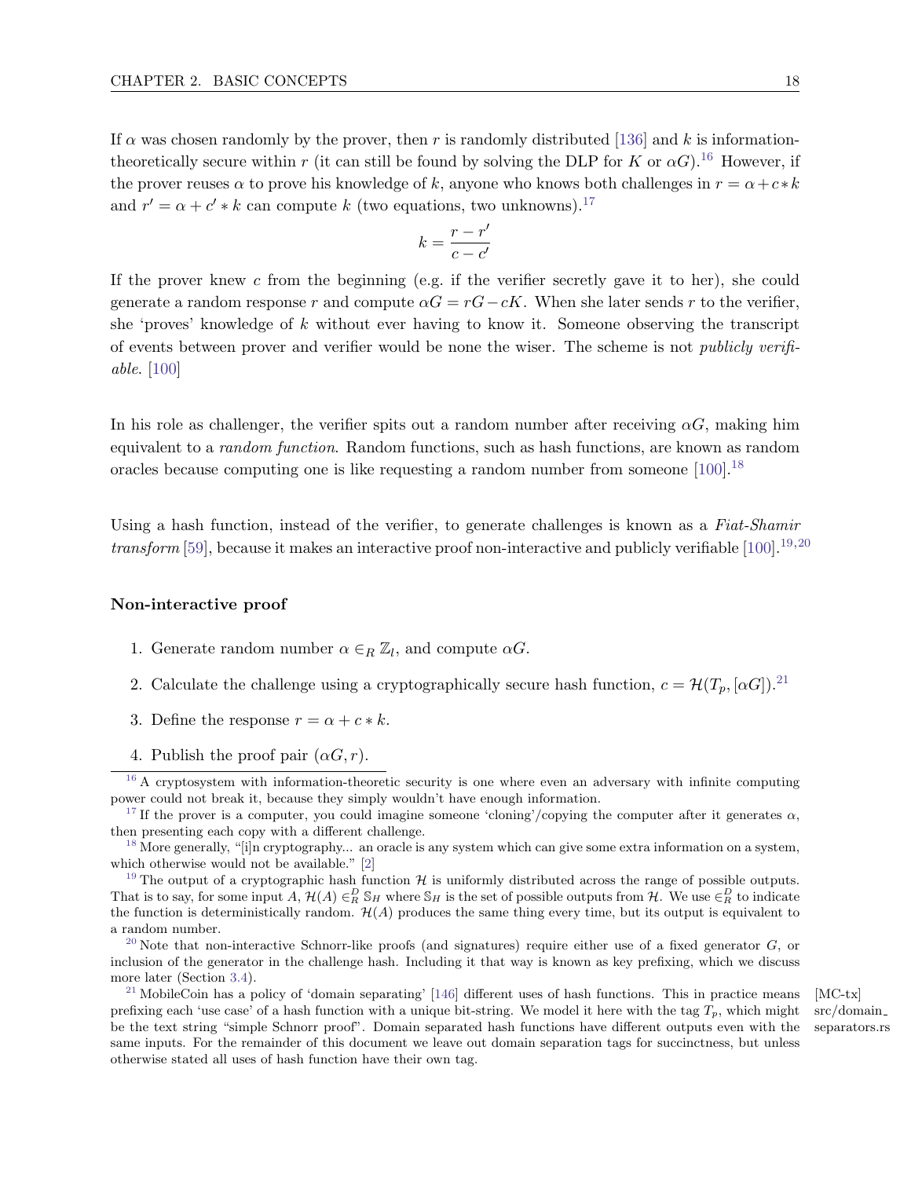If $\alpha$ was chosen randomly by the prover, then $r$ is randomly distributed [136] and $k$ is information-theoretically secure within $r$ (it can still be found by solving the DLP for $K$ or $\alpha G$).[16] However, if the prover reuses $\alpha$ to prove his knowledge of $k$, anyone who knows both challenges in $r = \alpha + c * k$ and $r' = \alpha + c' * k$ can compute $k$ (two equations, two unknowns).[17]

$$k = \frac{r - r'}{c - c'}$$

If the prover knew $c$ from the beginning (e.g. if the verifier secretly gave it to her), she could generate a random response $r$ and compute $\alpha G = rG - cK$. When she later sends $r$ to the verifier, she 'proves' knowledge of $k$ without ever having to know it. Someone observing the transcript of events between prover and verifier would be none the wiser. The scheme is not *publicly verifiable*. [100]

In his role as challenger, the verifier spits out a random number after receiving $\alpha G$, making him equivalent to a *random function*. Random functions, such as hash functions, are known as random oracles because computing one is like requesting a random number from someone [100].[18]

Using a hash function, instead of the verifier, to generate challenges is known as a *Fiat-Shamir transform* [59], because it makes an interactive proof non-interactive and publicly verifiable [100].[19,20]

**Non-interactive proof**

1. Generate random number $\alpha \in_R \mathbb{Z}_l$, and compute $\alpha G$.
2. Calculate the challenge using a cryptographically secure hash function, $c = \mathcal{H}(T_p, [\alpha G])$.[21]
3. Define the response $r = \alpha + c * k$.
4. Publish the proof pair $(\alpha G, r)$.

[16] A cryptosystem with information-theoretic security is one where even an adversary with infinite computing power could not break it, because they simply wouldn't have enough information.

[17] If the prover is a computer, you could imagine someone 'cloning'/copying the computer after it generates $\alpha$, then presenting each copy with a different challenge.

[18] More generally, "[i]n cryptography... an oracle is any system which can give some extra information on a system, which otherwise would not be available." [2]

[19] The output of a cryptographic hash function $\mathcal{H}$ is uniformly distributed across the range of possible outputs. That is to say, for some input $A$, $\mathcal{H}(A) \in_R^D \mathbb{S}_H$ where $\mathbb{S}_H$ is the set of possible outputs from $\mathcal{H}$. We use $\in_R^D$ to indicate the function is deterministically random. $\mathcal{H}(A)$ produces the same thing every time, but its output is equivalent to a random number.

[20] Note that non-interactive Schnorr-like proofs (and signatures) require either use of a fixed generator $G$, or inclusion of the generator in the challenge hash. Including it that way is known as key prefixing, which we discuss more later (Section 3.4).

[21] MobileCoin has a policy of 'domain separating' [146] different uses of hash functions. This in practice means prefixing each 'use case' of a hash function with a unique bit-string. We model it here with the tag $T_p$, which might be the text string "simple Schnorr proof". Domain separated hash functions have different outputs even with the same inputs. For the remainder of this document we leave out domain separation tags for succinctness, but unless otherwise stated all uses of hash function have their own tag. [MC-tx] src/domain_separators.rs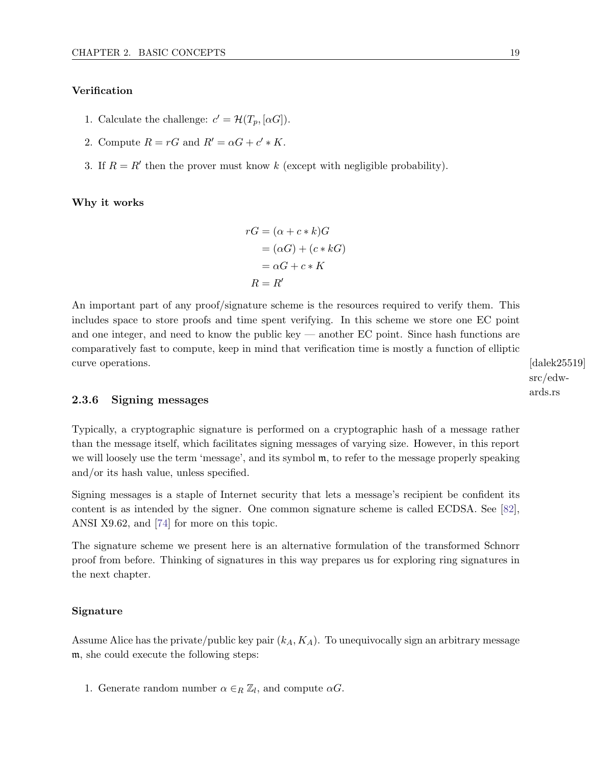#### Verification

1. Calculate the challenge: $c' = \mathcal{H}(T_p, [\alpha G])$.
2. Compute $R = rG$ and $R' = \alpha G + c' * K$.
3. If $R = R'$ then the prover must know $k$ (except with negligible probability).

#### Why it works

$$
\begin{aligned}
rG &= (\alpha + c * k)G \\
&= (\alpha G) + (c * kG) \\
&= \alpha G + c * K \\
R &= R'
\end{aligned}
$$

An important part of any proof/signature scheme is the resources required to verify them. This includes space to store proofs and time spent verifying. In this scheme we store one EC point and one integer, and need to know the public key — another EC point. Since hash functions are comparatively fast to compute, keep in mind that verification time is mostly a function of elliptic curve operations. [dalek25519] src/edwards.rs

### 2.3.6 Signing messages

Typically, a cryptographic signature is performed on a cryptographic hash of a message rather than the message itself, which facilitates signing messages of varying size. However, in this report we will loosely use the term 'message', and its symbol $\mathfrak{m}$, to refer to the message properly speaking and/or its hash value, unless specified.

Signing messages is a staple of Internet security that lets a message's recipient be confident its content is as intended by the signer. One common signature scheme is called ECDSA. See [82], ANSI X9.62, and [74] for more on this topic.

The signature scheme we present here is an alternative formulation of the transformed Schnorr proof from before. Thinking of signatures in this way prepares us for exploring ring signatures in the next chapter.

#### Signature

Assume Alice has the private/public key pair $(k_A, K_A)$. To unequivocally sign an arbitrary message $\mathfrak{m}$, she could execute the following steps:

1. Generate random number $\alpha \in_R \mathbb{Z}_l$, and compute $\alpha G$.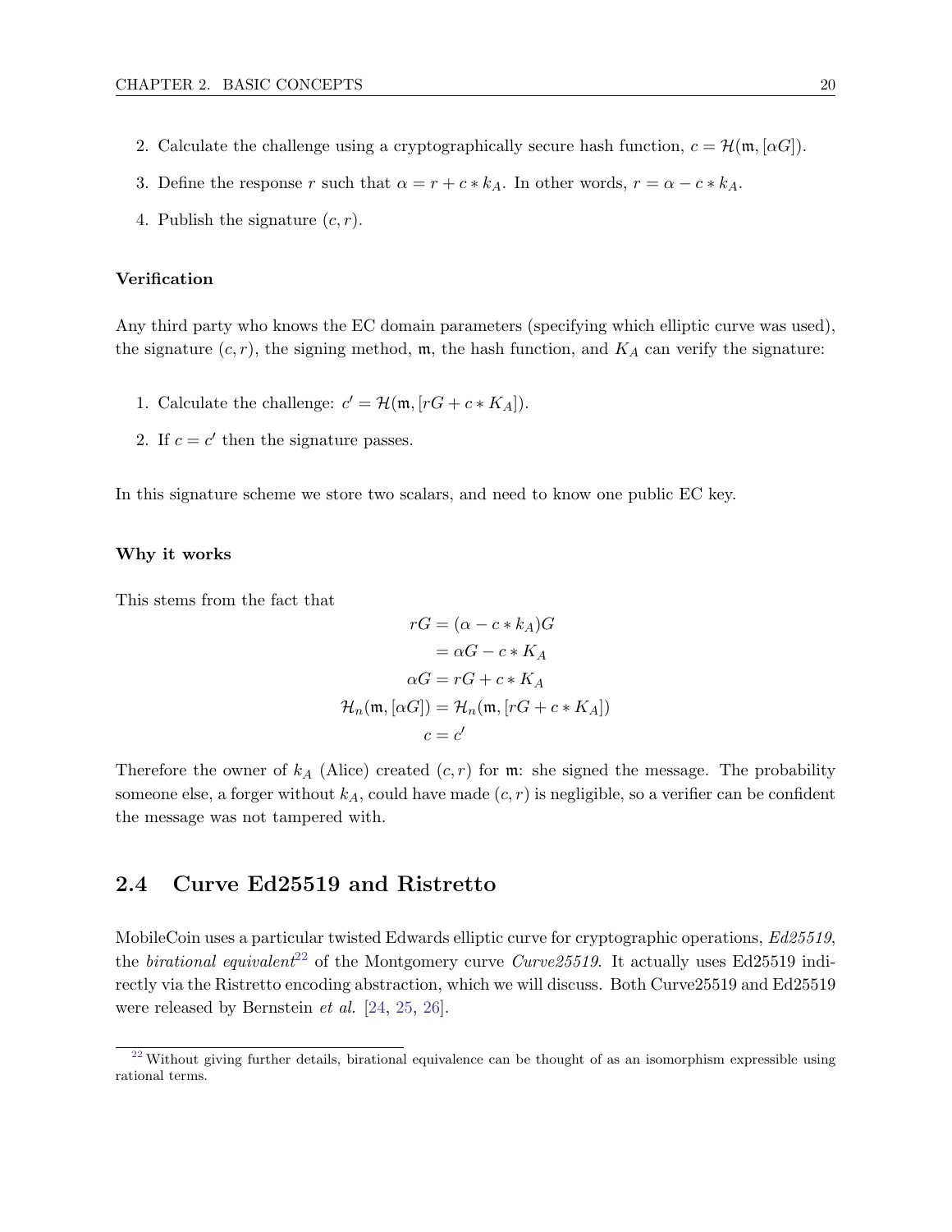2. Calculate the challenge using a cryptographically secure hash function, $c = \mathcal{H}(\mathfrak{m}, [\alpha G])$.
3. Define the response $r$ such that $\alpha = r + c * k_A$. In other words, $r = \alpha - c * k_A$.
4. Publish the signature $(c, r)$.

#### Verification

Any third party who knows the EC domain parameters (specifying which elliptic curve was used), the signature $(c, r)$, the signing method, $\mathfrak{m}$, the hash function, and $K_A$ can verify the signature:

1. Calculate the challenge: $c' = \mathcal{H}(\mathfrak{m}, [rG + c * K_A])$.
2. If $c = c'$ then the signature passes.

In this signature scheme we store two scalars, and need to know one public EC key.

#### Why it works

This stems from the fact that

$$
\begin{aligned}
rG &= (\alpha - c * k_A)G \\
&= \alpha G - c * K_A \\
\alpha G &= rG + c * K_A \\
\mathcal{H}_n(\mathfrak{m}, [\alpha G]) &= \mathcal{H}_n(\mathfrak{m}, [rG + c * K_A]) \\
c &= c'
\end{aligned}
$$

Therefore the owner of $k_A$ (Alice) created $(c, r)$ for $\mathfrak{m}$: she signed the message. The probability someone else, a forger without $k_A$, could have made $(c, r)$ is negligible, so a verifier can be confident the message was not tampered with.

## 2.4 Curve Ed25519 and Ristretto

MobileCoin uses a particular twisted Edwards elliptic curve for cryptographic operations, *Ed25519*, the *birational equivalent*[22] of the Montgomery curve *Curve25519*. It actually uses Ed25519 indirectly via the Ristretto encoding abstraction, which we will discuss. Both Curve25519 and Ed25519 were released by Bernstein *et al.* [24, 25, 26].

[22] Without giving further details, birational equivalence can be thought of as an isomorphism expressible using rational terms.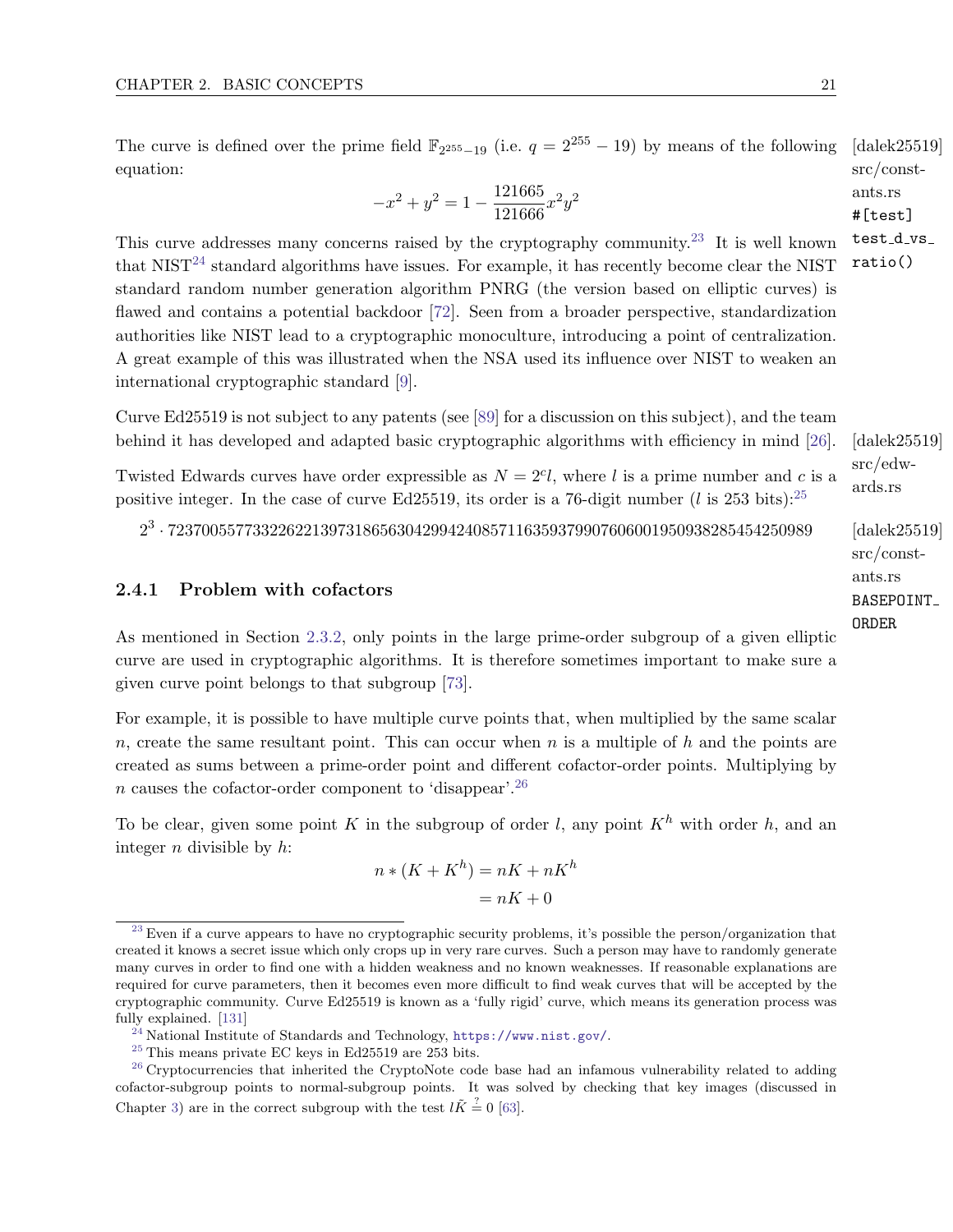The curve is defined over the prime field $\mathbb{F}_{2^{255}-19}$ (i.e. $q = 2^{255} - 19$) by means of the following equation:

[dalek25519] src/constants.rs `#[test] test_d_vs_ratio()`

$$-x^2 + y^2 = 1 - \frac{121665}{121666}x^2y^2$$

This curve addresses many concerns raised by the cryptography community.[23] It is well known that NIST[24] standard algorithms have issues. For example, it has recently become clear the NIST standard random number generation algorithm PNRG (the version based on elliptic curves) is flawed and contains a potential backdoor [72]. Seen from a broader perspective, standardization authorities like NIST lead to a cryptographic monoculture, introducing a point of centralization. A great example of this was illustrated when the NSA used its influence over NIST to weaken an international cryptographic standard [9].

Curve Ed25519 is not subject to any patents (see [89] for a discussion on this subject), and the team behind it has developed and adapted basic cryptographic algorithms with efficiency in mind [26].

[dalek25519] src/edwards.rs

Twisted Edwards curves have order expressible as $N = 2^c l$, where $l$ is a prime number and $c$ is a positive integer. In the case of curve Ed25519, its order is a 76-digit number ($l$ is 253 bits):[25]

$$2^3 \cdot 7237005577332262213973186563042994240857116359379907606001950938285454250989$$

[dalek25519] src/constants.rs `BASEPOINT_ORDER`

### 2.4.1 Problem with cofactors

As mentioned in Section 2.3.2, only points in the large prime-order subgroup of a given elliptic curve are used in cryptographic algorithms. It is therefore sometimes important to make sure a given curve point belongs to that subgroup [73].

For example, it is possible to have multiple curve points that, when multiplied by the same scalar $n$, create the same resultant point. This can occur when $n$ is a multiple of $h$ and the points are created as sums between a prime-order point and different cofactor-order points. Multiplying by $n$ causes the cofactor-order component to 'disappear'.[26]

To be clear, given some point $K$ in the subgroup of order $l$, any point $K^h$ with order $h$, and an integer $n$ divisible by $h$:

$$\begin{aligned} n * (K + K^h) &= nK + nK^h \\ &= nK + 0 \end{aligned}$$

---

[23] Even if a curve appears to have no cryptographic security problems, it's possible the person/organization that created it knows a secret issue which only crops up in very rare curves. Such a person may have to randomly generate many curves in order to find one with a hidden weakness and no known weaknesses. If reasonable explanations are required for curve parameters, then it becomes even more difficult to find weak curves that will be accepted by the cryptographic community. Curve Ed25519 is known as a 'fully rigid' curve, which means its generation process was fully explained. [131]

[24] National Institute of Standards and Technology, https://www.nist.gov/.

[25] This means private EC keys in Ed25519 are 253 bits.

[26] Cryptocurrencies that inherited the CryptoNote code base had an infamous vulnerability related to adding cofactor-subgroup points to normal-subgroup points. It was solved by checking that key images (discussed in Chapter 3) are in the correct subgroup with the test $l\tilde{K} \stackrel{?}{=} 0$ [63].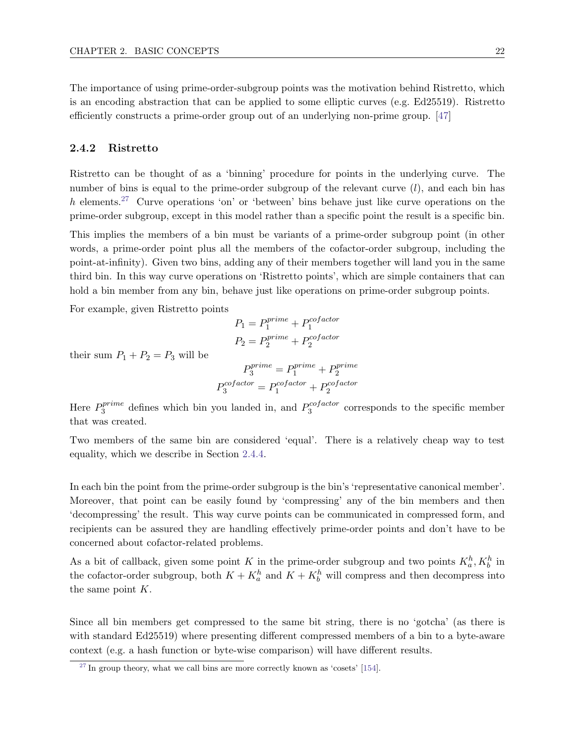The importance of using prime-order-subgroup points was the motivation behind Ristretto, which is an encoding abstraction that can be applied to some elliptic curves (e.g. Ed25519). Ristretto efficiently constructs a prime-order group out of an underlying non-prime group. [47]

### 2.4.2 Ristretto

Ristretto can be thought of as a 'binning' procedure for points in the underlying curve. The number of bins is equal to the prime-order subgroup of the relevant curve ($l$), and each bin has $h$ elements.[27] Curve operations 'on' or 'between' bins behave just like curve operations on the prime-order subgroup, except in this model rather than a specific point the result is a specific bin.

This implies the members of a bin must be variants of a prime-order subgroup point (in other words, a prime-order point plus all the members of the cofactor-order subgroup, including the point-at-infinity). Given two bins, adding any of their members together will land you in the same third bin. In this way curve operations on 'Ristretto points', which are simple containers that can hold a bin member from any bin, behave just like operations on prime-order subgroup points.

For example, given Ristretto points

$$P_1 = P_1^{prime} + P_1^{cofactor}$$
$$P_2 = P_2^{prime} + P_2^{cofactor}$$

their sum $P_1 + P_2 = P_3$ will be

$$P_3^{prime} = P_1^{prime} + P_2^{prime}$$
$$P_3^{cofactor} = P_1^{cofactor} + P_2^{cofactor}$$

Here $P_3^{prime}$ defines which bin you landed in, and $P_3^{cofactor}$ corresponds to the specific member that was created.

Two members of the same bin are considered 'equal'. There is a relatively cheap way to test equality, which we describe in Section 2.4.4.

In each bin the point from the prime-order subgroup is the bin's 'representative canonical member'. Moreover, that point can be easily found by 'compressing' any of the bin members and then 'decompressing' the result. This way curve points can be communicated in compressed form, and recipients can be assured they are handling effectively prime-order points and don't have to be concerned about cofactor-related problems.

As a bit of callback, given some point $K$ in the prime-order subgroup and two points $K_a^h, K_b^h$ in the cofactor-order subgroup, both $K + K_a^h$ and $K + K_b^h$ will compress and then decompress into the same point $K$.

Since all bin members get compressed to the same bit string, there is no 'gotcha' (as there is with standard Ed25519) where presenting different compressed members of a bin to a byte-aware context (e.g. a hash function or byte-wise comparison) will have different results.

[27] In group theory, what we call bins are more correctly known as 'cosets' [154].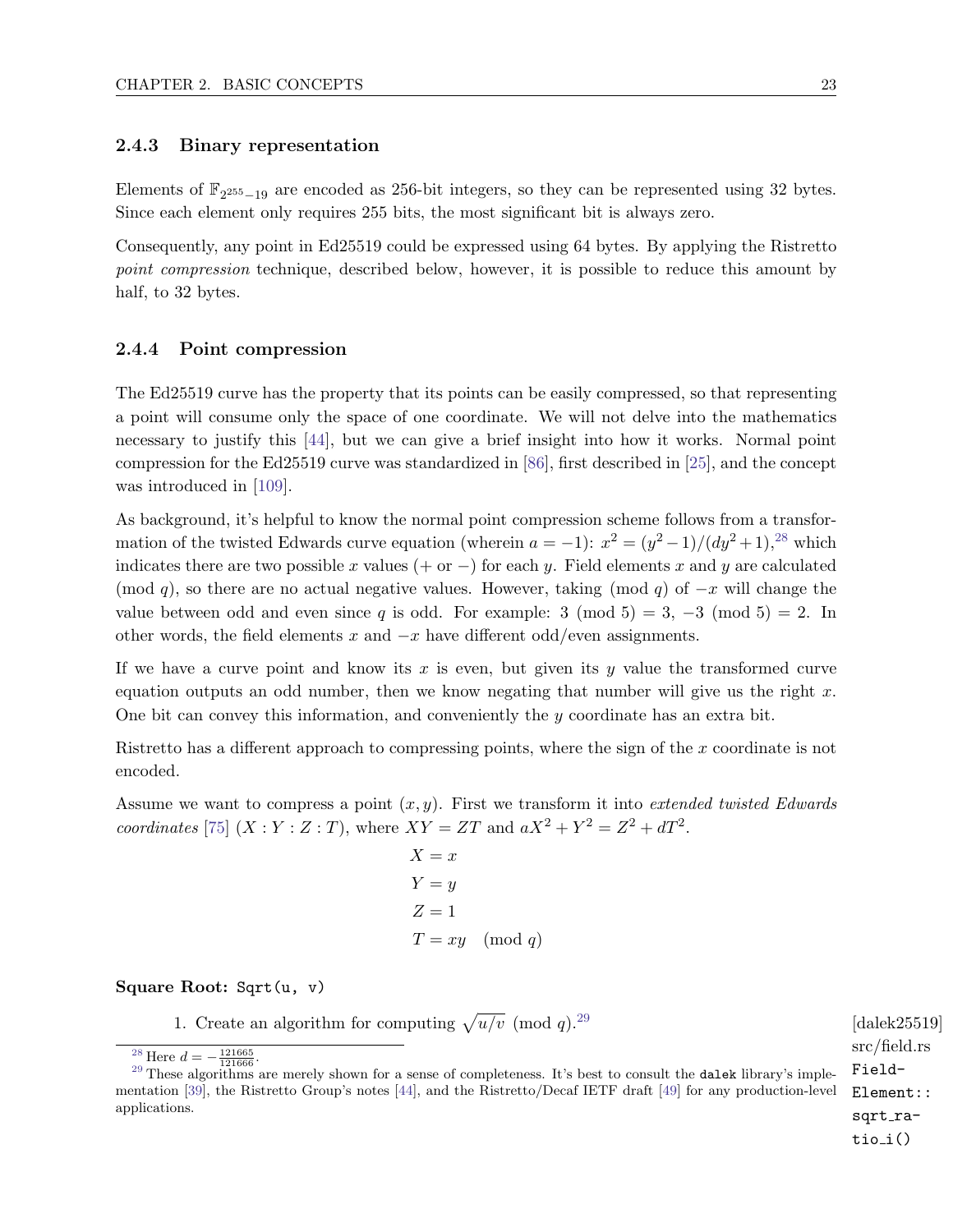### 2.4.3 Binary representation

Elements of $\mathbb{F}_{2^{255}-19}$ are encoded as 256-bit integers, so they can be represented using 32 bytes. Since each element only requires 255 bits, the most significant bit is always zero.

Consequently, any point in Ed25519 could be expressed using 64 bytes. By applying the Ristretto *point compression* technique, described below, however, it is possible to reduce this amount by half, to 32 bytes.

### 2.4.4 Point compression

The Ed25519 curve has the property that its points can be easily compressed, so that representing a point will consume only the space of one coordinate. We will not delve into the mathematics necessary to justify this [44], but we can give a brief insight into how it works. Normal point compression for the Ed25519 curve was standardized in [86], first described in [25], and the concept was introduced in [109].

As background, it's helpful to know the normal point compression scheme follows from a transformation of the twisted Edwards curve equation (wherein $a = -1$): $x^2 = (y^2 - 1)/(dy^2 + 1)$,[28] which indicates there are two possible $x$ values ($+$ or $-$) for each $y$. Field elements $x$ and $y$ are calculated $(\bmod\ q)$, so there are no actual negative values. However, taking $(\bmod\ q)$ of $-x$ will change the value between odd and even since $q$ is odd. For example: $3 \pmod 5 = 3$, $-3 \pmod 5 = 2$. In other words, the field elements $x$ and $-x$ have different odd/even assignments.

If we have a curve point and know its $x$ is even, but given its $y$ value the transformed curve equation outputs an odd number, then we know negating that number will give us the right $x$. One bit can convey this information, and conveniently the $y$ coordinate has an extra bit.

Ristretto has a different approach to compressing points, where the sign of the $x$ coordinate is not encoded.

Assume we want to compress a point $(x, y)$. First we transform it into *extended twisted Edwards coordinates* [75] $(X : Y : Z : T)$, where $XY = ZT$ and $aX^2 + Y^2 = Z^2 + dT^2$.

$$
\begin{aligned}
X &= x \\
Y &= y \\
Z &= 1 \\
T &= xy \pmod q
\end{aligned}
$$

**Square Root:** `Sqrt(u, v)`

1. Create an algorithm for computing $\sqrt{u/v} \pmod q$.[29]

[dalek25519] src/field.rs `FieldElement::sqrt_ratio_i()`

[28] Here $d = -\frac{121665}{121666}$.

[29] These algorithms are merely shown for a sense of completeness. It's best to consult the `dalek` library's implementation [39], the Ristretto Group's notes [44], and the Ristretto/Decaf IETF draft [49] for any production-level applications.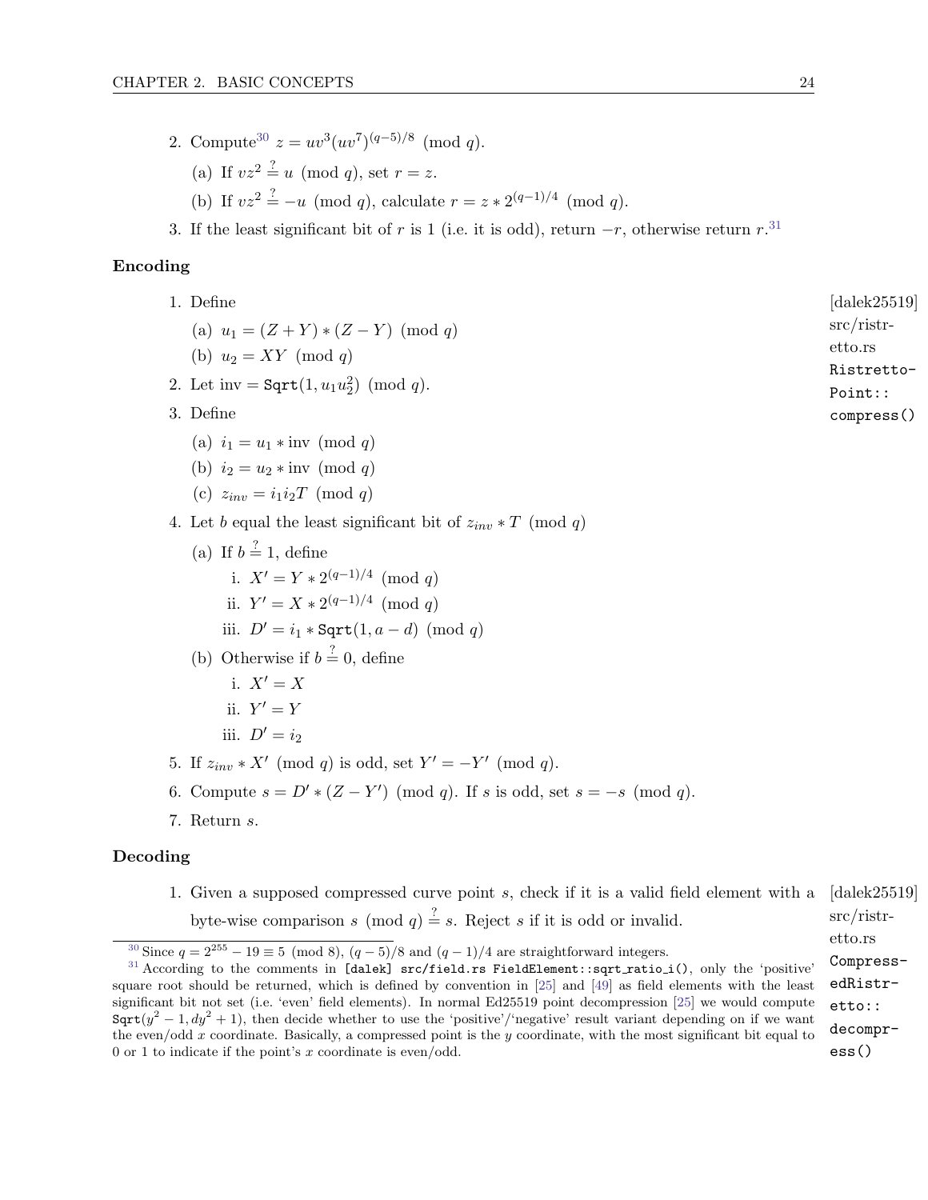2. Compute[30] $z = uv^3(uv^7)^{(q-5)/8} \pmod q$.
   (a) If $vz^2 \stackrel{?}{=} u \pmod q$, set $r = z$.
   (b) If $vz^2 \stackrel{?}{=} -u \pmod q$, calculate $r = z * 2^{(q-1)/4} \pmod q$.
3. If the least significant bit of $r$ is 1 (i.e. it is odd), return $-r$, otherwise return $r$.[31]

**Encoding**

[dalek25519] src/ristretto.rs `RistrettoPoint::compress()`

1. Define
   (a) $u_1 = (Z + Y) * (Z - Y) \pmod q$
   (b) $u_2 = XY \pmod q$
2. Let $\text{inv} = \texttt{Sqrt}(1, u_1 u_2^2) \pmod q$.
3. Define
   (a) $i_1 = u_1 * \text{inv} \pmod q$
   (b) $i_2 = u_2 * \text{inv} \pmod q$
   (c) $z_{inv} = i_1 i_2 T \pmod q$
4. Let $b$ equal the least significant bit of $z_{inv} * T \pmod q$
   (a) If $b \stackrel{?}{=} 1$, define
      i. $X' = Y * 2^{(q-1)/4} \pmod q$
      ii. $Y' = X * 2^{(q-1)/4} \pmod q$
      iii. $D' = i_1 * \texttt{Sqrt}(1, a - d) \pmod q$
   (b) Otherwise if $b \stackrel{?}{=} 0$, define
      i. $X' = X$
      ii. $Y' = Y$
      iii. $D' = i_2$
5. If $z_{inv} * X' \pmod q$ is odd, set $Y' = -Y' \pmod q$.
6. Compute $s = D' * (Z - Y') \pmod q$. If $s$ is odd, set $s = -s \pmod q$.
7. Return $s$.

**Decoding**

[dalek25519] src/ristretto.rs `CompressedRistretto::decompress()`

1. Given a supposed compressed curve point $s$, check if it is a valid field element with a byte-wise comparison $s \pmod q \stackrel{?}{=} s$. Reject $s$ if it is odd or invalid.

---

[30] Since $q = 2^{255} - 19 \equiv 5 \pmod 8$, $(q-5)/8$ and $(q-1)/4$ are straightforward integers.

[31] According to the comments in `[dalek] src/field.rs FieldElement::sqrt_ratio_i()`, only the 'positive' square root should be returned, which is defined by convention in [25] and [49] as field elements with the least significant bit not set (i.e. 'even' field elements). In normal Ed25519 point decompression [25] we would compute $\texttt{Sqrt}(y^2 - 1, dy^2 + 1)$, then decide whether to use the 'positive'/'negative' result variant depending on if we want the even/odd $x$ coordinate. Basically, a compressed point is the $y$ coordinate, with the most significant bit equal to 0 or 1 to indicate if the point's $x$ coordinate is even/odd.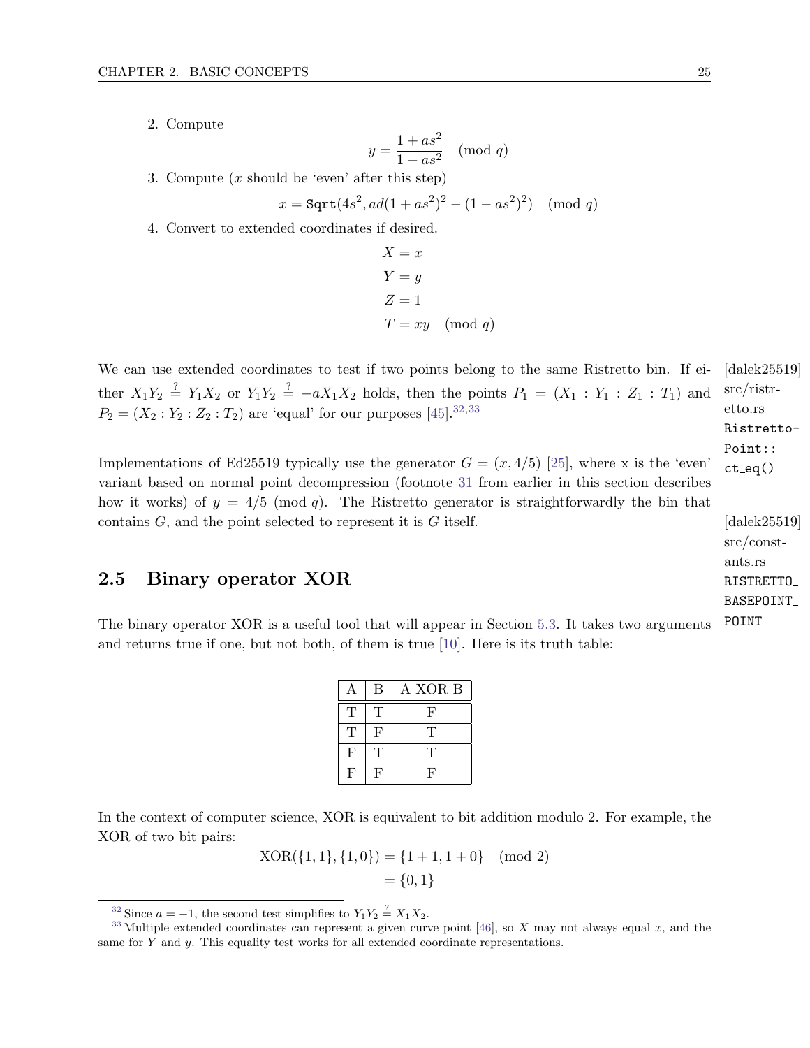2. Compute

$$y = \frac{1 + as^2}{1 - as^2} \pmod{q}$$

3. Compute ($x$ should be 'even' after this step)

$$x = \texttt{Sqrt}(4s^2, ad(1 + as^2)^2 - (1 - as^2)^2) \pmod{q}$$

4. Convert to extended coordinates if desired.

$$\begin{aligned} X &= x \\ Y &= y \\ Z &= 1 \\ T &= xy \pmod{q} \end{aligned}$$

We can use extended coordinates to test if two points belong to the same Ristretto bin. If either $X_1Y_2 \stackrel{?}{=} Y_1X_2$ or $Y_1Y_2 \stackrel{?}{=} -aX_1X_2$ holds, then the points $P_1 = (X_1 : Y_1 : Z_1 : T_1)$ and $P_2 = (X_2 : Y_2 : Z_2 : T_2)$ are 'equal' for our purposes [45].[32,33]

[dalek25519] src/ristretto.rs `RistrettoPoint::ct_eq()`

Implementations of Ed25519 typically use the generator $G = (x, 4/5)$ [25], where x is the 'even' variant based on normal point decompression (footnote 31 from earlier in this section describes how it works) of $y = 4/5 \pmod{q}$. The Ristretto generator is straightforwardly the bin that contains $G$, and the point selected to represent it is $G$ itself.

[dalek25519] src/constants.rs `RISTRETTO_BASEPOINT_POINT`

## 2.5 Binary operator XOR

The binary operator XOR is a useful tool that will appear in Section 5.3. It takes two arguments and returns true if one, but not both, of them is true [10]. Here is its truth table:

| A | B | A XOR B |
|---|---|---|
| T | T | F |
| T | F | T |
| F | T | T |
| F | F | F |

In the context of computer science, XOR is equivalent to bit addition modulo 2. For example, the XOR of two bit pairs:

$$\begin{aligned} \text{XOR}(\{1, 1\}, \{1, 0\}) &= \{1 + 1, 1 + 0\} \pmod{2} \\ &= \{0, 1\} \end{aligned}$$

---

[32] Since $a = -1$, the second test simplifies to $Y_1Y_2 \stackrel{?}{=} X_1X_2$.

[33] Multiple extended coordinates can represent a given curve point [46], so $X$ may not always equal $x$, and the same for $Y$ and $y$. This equality test works for all extended coordinate representations.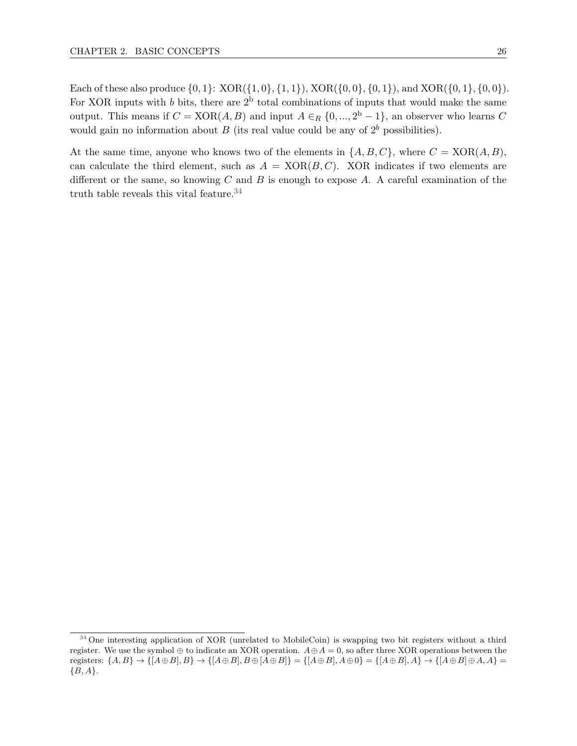Each of these also produce $\{0, 1\}$: XOR($\{1, 0\}, \{1, 1\}$), XOR($\{0, 0\}, \{0, 1\}$), and XOR($\{0, 1\}, \{0, 0\}$). For XOR inputs with $b$ bits, there are $2^{\text{b}}$ total combinations of inputs that would make the same output. This means if $C = \text{XOR}(A, B)$ and input $A \in_R \{0, ..., 2^{\text{b}} - 1\}$, an observer who learns $C$ would gain no information about $B$ (its real value could be any of $2^b$ possibilities).

At the same time, anyone who knows two of the elements in $\{A, B, C\}$, where $C = \text{XOR}(A, B)$, can calculate the third element, such as $A = \text{XOR}(B, C)$. XOR indicates if two elements are different or the same, so knowing $C$ and $B$ is enough to expose $A$. A careful examination of the truth table reveals this vital feature.[34]

[34] One interesting application of XOR (unrelated to MobileCoin) is swapping two bit registers without a third register. We use the symbol $\oplus$ to indicate an XOR operation. $A \oplus A = 0$, so after three XOR operations between the registers: $\{A, B\} \rightarrow \{[A \oplus B], B\} \rightarrow \{[A \oplus B], B \oplus [A \oplus B]\} = \{[A \oplus B], A \oplus 0\} = \{[A \oplus B], A\} \rightarrow \{[A \oplus B] \oplus A, A\} = \{B, A\}$.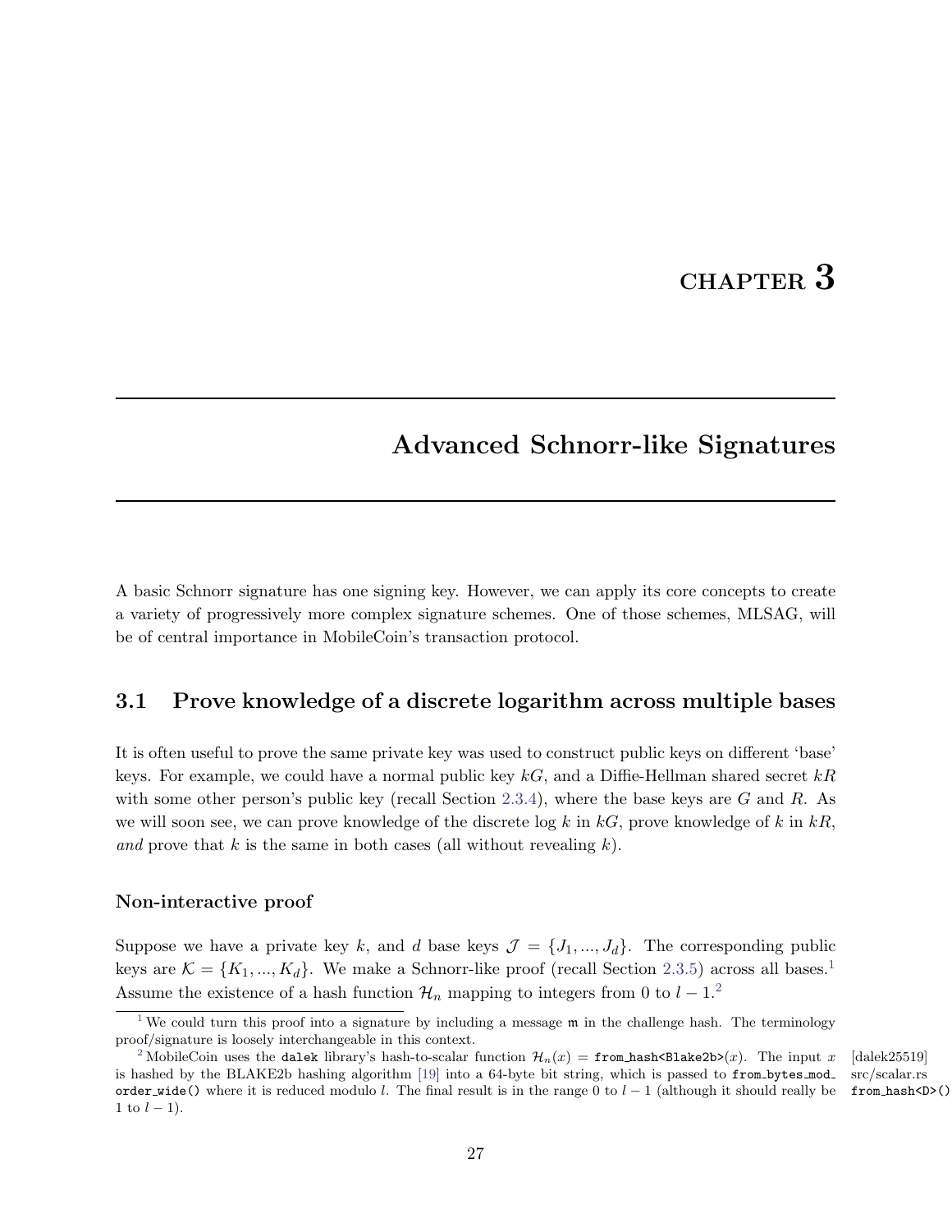# CHAPTER 3

## Advanced Schnorr-like Signatures

A basic Schnorr signature has one signing key. However, we can apply its core concepts to create a variety of progressively more complex signature schemes. One of those schemes, MLSAG, will be of central importance in MobileCoin's transaction protocol.

### 3.1 Prove knowledge of a discrete logarithm across multiple bases

It is often useful to prove the same private key was used to construct public keys on different 'base' keys. For example, we could have a normal public key $kG$, and a Diffie-Hellman shared secret $kR$ with some other person's public key (recall Section 2.3.4), where the base keys are $G$ and $R$. As we will soon see, we can prove knowledge of the discrete log $k$ in $kG$, prove knowledge of $k$ in $kR$, *and* prove that $k$ is the same in both cases (all without revealing $k$).

#### Non-interactive proof

Suppose we have a private key $k$, and $d$ base keys $\mathcal{J} = \{J_1, ..., J_d\}$. The corresponding public keys are $\mathcal{K} = \{K_1, ..., K_d\}$. We make a Schnorr-like proof (recall Section 2.3.5) across all bases.[1] Assume the existence of a hash function $\mathcal{H}_n$ mapping to integers from 0 to $l-1$.[2]

---

[1] We could turn this proof into a signature by including a message $\mathfrak{m}$ in the challenge hash. The terminology proof/signature is loosely interchangeable in this context.

[2] MobileCoin uses the `dalek` library's hash-to-scalar function $\mathcal{H}_n(x) =$ `from_hash<Blake2b>`$(x)$. The input $x$ is hashed by the BLAKE2b hashing algorithm [19] into a 64-byte bit string, which is passed to `from_bytes_mod_order_wide()` where it is reduced modulo $l$. The final result is in the range 0 to $l-1$ (although it should really be 1 to $l-1$). [dalek25519] src/scalar.rs `from_hash<D>()`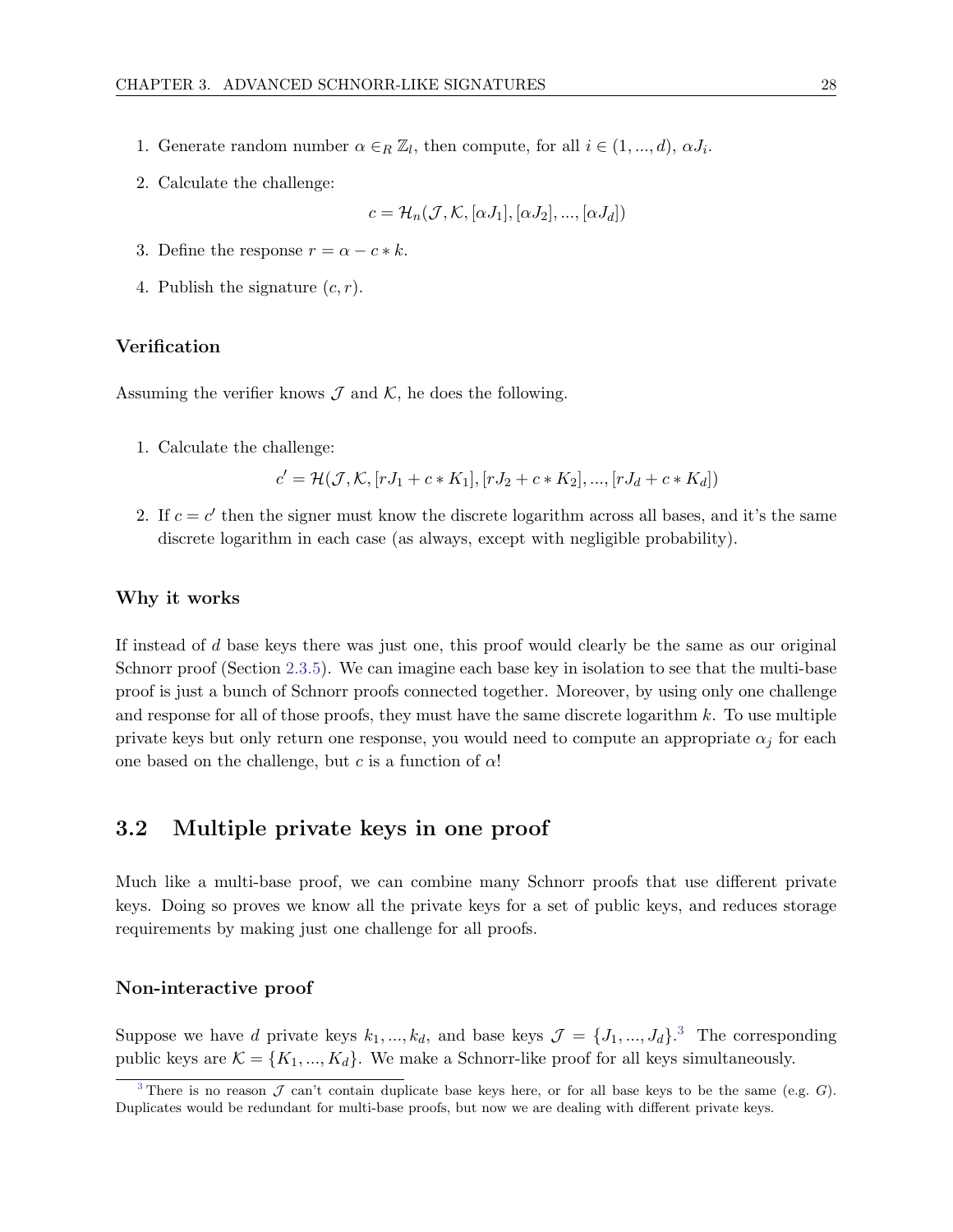1. Generate random number $\alpha \in_R \mathbb{Z}_l$, then compute, for all $i \in (1, ..., d)$, $\alpha J_i$.
2. Calculate the challenge:

$$c = \mathcal{H}_n(\mathcal{J}, \mathcal{K}, [\alpha J_1], [\alpha J_2], ..., [\alpha J_d])$$

3. Define the response $r = \alpha - c * k$.
4. Publish the signature $(c, r)$.

### Verification

Assuming the verifier knows $\mathcal{J}$ and $\mathcal{K}$, he does the following.

1. Calculate the challenge:

$$c' = \mathcal{H}(\mathcal{J}, \mathcal{K}, [rJ_1 + c * K_1], [rJ_2 + c * K_2], ..., [rJ_d + c * K_d])$$

2. If $c = c'$ then the signer must know the discrete logarithm across all bases, and it's the same discrete logarithm in each case (as always, except with negligible probability).

### Why it works

If instead of $d$ base keys there was just one, this proof would clearly be the same as our original Schnorr proof (Section 2.3.5). We can imagine each base key in isolation to see that the multi-base proof is just a bunch of Schnorr proofs connected together. Moreover, by using only one challenge and response for all of those proofs, they must have the same discrete logarithm $k$. To use multiple private keys but only return one response, you would need to compute an appropriate $\alpha_j$ for each one based on the challenge, but $c$ is a function of $\alpha$!

## 3.2 Multiple private keys in one proof

Much like a multi-base proof, we can combine many Schnorr proofs that use different private keys. Doing so proves we know all the private keys for a set of public keys, and reduces storage requirements by making just one challenge for all proofs.

### Non-interactive proof

Suppose we have $d$ private keys $k_1, ..., k_d$, and base keys $\mathcal{J} = \{J_1, ..., J_d\}$.[3] The corresponding public keys are $\mathcal{K} = \{K_1, ..., K_d\}$. We make a Schnorr-like proof for all keys simultaneously.

[3] There is no reason $\mathcal{J}$ can't contain duplicate base keys here, or for all base keys to be the same (e.g. $G$). Duplicates would be redundant for multi-base proofs, but now we are dealing with different private keys.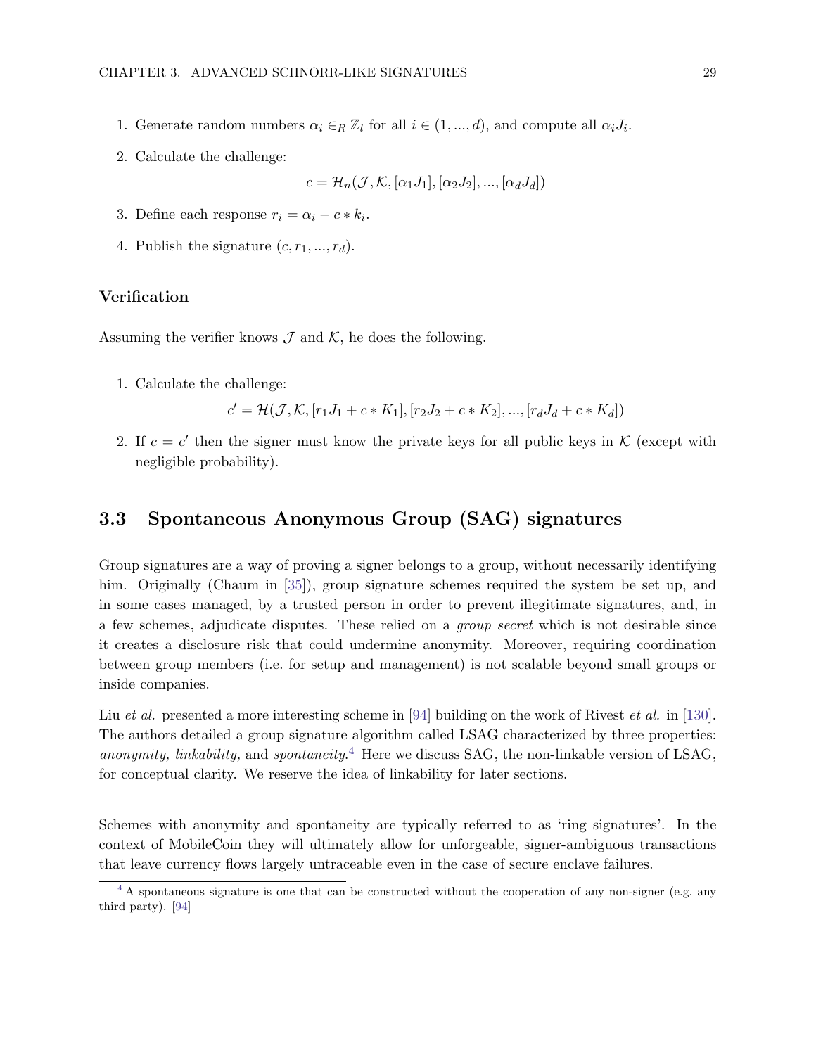1. Generate random numbers $\alpha_i \in_R \mathbb{Z}_l$ for all $i \in (1, ..., d)$, and compute all $\alpha_i J_i$.
2. Calculate the challenge:

$$c = \mathcal{H}_n(\mathcal{J}, \mathcal{K}, [\alpha_1 J_1], [\alpha_2 J_2], ..., [\alpha_d J_d])$$

3. Define each response $r_i = \alpha_i - c * k_i$.
4. Publish the signature $(c, r_1, ..., r_d)$.

#### Verification

Assuming the verifier knows $\mathcal{J}$ and $\mathcal{K}$, he does the following.

1. Calculate the challenge:

$$c' = \mathcal{H}(\mathcal{J}, \mathcal{K}, [r_1 J_1 + c * K_1], [r_2 J_2 + c * K_2], ..., [r_d J_d + c * K_d])$$

2. If $c = c'$ then the signer must know the private keys for all public keys in $\mathcal{K}$ (except with negligible probability).

## 3.3 Spontaneous Anonymous Group (SAG) signatures

Group signatures are a way of proving a signer belongs to a group, without necessarily identifying him. Originally (Chaum in [35]), group signature schemes required the system be set up, and in some cases managed, by a trusted person in order to prevent illegitimate signatures, and, in a few schemes, adjudicate disputes. These relied on a *group secret* which is not desirable since it creates a disclosure risk that could undermine anonymity. Moreover, requiring coordination between group members (i.e. for setup and management) is not scalable beyond small groups or inside companies.

Liu *et al.* presented a more interesting scheme in [94] building on the work of Rivest *et al.* in [130]. The authors detailed a group signature algorithm called LSAG characterized by three properties: *anonymity, linkability,* and *spontaneity*.[4] Here we discuss SAG, the non-linkable version of LSAG, for conceptual clarity. We reserve the idea of linkability for later sections.

Schemes with anonymity and spontaneity are typically referred to as 'ring signatures'. In the context of MobileCoin they will ultimately allow for unforgeable, signer-ambiguous transactions that leave currency flows largely untraceable even in the case of secure enclave failures.

[4] A spontaneous signature is one that can be constructed without the cooperation of any non-signer (e.g. any third party). [94]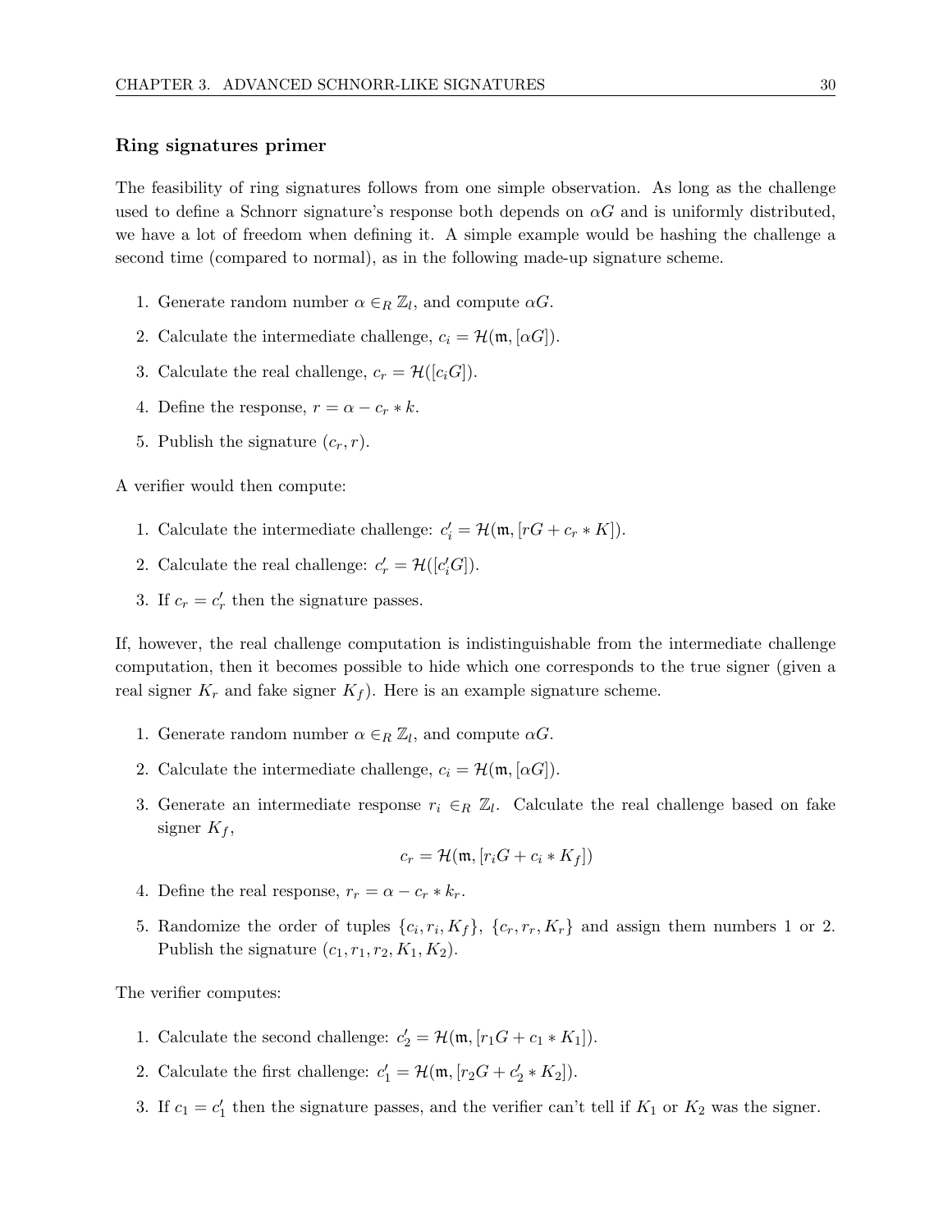### Ring signatures primer

The feasibility of ring signatures follows from one simple observation. As long as the challenge used to define a Schnorr signature's response both depends on $\alpha G$ and is uniformly distributed, we have a lot of freedom when defining it. A simple example would be hashing the challenge a second time (compared to normal), as in the following made-up signature scheme.

1. Generate random number $\alpha \in_R \mathbb{Z}_l$, and compute $\alpha G$.
2. Calculate the intermediate challenge, $c_i = \mathcal{H}(\mathfrak{m}, [\alpha G])$.
3. Calculate the real challenge, $c_r = \mathcal{H}([c_i G])$.
4. Define the response, $r = \alpha - c_r * k$.
5. Publish the signature $(c_r, r)$.

A verifier would then compute:

1. Calculate the intermediate challenge: $c'_i = \mathcal{H}(\mathfrak{m}, [rG + c_r * K])$.
2. Calculate the real challenge: $c'_r = \mathcal{H}([c'_i G])$.
3. If $c_r = c'_r$ then the signature passes.

If, however, the real challenge computation is indistinguishable from the intermediate challenge computation, then it becomes possible to hide which one corresponds to the true signer (given a real signer $K_r$ and fake signer $K_f$). Here is an example signature scheme.

1. Generate random number $\alpha \in_R \mathbb{Z}_l$, and compute $\alpha G$.
2. Calculate the intermediate challenge, $c_i = \mathcal{H}(\mathfrak{m}, [\alpha G])$.
3. Generate an intermediate response $r_i \in_R \mathbb{Z}_l$. Calculate the real challenge based on fake signer $K_f$,
$$c_r = \mathcal{H}(\mathfrak{m}, [r_i G + c_i * K_f])$$
4. Define the real response, $r_r = \alpha - c_r * k_r$.
5. Randomize the order of tuples $\{c_i, r_i, K_f\}$, $\{c_r, r_r, K_r\}$ and assign them numbers 1 or 2. Publish the signature $(c_1, r_1, r_2, K_1, K_2)$.

The verifier computes:

1. Calculate the second challenge: $c'_2 = \mathcal{H}(\mathfrak{m}, [r_1 G + c_1 * K_1])$.
2. Calculate the first challenge: $c'_1 = \mathcal{H}(\mathfrak{m}, [r_2 G + c'_2 * K_2])$.
3. If $c_1 = c'_1$ then the signature passes, and the verifier can't tell if $K_1$ or $K_2$ was the signer.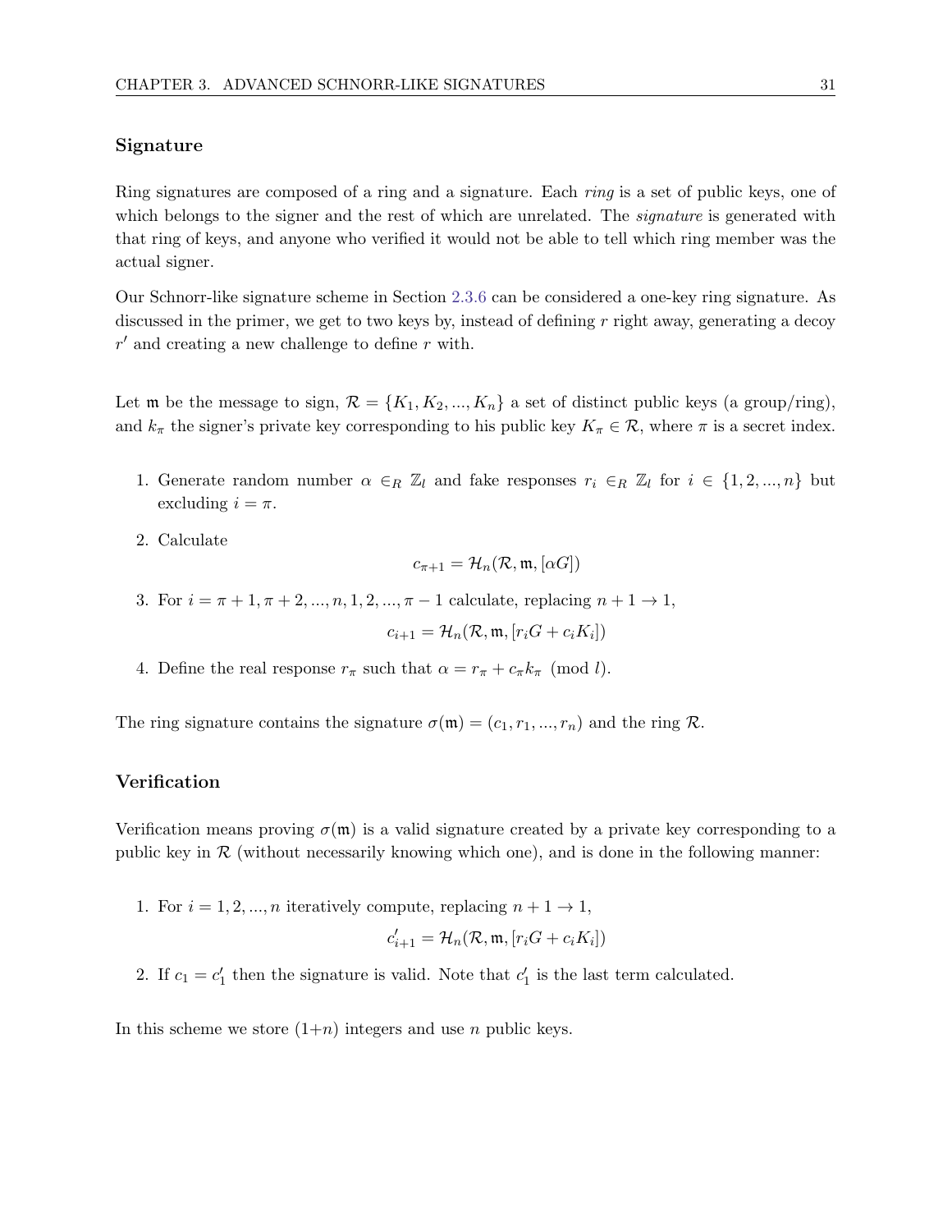### Signature

Ring signatures are composed of a ring and a signature. Each *ring* is a set of public keys, one of which belongs to the signer and the rest of which are unrelated. The *signature* is generated with that ring of keys, and anyone who verified it would not be able to tell which ring member was the actual signer.

Our Schnorr-like signature scheme in Section 2.3.6 can be considered a one-key ring signature. As discussed in the primer, we get to two keys by, instead of defining $r$ right away, generating a decoy $r'$ and creating a new challenge to define $r$ with.

Let $\mathfrak{m}$ be the message to sign, $\mathcal{R} = \{K_1, K_2, ..., K_n\}$ a set of distinct public keys (a group/ring), and $k_\pi$ the signer's private key corresponding to his public key $K_\pi \in \mathcal{R}$, where $\pi$ is a secret index.

1. Generate random number $\alpha \in_R \mathbb{Z}_l$ and fake responses $r_i \in_R \mathbb{Z}_l$ for $i \in \{1, 2, ..., n\}$ but excluding $i = \pi$.

2. Calculate
$$c_{\pi+1} = \mathcal{H}_n(\mathcal{R}, \mathfrak{m}, [\alpha G])$$

3. For $i = \pi + 1, \pi + 2, ..., n, 1, 2, ..., \pi - 1$ calculate, replacing $n + 1 \rightarrow 1$,
$$c_{i+1} = \mathcal{H}_n(\mathcal{R}, \mathfrak{m}, [r_i G + c_i K_i])$$

4. Define the real response $r_\pi$ such that $\alpha = r_\pi + c_\pi k_\pi \pmod{l}$.

The ring signature contains the signature $\sigma(\mathfrak{m}) = (c_1, r_1, ..., r_n)$ and the ring $\mathcal{R}$.

### Verification

Verification means proving $\sigma(\mathfrak{m})$ is a valid signature created by a private key corresponding to a public key in $\mathcal{R}$ (without necessarily knowing which one), and is done in the following manner:

1. For $i = 1, 2, ..., n$ iteratively compute, replacing $n + 1 \rightarrow 1$,
$$c'_{i+1} = \mathcal{H}_n(\mathcal{R}, \mathfrak{m}, [r_i G + c_i K_i])$$

2. If $c_1 = c'_1$ then the signature is valid. Note that $c'_1$ is the last term calculated.

In this scheme we store $(1+n)$ integers and use $n$ public keys.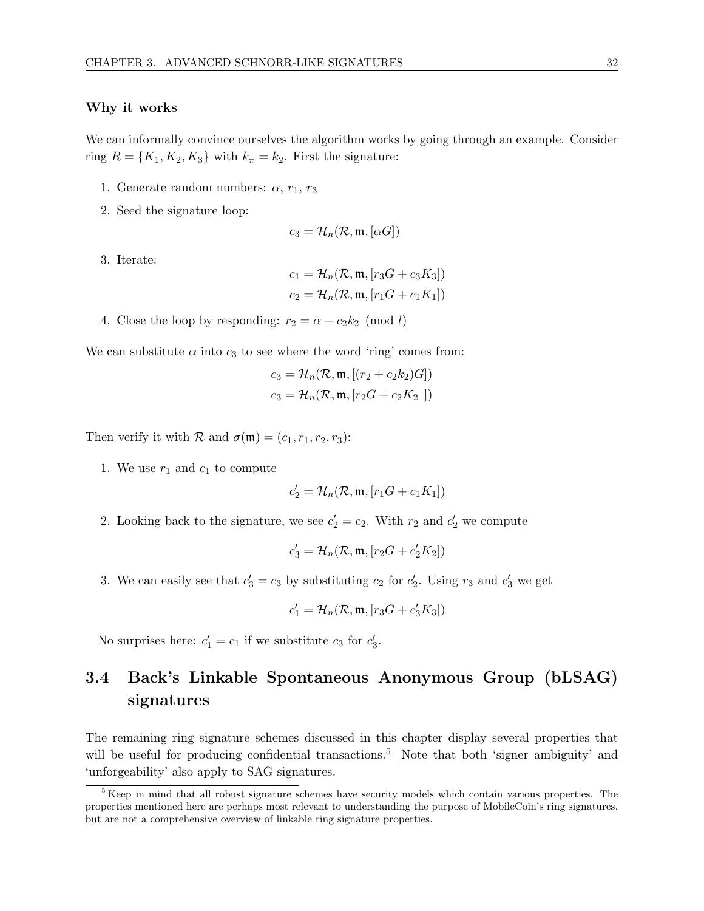### Why it works

We can informally convince ourselves the algorithm works by going through an example. Consider ring $R = \{K_1, K_2, K_3\}$ with $k_\pi = k_2$. First the signature:

1. Generate random numbers: $\alpha$, $r_1$, $r_3$
2. Seed the signature loop:

$$c_3 = \mathcal{H}_n(\mathcal{R}, \mathfrak{m}, [\alpha G])$$

3. Iterate:

$$c_1 = \mathcal{H}_n(\mathcal{R}, \mathfrak{m}, [r_3 G + c_3 K_3])$$
$$c_2 = \mathcal{H}_n(\mathcal{R}, \mathfrak{m}, [r_1 G + c_1 K_1])$$

4. Close the loop by responding: $r_2 = \alpha - c_2 k_2 \pmod{l}$

We can substitute $\alpha$ into $c_3$ to see where the word 'ring' comes from:

$$c_3 = \mathcal{H}_n(\mathcal{R}, \mathfrak{m}, [(r_2 + c_2 k_2)G])$$
$$c_3 = \mathcal{H}_n(\mathcal{R}, \mathfrak{m}, [r_2 G + c_2 K_2 \ ])$$

Then verify it with $\mathcal{R}$ and $\sigma(\mathfrak{m}) = (c_1, r_1, r_2, r_3)$:

1. We use $r_1$ and $c_1$ to compute

$$c'_2 = \mathcal{H}_n(\mathcal{R}, \mathfrak{m}, [r_1 G + c_1 K_1])$$

2. Looking back to the signature, we see $c'_2 = c_2$. With $r_2$ and $c'_2$ we compute

$$c'_3 = \mathcal{H}_n(\mathcal{R}, \mathfrak{m}, [r_2 G + c'_2 K_2])$$

3. We can easily see that $c'_3 = c_3$ by substituting $c_2$ for $c'_2$. Using $r_3$ and $c'_3$ we get

$$c'_1 = \mathcal{H}_n(\mathcal{R}, \mathfrak{m}, [r_3 G + c'_3 K_3])$$

No surprises here: $c'_1 = c_1$ if we substitute $c_3$ for $c'_3$.

## 3.4 Back's Linkable Spontaneous Anonymous Group (bLSAG) signatures

The remaining ring signature schemes discussed in this chapter display several properties that will be useful for producing confidential transactions.[5] Note that both 'signer ambiguity' and 'unforgeability' also apply to SAG signatures.

[5] Keep in mind that all robust signature schemes have security models which contain various properties. The properties mentioned here are perhaps most relevant to understanding the purpose of MobileCoin's ring signatures, but are not a comprehensive overview of linkable ring signature properties.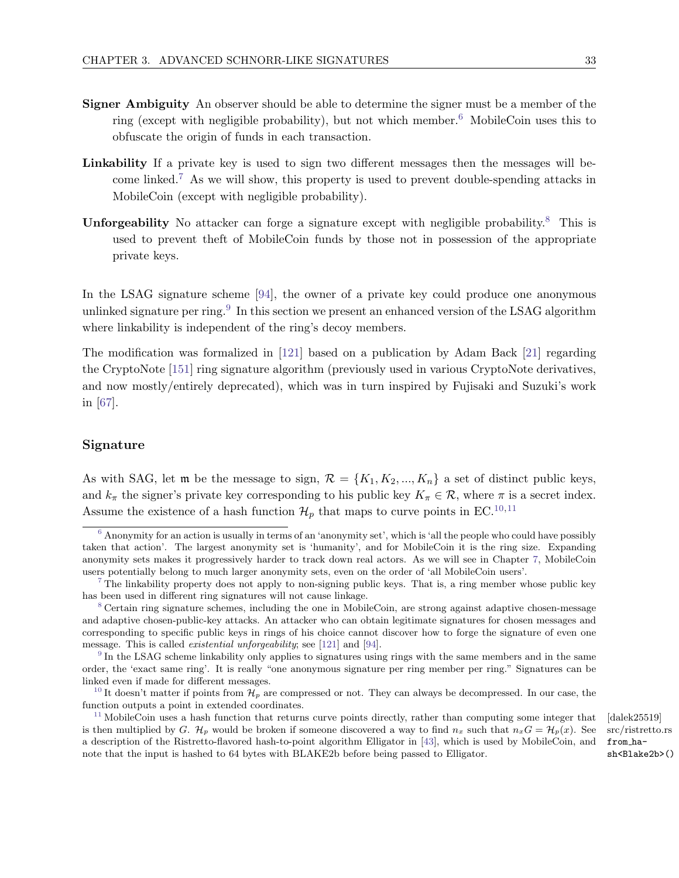**Signer Ambiguity** An observer should be able to determine the signer must be a member of the ring (except with negligible probability), but not which member.[6] MobileCoin uses this to obfuscate the origin of funds in each transaction.

**Linkability** If a private key is used to sign two different messages then the messages will become linked.[7] As we will show, this property is used to prevent double-spending attacks in MobileCoin (except with negligible probability).

**Unforgeability** No attacker can forge a signature except with negligible probability.[8] This is used to prevent theft of MobileCoin funds by those not in possession of the appropriate private keys.

In the LSAG signature scheme [94], the owner of a private key could produce one anonymous unlinked signature per ring.[9] In this section we present an enhanced version of the LSAG algorithm where linkability is independent of the ring's decoy members.

The modification was formalized in [121] based on a publication by Adam Back [21] regarding the CryptoNote [151] ring signature algorithm (previously used in various CryptoNote derivatives, and now mostly/entirely deprecated), which was in turn inspired by Fujisaki and Suzuki's work in [67].

### Signature

As with SAG, let $\mathfrak{m}$ be the message to sign, $\mathcal{R} = \{K_1, K_2, ..., K_n\}$ a set of distinct public keys, and $k_\pi$ the signer's private key corresponding to his public key $K_\pi \in \mathcal{R}$, where $\pi$ is a secret index. Assume the existence of a hash function $\mathcal{H}_p$ that maps to curve points in EC.[10,11]

---

[6] Anonymity for an action is usually in terms of an 'anonymity set', which is 'all the people who could have possibly taken that action'. The largest anonymity set is 'humanity', and for MobileCoin it is the ring size. Expanding anonymity sets makes it progressively harder to track down real actors. As we will see in Chapter 7, MobileCoin users potentially belong to much larger anonymity sets, even on the order of 'all MobileCoin users'.

[7] The linkability property does not apply to non-signing public keys. That is, a ring member whose public key has been used in different ring signatures will not cause linkage.

[8] Certain ring signature schemes, including the one in MobileCoin, are strong against adaptive chosen-message and adaptive chosen-public-key attacks. An attacker who can obtain legitimate signatures for chosen messages and corresponding to specific public keys in rings of his choice cannot discover how to forge the signature of even one message. This is called *existential unforgeability*; see [121] and [94].

[9] In the LSAG scheme linkability only applies to signatures using rings with the same members and in the same order, the 'exact same ring'. It is really "one anonymous signature per ring member per ring." Signatures can be linked even if made for different messages.

[10] It doesn't matter if points from $\mathcal{H}_p$ are compressed or not. They can always be decompressed. In our case, the function outputs a point in extended coordinates.

[11] MobileCoin uses a hash function that returns curve points directly, rather than computing some integer that is then multiplied by $G$. $\mathcal{H}_p$ would be broken if someone discovered a way to find $n_x$ such that $n_x G = \mathcal{H}_p(x)$. See a description of the Ristretto-flavored hash-to-point algorithm Elligator in [43], which is used by MobileCoin, and note that the input is hashed to 64 bytes with BLAKE2b before being passed to Elligator.

[dalek25519] src/ristretto.rs `from_hash<Blake2b>()`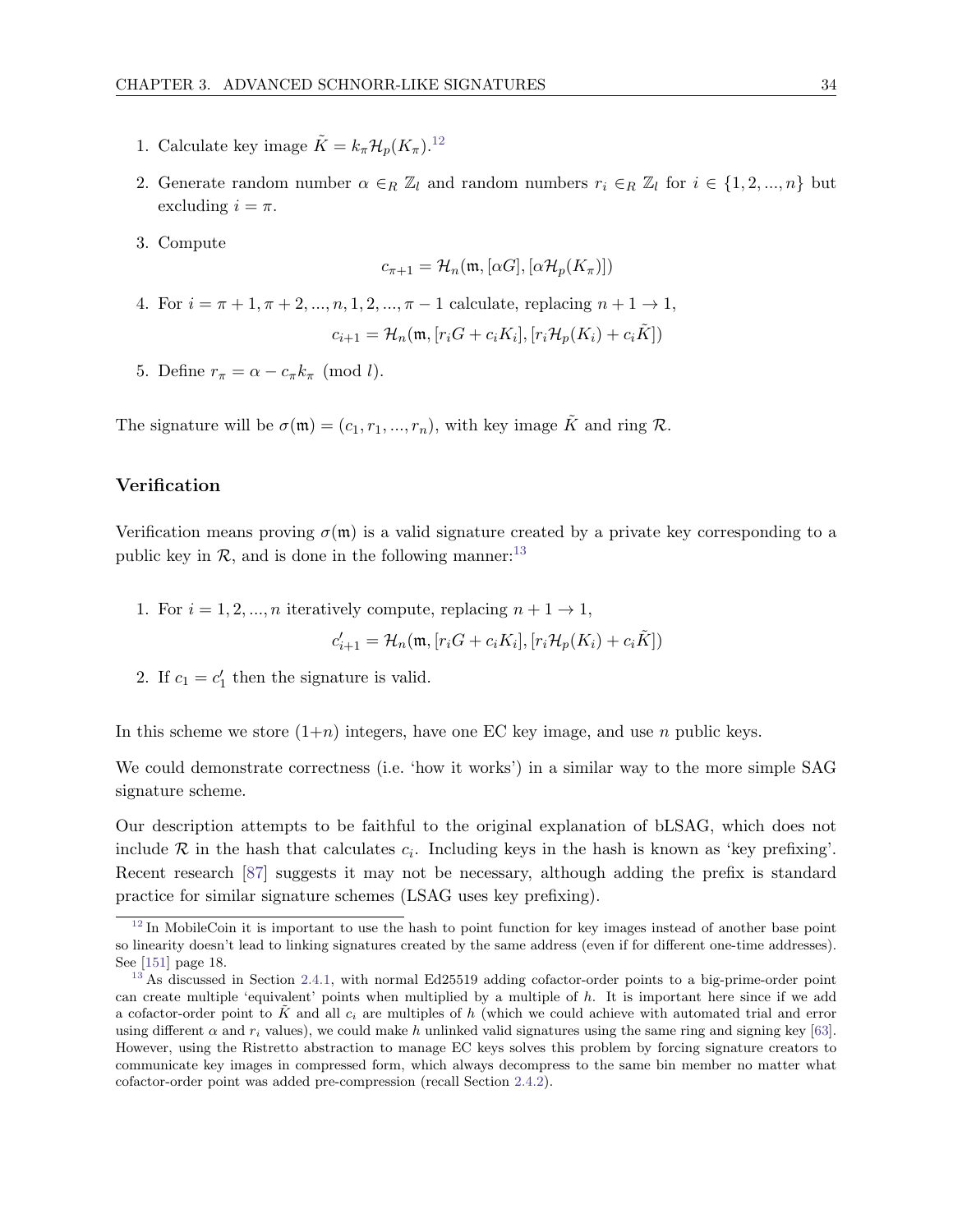1. Calculate key image $\tilde{K} = k_\pi \mathcal{H}_p(K_\pi)$.[12]
2. Generate random number $\alpha \in_R \mathbb{Z}_l$ and random numbers $r_i \in_R \mathbb{Z}_l$ for $i \in \{1, 2, ..., n\}$ but excluding $i = \pi$.
3. Compute
$$c_{\pi+1} = \mathcal{H}_n(\mathfrak{m}, [\alpha G], [\alpha \mathcal{H}_p(K_\pi)])$$
4. For $i = \pi+1, \pi+2, ..., n, 1, 2, ..., \pi-1$ calculate, replacing $n+1 \to 1$,
$$c_{i+1} = \mathcal{H}_n(\mathfrak{m}, [r_i G + c_i K_i], [r_i \mathcal{H}_p(K_i) + c_i \tilde{K}])$$
5. Define $r_\pi = \alpha - c_\pi k_\pi \pmod{l}$.

The signature will be $\sigma(\mathfrak{m}) = (c_1, r_1, ..., r_n)$, with key image $\tilde{K}$ and ring $\mathcal{R}$.

### Verification

Verification means proving $\sigma(\mathfrak{m})$ is a valid signature created by a private key corresponding to a public key in $\mathcal{R}$, and is done in the following manner:[13]

1. For $i = 1, 2, ..., n$ iteratively compute, replacing $n+1 \to 1$,
$$c'_{i+1} = \mathcal{H}_n(\mathfrak{m}, [r_i G + c_i K_i], [r_i \mathcal{H}_p(K_i) + c_i \tilde{K}])$$
2. If $c_1 = c'_1$ then the signature is valid.

In this scheme we store (1+$n$) integers, have one EC key image, and use $n$ public keys.

We could demonstrate correctness (i.e. 'how it works') in a similar way to the more simple SAG signature scheme.

Our description attempts to be faithful to the original explanation of bLSAG, which does not include $\mathcal{R}$ in the hash that calculates $c_i$. Including keys in the hash is known as 'key prefixing'. Recent research [87] suggests it may not be necessary, although adding the prefix is standard practice for similar signature schemes (LSAG uses key prefixing).

[12] In MobileCoin it is important to use the hash to point function for key images instead of another base point so linearity doesn't lead to linking signatures created by the same address (even if for different one-time addresses). See [151] page 18.

[13] As discussed in Section 2.4.1, with normal Ed25519 adding cofactor-order points to a big-prime-order point can create multiple 'equivalent' points when multiplied by a multiple of $h$. It is important here since if we add a cofactor-order point to $\tilde{K}$ and all $c_i$ are multiples of $h$ (which we could achieve with automated trial and error using different $\alpha$ and $r_i$ values), we could make $h$ unlinked valid signatures using the same ring and signing key [63]. However, using the Ristretto abstraction to manage EC keys solves this problem by forcing signature creators to communicate key images in compressed form, which always decompress to the same bin member no matter what cofactor-order point was added pre-compression (recall Section 2.4.2).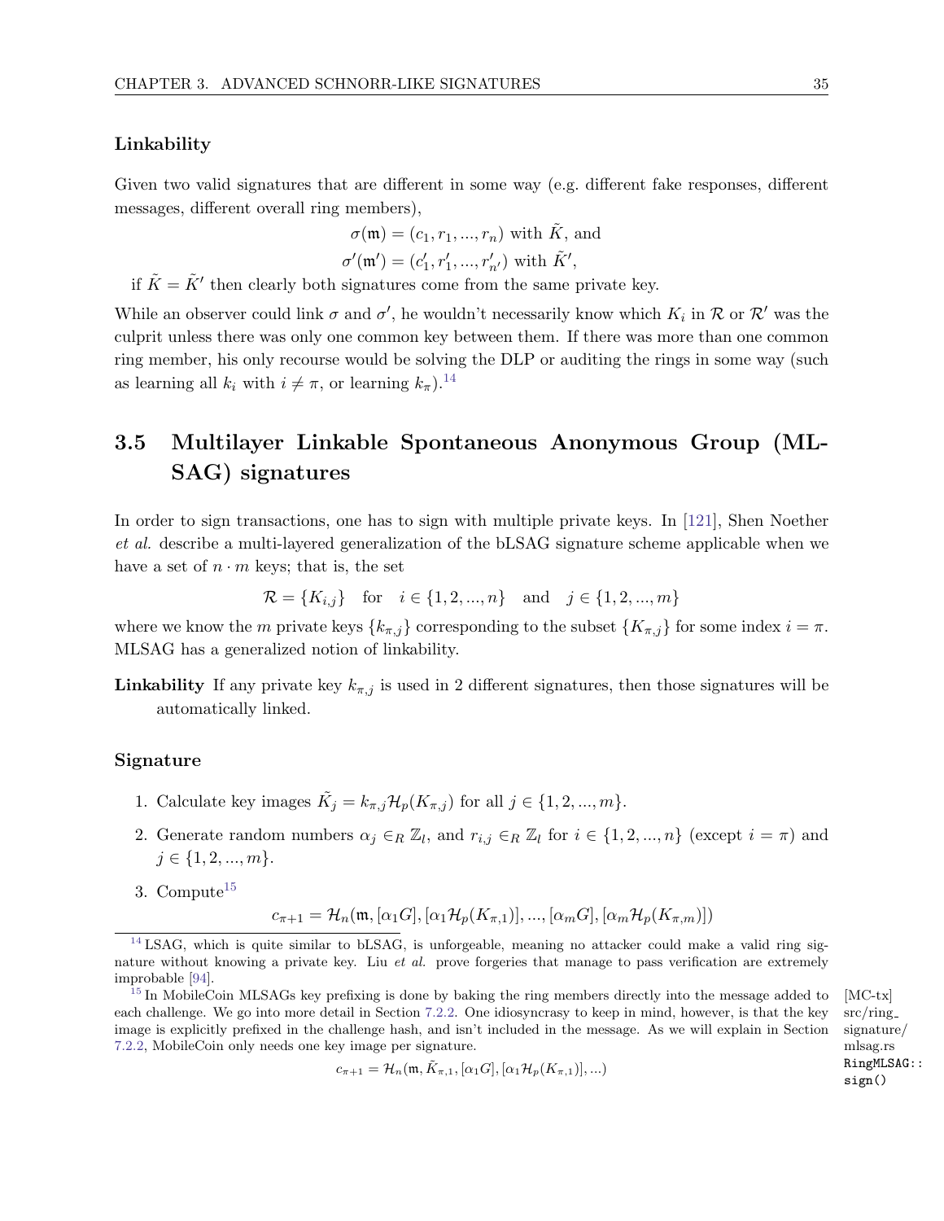### Linkability

Given two valid signatures that are different in some way (e.g. different fake responses, different messages, different overall ring members),

$$\sigma(\mathfrak{m}) = (c_1, r_1, ..., r_n) \text{ with } \tilde{K}, \text{ and}$$
$$\sigma'(\mathfrak{m}') = (c'_1, r'_1, ..., r'_{n'}) \text{ with } \tilde{K}',$$

if $\tilde{K} = \tilde{K}'$ then clearly both signatures come from the same private key.

While an observer could link $\sigma$ and $\sigma'$, he wouldn't necessarily know which $K_i$ in $\mathcal{R}$ or $\mathcal{R}'$ was the culprit unless there was only one common key between them. If there was more than one common ring member, his only recourse would be solving the DLP or auditing the rings in some way (such as learning all $k_i$ with $i \neq \pi$, or learning $k_\pi$).[14]

## 3.5 Multilayer Linkable Spontaneous Anonymous Group (MLSAG) signatures

In order to sign transactions, one has to sign with multiple private keys. In [121], Shen Noether *et al.* describe a multi-layered generalization of the bLSAG signature scheme applicable when we have a set of $n \cdot m$ keys; that is, the set

$$\mathcal{R} = \{K_{i,j}\} \quad \text{for} \quad i \in \{1, 2, ..., n\} \quad \text{and} \quad j \in \{1, 2, ..., m\}$$

where we know the $m$ private keys $\{k_{\pi,j}\}$ corresponding to the subset $\{K_{\pi,j}\}$ for some index $i = \pi$. MLSAG has a generalized notion of linkability.

**Linkability** If any private key $k_{\pi,j}$ is used in 2 different signatures, then those signatures will be automatically linked.

### Signature

1. Calculate key images $\tilde{K}_j = k_{\pi,j}\mathcal{H}_p(K_{\pi,j})$ for all $j \in \{1, 2, ..., m\}$.
2. Generate random numbers $\alpha_j \in_R \mathbb{Z}_l$, and $r_{i,j} \in_R \mathbb{Z}_l$ for $i \in \{1, 2, ..., n\}$ (except $i = \pi$) and $j \in \{1, 2, ..., m\}$.
3. Compute[15]

$$c_{\pi+1} = \mathcal{H}_n(\mathfrak{m}, [\alpha_1 G], [\alpha_1 \mathcal{H}_p(K_{\pi,1})], ..., [\alpha_m G], [\alpha_m \mathcal{H}_p(K_{\pi,m})])$$

---

[14] LSAG, which is quite similar to bLSAG, is unforgeable, meaning no attacker could make a valid ring signature without knowing a private key. Liu *et al.* prove forgeries that manage to pass verification are extremely improbable [94].

[15] In MobileCoin MLSAGs key prefixing is done by baking the ring members directly into the message added to each challenge. We go into more detail in Section 7.2.2. One idiosyncrasy to keep in mind, however, is that the key image is explicitly prefixed in the challenge hash, and isn't included in the message. As we will explain in Section 7.2.2, MobileCoin only needs one key image per signature.

$$c_{\pi+1} = \mathcal{H}_n(\mathfrak{m}, \tilde{K}_{\pi,1}, [\alpha_1 G], [\alpha_1 \mathcal{H}_p(K_{\pi,1})], ...)$$

[MC-tx] src/ring_signature/mlsag.rs `RingMLSAG::sign()`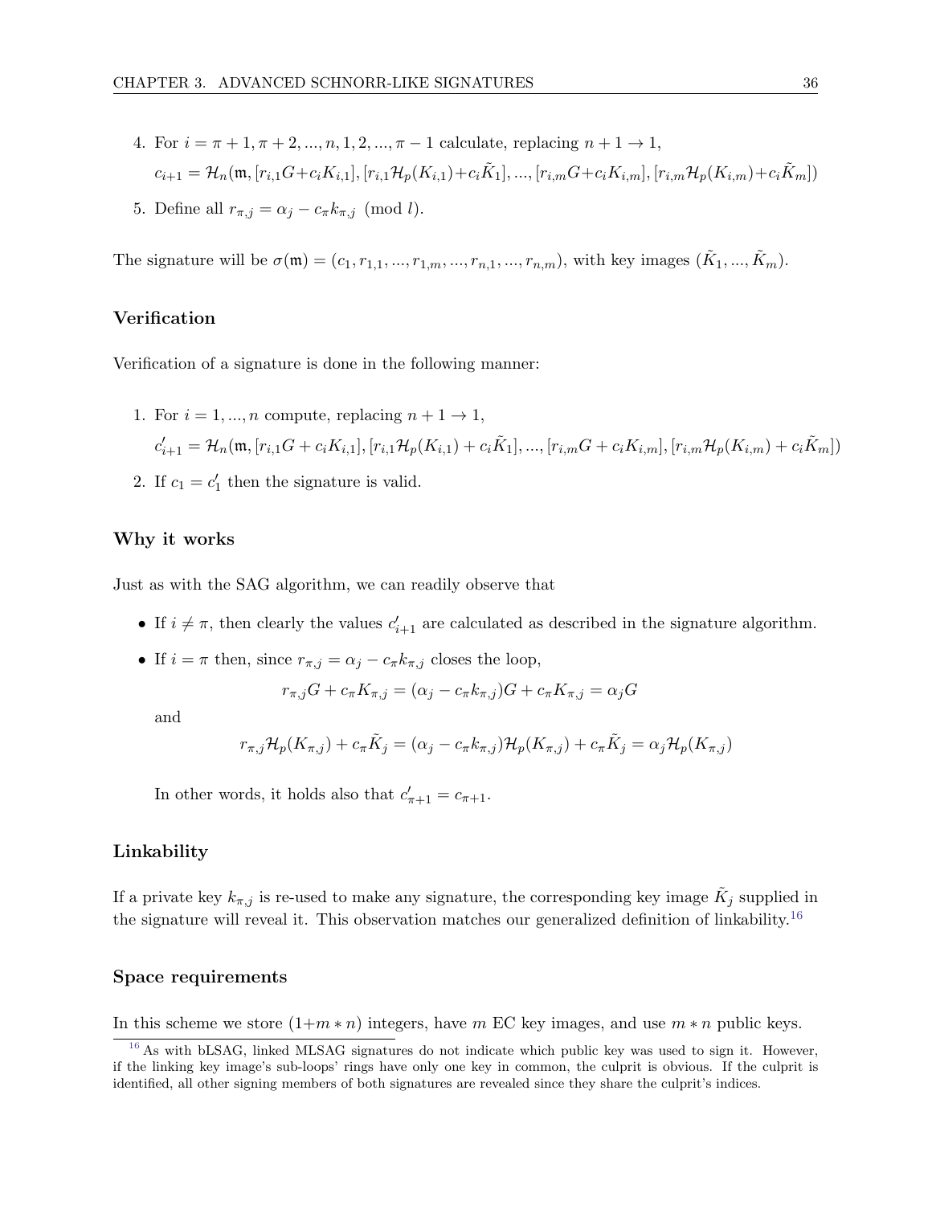4. For $i = \pi+1, \pi+2, ..., n, 1, 2, ..., \pi-1$ calculate, replacing $n+1 \rightarrow 1$,

   $c_{i+1} = \mathcal{H}_n(\mathfrak{m}, [r_{i,1}G + c_i K_{i,1}], [r_{i,1}\mathcal{H}_p(K_{i,1}) + c_i \tilde{K}_1], ..., [r_{i,m}G + c_i K_{i,m}], [r_{i,m}\mathcal{H}_p(K_{i,m}) + c_i \tilde{K}_m])$

5. Define all $r_{\pi,j} = \alpha_j - c_\pi k_{\pi,j} \pmod{l}$.

The signature will be $\sigma(\mathfrak{m}) = (c_1, r_{1,1}, ..., r_{1,m}, ..., r_{n,1}, ..., r_{n,m})$, with key images $(\tilde{K}_1, ..., \tilde{K}_m)$.

### Verification

Verification of a signature is done in the following manner:

1. For $i = 1, ..., n$ compute, replacing $n+1 \rightarrow 1$,

   $c'_{i+1} = \mathcal{H}_n(\mathfrak{m}, [r_{i,1}G + c_i K_{i,1}], [r_{i,1}\mathcal{H}_p(K_{i,1}) + c_i \tilde{K}_1], ..., [r_{i,m}G + c_i K_{i,m}], [r_{i,m}\mathcal{H}_p(K_{i,m}) + c_i \tilde{K}_m])$

2. If $c_1 = c'_1$ then the signature is valid.

### Why it works

Just as with the SAG algorithm, we can readily observe that

- If $i \neq \pi$, then clearly the values $c'_{i+1}$ are calculated as described in the signature algorithm.
- If $i = \pi$ then, since $r_{\pi,j} = \alpha_j - c_\pi k_{\pi,j}$ closes the loop,

  $$r_{\pi,j}G + c_\pi K_{\pi,j} = (\alpha_j - c_\pi k_{\pi,j})G + c_\pi K_{\pi,j} = \alpha_j G$$

  and

  $$r_{\pi,j}\mathcal{H}_p(K_{\pi,j}) + c_\pi \tilde{K}_j = (\alpha_j - c_\pi k_{\pi,j})\mathcal{H}_p(K_{\pi,j}) + c_\pi \tilde{K}_j = \alpha_j \mathcal{H}_p(K_{\pi,j})$$

  In other words, it holds also that $c'_{\pi+1} = c_{\pi+1}$.

### Linkability

If a private key $k_{\pi,j}$ is re-used to make any signature, the corresponding key image $\tilde{K}_j$ supplied in the signature will reveal it. This observation matches our generalized definition of linkability.[16]

### Space requirements

In this scheme we store $(1+m*n)$ integers, have $m$ EC key images, and use $m*n$ public keys.

[16] As with bLSAG, linked MLSAG signatures do not indicate which public key was used to sign it. However, if the linking key image's sub-loops' rings have only one key in common, the culprit is obvious. If the culprit is identified, all other signing members of both signatures are revealed since they share the culprit's indices.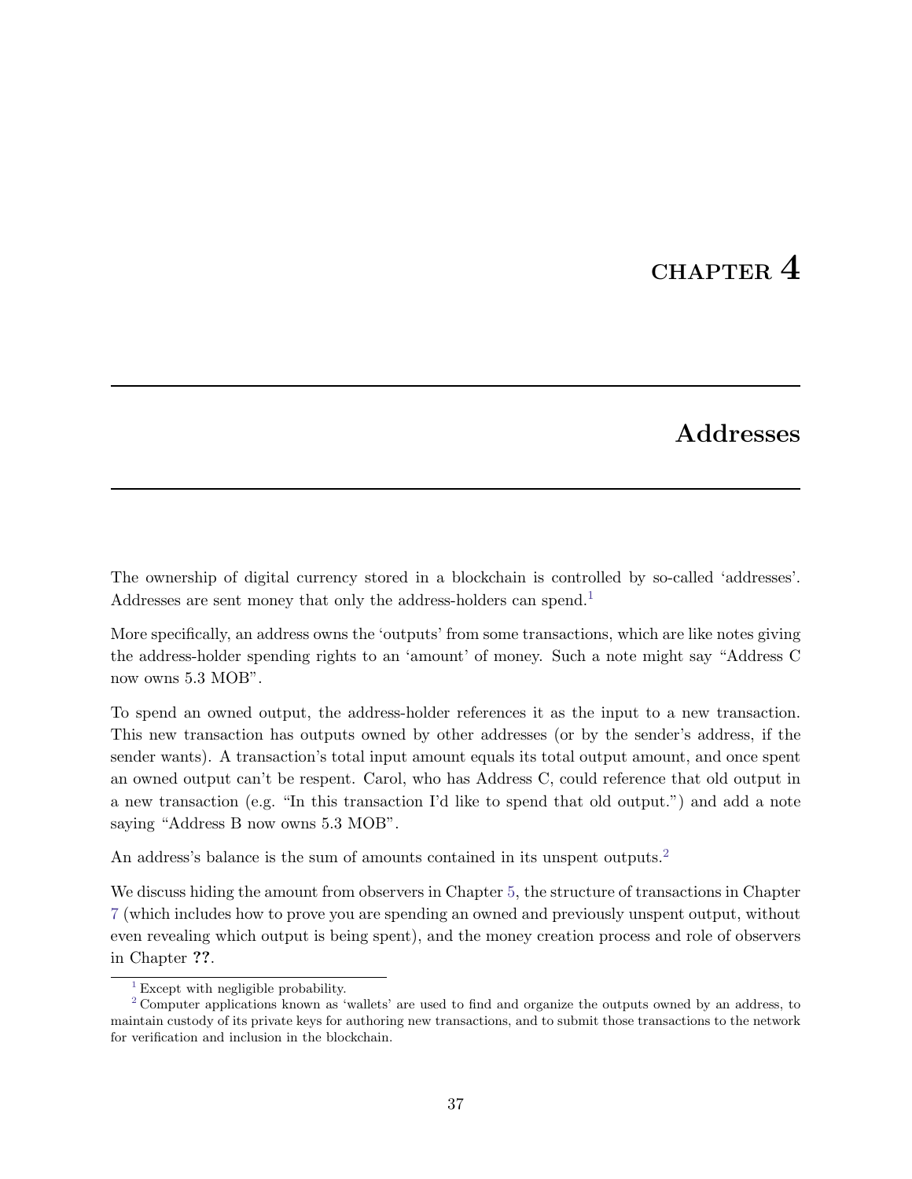# CHAPTER 4

# Addresses

The ownership of digital currency stored in a blockchain is controlled by so-called 'addresses'. Addresses are sent money that only the address-holders can spend.[1]

More specifically, an address owns the 'outputs' from some transactions, which are like notes giving the address-holder spending rights to an 'amount' of money. Such a note might say "Address C now owns 5.3 MOB".

To spend an owned output, the address-holder references it as the input to a new transaction. This new transaction has outputs owned by other addresses (or by the sender's address, if the sender wants). A transaction's total input amount equals its total output amount, and once spent an owned output can't be respent. Carol, who has Address C, could reference that old output in a new transaction (e.g. "In this transaction I'd like to spend that old output.") and add a note saying "Address B now owns 5.3 MOB".

An address's balance is the sum of amounts contained in its unspent outputs.[2]

We discuss hiding the amount from observers in Chapter 5, the structure of transactions in Chapter 7 (which includes how to prove you are spending an owned and previously unspent output, without even revealing which output is being spent), and the money creation process and role of observers in Chapter **??**.

---

[1] Except with negligible probability.

[2] Computer applications known as 'wallets' are used to find and organize the outputs owned by an address, to maintain custody of its private keys for authoring new transactions, and to submit those transactions to the network for verification and inclusion in the blockchain.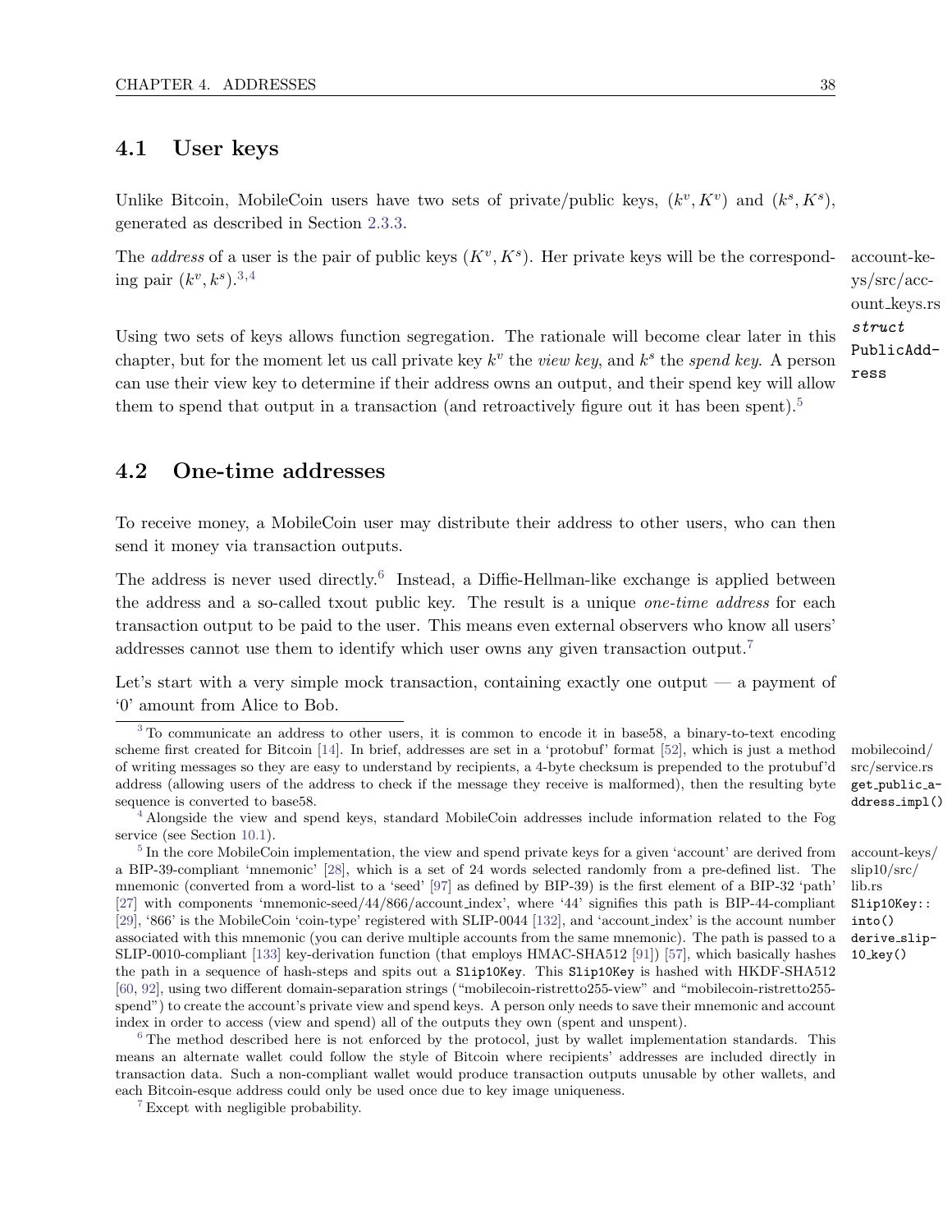## 4.1 User keys

Unlike Bitcoin, MobileCoin users have two sets of private/public keys, $(k^v, K^v)$ and $(k^s, K^s)$, generated as described in Section 2.3.3.

The *address* of a user is the pair of public keys $(K^v, K^s)$. Her private keys will be the corresponding pair $(k^v, k^s)$.[3,4]

account-keys/src/account_keys.rs *struct* PublicAddress

Using two sets of keys allows function segregation. The rationale will become clear later in this chapter, but for the moment let us call private key $k^v$ the *view key*, and $k^s$ the *spend key*. A person can use their view key to determine if their address owns an output, and their spend key will allow them to spend that output in a transaction (and retroactively figure out it has been spent).[5]

## 4.2 One-time addresses

To receive money, a MobileCoin user may distribute their address to other users, who can then send it money via transaction outputs.

The address is never used directly.[6] Instead, a Diffie-Hellman-like exchange is applied between the address and a so-called txout public key. The result is a unique *one-time address* for each transaction output to be paid to the user. This means even external observers who know all users' addresses cannot use them to identify which user owns any given transaction output.[7]

Let's start with a very simple mock transaction, containing exactly one output — a payment of '0' amount from Alice to Bob.

---

[3] To communicate an address to other users, it is common to encode it in base58, a binary-to-text encoding scheme first created for Bitcoin [14]. In brief, addresses are set in a 'protobuf' format [52], which is just a method of writing messages so they are easy to understand by recipients, a 4-byte checksum is prepended to the protubuf'd address (allowing users of the address to check if the message they receive is malformed), then the resulting byte sequence is converted to base58.

mobilecoind/src/service.rs `get_public_address_impl()`

[4] Alongside the view and spend keys, standard MobileCoin addresses include information related to the Fog service (see Section 10.1).

[5] In the core MobileCoin implementation, the view and spend private keys for a given 'account' are derived from a BIP-39-compliant 'mnemonic' [28], which is a set of 24 words selected randomly from a pre-defined list. The mnemonic (converted from a word-list to a 'seed' [97] as defined by BIP-39) is the first element of a BIP-32 'path' [27] with components 'mnemonic-seed/44/866/account_index', where '44' signifies this path is BIP-44-compliant [29], '866' is the MobileCoin 'coin-type' registered with SLIP-0044 [132], and 'account_index' is the account number associated with this mnemonic (you can derive multiple accounts from the same mnemonic). The path is passed to a SLIP-0010-compliant [133] key-derivation function (that employs HMAC-SHA512 [91]) [57], which basically hashes the path in a sequence of hash-steps and spits out a `Slip10Key`. This `Slip10Key` is hashed with HKDF-SHA512 [60, 92], using two different domain-separation strings ("mobilecoin-ristretto255-view" and "mobilecoin-ristretto255-spend") to create the account's private view and spend keys. A person only needs to save their mnemonic and account index in order to access (view and spend) all of the outputs they own (spent and unspent).

account-keys/slip10/src/lib.rs `Slip10Key::into()` `derive_slip10_key()`

[6] The method described here is not enforced by the protocol, just by wallet implementation standards. This means an alternate wallet could follow the style of Bitcoin where recipients' addresses are included directly in transaction data. Such a non-compliant wallet would produce transaction outputs unusable by other wallets, and each Bitcoin-esque address could only be used once due to key image uniqueness.

[7] Except with negligible probability.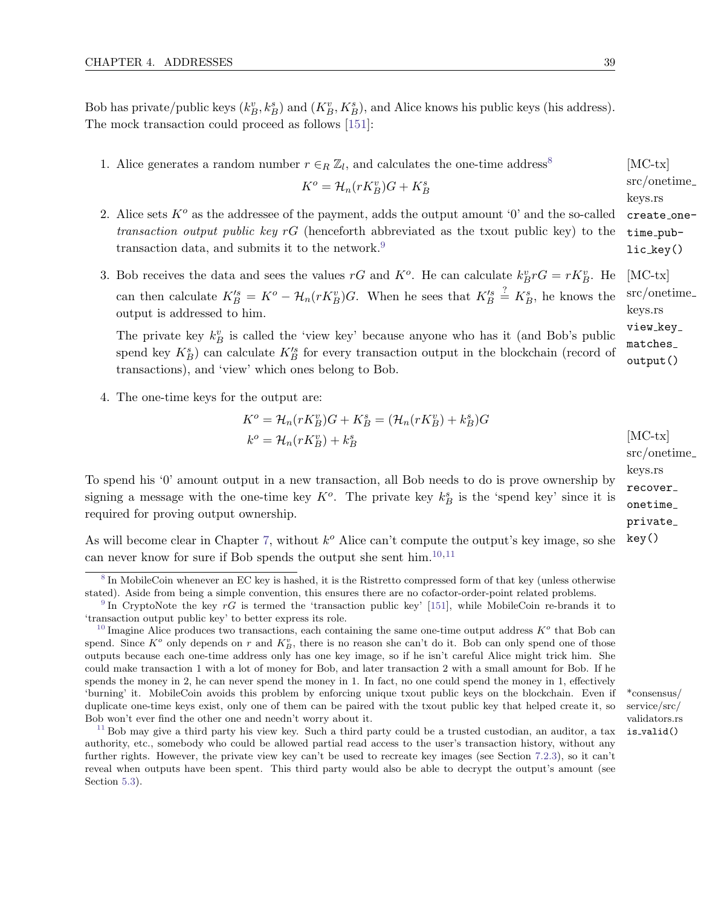Bob has private/public keys $(k_B^v, k_B^s)$ and $(K_B^v, K_B^s)$, and Alice knows his public keys (his address). The mock transaction could proceed as follows [151]:

1. Alice generates a random number $r \in_R \mathbb{Z}_l$, and calculates the one-time address[8]

   $$K^o = \mathcal{H}_n(rK_B^v)G + K_B^s$$

   [MC-tx] src/onetime_keys.rs `create_onetime_public_key()`

2. Alice sets $K^o$ as the addressee of the payment, adds the output amount '0' and the so-called *transaction output public key* $rG$ (henceforth abbreviated as the txout public key) to the transaction data, and submits it to the network.[9]

3. Bob receives the data and sees the values $rG$ and $K^o$. He can calculate $k_B^v rG = rK_B^v$. He can then calculate $K_B'^s = K^o - \mathcal{H}_n(rK_B^v)G$. When he sees that $K_B'^s \stackrel{?}{=} K_B^s$, he knows the output is addressed to him.

   [MC-tx] src/onetime_keys.rs `view_key_matches_output()`

   The private key $k_B^v$ is called the 'view key' because anyone who has it (and Bob's public spend key $K_B^s$) can calculate $K_B'^s$ for every transaction output in the blockchain (record of transactions), and 'view' which ones belong to Bob.

4. The one-time keys for the output are:

   $$K^o = \mathcal{H}_n(rK_B^v)G + K_B^s = (\mathcal{H}_n(rK_B^v) + k_B^s)G$$
   $$k^o = \mathcal{H}_n(rK_B^v) + k_B^s$$

   [MC-tx] src/onetime_keys.rs `recover_onetime_private_key()`

To spend his '0' amount output in a new transaction, all Bob needs to do is prove ownership by signing a message with the one-time key $K^o$. The private key $k_B^s$ is the 'spend key' since it is required for proving output ownership.

As will become clear in Chapter 7, without $k^o$ Alice can't compute the output's key image, so she can never know for sure if Bob spends the output she sent him.[10,11]

---

[8] In MobileCoin whenever an EC key is hashed, it is the Ristretto compressed form of that key (unless otherwise stated). Aside from being a simple convention, this ensures there are no cofactor-order-point related problems.

[9] In CryptoNote the key $rG$ is termed the 'transaction public key' [151], while MobileCoin re-brands it to 'transaction output public key' to better express its role.

[10] Imagine Alice produces two transactions, each containing the same one-time output address $K^o$ that Bob can spend. Since $K^o$ only depends on $r$ and $K_B^v$, there is no reason she can't do it. Bob can only spend one of those outputs because each one-time address only has one key image, so if he isn't careful Alice might trick him. She could make transaction 1 with a lot of money for Bob, and later transaction 2 with a small amount for Bob. If he spends the money in 2, he can never spend the money in 1. In fact, no one could spend the money in 1, effectively 'burning' it. MobileCoin avoids this problem by enforcing unique txout public keys on the blockchain. Even if duplicate one-time keys exist, only one of them can be paired with the txout public key that helped create it, so Bob won't ever find the other one and needn't worry about it.

*consensus/service/src/validators.rs `is_valid()`

[11] Bob may give a third party his view key. Such a third party could be a trusted custodian, an auditor, a tax authority, etc., somebody who could be allowed partial read access to the user's transaction history, without any further rights. However, the private view key can't be used to recreate key images (see Section 7.2.3), so it can't reveal when outputs have been spent. This third party would also be able to decrypt the output's amount (see Section 5.3).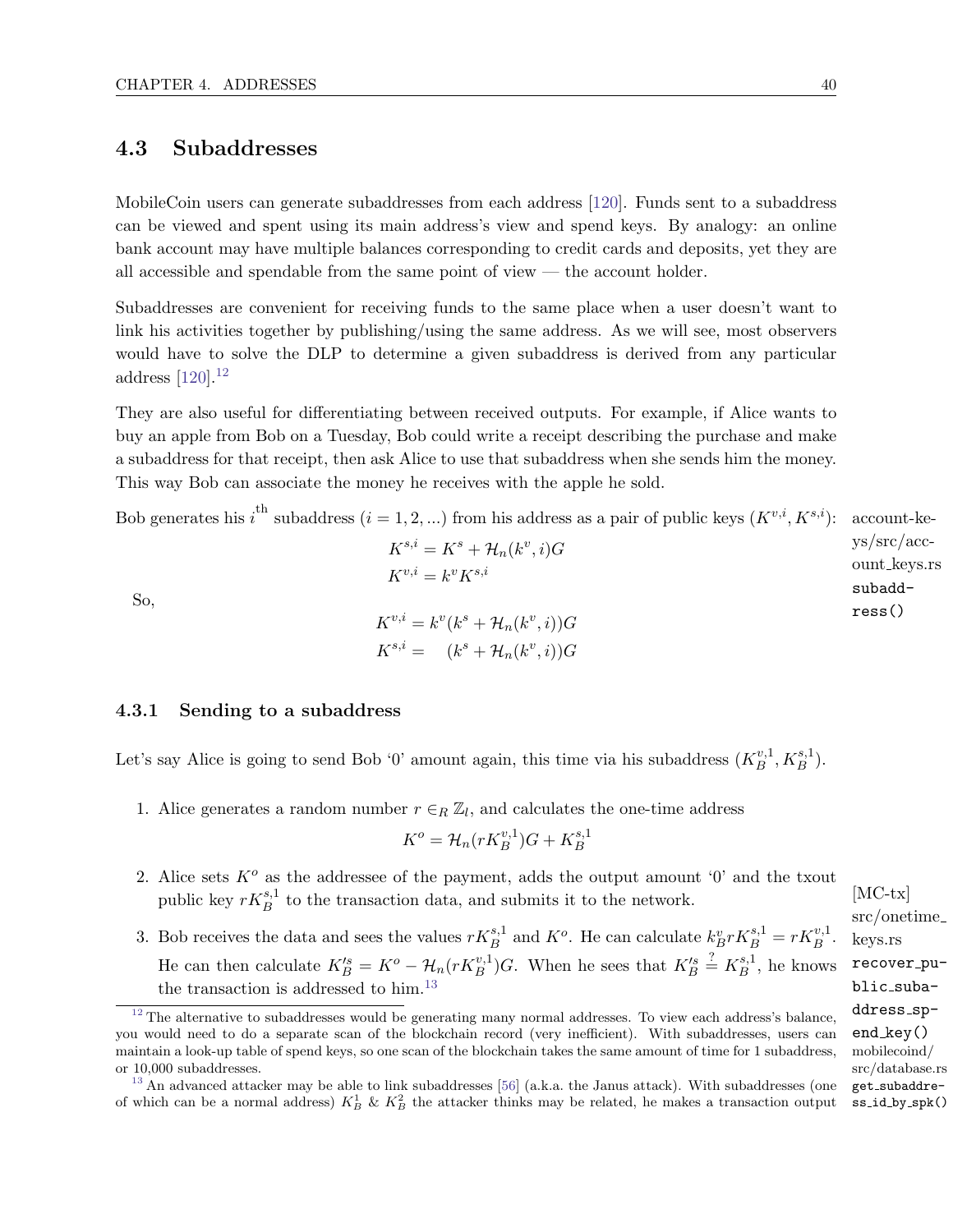## 4.3 Subaddresses

MobileCoin users can generate subaddresses from each address [120]. Funds sent to a subaddress can be viewed and spent using its main address's view and spend keys. By analogy: an online bank account may have multiple balances corresponding to credit cards and deposits, yet they are all accessible and spendable from the same point of view — the account holder.

Subaddresses are convenient for receiving funds to the same place when a user doesn't want to link his activities together by publishing/using the same address. As we will see, most observers would have to solve the DLP to determine a given subaddress is derived from any particular address [120].[12]

They are also useful for differentiating between received outputs. For example, if Alice wants to buy an apple from Bob on a Tuesday, Bob could write a receipt describing the purchase and make a subaddress for that receipt, then ask Alice to use that subaddress when she sends him the money. This way Bob can associate the money he receives with the apple he sold.

Bob generates his $i^{\text{th}}$ subaddress ($i = 1, 2, ...$) from his address as a pair of public keys $(K^{v,i}, K^{s,i})$:

account-keys/src/account_keys.rs `subaddress()`

$$K^{s,i} = K^s + \mathcal{H}_n(k^v, i)G$$
$$K^{v,i} = k^v K^{s,i}$$

So,

$$K^{v,i} = k^v(k^s + \mathcal{H}_n(k^v, i))G$$
$$K^{s,i} = \quad (k^s + \mathcal{H}_n(k^v, i))G$$

### 4.3.1 Sending to a subaddress

Let's say Alice is going to send Bob '0' amount again, this time via his subaddress $(K_B^{v,1}, K_B^{s,1})$.

1. Alice generates a random number $r \in_R \mathbb{Z}_l$, and calculates the one-time address

$$K^o = \mathcal{H}_n(rK_B^{v,1})G + K_B^{s,1}$$

2. Alice sets $K^o$ as the addressee of the payment, adds the output amount '0' and the txout public key $rK_B^{s,1}$ to the transaction data, and submits it to the network.

3. Bob receives the data and sees the values $rK_B^{s,1}$ and $K^o$. He can calculate $k_B^v rK_B^{s,1} = rK_B^{v,1}$. He can then calculate $K_B'^s = K^o - \mathcal{H}_n(rK_B^{v,1})G$. When he sees that $K_B'^s \stackrel{?}{=} K_B^{s,1}$, he knows the transaction is addressed to him.[13]

[MC-tx] src/onetime_keys.rs `recover_public_subaddress_spend_key()` mobilecoind/src/database.rs `get_subaddress_id_by_spk()`

[12] The alternative to subaddresses would be generating many normal addresses. To view each address's balance, you would need to do a separate scan of the blockchain record (very inefficient). With subaddresses, users can maintain a look-up table of spend keys, so one scan of the blockchain takes the same amount of time for 1 subaddress, or 10,000 subaddresses.

[13] An advanced attacker may be able to link subaddresses [56] (a.k.a. the Janus attack). With subaddresses (one of which can be a normal address) $K_B^1$ & $K_B^2$ the attacker thinks may be related, he makes a transaction output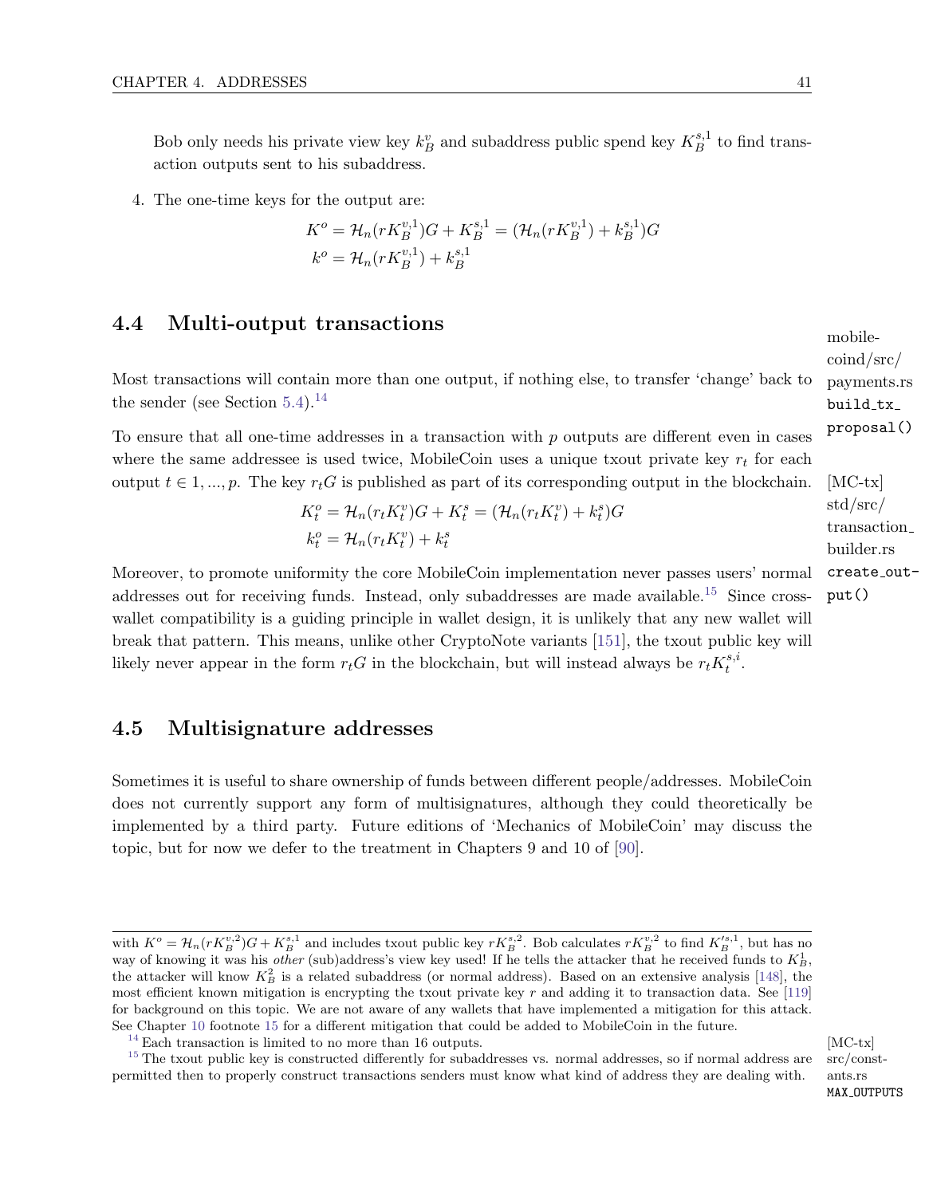Bob only needs his private view key $k^v_B$ and subaddress public spend key $K^{s,1}_B$ to find transaction outputs sent to his subaddress.

4. The one-time keys for the output are:

$$K^o = \mathcal{H}_n(rK^{v,1}_B)G + K^{s,1}_B = (\mathcal{H}_n(rK^{v,1}_B) + k^{s,1}_B)G$$
$$k^o = \mathcal{H}_n(rK^{v,1}_B) + k^{s,1}_B$$

## 4.4 Multi-output transactions

mobilecoind/src/payments.rs `build_tx_proposal()`

Most transactions will contain more than one output, if nothing else, to transfer 'change' back to the sender (see Section 5.4).[14]

To ensure that all one-time addresses in a transaction with $p$ outputs are different even in cases where the same addressee is used twice, MobileCoin uses a unique txout private key $r_t$ for each output $t \in 1, ..., p$. The key $r_t G$ is published as part of its corresponding output in the blockchain.

[MC-tx] std/src/transaction_builder.rs `create_output()`

$$K^o_t = \mathcal{H}_n(r_t K^v_t)G + K^s_t = (\mathcal{H}_n(r_t K^v_t) + k^s_t)G$$
$$k^o_t = \mathcal{H}_n(r_t K^v_t) + k^s_t$$

Moreover, to promote uniformity the core MobileCoin implementation never passes users' normal addresses out for receiving funds. Instead, only subaddresses are made available.[15] Since cross-wallet compatibility is a guiding principle in wallet design, it is unlikely that any new wallet will break that pattern. This means, unlike other CryptoNote variants [151], the txout public key will likely never appear in the form $r_t G$ in the blockchain, but will instead always be $r_t K^{s,i}_t$.

## 4.5 Multisignature addresses

Sometimes it is useful to share ownership of funds between different people/addresses. MobileCoin does not currently support any form of multisignatures, although they could theoretically be implemented by a third party. Future editions of 'Mechanics of MobileCoin' may discuss the topic, but for now we defer to the treatment in Chapters 9 and 10 of [90].

---

with $K^o = \mathcal{H}_n(rK^{v,2}_B)G + K^{s,1}_B$ and includes txout public key $rK^{s,2}_B$. Bob calculates $rK^{v,2}_B$ to find $K'^{s,1}_B$, but has no way of knowing it was his *other* (sub)address's view key used! If he tells the attacker that he received funds to $K^1_B$, the attacker will know $K^2_B$ is a related subaddress (or normal address). Based on an extensive analysis [148], the most efficient known mitigation is encrypting the txout private key $r$ and adding it to transaction data. See [119] for background on this topic. We are not aware of any wallets that have implemented a mitigation for this attack. See Chapter 10 footnote 15 for a different mitigation that could be added to MobileCoin in the future.

[14] Each transaction is limited to no more than 16 outputs. [MC-tx] src/constants.rs `MAX_OUTPUTS`

[15] The txout public key is constructed differently for subaddresses vs. normal addresses, so if normal address are permitted then to properly construct transactions senders must know what kind of address they are dealing with.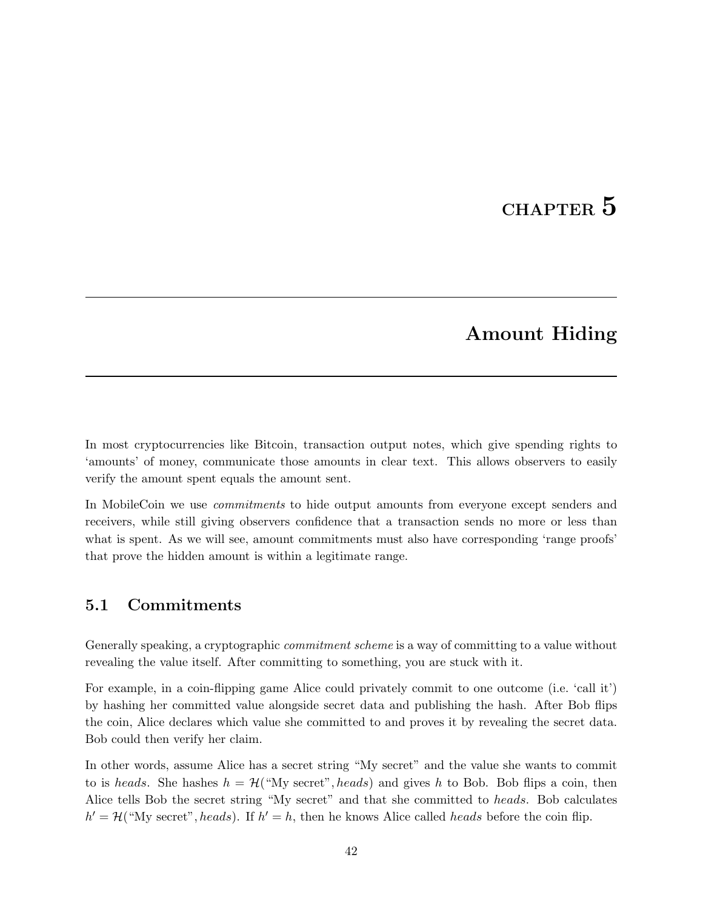# CHAPTER 5

# Amount Hiding

In most cryptocurrencies like Bitcoin, transaction output notes, which give spending rights to 'amounts' of money, communicate those amounts in clear text. This allows observers to easily verify the amount spent equals the amount sent.

In MobileCoin we use *commitments* to hide output amounts from everyone except senders and receivers, while still giving observers confidence that a transaction sends no more or less than what is spent. As we will see, amount commitments must also have corresponding 'range proofs' that prove the hidden amount is within a legitimate range.

## 5.1 Commitments

Generally speaking, a cryptographic *commitment scheme* is a way of committing to a value without revealing the value itself. After committing to something, you are stuck with it.

For example, in a coin-flipping game Alice could privately commit to one outcome (i.e. 'call it') by hashing her committed value alongside secret data and publishing the hash. After Bob flips the coin, Alice declares which value she committed to and proves it by revealing the secret data. Bob could then verify her claim.

In other words, assume Alice has a secret string "My secret" and the value she wants to commit to is *heads*. She hashes $h = \mathcal{H}(\text{"My secret"}, heads)$ and gives $h$ to Bob. Bob flips a coin, then Alice tells Bob the secret string "My secret" and that she committed to *heads*. Bob calculates $h' = \mathcal{H}(\text{"My secret"}, heads)$. If $h' = h$, then he knows Alice called *heads* before the coin flip.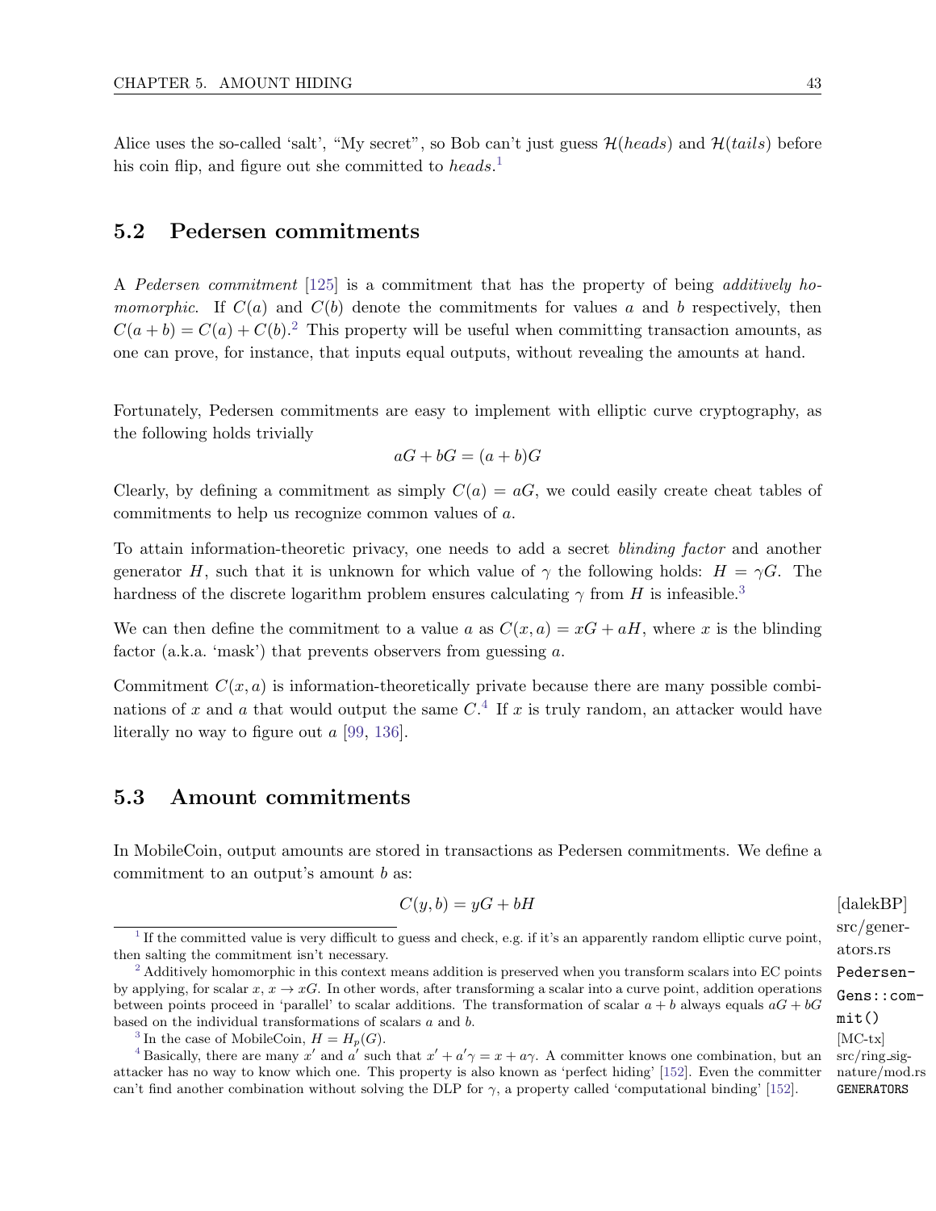Alice uses the so-called 'salt', "My secret", so Bob can't just guess $\mathcal{H}(heads)$ and $\mathcal{H}(tails)$ before his coin flip, and figure out she committed to *heads*.[1]

## 5.2 Pedersen commitments

A *Pedersen commitment* [125] is a commitment that has the property of being *additively homomorphic*. If $C(a)$ and $C(b)$ denote the commitments for values $a$ and $b$ respectively, then $C(a + b) = C(a) + C(b)$.[2] This property will be useful when committing transaction amounts, as one can prove, for instance, that inputs equal outputs, without revealing the amounts at hand.

Fortunately, Pedersen commitments are easy to implement with elliptic curve cryptography, as the following holds trivially

$$aG + bG = (a + b)G$$

Clearly, by defining a commitment as simply $C(a) = aG$, we could easily create cheat tables of commitments to help us recognize common values of $a$.

To attain information-theoretic privacy, one needs to add a secret *blinding factor* and another generator $H$, such that it is unknown for which value of $\gamma$ the following holds: $H = \gamma G$. The hardness of the discrete logarithm problem ensures calculating $\gamma$ from $H$ is infeasible.[3]

We can then define the commitment to a value $a$ as $C(x, a) = xG + aH$, where $x$ is the blinding factor (a.k.a. 'mask') that prevents observers from guessing $a$.

Commitment $C(x, a)$ is information-theoretically private because there are many possible combinations of $x$ and $a$ that would output the same $C$.[4] If $x$ is truly random, an attacker would have literally no way to figure out $a$ [99, 136].

## 5.3 Amount commitments

In MobileCoin, output amounts are stored in transactions as Pedersen commitments. We define a commitment to an output's amount $b$ as:

$$C(y, b) = yG + bH$$

[dalekBP] src/generators.rs `PedersenGens::commit()`

[MC-tx] src/ring_signature/mod.rs `GENERATORS`

---

[1] If the committed value is very difficult to guess and check, e.g. if it's an apparently random elliptic curve point, then salting the commitment isn't necessary.

[2] Additively homomorphic in this context means addition is preserved when you transform scalars into EC points by applying, for scalar $x$, $x \to xG$. In other words, after transforming a scalar into a curve point, addition operations between points proceed in 'parallel' to scalar additions. The transformation of scalar $a + b$ always equals $aG + bG$ based on the individual transformations of scalars $a$ and $b$.

[3] In the case of MobileCoin, $H = H_p(G)$.

[4] Basically, there are many $x'$ and $a'$ such that $x' + a'\gamma = x + a\gamma$. A committer knows one combination, but an attacker has no way to know which one. This property is also known as 'perfect hiding' [152]. Even the committer can't find another combination without solving the DLP for $\gamma$, a property called 'computational binding' [152].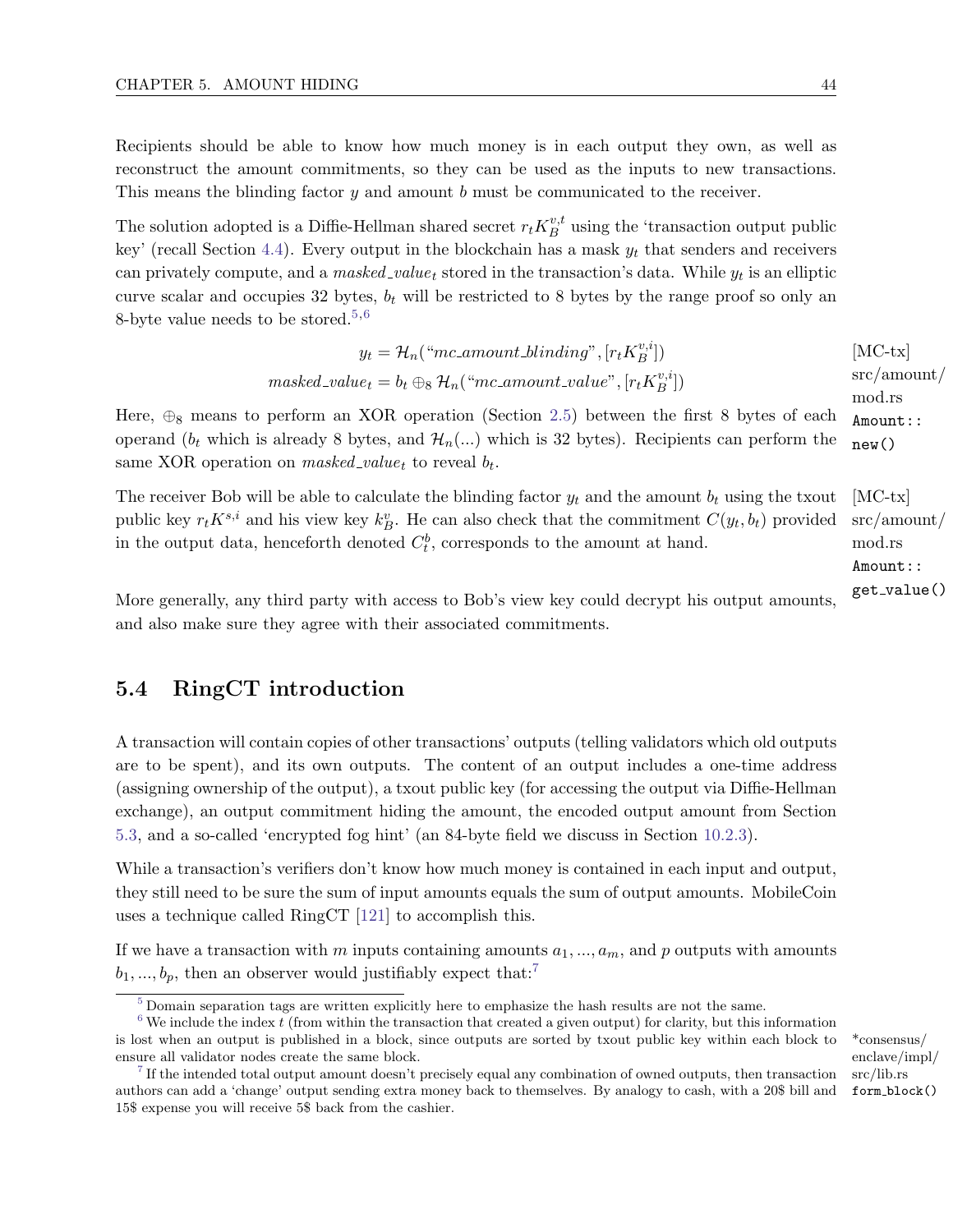Recipients should be able to know how much money is in each output they own, as well as reconstruct the amount commitments, so they can be used as the inputs to new transactions. This means the blinding factor $y$ and amount $b$ must be communicated to the receiver.

The solution adopted is a Diffie-Hellman shared secret $r_t K_B^{v,t}$ using the 'transaction output public key' (recall Section 4.4). Every output in the blockchain has a mask $y_t$ that senders and receivers can privately compute, and a $masked\_value_t$ stored in the transaction's data. While $y_t$ is an elliptic curve scalar and occupies 32 bytes, $b_t$ will be restricted to 8 bytes by the range proof so only an 8-byte value needs to be stored.[5,6]

$$y_t = \mathcal{H}_n(\text{“}mc\_amount\_blinding\text{”}, [r_t K_B^{v,i}])$$
$$masked\_value_t = b_t \oplus_8 \mathcal{H}_n(\text{“}mc\_amount\_value\text{”}, [r_t K_B^{v,i}])$$

[MC-tx] src/amount/mod.rs `Amount::new()`

Here, $\oplus_8$ means to perform an XOR operation (Section 2.5) between the first 8 bytes of each operand ($b_t$ which is already 8 bytes, and $\mathcal{H}_n(...)$ which is 32 bytes). Recipients can perform the same XOR operation on $masked\_value_t$ to reveal $b_t$.

The receiver Bob will be able to calculate the blinding factor $y_t$ and the amount $b_t$ using the txout public key $r_t K^{s,i}$ and his view key $k_B^v$. He can also check that the commitment $C(y_t, b_t)$ provided in the output data, henceforth denoted $C_t^b$, corresponds to the amount at hand.

[MC-tx] src/amount/mod.rs `Amount::get_value()`

More generally, any third party with access to Bob's view key could decrypt his output amounts, and also make sure they agree with their associated commitments.

## 5.4 RingCT introduction

A transaction will contain copies of other transactions' outputs (telling validators which old outputs are to be spent), and its own outputs. The content of an output includes a one-time address (assigning ownership of the output), a txout public key (for accessing the output via Diffie-Hellman exchange), an output commitment hiding the amount, the encoded output amount from Section 5.3, and a so-called 'encrypted fog hint' (an 84-byte field we discuss in Section 10.2.3).

While a transaction's verifiers don't know how much money is contained in each input and output, they still need to be sure the sum of input amounts equals the sum of output amounts. MobileCoin uses a technique called RingCT [121] to accomplish this.

If we have a transaction with $m$ inputs containing amounts $a_1, ..., a_m$, and $p$ outputs with amounts $b_1, ..., b_p$, then an observer would justifiably expect that:[7]

---

[5] Domain separation tags are written explicitly here to emphasize the hash results are not the same.

[6] We include the index $t$ (from within the transaction that created a given output) for clarity, but this information is lost when an output is published in a block, since outputs are sorted by txout public key within each block to ensure all validator nodes create the same block. *consensus/enclave/impl/src/lib.rs `form_block()`

[7] If the intended total output amount doesn't precisely equal any combination of owned outputs, then transaction authors can add a 'change' output sending extra money back to themselves. By analogy to cash, with a 20$ bill and 15$ expense you will receive 5$ back from the cashier.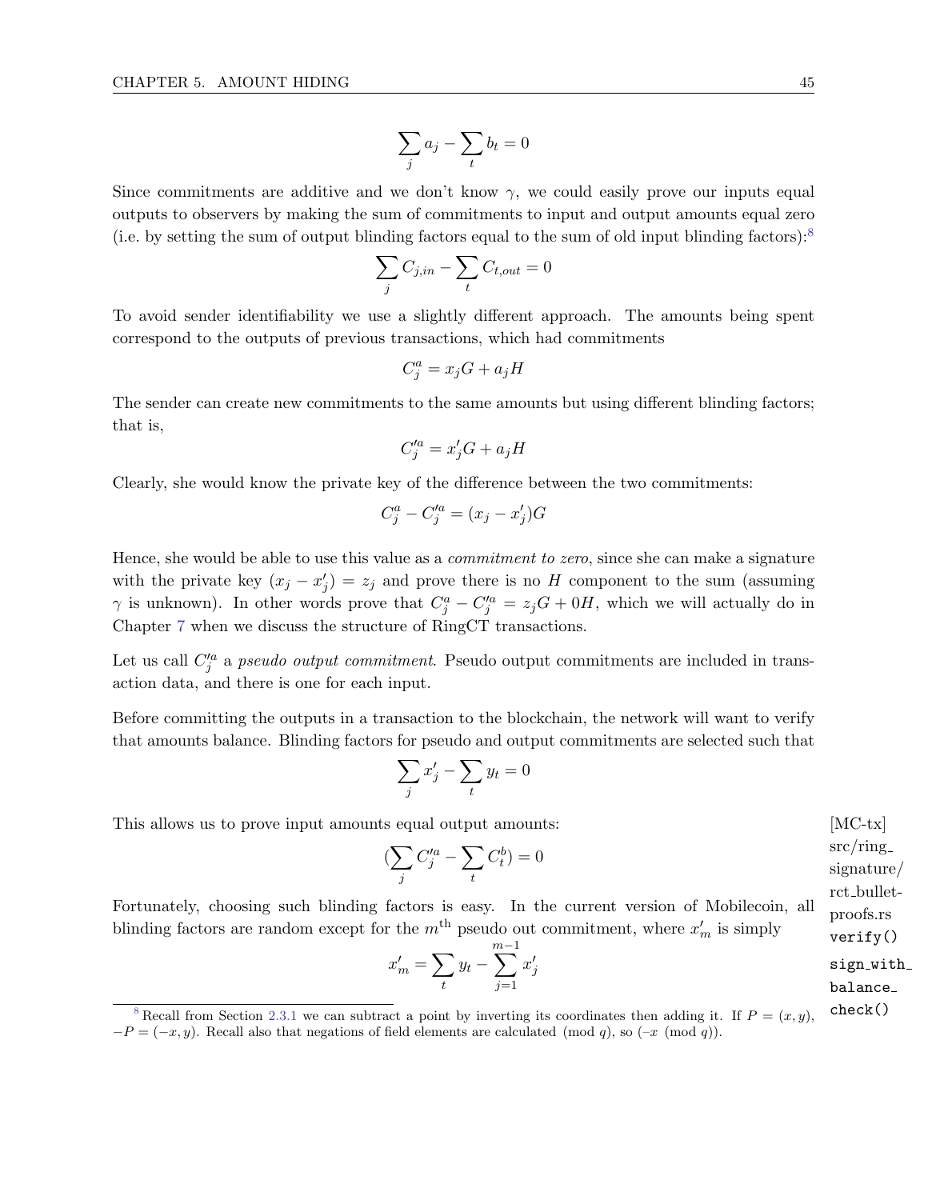$$\sum_j a_j - \sum_t b_t = 0$$

Since commitments are additive and we don't know $\gamma$, we could easily prove our inputs equal outputs to observers by making the sum of commitments to input and output amounts equal zero (i.e. by setting the sum of output blinding factors equal to the sum of old input blinding factors):[8]

$$\sum_j C_{j,in} - \sum_t C_{t,out} = 0$$

To avoid sender identifiability we use a slightly different approach. The amounts being spent correspond to the outputs of previous transactions, which had commitments

$$C^a_j = x_j G + a_j H$$

The sender can create new commitments to the same amounts but using different blinding factors; that is,

$$C'^a_j = x'_j G + a_j H$$

Clearly, she would know the private key of the difference between the two commitments:

$$C^a_j - C'^a_j = (x_j - x'_j)G$$

Hence, she would be able to use this value as a *commitment to zero*, since she can make a signature with the private key $(x_j - x'_j) = z_j$ and prove there is no $H$ component to the sum (assuming $\gamma$ is unknown). In other words prove that $C^a_j - C'^a_j = z_j G + 0H$, which we will actually do in Chapter 7 when we discuss the structure of RingCT transactions.

Let us call $C'^a_j$ a *pseudo output commitment*. Pseudo output commitments are included in transaction data, and there is one for each input.

Before committing the outputs in a transaction to the blockchain, the network will want to verify that amounts balance. Blinding factors for pseudo and output commitments are selected such that

$$\sum_j x'_j - \sum_t y_t = 0$$

This allows us to prove input amounts equal output amounts:

$$(\sum_j C'^a_j - \sum_t C^b_t) = 0$$

Fortunately, choosing such blinding factors is easy. In the current version of Mobilecoin, all blinding factors are random except for the $m^{\text{th}}$ pseudo out commitment, where $x'_m$ is simply

$$x'_m = \sum_t y_t - \sum_{j=1}^{m-1} x'_j$$

[MC-tx] src/ring_signature/rct_bulletproofs.rs `verify()` `sign_with_balance_check()`

[8] Recall from Section 2.3.1 we can subtract a point by inverting its coordinates then adding it. If $P = (x, y)$, $-P = (-x, y)$. Recall also that negations of field elements are calculated $\pmod q$, so $(-x \pmod q)$.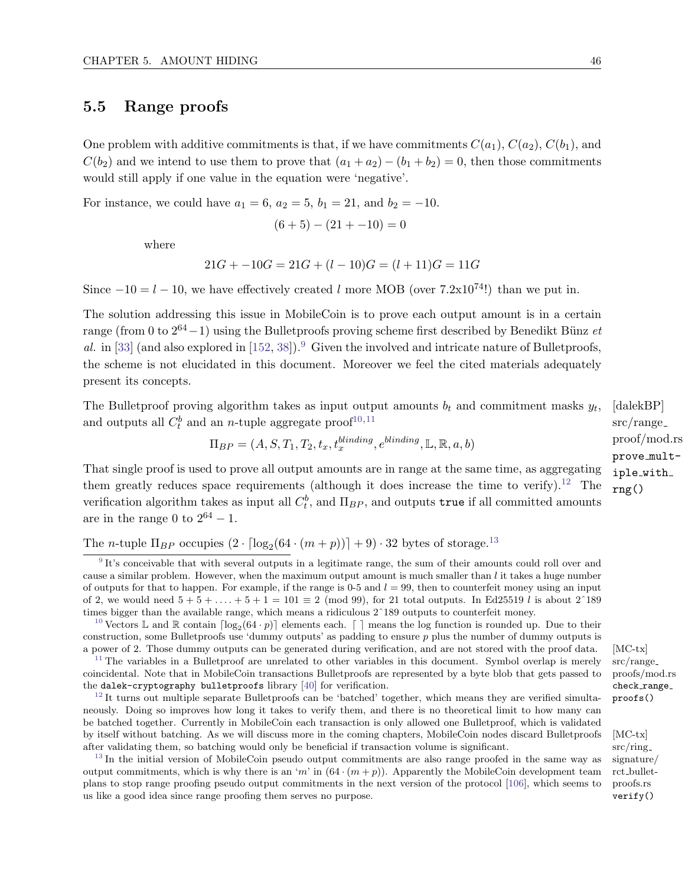## 5.5 Range proofs

One problem with additive commitments is that, if we have commitments $C(a_1)$, $C(a_2)$, $C(b_1)$, and $C(b_2)$ and we intend to use them to prove that $(a_1 + a_2) - (b_1 + b_2) = 0$, then those commitments would still apply if one value in the equation were 'negative'.

For instance, we could have $a_1 = 6$, $a_2 = 5$, $b_1 = 21$, and $b_2 = -10$.

$$(6 + 5) - (21 + -10) = 0$$

where

$$21G + -10G = 21G + (l - 10)G = (l + 11)G = 11G$$

Since $-10 = l - 10$, we have effectively created $l$ more MOB (over 7.2x10$^{74}$!) than we put in.

The solution addressing this issue in MobileCoin is to prove each output amount is in a certain range (from 0 to $2^{64} - 1$) using the Bulletproofs proving scheme first described by Benedikt Bünz *et al.* in [33] (and also explored in [152, 38]).[9] Given the involved and intricate nature of Bulletproofs, the scheme is not elucidated in this document. Moreover we feel the cited materials adequately present its concepts.

The Bulletproof proving algorithm takes as input output amounts $b_t$ and commitment masks $y_t$, and outputs all $C^b_t$ and an $n$-tuple aggregate proof[10,11]

[dalekBP] src/range_proof/mod.rs `prove_multiple_with_rng()`

$$\Pi_{BP} = (A, S, T_1, T_2, t_x, t_x^{blinding}, e^{blinding}, \mathbb{L}, \mathbb{R}, a, b)$$

That single proof is used to prove all output amounts are in range at the same time, as aggregating them greatly reduces space requirements (although it does increase the time to verify).[12] The verification algorithm takes as input all $C^b_t$, and $\Pi_{BP}$, and outputs `true` if all committed amounts are in the range 0 to $2^{64} - 1$.

The $n$-tuple $\Pi_{BP}$ occupies $(2 \cdot \lceil \log_2(64 \cdot (m + p)) \rceil + 9) \cdot 32$ bytes of storage.[13]

[9] It's conceivable that with several outputs in a legitimate range, the sum of their amounts could roll over and cause a similar problem. However, when the maximum output amount is much smaller than $l$ it takes a huge number of outputs for that to happen. For example, if the range is 0-5 and $l = 99$, then to counterfeit money using an input of 2, we would need $5 + 5 + \ldots. + 5 + 1 = 101 \equiv 2 \pmod{99}$, for 21 total outputs. In Ed25519 $l$ is about 2ˆ189 times bigger than the available range, which means a ridiculous 2ˆ189 outputs to counterfeit money.

[10] Vectors $\mathbb{L}$ and $\mathbb{R}$ contain $\lceil \log_2(64 \cdot p) \rceil$ elements each. $\lceil\ \rceil$ means the log function is rounded up. Due to their construction, some Bulletproofs use 'dummy outputs' as padding to ensure $p$ plus the number of dummy outputs is a power of 2. Those dummy outputs can be generated during verification, and are not stored with the proof data.

[MC-tx] src/range_proofs/mod.rs `check_range_proofs()`

[11] The variables in a Bulletproof are unrelated to other variables in this document. Symbol overlap is merely coincidental. Note that in MobileCoin transactions Bulletproofs are represented by a byte blob that gets passed to the `dalek-cryptography bulletproofs` library [40] for verification.

[12] It turns out multiple separate Bulletproofs can be 'batched' together, which means they are verified simultaneously. Doing so improves how long it takes to verify them, and there is no theoretical limit to how many can be batched together. Currently in MobileCoin each transaction is only allowed one Bulletproof, which is validated by itself without batching. As we will discuss more in the coming chapters, MobileCoin nodes discard Bulletproofs after validating them, so batching would only be beneficial if transaction volume is significant.

[MC-tx] src/ring_signature/rct_bulletproofs.rs `verify()`

[13] In the initial version of MobileCoin pseudo output commitments are also range proofed in the same way as output commitments, which is why there is an '$m$' in $(64 \cdot (m + p))$. Apparently the MobileCoin development team plans to stop range proofing pseudo output commitments in the next version of the protocol [106], which seems to us like a good idea since range proofing them serves no purpose.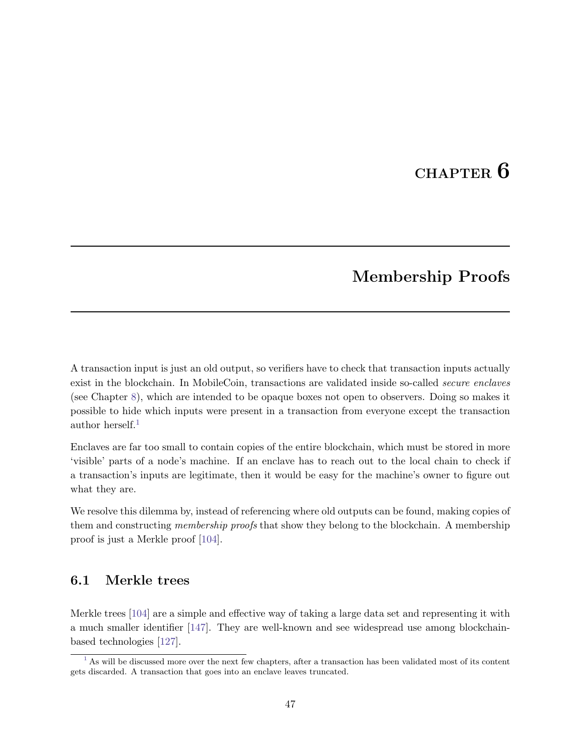# CHAPTER 6

# Membership Proofs

A transaction input is just an old output, so verifiers have to check that transaction inputs actually exist in the blockchain. In MobileCoin, transactions are validated inside so-called *secure enclaves* (see Chapter 8), which are intended to be opaque boxes not open to observers. Doing so makes it possible to hide which inputs were present in a transaction from everyone except the transaction author herself.[1]

Enclaves are far too small to contain copies of the entire blockchain, which must be stored in more 'visible' parts of a node's machine. If an enclave has to reach out to the local chain to check if a transaction's inputs are legitimate, then it would be easy for the machine's owner to figure out what they are.

We resolve this dilemma by, instead of referencing where old outputs can be found, making copies of them and constructing *membership proofs* that show they belong to the blockchain. A membership proof is just a Merkle proof [104].

## 6.1 Merkle trees

Merkle trees [104] are a simple and effective way of taking a large data set and representing it with a much smaller identifier [147]. They are well-known and see widespread use among blockchain-based technologies [127].

[1] As will be discussed more over the next few chapters, after a transaction has been validated most of its content gets discarded. A transaction that goes into an enclave leaves truncated.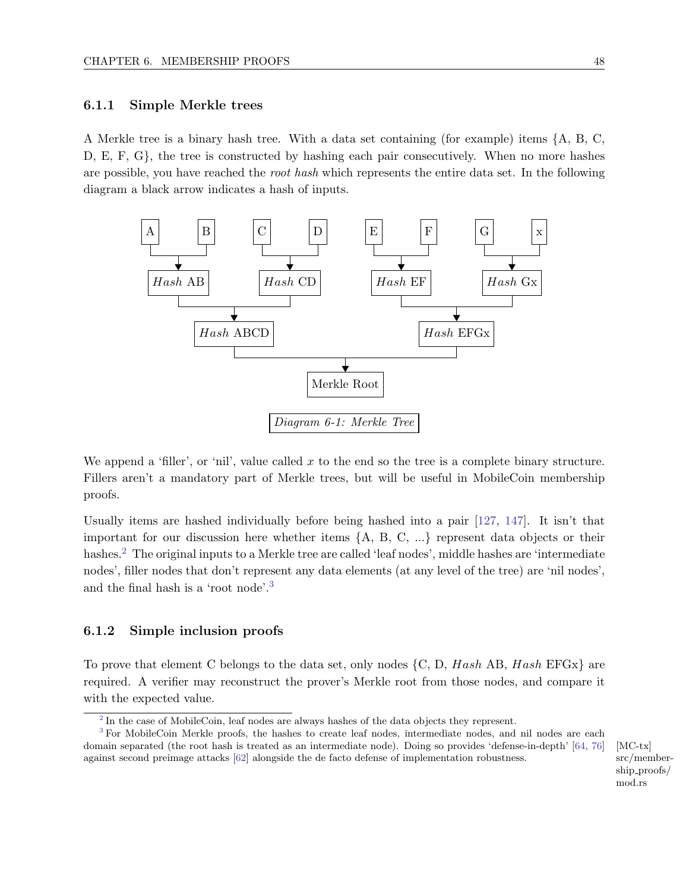### 6.1.1 Simple Merkle trees

A Merkle tree is a binary hash tree. With a data set containing (for example) items {A, B, C, D, E, F, G}, the tree is constructed by hashing each pair consecutively. When no more hashes are possible, you have reached the *root hash* which represents the entire data set. In the following diagram a black arrow indicates a hash of inputs.

```
A       B       C       D       E       F       G       x
└───┬───┘       └───┬───┘       └───┬───┘       └───┬───┘
    ▼               ▼               ▼               ▼
 Hash AB         Hash CD         Hash EF         Hash Gx
    └───────┬───────┘               └───────┬───────┘
            ▼                               ▼
       Hash ABCD                       Hash EFGx
            └───────────────┬───────────────┘
                            ▼
                       Merkle Root
```

*Diagram 6-1: Merkle Tree*

We append a 'filler', or 'nil', value called $x$ to the end so the tree is a complete binary structure. Fillers aren't a mandatory part of Merkle trees, but will be useful in MobileCoin membership proofs.

Usually items are hashed individually before being hashed into a pair [127, 147]. It isn't that important for our discussion here whether items {A, B, C, ...} represent data objects or their hashes.[2] The original inputs to a Merkle tree are called 'leaf nodes', middle hashes are 'intermediate nodes', filler nodes that don't represent any data elements (at any level of the tree) are 'nil nodes', and the final hash is a 'root node'.[3]

### 6.1.2 Simple inclusion proofs

To prove that element C belongs to the data set, only nodes {C, D, *Hash* AB, *Hash* EFGx} are required. A verifier may reconstruct the prover's Merkle root from those nodes, and compare it with the expected value.

[2] In the case of MobileCoin, leaf nodes are always hashes of the data objects they represent.

[3] For MobileCoin Merkle proofs, the hashes to create leaf nodes, intermediate nodes, and nil nodes are each domain separated (the root hash is treated as an intermediate node). Doing so provides 'defense-in-depth' [64, 76] against second preimage attacks [62] alongside the de facto defense of implementation robustness.

[MC-tx] src/membership_proofs/mod.rs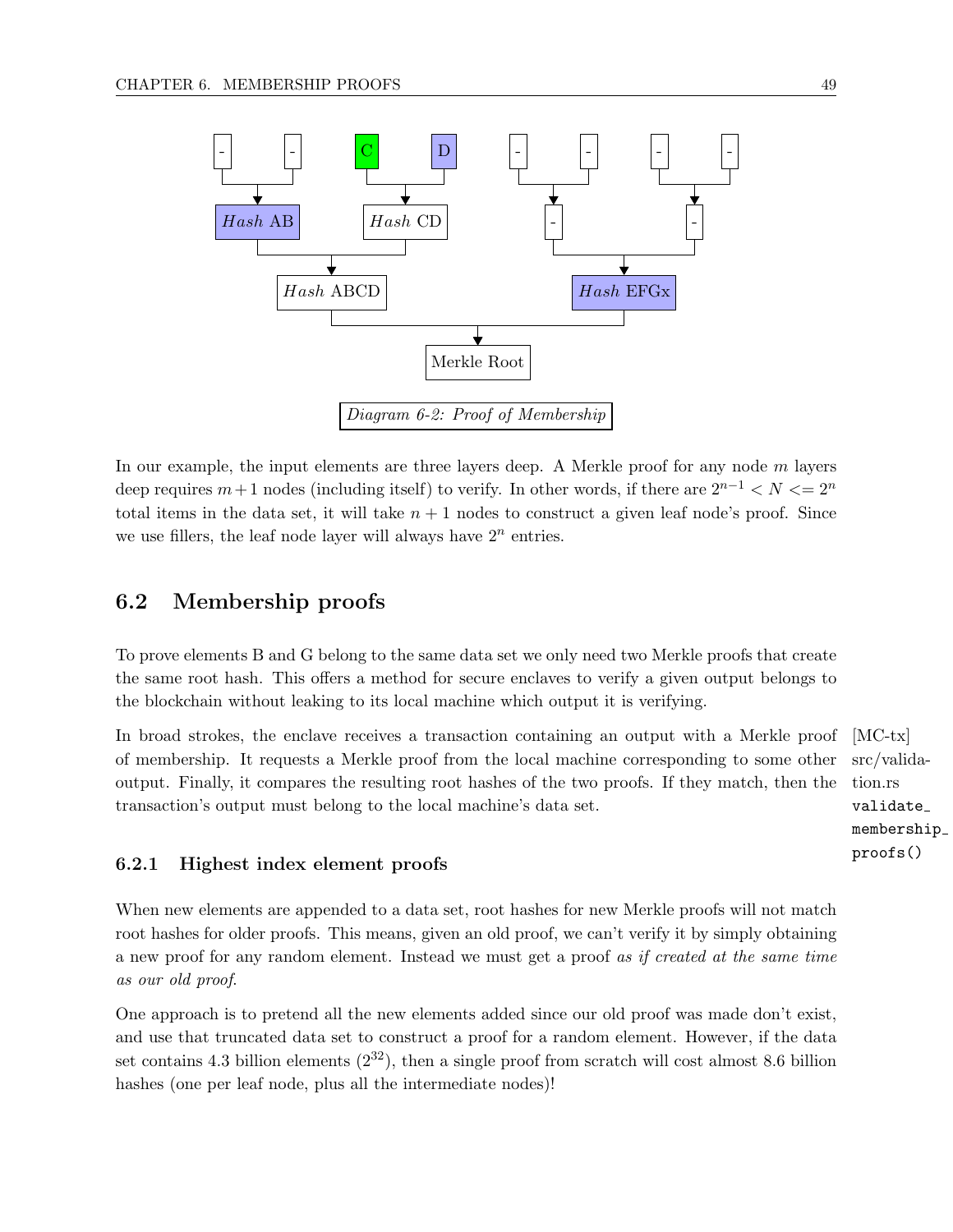Diagram 6-2: Proof of Membership

In our example, the input elements are three layers deep. A Merkle proof for any node $m$ layers deep requires $m+1$ nodes (including itself) to verify. In other words, if there are $2^{n-1} < N <= 2^n$ total items in the data set, it will take $n+1$ nodes to construct a given leaf node's proof. Since we use fillers, the leaf node layer will always have $2^n$ entries.

## 6.2 Membership proofs

To prove elements B and G belong to the same data set we only need two Merkle proofs that create the same root hash. This offers a method for secure enclaves to verify a given output belongs to the blockchain without leaking to its local machine which output it is verifying.

In broad strokes, the enclave receives a transaction containing an output with a Merkle proof of membership. It requests a Merkle proof from the local machine corresponding to some other output. Finally, it compares the resulting root hashes of the two proofs. If they match, then the transaction's output must belong to the local machine's data set.

[MC-tx] src/validation.rs `validate_membership_proofs()`

### 6.2.1 Highest index element proofs

When new elements are appended to a data set, root hashes for new Merkle proofs will not match root hashes for older proofs. This means, given an old proof, we can't verify it by simply obtaining a new proof for any random element. Instead we must get a proof *as if created at the same time as our old proof*.

One approach is to pretend all the new elements added since our old proof was made don't exist, and use that truncated data set to construct a proof for a random element. However, if the data set contains 4.3 billion elements ($2^{32}$), then a single proof from scratch will cost almost 8.6 billion hashes (one per leaf node, plus all the intermediate nodes)!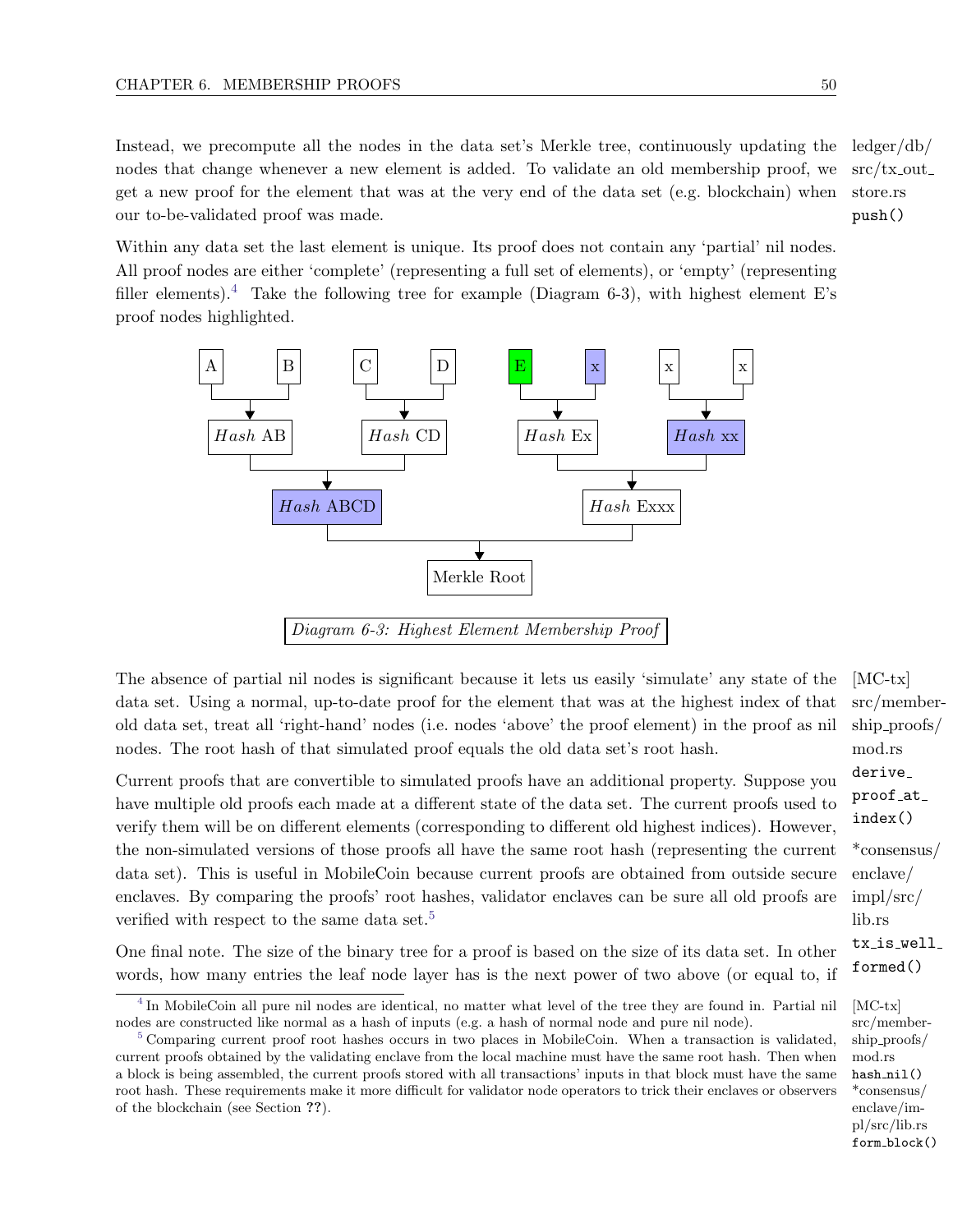Instead, we precompute all the nodes in the data set's Merkle tree, continuously updating the nodes that change whenever a new element is added. To validate an old membership proof, we get a new proof for the element that was at the very end of the data set (e.g. blockchain) when our to-be-validated proof was made.

ledger/db/src/tx_out_store.rs `push()`

Within any data set the last element is unique. Its proof does not contain any 'partial' nil nodes. All proof nodes are either 'complete' (representing a full set of elements), or 'empty' (representing filler elements).[4] Take the following tree for example (Diagram 6-3), with highest element E's proof nodes highlighted.

```
 A      B     C      D     E      x     x      x
 |______|     |______|     |______|     |______|
    |            |            |            |
 Hash AB      Hash CD      Hash Ex      Hash xx
    |____________|            |____________|
          |                          |
     Hash ABCD                  Hash Exxx
          |__________________________|
                       |
                  Merkle Root
```

*Diagram 6-3: Highest Element Membership Proof*

The absence of partial nil nodes is significant because it lets us easily 'simulate' any state of the data set. Using a normal, up-to-date proof for the element that was at the highest index of that old data set, treat all 'right-hand' nodes (i.e. nodes 'above' the proof element) in the proof as nil nodes. The root hash of that simulated proof equals the old data set's root hash.

[MC-tx] src/membership_proofs/mod.rs `derive_proof_at_index()`

Current proofs that are convertible to simulated proofs have an additional property. Suppose you have multiple old proofs each made at a different state of the data set. The current proofs used to verify them will be on different elements (corresponding to different old highest indices). However, the non-simulated versions of those proofs all have the same root hash (representing the current data set). This is useful in MobileCoin because current proofs are obtained from outside secure enclaves. By comparing the proofs' root hashes, validator enclaves can be sure all old proofs are verified with respect to the same data set.[5]

*consensus/enclave/impl/src/lib.rs `tx_is_well_formed()`

One final note. The size of the binary tree for a proof is based on the size of its data set. In other words, how many entries the leaf node layer has is the next power of two above (or equal to, if

---

[4] In MobileCoin all pure nil nodes are identical, no matter what level of the tree they are found in. Partial nil nodes are constructed like normal as a hash of inputs (e.g. a hash of normal node and pure nil node).

[MC-tx] src/membership_proofs/mod.rs `hash_nil()`

[5] Comparing current proof root hashes occurs in two places in MobileCoin. When a transaction is validated, current proofs obtained by the validating enclave from the local machine must have the same root hash. Then when a block is being assembled, the current proofs stored with all transactions' inputs in that block must have the same root hash. These requirements make it more difficult for validator node operators to trick their enclaves or observers of the blockchain (see Section ??).

*consensus/enclave/impl/src/lib.rs `form_block()`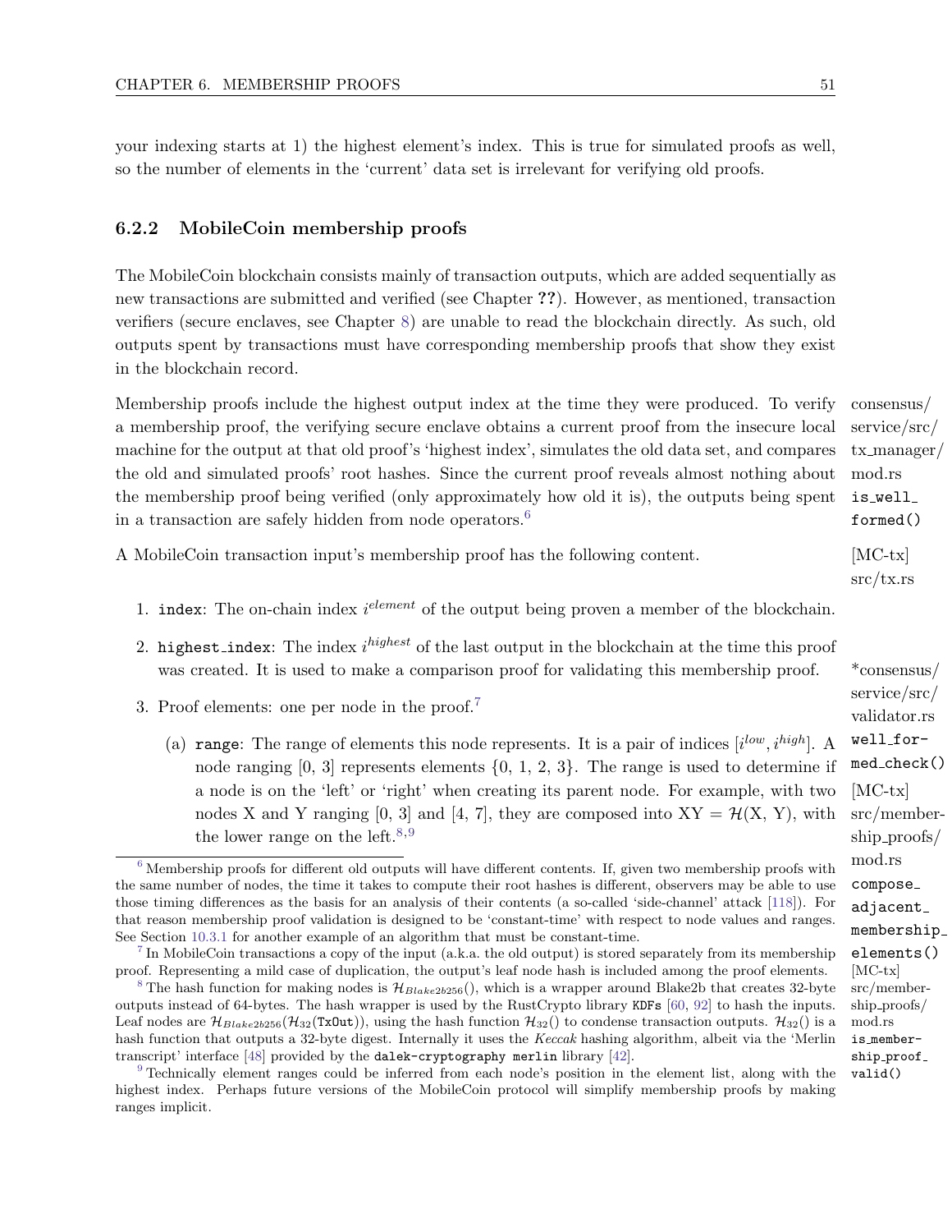your indexing starts at 1) the highest element's index. This is true for simulated proofs as well, so the number of elements in the 'current' data set is irrelevant for verifying old proofs.

### 6.2.2 MobileCoin membership proofs

The MobileCoin blockchain consists mainly of transaction outputs, which are added sequentially as new transactions are submitted and verified (see Chapter **??**). However, as mentioned, transaction verifiers (secure enclaves, see Chapter 8) are unable to read the blockchain directly. As such, old outputs spent by transactions must have corresponding membership proofs that show they exist in the blockchain record.

Membership proofs include the highest output index at the time they were produced. To verify a membership proof, the verifying secure enclave obtains a current proof from the insecure local machine for the output at that old proof's 'highest index', simulates the old data set, and compares the old and simulated proofs' root hashes. Since the current proof reveals almost nothing about the membership proof being verified (only approximately how old it is), the outputs being spent in a transaction are safely hidden from node operators.[6]

consensus/service/src/tx_manager/mod.rs `is_well_formed()`

A MobileCoin transaction input's membership proof has the following content.

[MC-tx] src/tx.rs

1. `index`: The on-chain index $i^{element}$ of the output being proven a member of the blockchain.
2. `highest_index`: The index $i^{highest}$ of the last output in the blockchain at the time this proof was created. It is used to make a comparison proof for validating this membership proof.
3. Proof elements: one per node in the proof.[7]
   (a) `range`: The range of elements this node represents. It is a pair of indices $[i^{low}, i^{high}]$. A node ranging [0, 3] represents elements {0, 1, 2, 3}. The range is used to determine if a node is on the 'left' or 'right' when creating its parent node. For example, with two nodes X and Y ranging [0, 3] and [4, 7], they are composed into XY = $\mathcal{H}$(X, Y), with the lower range on the left.[8,9]

*consensus/service/src/validator.rs `well_formed_check()`

[MC-tx] src/membership_proofs/mod.rs `compose_adjacent_membership_elements()`

[MC-tx] src/membership_proofs/mod.rs `is_membership_proof_valid()`

[6] Membership proofs for different old outputs will have different contents. If, given two membership proofs with the same number of nodes, the time it takes to compute their root hashes is different, observers may be able to use those timing differences as the basis for an analysis of their contents (a so-called 'side-channel' attack [118]). For that reason membership proof validation is designed to be 'constant-time' with respect to node values and ranges. See Section 10.3.1 for another example of an algorithm that must be constant-time.

[7] In MobileCoin transactions a copy of the input (a.k.a. the old output) is stored separately from its membership proof. Representing a mild case of duplication, the output's leaf node hash is included among the proof elements.

[8] The hash function for making nodes is $\mathcal{H}_{Blake2b256}()$, which is a wrapper around Blake2b that creates 32-byte outputs instead of 64-bytes. The hash wrapper is used by the RustCrypto library `KDFs` [60, 92] to hash the inputs. Leaf nodes are $\mathcal{H}_{Blake2b256}(\mathcal{H}_{32}(\texttt{TxOut}))$, using the hash function $\mathcal{H}_{32}()$ to condense transaction outputs. $\mathcal{H}_{32}()$ is a hash function that outputs a 32-byte digest. Internally it uses the *Keccak* hashing algorithm, albeit via the 'Merlin transcript' interface [48] provided by the `dalek-cryptography merlin` library [42].

[9] Technically element ranges could be inferred from each node's position in the element list, along with the highest index. Perhaps future versions of the MobileCoin protocol will simplify membership proofs by making ranges implicit.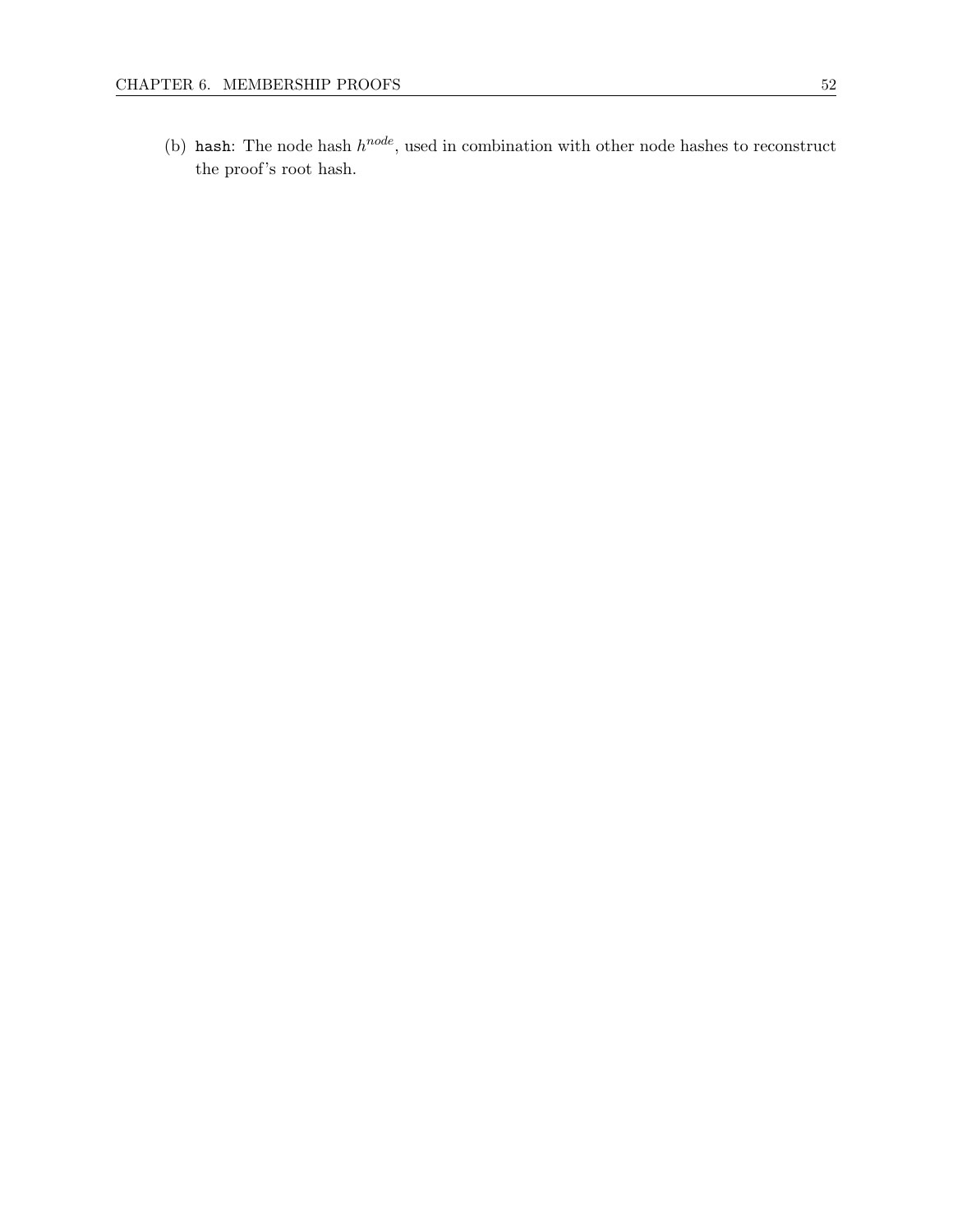(b) `hash`: The node hash $h^{node}$, used in combination with other node hashes to reconstruct the proof's root hash.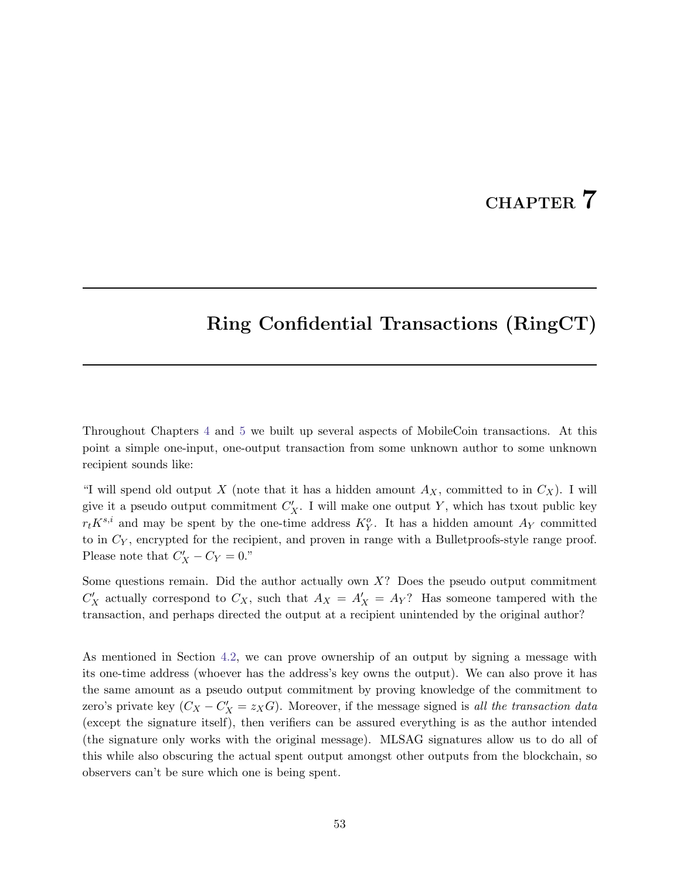# CHAPTER 7

## Ring Confidential Transactions (RingCT)

Throughout Chapters 4 and 5 we built up several aspects of MobileCoin transactions. At this point a simple one-input, one-output transaction from some unknown author to some unknown recipient sounds like:

"I will spend old output $X$ (note that it has a hidden amount $A_X$, committed to in $C_X$). I will give it a pseudo output commitment $C'_X$. I will make one output $Y$, which has txout public key $r_t K^{s,i}$ and may be spent by the one-time address $K^o_Y$. It has a hidden amount $A_Y$ committed to in $C_Y$, encrypted for the recipient, and proven in range with a Bulletproofs-style range proof. Please note that $C'_X - C_Y = 0$."

Some questions remain. Did the author actually own $X$? Does the pseudo output commitment $C'_X$ actually correspond to $C_X$, such that $A_X = A'_X = A_Y$? Has someone tampered with the transaction, and perhaps directed the output at a recipient unintended by the original author?

As mentioned in Section 4.2, we can prove ownership of an output by signing a message with its one-time address (whoever has the address's key owns the output). We can also prove it has the same amount as a pseudo output commitment by proving knowledge of the commitment to zero's private key ($C_X - C'_X = z_X G$). Moreover, if the message signed is *all the transaction data* (except the signature itself), then verifiers can be assured everything is as the author intended (the signature only works with the original message). MLSAG signatures allow us to do all of this while also obscuring the actual spent output amongst other outputs from the blockchain, so observers can't be sure which one is being spent.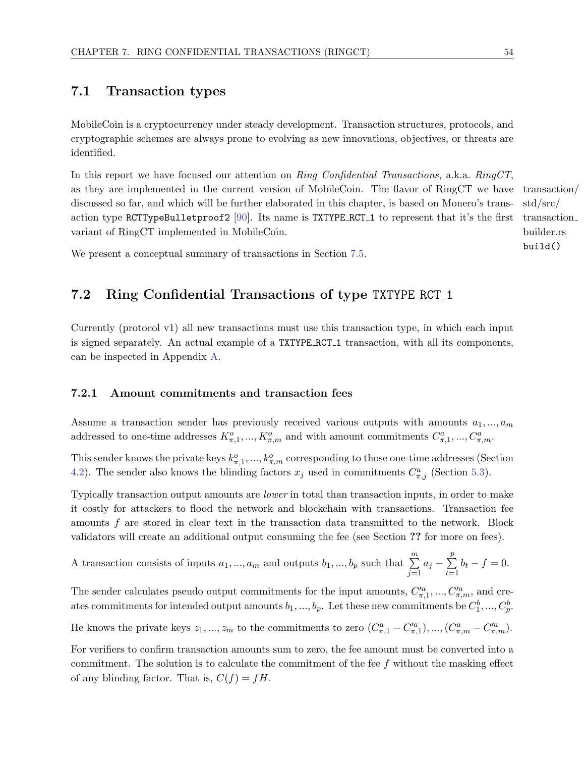## 7.1 Transaction types

MobileCoin is a cryptocurrency under steady development. Transaction structures, protocols, and cryptographic schemes are always prone to evolving as new innovations, objectives, or threats are identified.

In this report we have focused our attention on *Ring Confidential Transactions*, a.k.a. *RingCT*, as they are implemented in the current version of MobileCoin. The flavor of RingCT we have discussed so far, and which will be further elaborated in this chapter, is based on Monero's transaction type `RCTTypeBulletproof2` [90]. Its name is `TXTYPE_RCT_1` to represent that it's the first variant of RingCT implemented in MobileCoin.

transaction/std/src/transaction_builder.rs `build()`

We present a conceptual summary of transactions in Section 7.5.

## 7.2 Ring Confidential Transactions of type `TXTYPE_RCT_1`

Currently (protocol v1) all new transactions must use this transaction type, in which each input is signed separately. An actual example of a `TXTYPE_RCT_1` transaction, with all its components, can be inspected in Appendix A.

### 7.2.1 Amount commitments and transaction fees

Assume a transaction sender has previously received various outputs with amounts $a_1, ..., a_m$ addressed to one-time addresses $K^o_{\pi,1}, ..., K^o_{\pi,m}$ and with amount commitments $C^a_{\pi,1}, ..., C^a_{\pi,m}$.

This sender knows the private keys $k^o_{\pi,1}, ..., k^o_{\pi,m}$ corresponding to those one-time addresses (Section 4.2). The sender also knows the blinding factors $x_j$ used in commitments $C^a_{\pi,j}$ (Section 5.3).

Typically transaction output amounts are *lower* in total than transaction inputs, in order to make it costly for attackers to flood the network and blockchain with transactions. Transaction fee amounts $f$ are stored in clear text in the transaction data transmitted to the network. Block validators will create an additional output consuming the fee (see Section **??** for more on fees).

A transaction consists of inputs $a_1, ..., a_m$ and outputs $b_1, ..., b_p$ such that $\sum_{j=1}^{m} a_j - \sum_{t=1}^{p} b_t - f = 0$.

The sender calculates pseudo output commitments for the input amounts, $C'^a_{\pi,1}, ..., C'^a_{\pi,m}$, and creates commitments for intended output amounts $b_1, ..., b_p$. Let these new commitments be $C^b_1, ..., C^b_p$.

He knows the private keys $z_1, ..., z_m$ to the commitments to zero $(C^a_{\pi,1} - C'^a_{\pi,1}), ..., (C^a_{\pi,m} - C'^a_{\pi,m})$.

For verifiers to confirm transaction amounts sum to zero, the fee amount must be converted into a commitment. The solution is to calculate the commitment of the fee $f$ without the masking effect of any blinding factor. That is, $C(f) = fH$.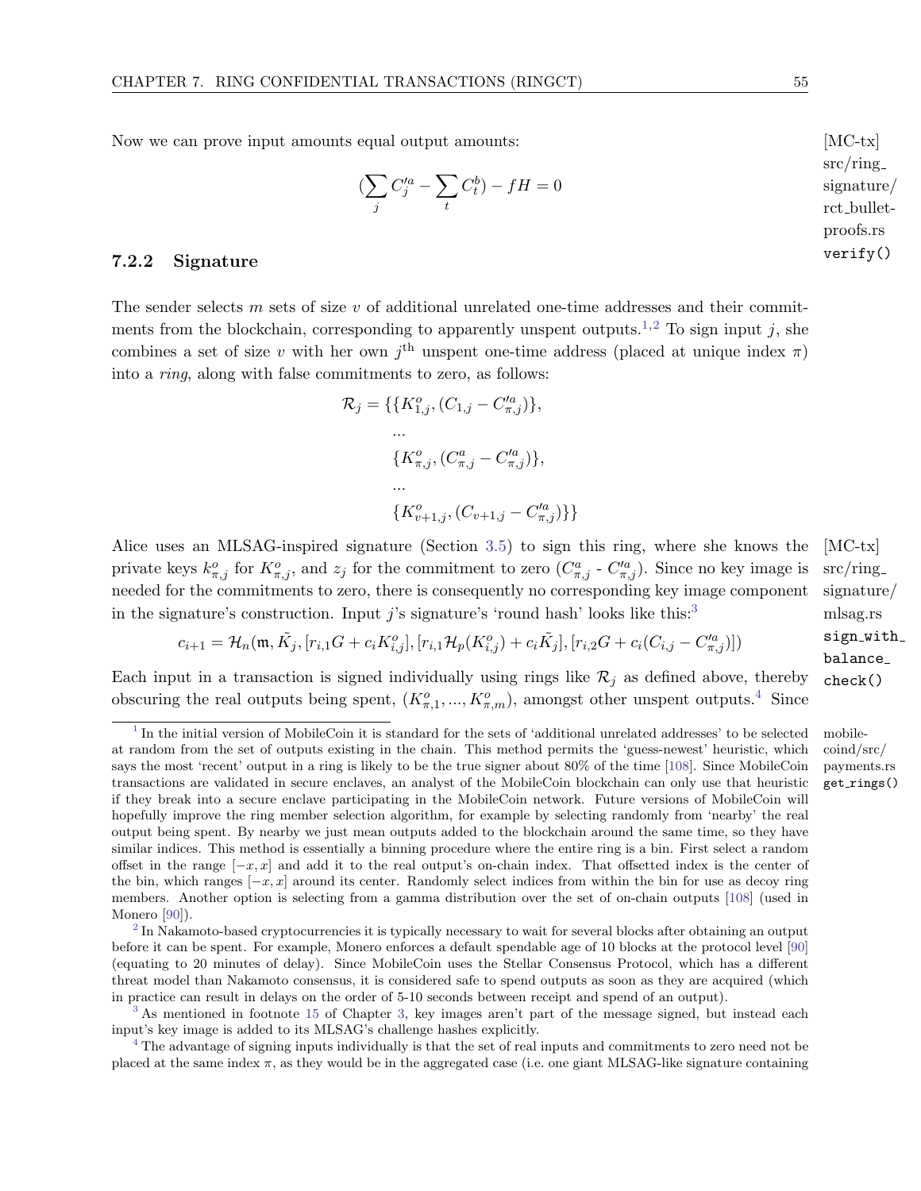Now we can prove input amounts equal output amounts:

[MC-tx] src/ring_signature/rct_bulletproofs.rs `verify()`

$$(\sum_j C'^a_j - \sum_t C^b_t) - fH = 0$$

### 7.2.2 Signature

The sender selects $m$ sets of size $v$ of additional unrelated one-time addresses and their commitments from the blockchain, corresponding to apparently unspent outputs.[1,2] To sign input $j$, she combines a set of size $v$ with her own $j^{\text{th}}$ unspent one-time address (placed at unique index $\pi$) into a *ring*, along with false commitments to zero, as follows:

$$\begin{aligned}
\mathcal{R}_j = \{&\{K^o_{1,j}, (C_{1,j} - C'^a_{\pi,j})\},\\
&...\\
&\{K^o_{\pi,j}, (C^a_{\pi,j} - C'^a_{\pi,j})\},\\
&...\\
&\{K^o_{v+1,j}, (C_{v+1,j} - C'^a_{\pi,j})\}\}
\end{aligned}$$

Alice uses an MLSAG-inspired signature (Section 3.5) to sign this ring, where she knows the private keys $k^o_{\pi,j}$ for $K^o_{\pi,j}$, and $z_j$ for the commitment to zero ($C^a_{\pi,j}$ - $C'^a_{\pi,j}$). Since no key image is needed for the commitments to zero, there is consequently no corresponding key image component in the signature's construction. Input $j$'s signature's 'round hash' looks like this:[3]

[MC-tx] src/ring_signature/mlsag.rs `sign_with_balance_check()`

$$c_{i+1} = \mathcal{H}_n(\mathfrak{m}, \tilde{K}_j, [r_{i,1}G + c_i K^o_{i,j}], [r_{i,1}\mathcal{H}_p(K^o_{i,j}) + c_i \tilde{K}_j], [r_{i,2}G + c_i(C_{i,j} - C'^a_{\pi,j})])$$

Each input in a transaction is signed individually using rings like $\mathcal{R}_j$ as defined above, thereby obscuring the real outputs being spent, $(K^o_{\pi,1}, ..., K^o_{\pi,m})$, amongst other unspent outputs.[4] Since

---

[1] In the initial version of MobileCoin it is standard for the sets of 'additional unrelated addresses' to be selected at random from the set of outputs existing in the chain. This method permits the 'guess-newest' heuristic, which says the most 'recent' output in a ring is likely to be the true signer about 80% of the time [108]. Since MobileCoin transactions are validated in secure enclaves, an analyst of the MobileCoin blockchain can only use that heuristic if they break into a secure enclave participating in the MobileCoin network. Future versions of MobileCoin will hopefully improve the ring member selection algorithm, for example by selecting randomly from 'nearby' the real output being spent. By nearby we just mean outputs added to the blockchain around the same time, so they have similar indices. This method is essentially a binning procedure where the entire ring is a bin. First select a random offset in the range $[-x, x]$ and add it to the real output's on-chain index. That offsetted index is the center of the bin, which ranges $[-x, x]$ around its center. Randomly select indices from within the bin for use as decoy ring members. Another option is selecting from a gamma distribution over the set of on-chain outputs [108] (used in Monero [90]).

mobilecoind/src/payments.rs `get_rings()`

[2] In Nakamoto-based cryptocurrencies it is typically necessary to wait for several blocks after obtaining an output before it can be spent. For example, Monero enforces a default spendable age of 10 blocks at the protocol level [90] (equating to 20 minutes of delay). Since MobileCoin uses the Stellar Consensus Protocol, which has a different threat model than Nakamoto consensus, it is considered safe to spend outputs as soon as they are acquired (which in practice can result in delays on the order of 5-10 seconds between receipt and spend of an output).

[3] As mentioned in footnote 15 of Chapter 3, key images aren't part of the message signed, but instead each input's key image is added to its MLSAG's challenge hashes explicitly.

[4] The advantage of signing inputs individually is that the set of real inputs and commitments to zero need not be placed at the same index $\pi$, as they would be in the aggregated case (i.e. one giant MLSAG-like signature containing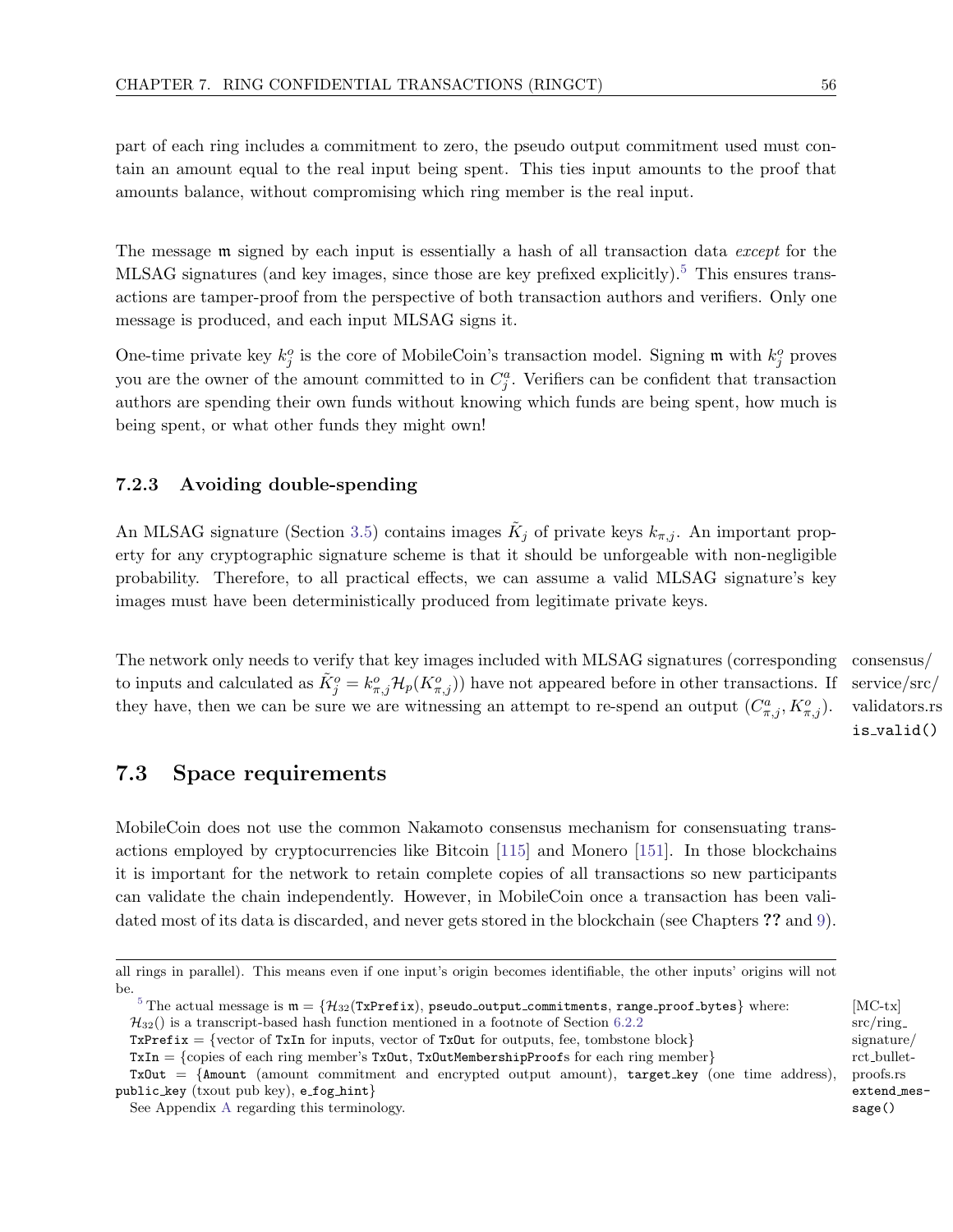part of each ring includes a commitment to zero, the pseudo output commitment used must contain an amount equal to the real input being spent. This ties input amounts to the proof that amounts balance, without compromising which ring member is the real input.

The message $\mathfrak{m}$ signed by each input is essentially a hash of all transaction data *except* for the MLSAG signatures (and key images, since those are key prefixed explicitly).[5] This ensures transactions are tamper-proof from the perspective of both transaction authors and verifiers. Only one message is produced, and each input MLSAG signs it.

One-time private key $k^o_j$ is the core of MobileCoin's transaction model. Signing $\mathfrak{m}$ with $k^o_j$ proves you are the owner of the amount committed to in $C^a_j$. Verifiers can be confident that transaction authors are spending their own funds without knowing which funds are being spent, how much is being spent, or what other funds they might own!

### 7.2.3 Avoiding double-spending

An MLSAG signature (Section 3.5) contains images $\tilde{K}_j$ of private keys $k_{\pi,j}$. An important property for any cryptographic signature scheme is that it should be unforgeable with non-negligible probability. Therefore, to all practical effects, we can assume a valid MLSAG signature's key images must have been deterministically produced from legitimate private keys.

The network only needs to verify that key images included with MLSAG signatures (corresponding to inputs and calculated as $\tilde{K}^o_j = k^o_{\pi,j}\mathcal{H}_p(K^o_{\pi,j})$) have not appeared before in other transactions. If they have, then we can be sure we are witnessing an attempt to re-spend an output $(C^a_{\pi,j}, K^o_{\pi,j})$.

consensus/service/src/validators.rs `is_valid()`

## 7.3 Space requirements

MobileCoin does not use the common Nakamoto consensus mechanism for consensuating transactions employed by cryptocurrencies like Bitcoin [115] and Monero [151]. In those blockchains it is important for the network to retain complete copies of all transactions so new participants can validate the chain independently. However, in MobileCoin once a transaction has been validated most of its data is discarded, and never gets stored in the blockchain (see Chapters ?? and 9).

---

all rings in parallel). This means even if one input's origin becomes identifiable, the other inputs' origins will not be.

[5] The actual message is $\mathfrak{m} = \{\mathcal{H}_{32}(\texttt{TxPrefix}), \texttt{pseudo\_output\_commitments}, \texttt{range\_proof\_bytes}\}$ where:
$\mathcal{H}_{32}()$ is a transcript-based hash function mentioned in a footnote of Section 6.2.2
`TxPrefix` = {vector of `TxIn` for inputs, vector of `TxOut` for outputs, fee, tombstone block}
`TxIn` = {copies of each ring member's `TxOut`, `TxOutMembershipProof`s for each ring member}
`TxOut` = {`Amount` (amount commitment and encrypted output amount), `target_key` (one time address), `public_key` (txout pub key), `e_fog_hint`}
See Appendix A regarding this terminology.

[MC-tx] src/ring_signature/rct_bulletproofs.rs `extend_message()`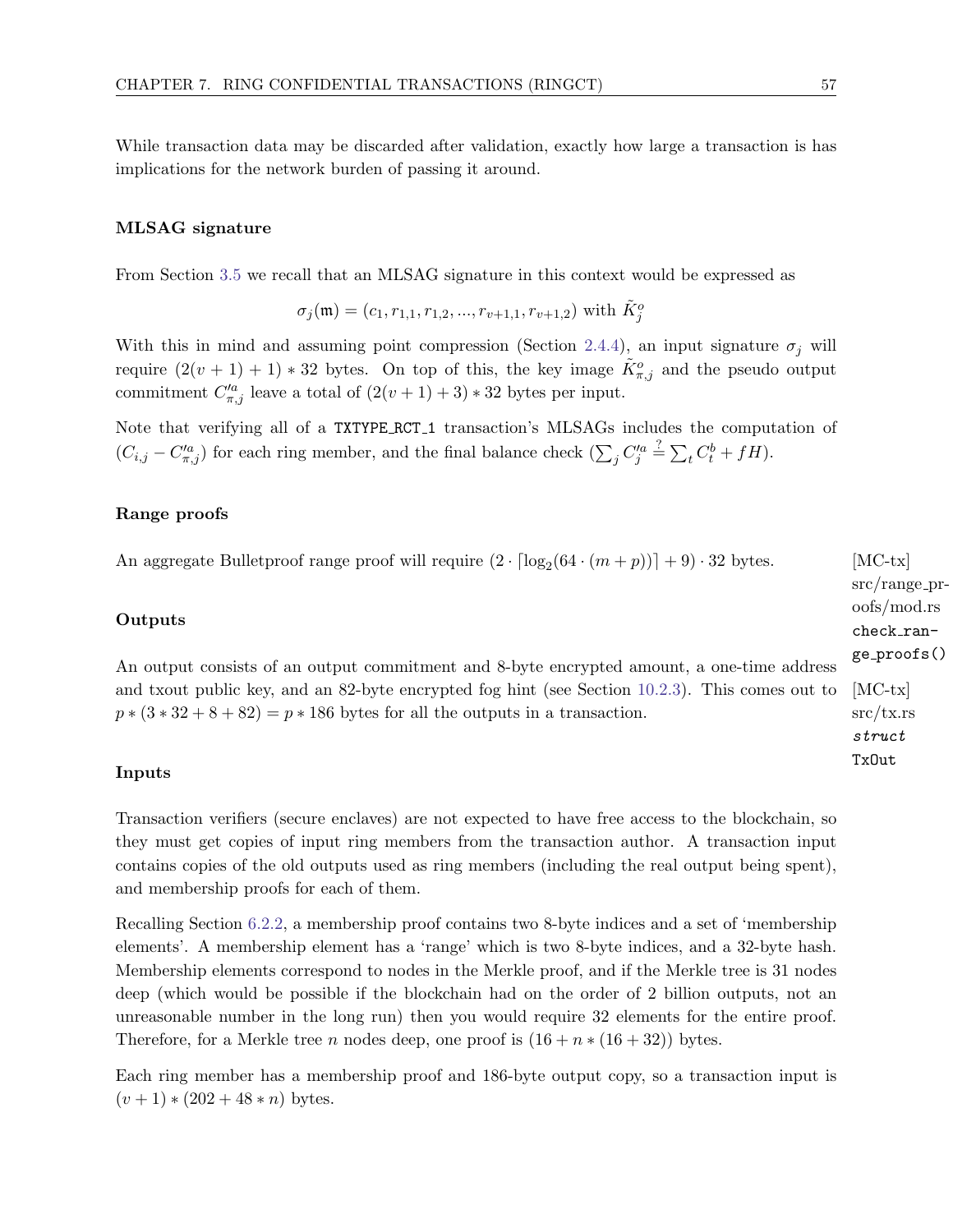While transaction data may be discarded after validation, exactly how large a transaction is has implications for the network burden of passing it around.

### MLSAG signature

From Section 3.5 we recall that an MLSAG signature in this context would be expressed as

$$\sigma_j(\mathfrak{m}) = (c_1, r_{1,1}, r_{1,2}, ..., r_{v+1,1}, r_{v+1,2}) \text{ with } \tilde{K}^o_j$$

With this in mind and assuming point compression (Section 2.4.4), an input signature $\sigma_j$ will require $(2(v+1)+1) * 32$ bytes. On top of this, the key image $\tilde{K}^o_{\pi,j}$ and the pseudo output commitment $C'^a_{\pi,j}$ leave a total of $(2(v+1)+3) * 32$ bytes per input.

Note that verifying all of a `TXTYPE_RCT_1` transaction's MLSAGs includes the computation of $(C_{i,j} - C'^a_{\pi,j})$ for each ring member, and the final balance check ($\sum_j C'^a_j \stackrel{?}{=} \sum_t C^b_t + fH$).

### Range proofs

An aggregate Bulletproof range proof will require $(2 \cdot \lceil \log_2(64 \cdot (m+p)) \rceil + 9) \cdot 32$ bytes.

[MC-tx] src/range_proofs/mod.rs `check_range_proofs()`

### Outputs

An output consists of an output commitment and 8-byte encrypted amount, a one-time address and txout public key, and an 82-byte encrypted fog hint (see Section 10.2.3). This comes out to $p * (3 * 32 + 8 + 82) = p * 186$ bytes for all the outputs in a transaction.

[MC-tx] src/tx.rs *struct* `TxOut`

### Inputs

Transaction verifiers (secure enclaves) are not expected to have free access to the blockchain, so they must get copies of input ring members from the transaction author. A transaction input contains copies of the old outputs used as ring members (including the real output being spent), and membership proofs for each of them.

Recalling Section 6.2.2, a membership proof contains two 8-byte indices and a set of 'membership elements'. A membership element has a 'range' which is two 8-byte indices, and a 32-byte hash. Membership elements correspond to nodes in the Merkle proof, and if the Merkle tree is 31 nodes deep (which would be possible if the blockchain had on the order of 2 billion outputs, not an unreasonable number in the long run) then you would require 32 elements for the entire proof. Therefore, for a Merkle tree $n$ nodes deep, one proof is $(16 + n * (16 + 32))$ bytes.

Each ring member has a membership proof and 186-byte output copy, so a transaction input is $(v+1) * (202 + 48 * n)$ bytes.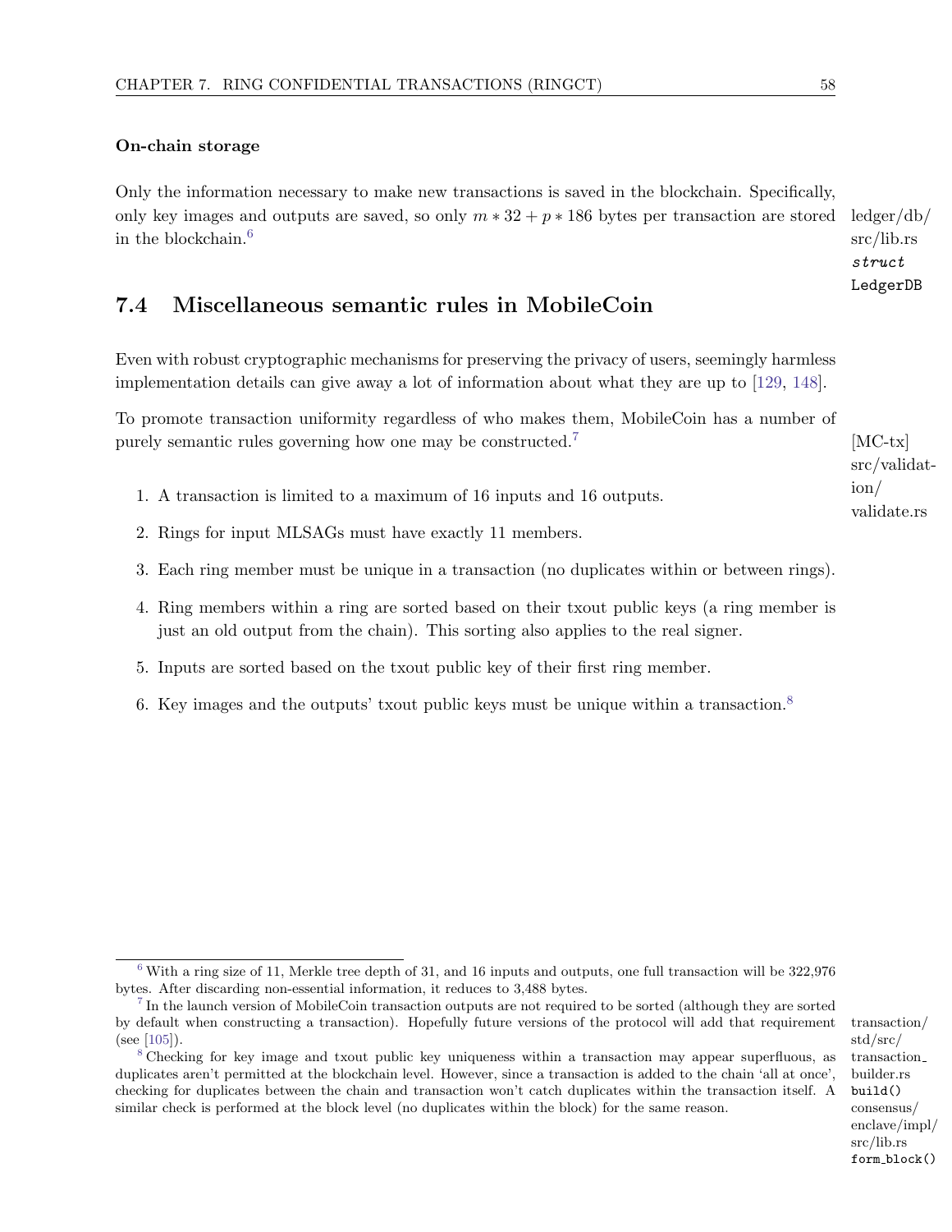**On-chain storage**

Only the information necessary to make new transactions is saved in the blockchain. Specifically, only key images and outputs are saved, so only $m * 32 + p * 186$ bytes per transaction are stored in the blockchain.[6]

ledger/db/src/lib.rs *struct* `LedgerDB`

## 7.4 Miscellaneous semantic rules in MobileCoin

Even with robust cryptographic mechanisms for preserving the privacy of users, seemingly harmless implementation details can give away a lot of information about what they are up to [129, 148].

To promote transaction uniformity regardless of who makes them, MobileCoin has a number of purely semantic rules governing how one may be constructed.[7]

[MC-tx] src/validation/validate.rs

1. A transaction is limited to a maximum of 16 inputs and 16 outputs.
2. Rings for input MLSAGs must have exactly 11 members.
3. Each ring member must be unique in a transaction (no duplicates within or between rings).
4. Ring members within a ring are sorted based on their txout public keys (a ring member is just an old output from the chain). This sorting also applies to the real signer.
5. Inputs are sorted based on the txout public key of their first ring member.
6. Key images and the outputs' txout public keys must be unique within a transaction.[8]

---

[6] With a ring size of 11, Merkle tree depth of 31, and 16 inputs and outputs, one full transaction will be 322,976 bytes. After discarding non-essential information, it reduces to 3,488 bytes.

[7] In the launch version of MobileCoin transaction outputs are not required to be sorted (although they are sorted by default when constructing a transaction). Hopefully future versions of the protocol will add that requirement (see [105]).

transaction/std/src/transaction_builder.rs `build()`

[8] Checking for key image and txout public key uniqueness within a transaction may appear superfluous, as duplicates aren't permitted at the blockchain level. However, since a transaction is added to the chain 'all at once', checking for duplicates between the chain and transaction won't catch duplicates within the transaction itself. A similar check is performed at the block level (no duplicates within the block) for the same reason.

consensus/enclave/impl/src/lib.rs `form_block()`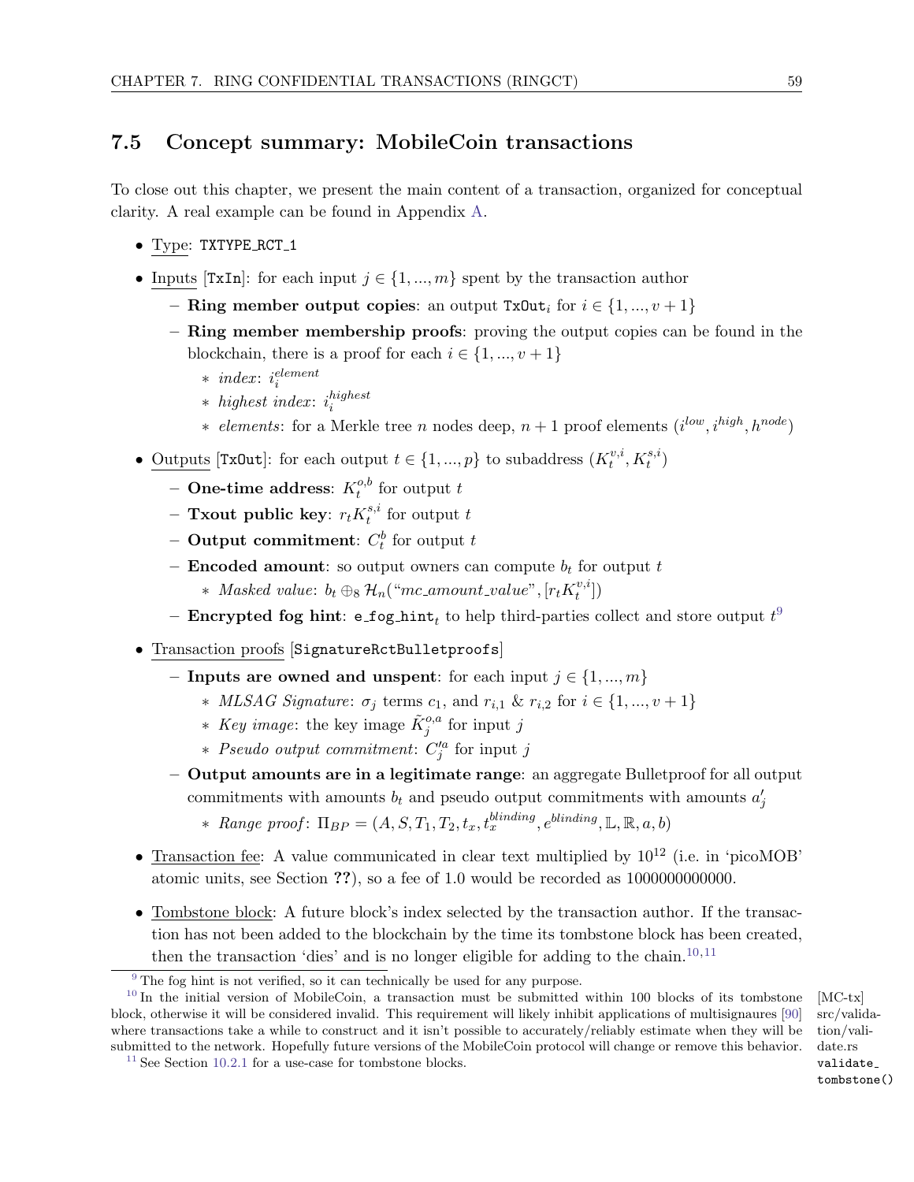## 7.5 Concept summary: MobileCoin transactions

To close out this chapter, we present the main content of a transaction, organized for conceptual clarity. A real example can be found in Appendix A.

- Type: `TXTYPE_RCT_1`
- Inputs [`TxIn`]: for each input $j \in \{1, ..., m\}$ spent by the transaction author
  - **Ring member output copies**: an output $\texttt{TxOut}_i$ for $i \in \{1, ..., v+1\}$
  - **Ring member membership proofs**: proving the output copies can be found in the blockchain, there is a proof for each $i \in \{1, ..., v+1\}$
    - *index*: $i_i^{element}$
    - *highest index*: $i_i^{highest}$
    - *elements*: for a Merkle tree $n$ nodes deep, $n+1$ proof elements $(i^{low}, i^{high}, h^{node})$
- Outputs [`TxOut`]: for each output $t \in \{1, ..., p\}$ to subaddress $(K_t^{v,i}, K_t^{s,i})$
  - **One-time address**: $K_t^{o,b}$ for output $t$
  - **Txout public key**: $r_t K_t^{s,i}$ for output $t$
  - **Output commitment**: $C_t^b$ for output $t$
  - **Encoded amount**: so output owners can compute $b_t$ for output $t$
    - *Masked value*: $b_t \oplus_8 \mathcal{H}_n(\text{"}mc\_amount\_value\text{"}, [r_t K_t^{v,i}])$
  - **Encrypted fog hint**: $\texttt{e\_fog\_hint}_t$ to help third-parties collect and store output $t$[9]
- Transaction proofs [`SignatureRctBulletproofs`]
  - **Inputs are owned and unspent**: for each input $j \in \{1, ..., m\}$
    - *MLSAG Signature*: $\sigma_j$ terms $c_1$, and $r_{i,1}$ & $r_{i,2}$ for $i \in \{1, ..., v+1\}$
    - *Key image*: the key image $\tilde{K}_j^{o,a}$ for input $j$
    - *Pseudo output commitment*: $C_j'^a$ for input $j$
  - **Output amounts are in a legitimate range**: an aggregate Bulletproof for all output commitments with amounts $b_t$ and pseudo output commitments with amounts $a_j'$
    - *Range proof*: $\Pi_{BP} = (A, S, T_1, T_2, t_x, t_x^{blinding}, e^{blinding}, \mathbb{L}, \mathbb{R}, a, b)$
- Transaction fee: A value communicated in clear text multiplied by $10^{12}$ (i.e. in 'picoMOB' atomic units, see Section ??), so a fee of 1.0 would be recorded as 1000000000000.
- Tombstone block: A future block's index selected by the transaction author. If the transaction has not been added to the blockchain by the time its tombstone block has been created, then the transaction 'dies' and is no longer eligible for adding to the chain.[10,11]

---

[9] The fog hint is not verified, so it can technically be used for any purpose.

[10] In the initial version of MobileCoin, a transaction must be submitted within 100 blocks of its tombstone block, otherwise it will be considered invalid. This requirement will likely inhibit applications of multisignaures [90] where transactions take a while to construct and it isn't possible to accurately/reliably estimate when they will be submitted to the network. Hopefully future versions of the MobileCoin protocol will change or remove this behavior. [MC-tx] src/validation/validate.rs `validate_tombstone()`

[11] See Section 10.2.1 for a use-case for tombstone blocks.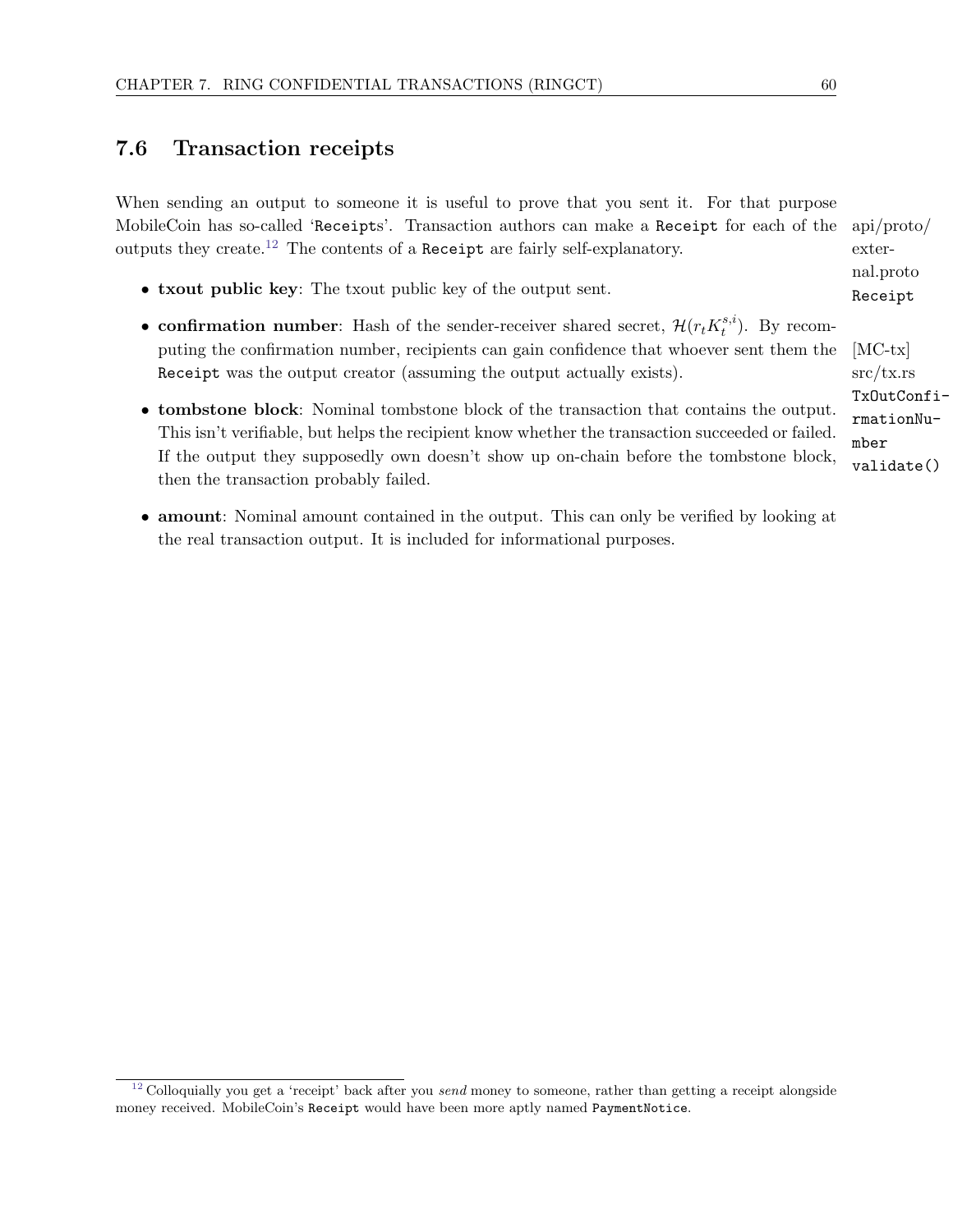## 7.6 Transaction receipts

When sending an output to someone it is useful to prove that you sent it. For that purpose MobileCoin has so-called '`Receipt`s'. Transaction authors can make a `Receipt` for each of the outputs they create.[12] The contents of a `Receipt` are fairly self-explanatory.

api/proto/external.proto `Receipt`

- **txout public key**: The txout public key of the output sent.
- **confirmation number**: Hash of the sender-receiver shared secret, $\mathcal{H}(r_t K_t^{s,i})$. By recomputing the confirmation number, recipients can gain confidence that whoever sent them the `Receipt` was the output creator (assuming the output actually exists).
- **tombstone block**: Nominal tombstone block of the transaction that contains the output. This isn't verifiable, but helps the recipient know whether the transaction succeeded or failed. If the output they supposedly own doesn't show up on-chain before the tombstone block, then the transaction probably failed.
- **amount**: Nominal amount contained in the output. This can only be verified by looking at the real transaction output. It is included for informational purposes.

[MC-tx] src/tx.rs `TxOutConfirmationNumber` `validate()`

[12] Colloquially you get a 'receipt' back after you *send* money to someone, rather than getting a receipt alongside money received. MobileCoin's `Receipt` would have been more aptly named `PaymentNotice`.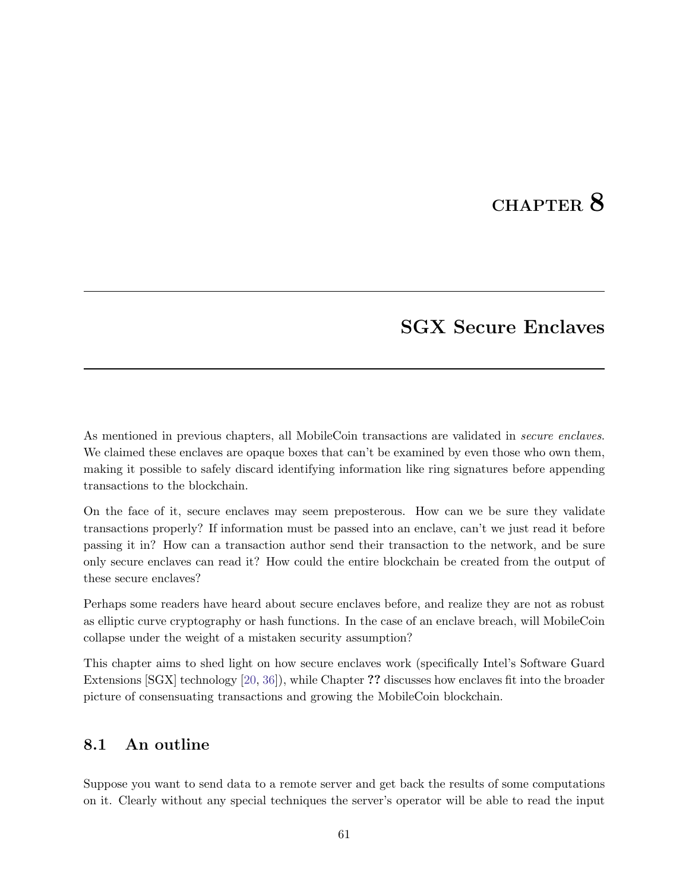# CHAPTER 8

## SGX Secure Enclaves

As mentioned in previous chapters, all MobileCoin transactions are validated in *secure enclaves*. We claimed these enclaves are opaque boxes that can't be examined by even those who own them, making it possible to safely discard identifying information like ring signatures before appending transactions to the blockchain.

On the face of it, secure enclaves may seem preposterous. How can we be sure they validate transactions properly? If information must be passed into an enclave, can't we just read it before passing it in? How can a transaction author send their transaction to the network, and be sure only secure enclaves can read it? How could the entire blockchain be created from the output of these secure enclaves?

Perhaps some readers have heard about secure enclaves before, and realize they are not as robust as elliptic curve cryptography or hash functions. In the case of an enclave breach, will MobileCoin collapse under the weight of a mistaken security assumption?

This chapter aims to shed light on how secure enclaves work (specifically Intel's Software Guard Extensions [SGX] technology [20, 36]), while Chapter **??** discusses how enclaves fit into the broader picture of consensuating transactions and growing the MobileCoin blockchain.

### 8.1 An outline

Suppose you want to send data to a remote server and get back the results of some computations on it. Clearly without any special techniques the server's operator will be able to read the input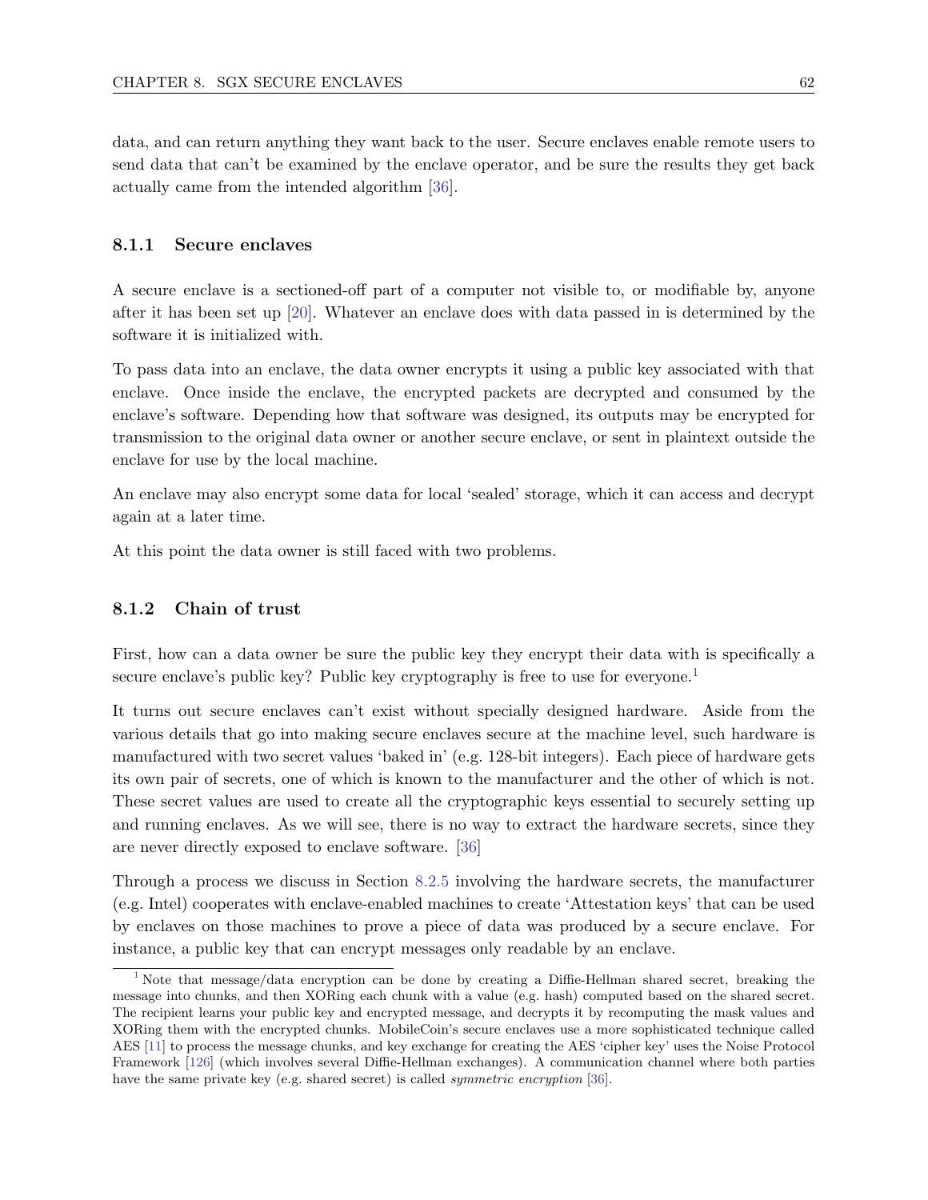data, and can return anything they want back to the user. Secure enclaves enable remote users to send data that can't be examined by the enclave operator, and be sure the results they get back actually came from the intended algorithm [36].

### 8.1.1 Secure enclaves

A secure enclave is a sectioned-off part of a computer not visible to, or modifiable by, anyone after it has been set up [20]. Whatever an enclave does with data passed in is determined by the software it is initialized with.

To pass data into an enclave, the data owner encrypts it using a public key associated with that enclave. Once inside the enclave, the encrypted packets are decrypted and consumed by the enclave's software. Depending how that software was designed, its outputs may be encrypted for transmission to the original data owner or another secure enclave, or sent in plaintext outside the enclave for use by the local machine.

An enclave may also encrypt some data for local 'sealed' storage, which it can access and decrypt again at a later time.

At this point the data owner is still faced with two problems.

### 8.1.2 Chain of trust

First, how can a data owner be sure the public key they encrypt their data with is specifically a secure enclave's public key? Public key cryptography is free to use for everyone.[1]

It turns out secure enclaves can't exist without specially designed hardware. Aside from the various details that go into making secure enclaves secure at the machine level, such hardware is manufactured with two secret values 'baked in' (e.g. 128-bit integers). Each piece of hardware gets its own pair of secrets, one of which is known to the manufacturer and the other of which is not. These secret values are used to create all the cryptographic keys essential to securely setting up and running enclaves. As we will see, there is no way to extract the hardware secrets, since they are never directly exposed to enclave software. [36]

Through a process we discuss in Section 8.2.5 involving the hardware secrets, the manufacturer (e.g. Intel) cooperates with enclave-enabled machines to create 'Attestation keys' that can be used by enclaves on those machines to prove a piece of data was produced by a secure enclave. For instance, a public key that can encrypt messages only readable by an enclave.

[1] Note that message/data encryption can be done by creating a Diffie-Hellman shared secret, breaking the message into chunks, and then XORing each chunk with a value (e.g. hash) computed based on the shared secret. The recipient learns your public key and encrypted message, and decrypts it by recomputing the mask values and XORing them with the encrypted chunks. MobileCoin's secure enclaves use a more sophisticated technique called AES [11] to process the message chunks, and key exchange for creating the AES 'cipher key' uses the Noise Protocol Framework [126] (which involves several Diffie-Hellman exchanges). A communication channel where both parties have the same private key (e.g. shared secret) is called *symmetric encryption* [36].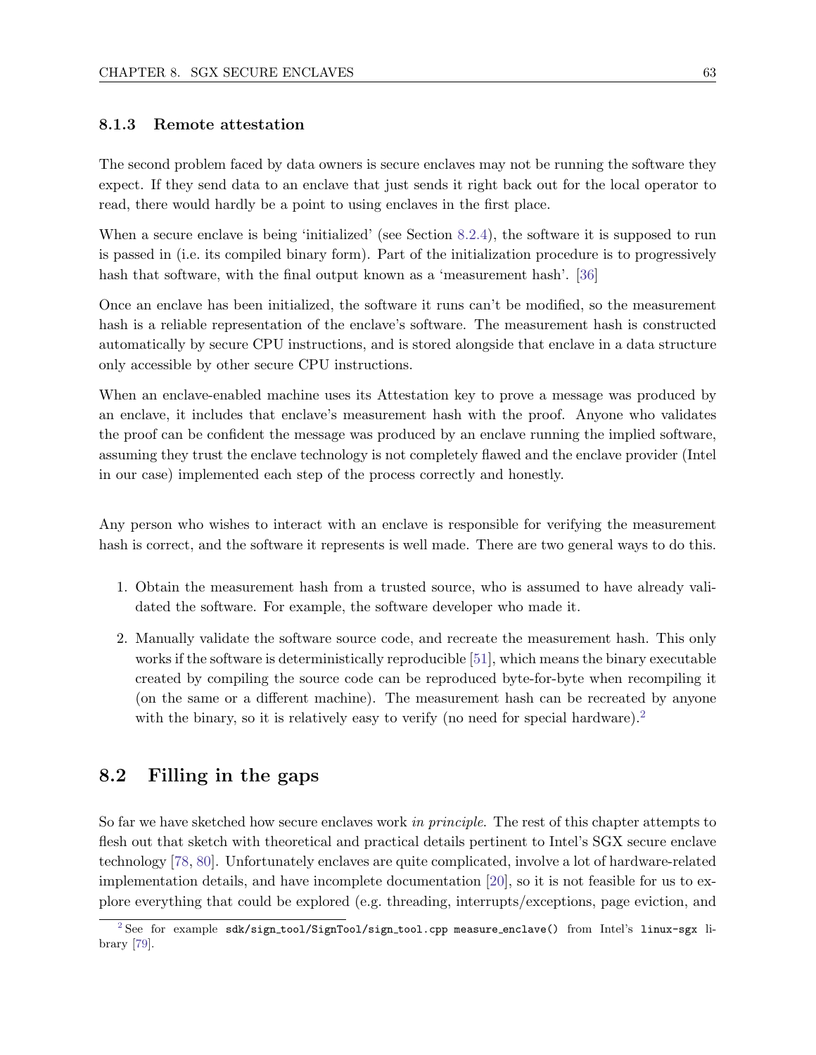### 8.1.3 Remote attestation

The second problem faced by data owners is secure enclaves may not be running the software they expect. If they send data to an enclave that just sends it right back out for the local operator to read, there would hardly be a point to using enclaves in the first place.

When a secure enclave is being 'initialized' (see Section 8.2.4), the software it is supposed to run is passed in (i.e. its compiled binary form). Part of the initialization procedure is to progressively hash that software, with the final output known as a 'measurement hash'. [36]

Once an enclave has been initialized, the software it runs can't be modified, so the measurement hash is a reliable representation of the enclave's software. The measurement hash is constructed automatically by secure CPU instructions, and is stored alongside that enclave in a data structure only accessible by other secure CPU instructions.

When an enclave-enabled machine uses its Attestation key to prove a message was produced by an enclave, it includes that enclave's measurement hash with the proof. Anyone who validates the proof can be confident the message was produced by an enclave running the implied software, assuming they trust the enclave technology is not completely flawed and the enclave provider (Intel in our case) implemented each step of the process correctly and honestly.

Any person who wishes to interact with an enclave is responsible for verifying the measurement hash is correct, and the software it represents is well made. There are two general ways to do this.

1. Obtain the measurement hash from a trusted source, who is assumed to have already validated the software. For example, the software developer who made it.
2. Manually validate the software source code, and recreate the measurement hash. This only works if the software is deterministically reproducible [51], which means the binary executable created by compiling the source code can be reproduced byte-for-byte when recompiling it (on the same or a different machine). The measurement hash can be recreated by anyone with the binary, so it is relatively easy to verify (no need for special hardware).[2]

## 8.2 Filling in the gaps

So far we have sketched how secure enclaves work *in principle*. The rest of this chapter attempts to flesh out that sketch with theoretical and practical details pertinent to Intel's SGX secure enclave technology [78, 80]. Unfortunately enclaves are quite complicated, involve a lot of hardware-related implementation details, and have incomplete documentation [20], so it is not feasible for us to explore everything that could be explored (e.g. threading, interrupts/exceptions, page eviction, and

[2] See for example `sdk/sign_tool/SignTool/sign_tool.cpp measure_enclave()` from Intel's `linux-sgx` library [79].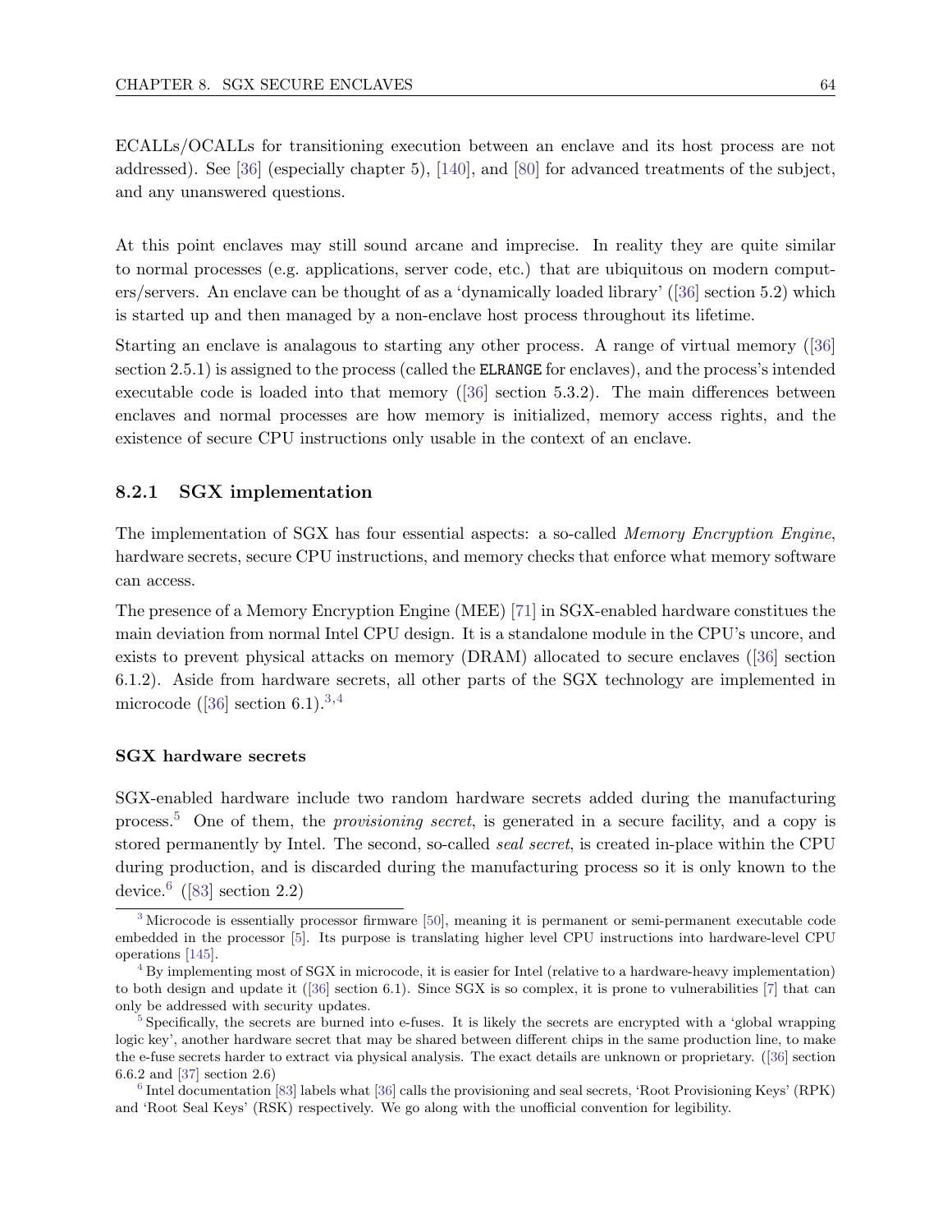ECALLs/OCALLs for transitioning execution between an enclave and its host process are not addressed). See [36] (especially chapter 5), [140], and [80] for advanced treatments of the subject, and any unanswered questions.

At this point enclaves may still sound arcane and imprecise. In reality they are quite similar to normal processes (e.g. applications, server code, etc.) that are ubiquitous on modern computers/servers. An enclave can be thought of as a 'dynamically loaded library' ([36] section 5.2) which is started up and then managed by a non-enclave host process throughout its lifetime.

Starting an enclave is analagous to starting any other process. A range of virtual memory ([36] section 2.5.1) is assigned to the process (called the `ELRANGE` for enclaves), and the process's intended executable code is loaded into that memory ([36] section 5.3.2). The main differences between enclaves and normal processes are how memory is initialized, memory access rights, and the existence of secure CPU instructions only usable in the context of an enclave.

### 8.2.1 SGX implementation

The implementation of SGX has four essential aspects: a so-called *Memory Encryption Engine*, hardware secrets, secure CPU instructions, and memory checks that enforce what memory software can access.

The presence of a Memory Encryption Engine (MEE) [71] in SGX-enabled hardware constitues the main deviation from normal Intel CPU design. It is a standalone module in the CPU's uncore, and exists to prevent physical attacks on memory (DRAM) allocated to secure enclaves ([36] section 6.1.2). Aside from hardware secrets, all other parts of the SGX technology are implemented in microcode ([36] section 6.1).[3,4]

#### SGX hardware secrets

SGX-enabled hardware include two random hardware secrets added during the manufacturing process.[5] One of them, the *provisioning secret*, is generated in a secure facility, and a copy is stored permanently by Intel. The second, so-called *seal secret*, is created in-place within the CPU during production, and is discarded during the manufacturing process so it is only known to the device.[6] ([83] section 2.2)

---

[3] Microcode is essentially processor firmware [50], meaning it is permanent or semi-permanent executable code embedded in the processor [5]. Its purpose is translating higher level CPU instructions into hardware-level CPU operations [145].

[4] By implementing most of SGX in microcode, it is easier for Intel (relative to a hardware-heavy implementation) to both design and update it ([36] section 6.1). Since SGX is so complex, it is prone to vulnerabilities [7] that can only be addressed with security updates.

[5] Specifically, the secrets are burned into e-fuses. It is likely the secrets are encrypted with a 'global wrapping logic key', another hardware secret that may be shared between different chips in the same production line, to make the e-fuse secrets harder to extract via physical analysis. The exact details are unknown or proprietary. ([36] section 6.6.2 and [37] section 2.6)

[6] Intel documentation [83] labels what [36] calls the provisioning and seal secrets, 'Root Provisioning Keys' (RPK) and 'Root Seal Keys' (RSK) respectively. We go along with the unofficial convention for legibility.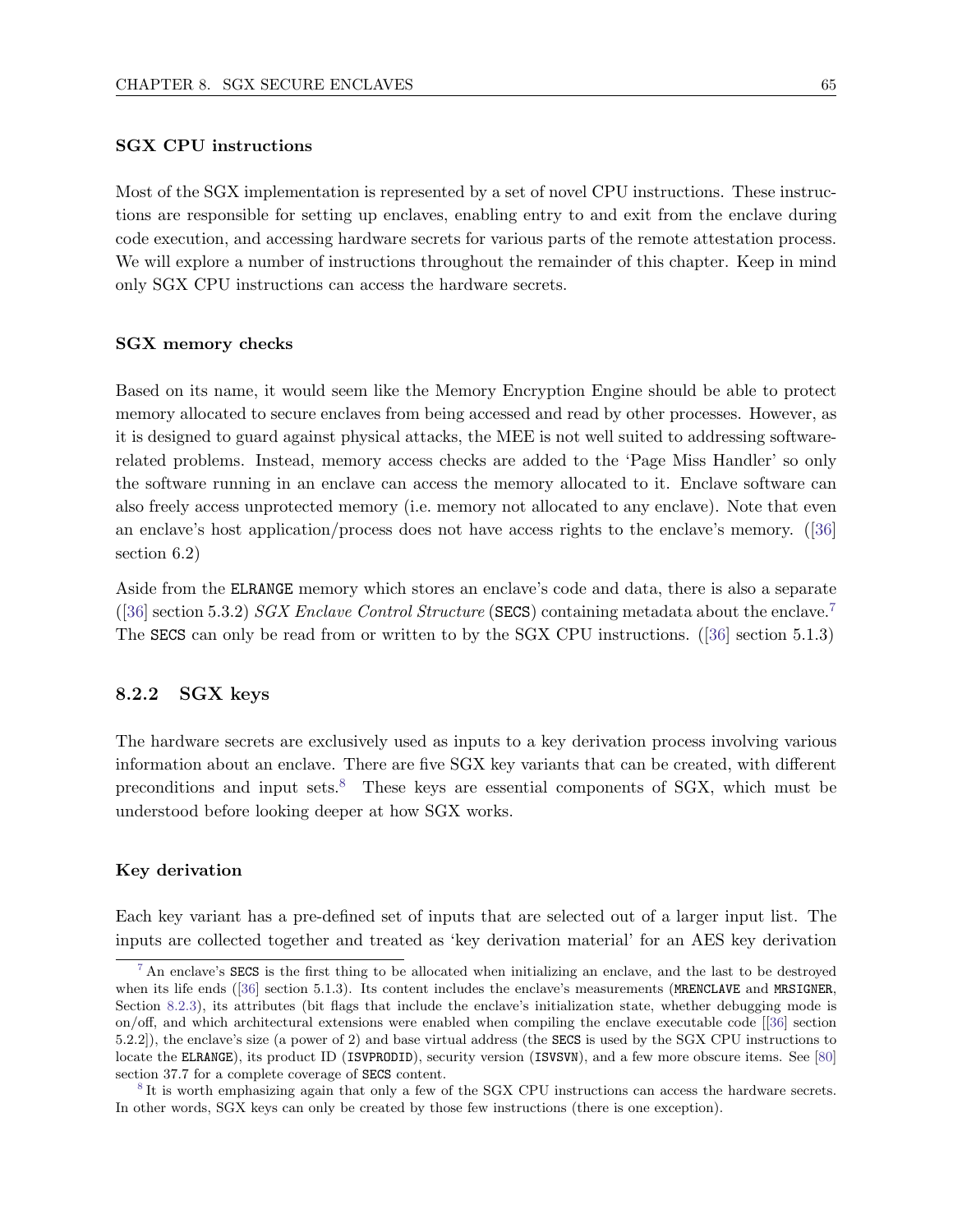#### SGX CPU instructions

Most of the SGX implementation is represented by a set of novel CPU instructions. These instructions are responsible for setting up enclaves, enabling entry to and exit from the enclave during code execution, and accessing hardware secrets for various parts of the remote attestation process. We will explore a number of instructions throughout the remainder of this chapter. Keep in mind only SGX CPU instructions can access the hardware secrets.

#### SGX memory checks

Based on its name, it would seem like the Memory Encryption Engine should be able to protect memory allocated to secure enclaves from being accessed and read by other processes. However, as it is designed to guard against physical attacks, the MEE is not well suited to addressing software-related problems. Instead, memory access checks are added to the 'Page Miss Handler' so only the software running in an enclave can access the memory allocated to it. Enclave software can also freely access unprotected memory (i.e. memory not allocated to any enclave). Note that even an enclave's host application/process does not have access rights to the enclave's memory. ([36] section 6.2)

Aside from the `ELRANGE` memory which stores an enclave's code and data, there is also a separate ([36] section 5.3.2) *SGX Enclave Control Structure* (`SECS`) containing metadata about the enclave.[7] The `SECS` can only be read from or written to by the SGX CPU instructions. ([36] section 5.1.3)

### 8.2.2 SGX keys

The hardware secrets are exclusively used as inputs to a key derivation process involving various information about an enclave. There are five SGX key variants that can be created, with different preconditions and input sets.[8] These keys are essential components of SGX, which must be understood before looking deeper at how SGX works.

#### Key derivation

Each key variant has a pre-defined set of inputs that are selected out of a larger input list. The inputs are collected together and treated as 'key derivation material' for an AES key derivation

---

[7] An enclave's `SECS` is the first thing to be allocated when initializing an enclave, and the last to be destroyed when its life ends ([36] section 5.1.3). Its content includes the enclave's measurements (`MRENCLAVE` and `MRSIGNER`, Section 8.2.3), its attributes (bit flags that include the enclave's initialization state, whether debugging mode is on/off, and which architectural extensions were enabled when compiling the enclave executable code [[36] section 5.2.2]), the enclave's size (a power of 2) and base virtual address (the `SECS` is used by the SGX CPU instructions to locate the `ELRANGE`), its product ID (`ISVPRODID`), security version (`ISVSVN`), and a few more obscure items. See [80] section 37.7 for a complete coverage of `SECS` content.

[8] It is worth emphasizing again that only a few of the SGX CPU instructions can access the hardware secrets. In other words, SGX keys can only be created by those few instructions (there is one exception).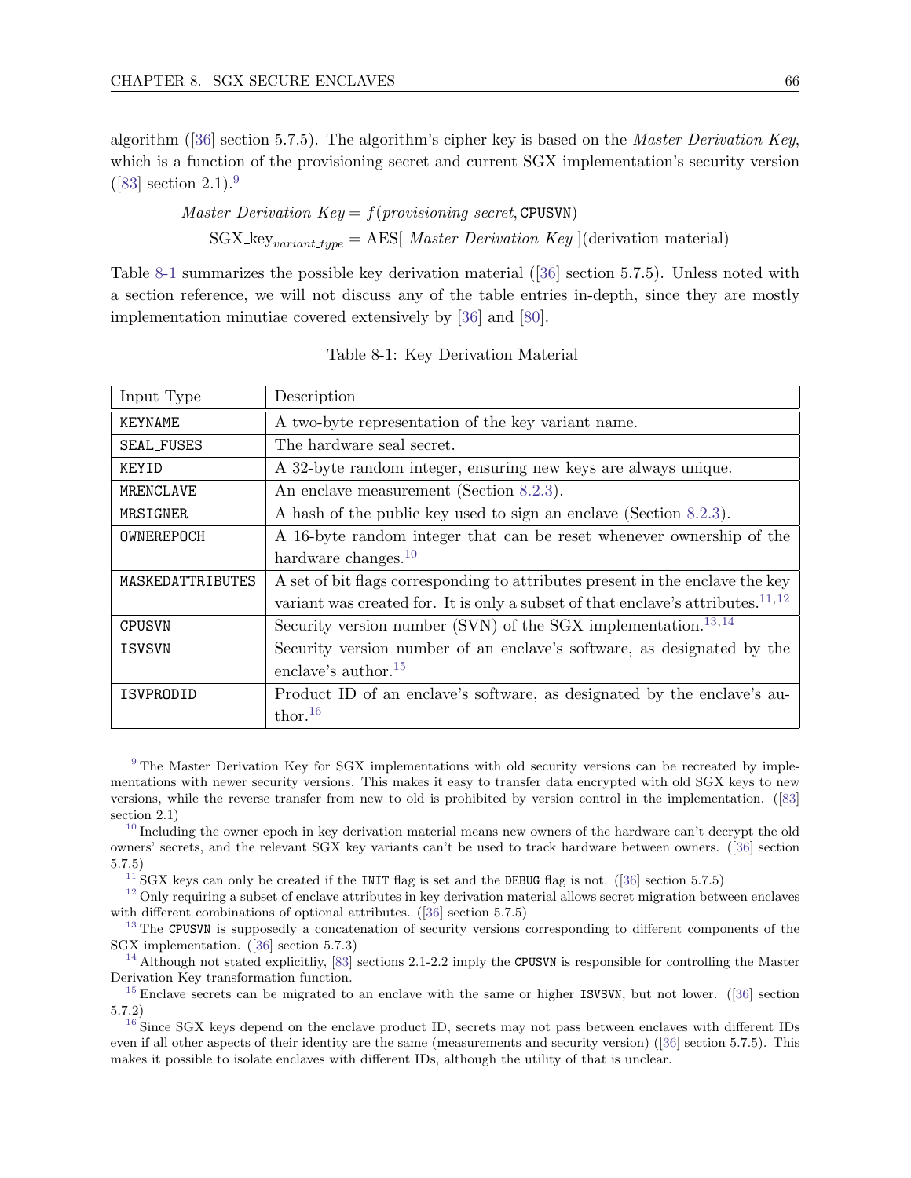algorithm ([36] section 5.7.5). The algorithm's cipher key is based on the *Master Derivation Key*, which is a function of the provisioning secret and current SGX implementation's security version ([83] section 2.1).[9]

$$\textit{Master Derivation Key} = f(\textit{provisioning secret}, \texttt{CPUSVN})$$

$$\text{SGX\_key}_{variant\_type} = \text{AES}[\ \textit{Master Derivation Key}\ ](\text{derivation material})$$

Table 8-1 summarizes the possible key derivation material ([36] section 5.7.5). Unless noted with a section reference, we will not discuss any of the table entries in-depth, since they are mostly implementation minutiae covered extensively by [36] and [80].

Table 8-1: Key Derivation Material

| Input Type | Description |
|---|---|
| `KEYNAME` | A two-byte representation of the key variant name. |
| `SEAL_FUSES` | The hardware seal secret. |
| `KEYID` | A 32-byte random integer, ensuring new keys are always unique. |
| `MRENCLAVE` | An enclave measurement (Section 8.2.3). |
| `MRSIGNER` | A hash of the public key used to sign an enclave (Section 8.2.3). |
| `OWNEREPOCH` | A 16-byte random integer that can be reset whenever ownership of the hardware changes.[10] |
| `MASKEDATTRIBUTES` | A set of bit flags corresponding to attributes present in the enclave the key variant was created for. It is only a subset of that enclave's attributes.[11,12] |
| `CPUSVN` | Security version number (SVN) of the SGX implementation.[13,14] |
| `ISVSVN` | Security version number of an enclave's software, as designated by the enclave's author.[15] |
| `ISVPRODID` | Product ID of an enclave's software, as designated by the enclave's author.[16] |

[9] The Master Derivation Key for SGX implementations with old security versions can be recreated by implementations with newer security versions. This makes it easy to transfer data encrypted with old SGX keys to new versions, while the reverse transfer from new to old is prohibited by version control in the implementation. ([83] section 2.1)

[10] Including the owner epoch in key derivation material means new owners of the hardware can't decrypt the old owners' secrets, and the relevant SGX key variants can't be used to track hardware between owners. ([36] section 5.7.5)

[11] SGX keys can only be created if the `INIT` flag is set and the `DEBUG` flag is not. ([36] section 5.7.5)

[12] Only requiring a subset of enclave attributes in key derivation material allows secret migration between enclaves with different combinations of optional attributes. ([36] section 5.7.5)

[13] The `CPUSVN` is supposedly a concatenation of security versions corresponding to different components of the SGX implementation. ([36] section 5.7.3)

[14] Although not stated explicitliy, [83] sections 2.1-2.2 imply the `CPUSVN` is responsible for controlling the Master Derivation Key transformation function.

[15] Enclave secrets can be migrated to an enclave with the same or higher `ISVSVN`, but not lower. ([36] section 5.7.2)

[16] Since SGX keys depend on the enclave product ID, secrets may not pass between enclaves with different IDs even if all other aspects of their identity are the same (measurements and security version) ([36] section 5.7.5). This makes it possible to isolate enclaves with different IDs, although the utility of that is unclear.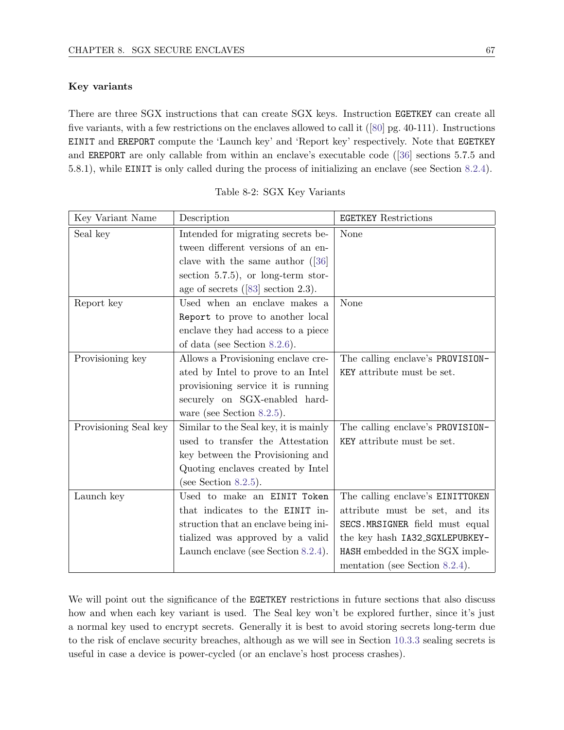### Key variants

There are three SGX instructions that can create SGX keys. Instruction EGETKEY can create all five variants, with a few restrictions on the enclaves allowed to call it ([80] pg. 40-111). Instructions EINIT and EREPORT compute the 'Launch key' and 'Report key' respectively. Note that EGETKEY and EREPORT are only callable from within an enclave's executable code ([36] sections 5.7.5 and 5.8.1), while EINIT is only called during the process of initializing an enclave (see Section 8.2.4).

Table 8-2: SGX Key Variants

| Key Variant Name | Description | EGETKEY Restrictions |
|---|---|---|
| Seal key | Intended for migrating secrets between different versions of an enclave with the same author ([36] section 5.7.5), or long-term storage of secrets ([83] section 2.3). | None |
| Report key | Used when an enclave makes a Report to prove to another local enclave they had access to a piece of data (see Section 8.2.6). | None |
| Provisioning key | Allows a Provisioning enclave created by Intel to prove to an Intel provisioning service it is running securely on SGX-enabled hardware (see Section 8.2.5). | The calling enclave's PROVISIONKEY attribute must be set. |
| Provisioning Seal key | Similar to the Seal key, it is mainly used to transfer the Attestation key between the Provisioning and Quoting enclaves created by Intel (see Section 8.2.5). | The calling enclave's PROVISIONKEY attribute must be set. |
| Launch key | Used to make an EINIT Token that indicates to the EINIT instruction that an enclave being initialized was approved by a valid Launch enclave (see Section 8.2.4). | The calling enclave's EINITTOKEN attribute must be set, and its SECS.MRSIGNER field must equal the key hash IA32_SGXLEPUBKEYHASH embedded in the SGX implementation (see Section 8.2.4). |

We will point out the significance of the EGETKEY restrictions in future sections that also discuss how and when each key variant is used. The Seal key won't be explored further, since it's just a normal key used to encrypt secrets. Generally it is best to avoid storing secrets long-term due to the risk of enclave security breaches, although as we will see in Section 10.3.3 sealing secrets is useful in case a device is power-cycled (or an enclave's host process crashes).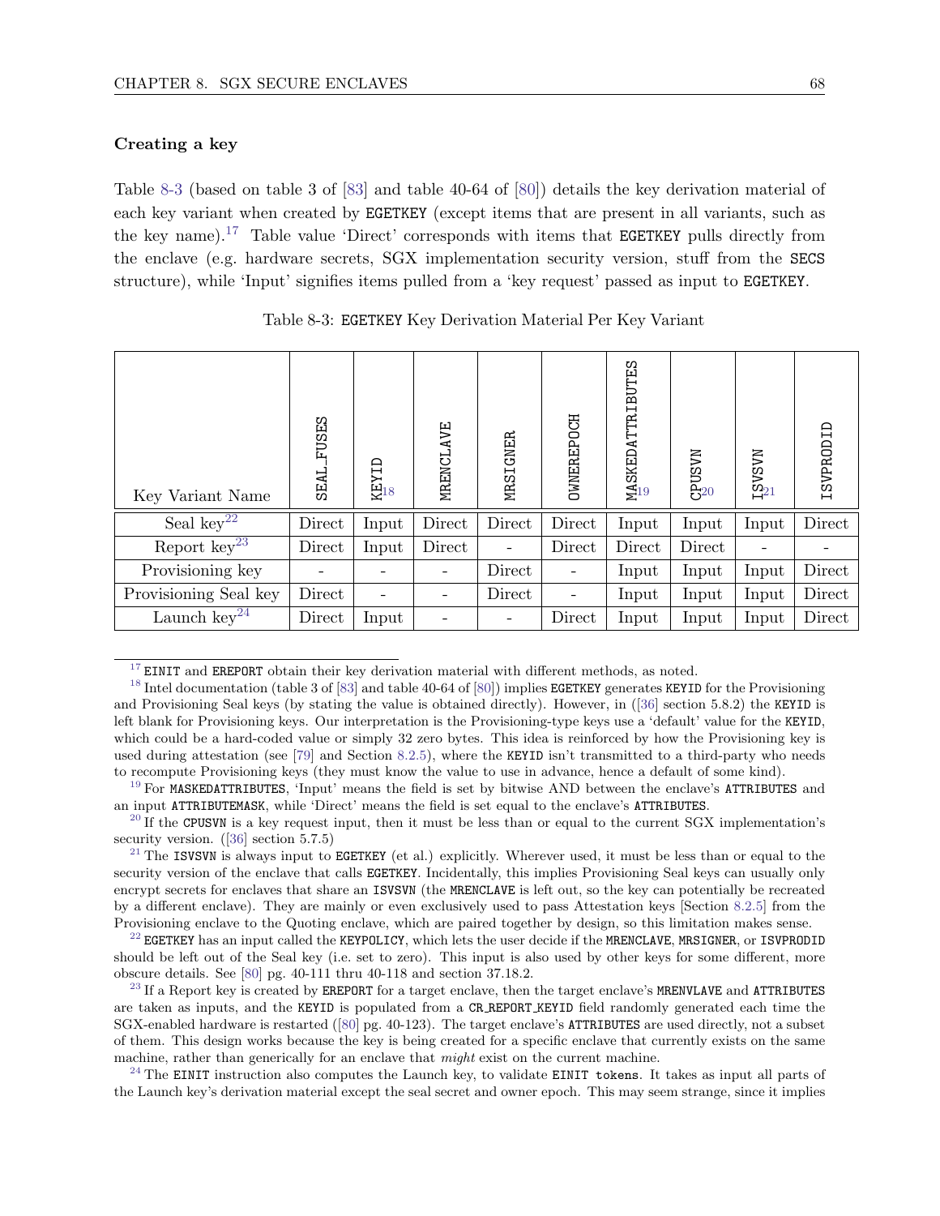### Creating a key

Table 8-3 (based on table 3 of [83] and table 40-64 of [80]) details the key derivation material of each key variant when created by EGETKEY (except items that are present in all variants, such as the key name).[17] Table value 'Direct' corresponds with items that EGETKEY pulls directly from the enclave (e.g. hardware secrets, SGX implementation security version, stuff from the SECS structure), while 'Input' signifies items pulled from a 'key request' passed as input to EGETKEY.

Table 8-3: EGETKEY Key Derivation Material Per Key Variant

| Key Variant Name | SEAL_FUSES | KEYID[18] | MRENCLAVE | MRSIGNER | OWNEREPOCH | MASKEDATTRIBUTES[19] | CPUSVN[20] | ISVSVN[21] | ISVPRODID |
|---|---|---|---|---|---|---|---|---|---|
| Seal key[22] | Direct | Input | Direct | Direct | Direct | Input | Input | Input | Direct |
| Report key[23] | Direct | Input | Direct | - | Direct | Direct | Direct | - | - |
| Provisioning key | - | - | - | Direct | - | Input | Input | Input | Direct |
| Provisioning Seal key | Direct | - | - | Direct | - | Input | Input | Input | Direct |
| Launch key[24] | Direct | Input | - | - | Direct | Input | Input | Input | Direct |

[17] EINIT and EREPORT obtain their key derivation material with different methods, as noted.

[18] Intel documentation (table 3 of [83] and table 40-64 of [80]) implies EGETKEY generates KEYID for the Provisioning and Provisioning Seal keys (by stating the value is obtained directly). However, in ([36] section 5.8.2) the KEYID is left blank for Provisioning keys. Our interpretation is the Provisioning-type keys use a 'default' value for the KEYID, which could be a hard-coded value or simply 32 zero bytes. This idea is reinforced by how the Provisioning key is used during attestation (see [79] and Section 8.2.5), where the KEYID isn't transmitted to a third-party who needs to recompute Provisioning keys (they must know the value to use in advance, hence a default of some kind).

[19] For MASKEDATTRIBUTES, 'Input' means the field is set by bitwise AND between the enclave's ATTRIBUTES and an input ATTRIBUTEMASK, while 'Direct' means the field is set equal to the enclave's ATTRIBUTES.

[20] If the CPUSVN is a key request input, then it must be less than or equal to the current SGX implementation's security version. ([36] section 5.7.5)

[21] The ISVSVN is always input to EGETKEY (et al.) explicitly. Wherever used, it must be less than or equal to the security version of the enclave that calls EGETKEY. Incidentally, this implies Provisioning Seal keys can usually only encrypt secrets for enclaves that share an ISVSVN (the MRENCLAVE is left out, so the key can potentially be recreated by a different enclave). They are mainly or even exclusively used to pass Attestation keys [Section 8.2.5] from the Provisioning enclave to the Quoting enclave, which are paired together by design, so this limitation makes sense.

[22] EGETKEY has an input called the KEYPOLICY, which lets the user decide if the MRENCLAVE, MRSIGNER, or ISVPRODID should be left out of the Seal key (i.e. set to zero). This input is also used by other keys for some different, more obscure details. See [80] pg. 40-111 thru 40-118 and section 37.18.2.

[23] If a Report key is created by EREPORT for a target enclave, then the target enclave's MRENVLAVE and ATTRIBUTES are taken as inputs, and the KEYID is populated from a CR_REPORT_KEYID field randomly generated each time the SGX-enabled hardware is restarted ([80] pg. 40-123). The target enclave's ATTRIBUTES are used directly, not a subset of them. This design works because the key is being created for a specific enclave that currently exists on the same machine, rather than generically for an enclave that *might* exist on the current machine.

[24] The EINIT instruction also computes the Launch key, to validate EINIT tokens. It takes as input all parts of the Launch key's derivation material except the seal secret and owner epoch. This may seem strange, since it implies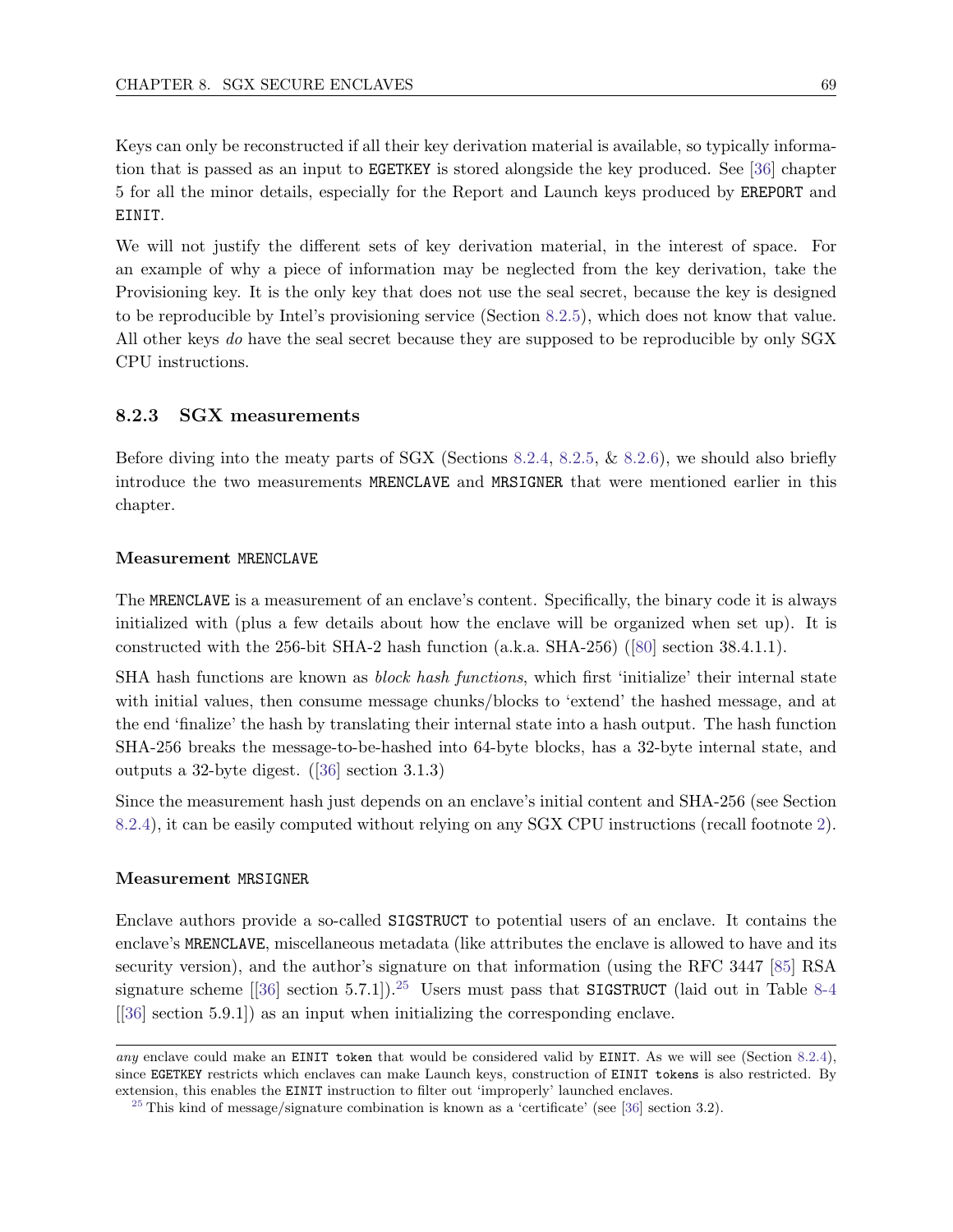Keys can only be reconstructed if all their key derivation material is available, so typically information that is passed as an input to `EGETKEY` is stored alongside the key produced. See [36] chapter 5 for all the minor details, especially for the Report and Launch keys produced by `EREPORT` and `EINIT`.

We will not justify the different sets of key derivation material, in the interest of space. For an example of why a piece of information may be neglected from the key derivation, take the Provisioning key. It is the only key that does not use the seal secret, because the key is designed to be reproducible by Intel's provisioning service (Section 8.2.5), which does not know that value. All other keys *do* have the seal secret because they are supposed to be reproducible by only SGX CPU instructions.

### 8.2.3 SGX measurements

Before diving into the meaty parts of SGX (Sections 8.2.4, 8.2.5, & 8.2.6), we should also briefly introduce the two measurements `MRENCLAVE` and `MRSIGNER` that were mentioned earlier in this chapter.

#### Measurement `MRENCLAVE`

The `MRENCLAVE` is a measurement of an enclave's content. Specifically, the binary code it is always initialized with (plus a few details about how the enclave will be organized when set up). It is constructed with the 256-bit SHA-2 hash function (a.k.a. SHA-256) ([80] section 38.4.1.1).

SHA hash functions are known as *block hash functions*, which first 'initialize' their internal state with initial values, then consume message chunks/blocks to 'extend' the hashed message, and at the end 'finalize' the hash by translating their internal state into a hash output. The hash function SHA-256 breaks the message-to-be-hashed into 64-byte blocks, has a 32-byte internal state, and outputs a 32-byte digest. ([36] section 3.1.3)

Since the measurement hash just depends on an enclave's initial content and SHA-256 (see Section 8.2.4), it can be easily computed without relying on any SGX CPU instructions (recall footnote 2).

#### Measurement `MRSIGNER`

Enclave authors provide a so-called `SIGSTRUCT` to potential users of an enclave. It contains the enclave's `MRENCLAVE`, miscellaneous metadata (like attributes the enclave is allowed to have and its security version), and the author's signature on that information (using the RFC 3447 [85] RSA signature scheme [[36] section 5.7.1]).[25] Users must pass that `SIGSTRUCT` (laid out in Table 8-4 [[36] section 5.9.1]) as an input when initializing the corresponding enclave.

---

*any* enclave could make an `EINIT token` that would be considered valid by `EINIT`. As we will see (Section 8.2.4), since `EGETKEY` restricts which enclaves can make Launch keys, construction of `EINIT tokens` is also restricted. By extension, this enables the `EINIT` instruction to filter out 'improperly' launched enclaves.

[25] This kind of message/signature combination is known as a 'certificate' (see [36] section 3.2).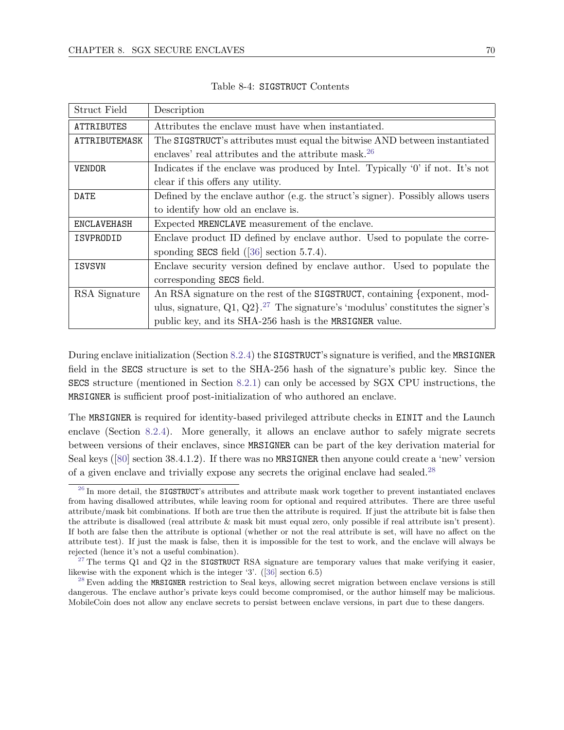Table 8-4: SIGSTRUCT Contents

| Struct Field | Description |
|---|---|
| ATTRIBUTES | Attributes the enclave must have when instantiated. |
| ATTRIBUTEMASK | The SIGSTRUCT's attributes must equal the bitwise AND between instantiated enclaves' real attributes and the attribute mask.[26] |
| VENDOR | Indicates if the enclave was produced by Intel. Typically '0' if not. It's not clear if this offers any utility. |
| DATE | Defined by the enclave author (e.g. the struct's signer). Possibly allows users to identify how old an enclave is. |
| ENCLAVEHASH | Expected MRENCLAVE measurement of the enclave. |
| ISVPRODID | Enclave product ID defined by enclave author. Used to populate the corresponding SECS field ([36] section 5.7.4). |
| ISVSVN | Enclave security version defined by enclave author. Used to populate the corresponding SECS field. |
| RSA Signature | An RSA signature on the rest of the SIGSTRUCT, containing {exponent, modulus, signature, Q1, Q2}.[27] The signature's 'modulus' constitutes the signer's public key, and its SHA-256 hash is the MRSIGNER value. |

During enclave initialization (Section 8.2.4) the SIGSTRUCT's signature is verified, and the MRSIGNER field in the SECS structure is set to the SHA-256 hash of the signature's public key. Since the SECS structure (mentioned in Section 8.2.1) can only be accessed by SGX CPU instructions, the MRSIGNER is sufficient proof post-initialization of who authored an enclave.

The MRSIGNER is required for identity-based privileged attribute checks in EINIT and the Launch enclave (Section 8.2.4). More generally, it allows an enclave author to safely migrate secrets between versions of their enclaves, since MRSIGNER can be part of the key derivation material for Seal keys ([80] section 38.4.1.2). If there was no MRSIGNER then anyone could create a 'new' version of a given enclave and trivially expose any secrets the original enclave had sealed.[28]

---

[26] In more detail, the SIGSTRUCT's attributes and attribute mask work together to prevent instantiated enclaves from having disallowed attributes, while leaving room for optional and required attributes. There are three useful attribute/mask bit combinations. If both are true then the attribute is required. If just the attribute bit is false then the attribute is disallowed (real attribute & mask bit must equal zero, only possible if real attribute isn't present). If both are false then the attribute is optional (whether or not the real attribute is set, will have no affect on the attribute test). If just the mask is false, then it is impossible for the test to work, and the enclave will always be rejected (hence it's not a useful combination).

[27] The terms Q1 and Q2 in the SIGSTRUCT RSA signature are temporary values that make verifying it easier, likewise with the exponent which is the integer '3'. ([36] section 6.5)

[28] Even adding the MRSIGNER restriction to Seal keys, allowing secret migration between enclave versions is still dangerous. The enclave author's private keys could become compromised, or the author himself may be malicious. MobileCoin does not allow any enclave secrets to persist between enclave versions, in part due to these dangers.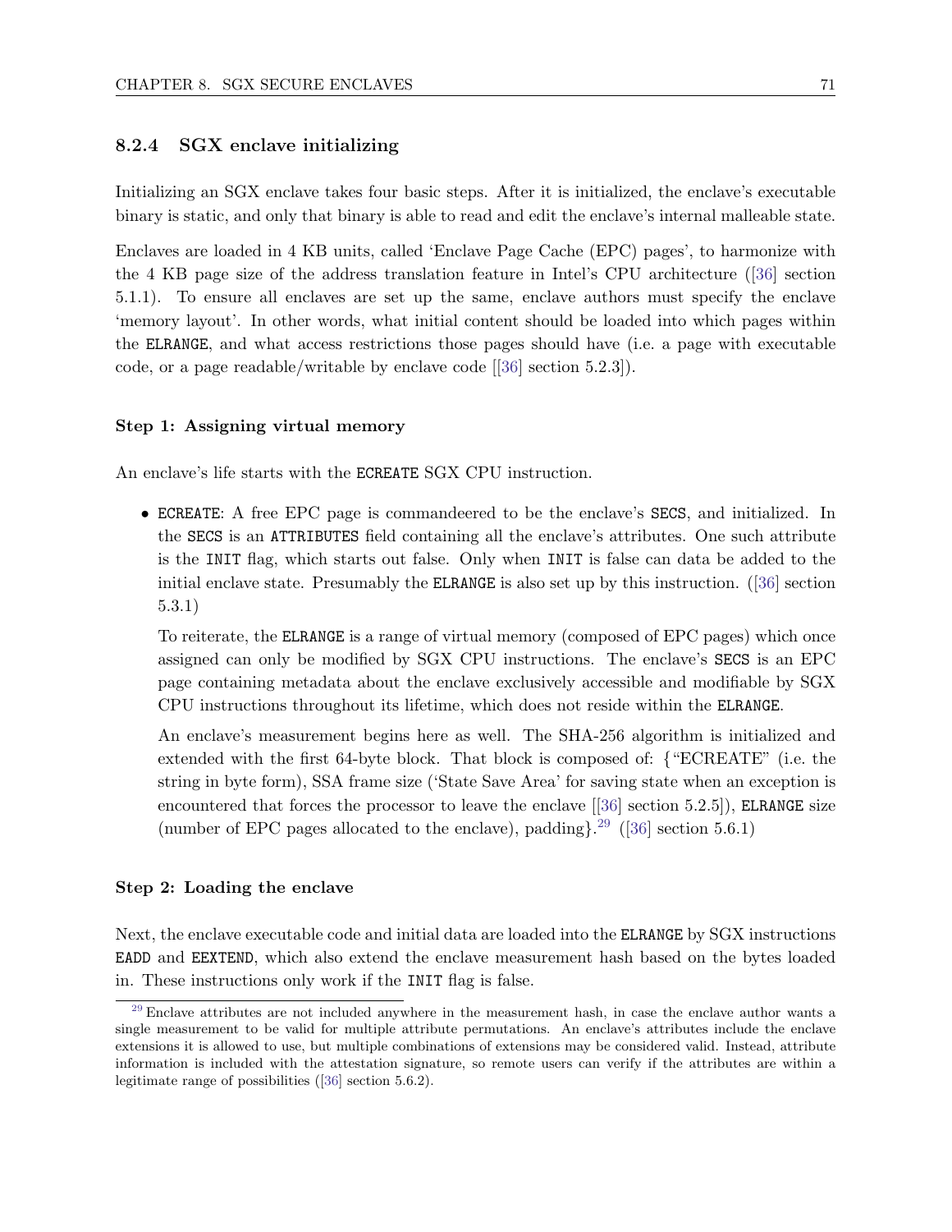### 8.2.4 SGX enclave initializing

Initializing an SGX enclave takes four basic steps. After it is initialized, the enclave's executable binary is static, and only that binary is able to read and edit the enclave's internal malleable state.

Enclaves are loaded in 4 KB units, called 'Enclave Page Cache (EPC) pages', to harmonize with the 4 KB page size of the address translation feature in Intel's CPU architecture ([36] section 5.1.1). To ensure all enclaves are set up the same, enclave authors must specify the enclave 'memory layout'. In other words, what initial content should be loaded into which pages within the `ELRANGE`, and what access restrictions those pages should have (i.e. a page with executable code, or a page readable/writable by enclave code [[36] section 5.2.3]).

#### Step 1: Assigning virtual memory

An enclave's life starts with the `ECREATE` SGX CPU instruction.

- `ECREATE`: A free EPC page is commandeered to be the enclave's `SECS`, and initialized. In the `SECS` is an `ATTRIBUTES` field containing all the enclave's attributes. One such attribute is the `INIT` flag, which starts out false. Only when `INIT` is false can data be added to the initial enclave state. Presumably the `ELRANGE` is also set up by this instruction. ([36] section 5.3.1)

  To reiterate, the `ELRANGE` is a range of virtual memory (composed of EPC pages) which once assigned can only be modified by SGX CPU instructions. The enclave's `SECS` is an EPC page containing metadata about the enclave exclusively accessible and modifiable by SGX CPU instructions throughout its lifetime, which does not reside within the `ELRANGE`.

  An enclave's measurement begins here as well. The SHA-256 algorithm is initialized and extended with the first 64-byte block. That block is composed of: {"ECREATE" (i.e. the string in byte form), SSA frame size ('State Save Area' for saving state when an exception is encountered that forces the processor to leave the enclave [[36] section 5.2.5]), `ELRANGE` size (number of EPC pages allocated to the enclave), padding}.[29] ([36] section 5.6.1)

#### Step 2: Loading the enclave

Next, the enclave executable code and initial data are loaded into the `ELRANGE` by SGX instructions `EADD` and `EEXTEND`, which also extend the enclave measurement hash based on the bytes loaded in. These instructions only work if the `INIT` flag is false.

[29] Enclave attributes are not included anywhere in the measurement hash, in case the enclave author wants a single measurement to be valid for multiple attribute permutations. An enclave's attributes include the enclave extensions it is allowed to use, but multiple combinations of extensions may be considered valid. Instead, attribute information is included with the attestation signature, so remote users can verify if the attributes are within a legitimate range of possibilities ([36] section 5.6.2).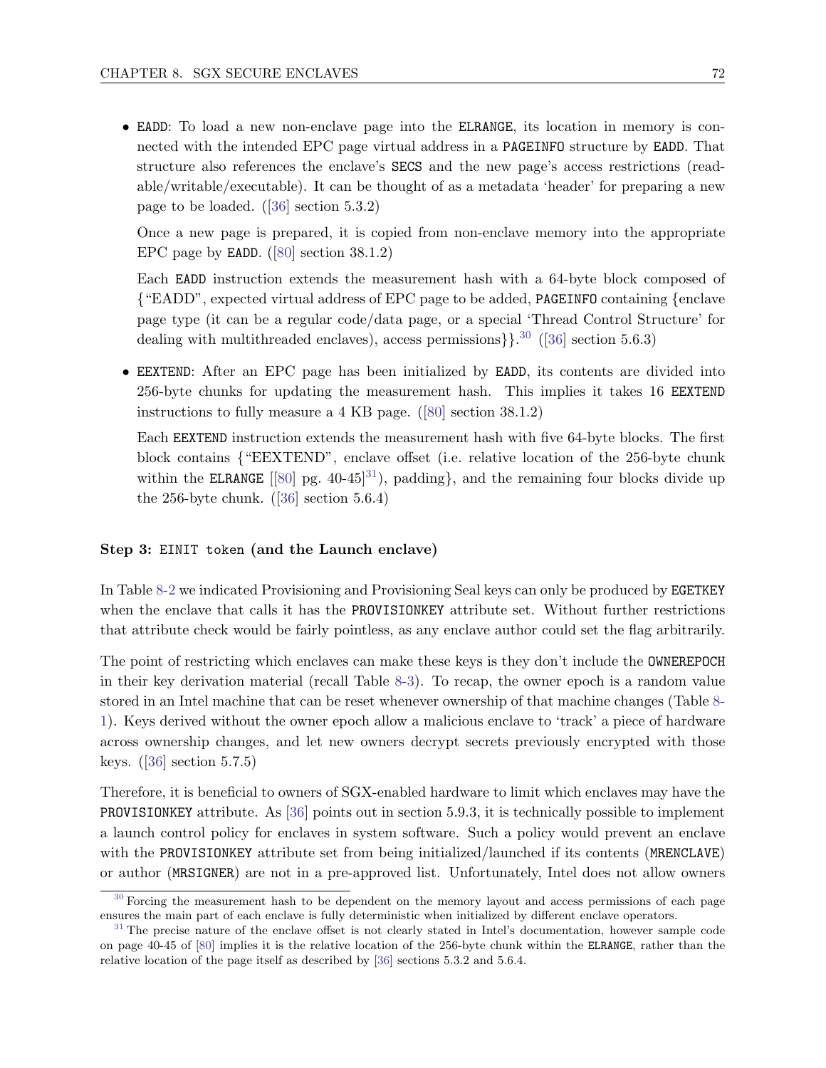- `EADD`: To load a new non-enclave page into the `ELRANGE`, its location in memory is connected with the intended EPC page virtual address in a `PAGEINFO` structure by `EADD`. That structure also references the enclave's `SECS` and the new page's access restrictions (readable/writable/executable). It can be thought of as a metadata 'header' for preparing a new page to be loaded. ([36] section 5.3.2)

  Once a new page is prepared, it is copied from non-enclave memory into the appropriate EPC page by `EADD`. ([80] section 38.1.2)

  Each `EADD` instruction extends the measurement hash with a 64-byte block composed of {"EADD", expected virtual address of EPC page to be added, `PAGEINFO` containing {enclave page type (it can be a regular code/data page, or a special 'Thread Control Structure' for dealing with multithreaded enclaves), access permissions}}.[30] ([36] section 5.6.3)

- `EEXTEND`: After an EPC page has been initialized by `EADD`, its contents are divided into 256-byte chunks for updating the measurement hash. This implies it takes 16 `EEXTEND` instructions to fully measure a 4 KB page. ([80] section 38.1.2)

  Each `EEXTEND` instruction extends the measurement hash with five 64-byte blocks. The first block contains {"EEXTEND", enclave offset (i.e. relative location of the 256-byte chunk within the `ELRANGE` [[80] pg. 40-45][31]), padding}, and the remaining four blocks divide up the 256-byte chunk. ([36] section 5.6.4)

**Step 3: `EINIT token` (and the Launch enclave)**

In Table 8-2 we indicated Provisioning and Provisioning Seal keys can only be produced by `EGETKEY` when the enclave that calls it has the `PROVISIONKEY` attribute set. Without further restrictions that attribute check would be fairly pointless, as any enclave author could set the flag arbitrarily.

The point of restricting which enclaves can make these keys is they don't include the `OWNEREPOCH` in their key derivation material (recall Table 8-3). To recap, the owner epoch is a random value stored in an Intel machine that can be reset whenever ownership of that machine changes (Table 8-1). Keys derived without the owner epoch allow a malicious enclave to 'track' a piece of hardware across ownership changes, and let new owners decrypt secrets previously encrypted with those keys. ([36] section 5.7.5)

Therefore, it is beneficial to owners of SGX-enabled hardware to limit which enclaves may have the `PROVISIONKEY` attribute. As [36] points out in section 5.9.3, it is technically possible to implement a launch control policy for enclaves in system software. Such a policy would prevent an enclave with the `PROVISIONKEY` attribute set from being initialized/launched if its contents (`MRENCLAVE`) or author (`MRSIGNER`) are not in a pre-approved list. Unfortunately, Intel does not allow owners

---

[30] Forcing the measurement hash to be dependent on the memory layout and access permissions of each page ensures the main part of each enclave is fully deterministic when initialized by different enclave operators.

[31] The precise nature of the enclave offset is not clearly stated in Intel's documentation, however sample code on page 40-45 of [80] implies it is the relative location of the 256-byte chunk within the `ELRANGE`, rather than the relative location of the page itself as described by [36] sections 5.3.2 and 5.6.4.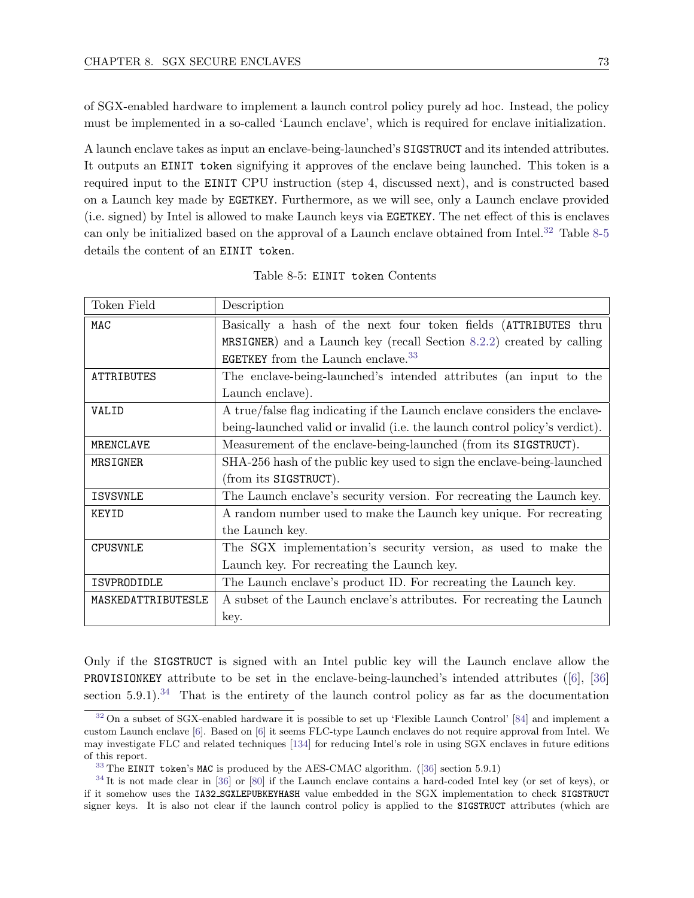of SGX-enabled hardware to implement a launch control policy purely ad hoc. Instead, the policy must be implemented in a so-called 'Launch enclave', which is required for enclave initialization.

A launch enclave takes as input an enclave-being-launched's `SIGSTRUCT` and its intended attributes. It outputs an `EINIT token` signifying it approves of the enclave being launched. This token is a required input to the `EINIT` CPU instruction (step 4, discussed next), and is constructed based on a Launch key made by `EGETKEY`. Furthermore, as we will see, only a Launch enclave provided (i.e. signed) by Intel is allowed to make Launch keys via `EGETKEY`. The net effect of this is enclaves can only be initialized based on the approval of a Launch enclave obtained from Intel.[32] Table 8-5 details the content of an `EINIT token`.

Table 8-5: `EINIT token` Contents

| Token Field | Description |
| --- | --- |
| `MAC` | Basically a hash of the next four token fields (`ATTRIBUTES` thru `MRSIGNER`) and a Launch key (recall Section 8.2.2) created by calling `EGETKEY` from the Launch enclave.[33] |
| `ATTRIBUTES` | The enclave-being-launched's intended attributes (an input to the Launch enclave). |
| `VALID` | A true/false flag indicating if the Launch enclave considers the enclave-being-launched valid or invalid (i.e. the launch control policy's verdict). |
| `MRENCLAVE` | Measurement of the enclave-being-launched (from its `SIGSTRUCT`). |
| `MRSIGNER` | SHA-256 hash of the public key used to sign the enclave-being-launched (from its `SIGSTRUCT`). |
| `ISVSVNLE` | The Launch enclave's security version. For recreating the Launch key. |
| `KEYID` | A random number used to make the Launch key unique. For recreating the Launch key. |
| `CPUSVNLE` | The SGX implementation's security version, as used to make the Launch key. For recreating the Launch key. |
| `ISVPRODIDLE` | The Launch enclave's product ID. For recreating the Launch key. |
| `MASKEDATTRIBUTESLE` | A subset of the Launch enclave's attributes. For recreating the Launch key. |

Only if the `SIGSTRUCT` is signed with an Intel public key will the Launch enclave allow the `PROVISIONKEY` attribute to be set in the enclave-being-launched's intended attributes ([6], [36] section 5.9.1).[34] That is the entirety of the launch control policy as far as the documentation

[32] On a subset of SGX-enabled hardware it is possible to set up 'Flexible Launch Control' [84] and implement a custom Launch enclave [6]. Based on [6] it seems FLC-type Launch enclaves do not require approval from Intel. We may investigate FLC and related techniques [134] for reducing Intel's role in using SGX enclaves in future editions of this report.

[33] The `EINIT token`'s `MAC` is produced by the AES-CMAC algorithm. ([36] section 5.9.1)

[34] It is not made clear in [36] or [80] if the Launch enclave contains a hard-coded Intel key (or set of keys), or if it somehow uses the `IA32_SGXLEPUBKEYHASH` value embedded in the SGX implementation to check `SIGSTRUCT` signer keys. It is also not clear if the launch control policy is applied to the `SIGSTRUCT` attributes (which are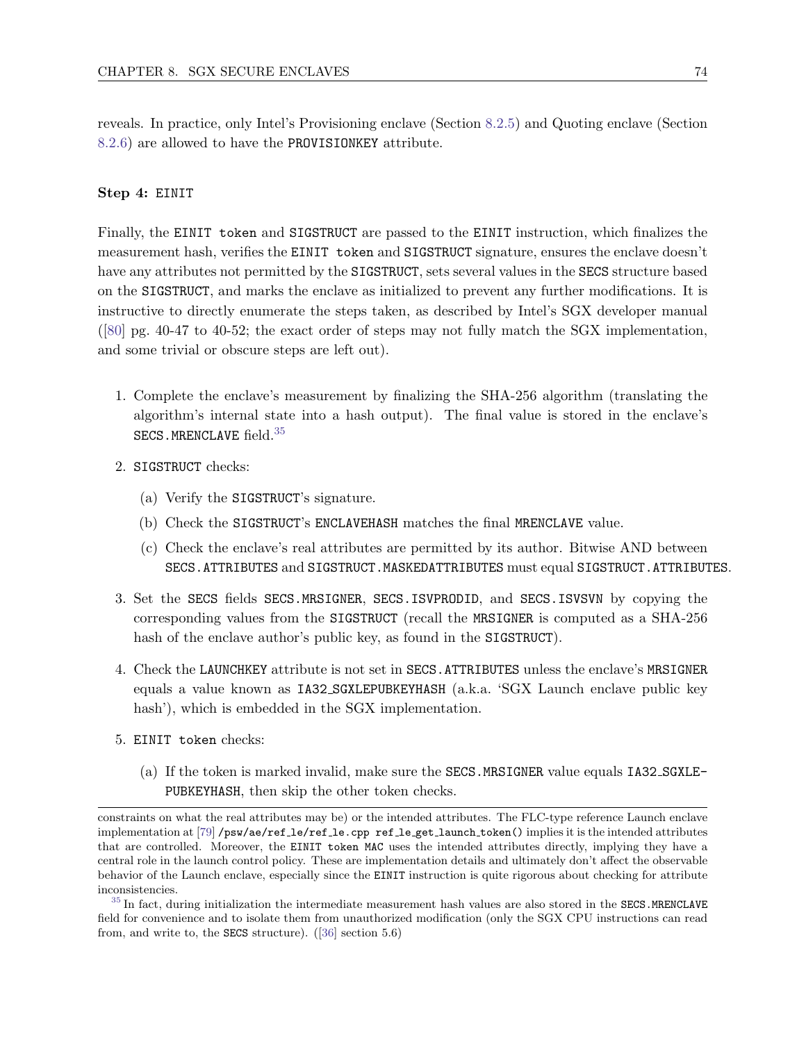reveals. In practice, only Intel's Provisioning enclave (Section 8.2.5) and Quoting enclave (Section 8.2.6) are allowed to have the `PROVISIONKEY` attribute.

#### Step 4: `EINIT`

Finally, the `EINIT token` and `SIGSTRUCT` are passed to the `EINIT` instruction, which finalizes the measurement hash, verifies the `EINIT token` and `SIGSTRUCT` signature, ensures the enclave doesn't have any attributes not permitted by the `SIGSTRUCT`, sets several values in the `SECS` structure based on the `SIGSTRUCT`, and marks the enclave as initialized to prevent any further modifications. It is instructive to directly enumerate the steps taken, as described by Intel's SGX developer manual ([80] pg. 40-47 to 40-52; the exact order of steps may not fully match the SGX implementation, and some trivial or obscure steps are left out).

1. Complete the enclave's measurement by finalizing the SHA-256 algorithm (translating the algorithm's internal state into a hash output). The final value is stored in the enclave's `SECS.MRENCLAVE` field.[35]
2. `SIGSTRUCT` checks:
   (a) Verify the `SIGSTRUCT`'s signature.
   (b) Check the `SIGSTRUCT`'s `ENCLAVEHASH` matches the final `MRENCLAVE` value.
   (c) Check the enclave's real attributes are permitted by its author. Bitwise AND between `SECS.ATTRIBUTES` and `SIGSTRUCT.MASKEDATTRIBUTES` must equal `SIGSTRUCT.ATTRIBUTES`.
3. Set the `SECS` fields `SECS.MRSIGNER`, `SECS.ISVPRODID`, and `SECS.ISVSVN` by copying the corresponding values from the `SIGSTRUCT` (recall the `MRSIGNER` is computed as a SHA-256 hash of the enclave author's public key, as found in the `SIGSTRUCT`).
4. Check the `LAUNCHKEY` attribute is not set in `SECS.ATTRIBUTES` unless the enclave's `MRSIGNER` equals a value known as `IA32_SGXLEPUBKEYHASH` (a.k.a. 'SGX Launch enclave public key hash'), which is embedded in the SGX implementation.
5. `EINIT token` checks:
   (a) If the token is marked invalid, make sure the `SECS.MRSIGNER` value equals `IA32_SGXLEPUBKEYHASH`, then skip the other token checks.

---

constraints on what the real attributes may be) or the intended attributes. The FLC-type reference Launch enclave implementation at [79] `/psw/ae/ref_le/ref_le.cpp ref_le_get_launch_token()` implies it is the intended attributes that are controlled. Moreover, the `EINIT token MAC` uses the intended attributes directly, implying they have a central role in the launch control policy. These are implementation details and ultimately don't affect the observable behavior of the Launch enclave, especially since the `EINIT` instruction is quite rigorous about checking for attribute inconsistencies.

[35] In fact, during initialization the intermediate measurement hash values are also stored in the `SECS.MRENCLAVE` field for convenience and to isolate them from unauthorized modification (only the SGX CPU instructions can read from, and write to, the `SECS` structure). ([36] section 5.6)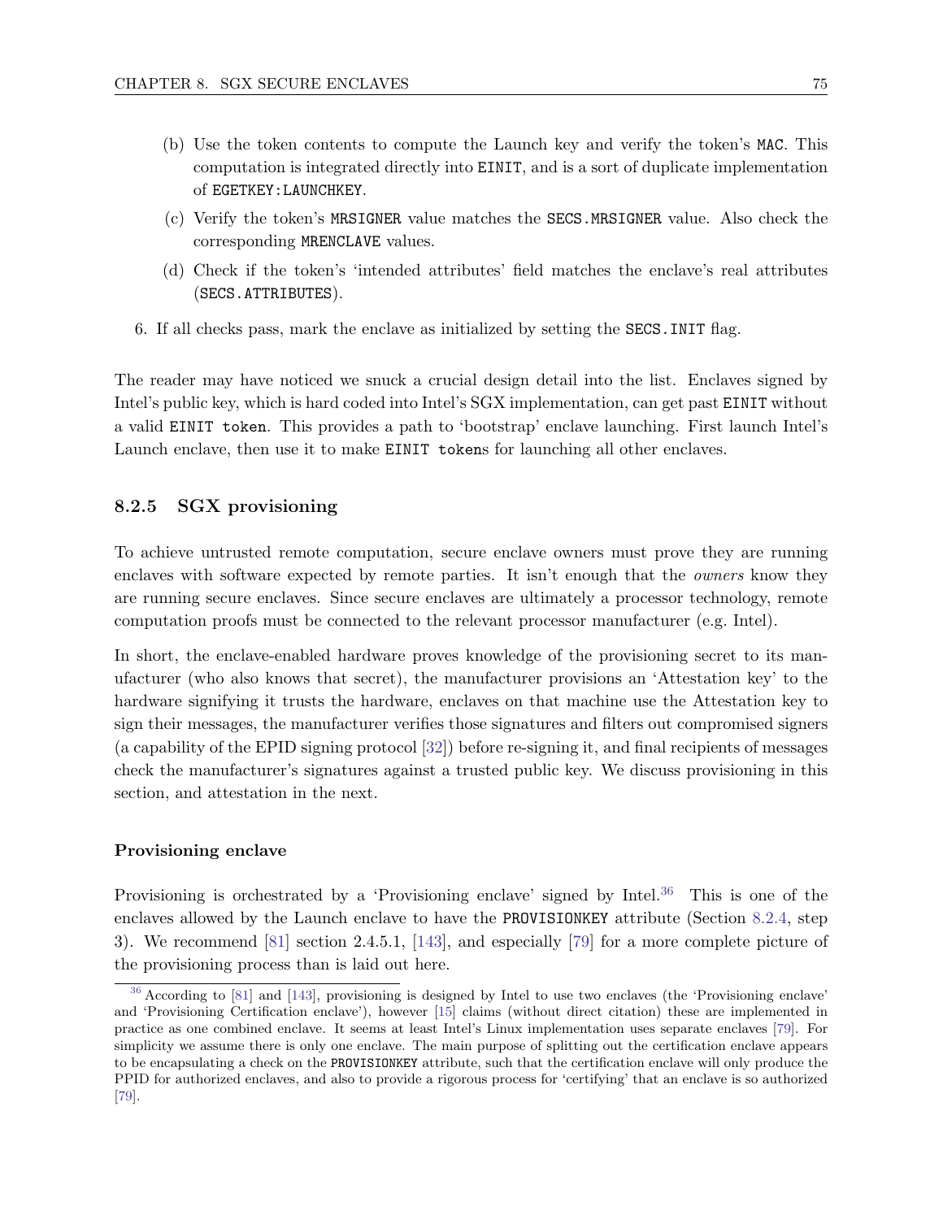(b) Use the token contents to compute the Launch key and verify the token's MAC. This computation is integrated directly into EINIT, and is a sort of duplicate implementation of EGETKEY:LAUNCHKEY.

(c) Verify the token's MRSIGNER value matches the SECS.MRSIGNER value. Also check the corresponding MRENCLAVE values.

(d) Check if the token's 'intended attributes' field matches the enclave's real attributes (SECS.ATTRIBUTES).

6. If all checks pass, mark the enclave as initialized by setting the SECS.INIT flag.

The reader may have noticed we snuck a crucial design detail into the list. Enclaves signed by Intel's public key, which is hard coded into Intel's SGX implementation, can get past EINIT without a valid EINIT token. This provides a path to 'bootstrap' enclave launching. First launch Intel's Launch enclave, then use it to make EINIT tokens for launching all other enclaves.

### 8.2.5 SGX provisioning

To achieve untrusted remote computation, secure enclave owners must prove they are running enclaves with software expected by remote parties. It isn't enough that the *owners* know they are running secure enclaves. Since secure enclaves are ultimately a processor technology, remote computation proofs must be connected to the relevant processor manufacturer (e.g. Intel).

In short, the enclave-enabled hardware proves knowledge of the provisioning secret to its manufacturer (who also knows that secret), the manufacturer provisions an 'Attestation key' to the hardware signifying it trusts the hardware, enclaves on that machine use the Attestation key to sign their messages, the manufacturer verifies those signatures and filters out compromised signers (a capability of the EPID signing protocol [32]) before re-signing it, and final recipients of messages check the manufacturer's signatures against a trusted public key. We discuss provisioning in this section, and attestation in the next.

#### Provisioning enclave

Provisioning is orchestrated by a 'Provisioning enclave' signed by Intel.[36] This is one of the enclaves allowed by the Launch enclave to have the PROVISIONKEY attribute (Section 8.2.4, step 3). We recommend [81] section 2.4.5.1, [143], and especially [79] for a more complete picture of the provisioning process than is laid out here.

[36] According to [81] and [143], provisioning is designed by Intel to use two enclaves (the 'Provisioning enclave' and 'Provisioning Certification enclave'), however [15] claims (without direct citation) these are implemented in practice as one combined enclave. It seems at least Intel's Linux implementation uses separate enclaves [79]. For simplicity we assume there is only one enclave. The main purpose of splitting out the certification enclave appears to be encapsulating a check on the PROVISIONKEY attribute, such that the certification enclave will only produce the PPID for authorized enclaves, and also to provide a rigorous process for 'certifying' that an enclave is so authorized [79].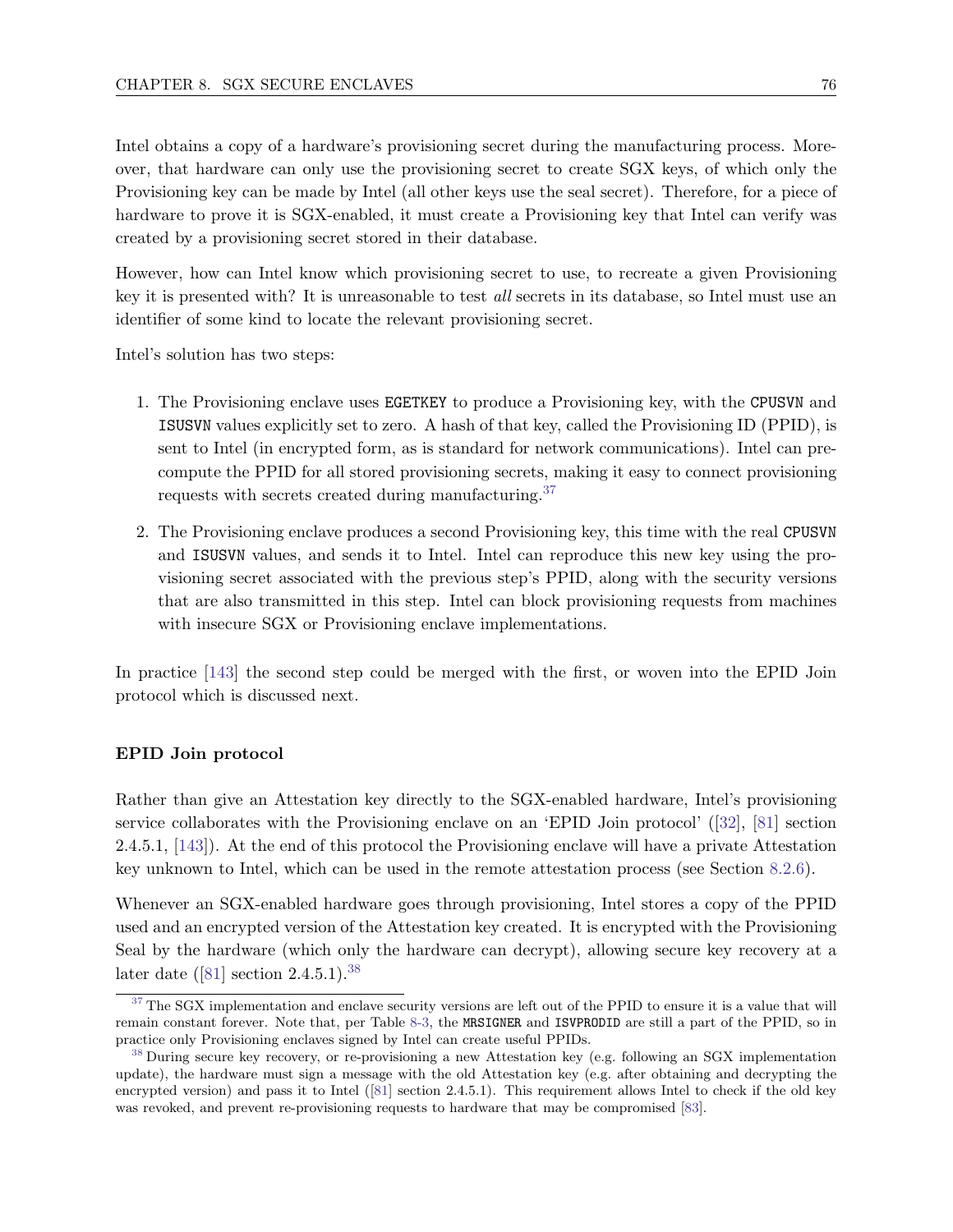Intel obtains a copy of a hardware's provisioning secret during the manufacturing process. Moreover, that hardware can only use the provisioning secret to create SGX keys, of which only the Provisioning key can be made by Intel (all other keys use the seal secret). Therefore, for a piece of hardware to prove it is SGX-enabled, it must create a Provisioning key that Intel can verify was created by a provisioning secret stored in their database.

However, how can Intel know which provisioning secret to use, to recreate a given Provisioning key it is presented with? It is unreasonable to test *all* secrets in its database, so Intel must use an identifier of some kind to locate the relevant provisioning secret.

Intel's solution has two steps:

1. The Provisioning enclave uses `EGETKEY` to produce a Provisioning key, with the `CPUSVN` and `ISUSVN` values explicitly set to zero. A hash of that key, called the Provisioning ID (PPID), is sent to Intel (in encrypted form, as is standard for network communications). Intel can precompute the PPID for all stored provisioning secrets, making it easy to connect provisioning requests with secrets created during manufacturing.[37]
2. The Provisioning enclave produces a second Provisioning key, this time with the real `CPUSVN` and `ISUSVN` values, and sends it to Intel. Intel can reproduce this new key using the provisioning secret associated with the previous step's PPID, along with the security versions that are also transmitted in this step. Intel can block provisioning requests from machines with insecure SGX or Provisioning enclave implementations.

In practice [143] the second step could be merged with the first, or woven into the EPID Join protocol which is discussed next.

#### EPID Join protocol

Rather than give an Attestation key directly to the SGX-enabled hardware, Intel's provisioning service collaborates with the Provisioning enclave on an 'EPID Join protocol' ([32], [81] section 2.4.5.1, [143]). At the end of this protocol the Provisioning enclave will have a private Attestation key unknown to Intel, which can be used in the remote attestation process (see Section 8.2.6).

Whenever an SGX-enabled hardware goes through provisioning, Intel stores a copy of the PPID used and an encrypted version of the Attestation key created. It is encrypted with the Provisioning Seal by the hardware (which only the hardware can decrypt), allowing secure key recovery at a later date ([81] section 2.4.5.1).[38]

---

[37] The SGX implementation and enclave security versions are left out of the PPID to ensure it is a value that will remain constant forever. Note that, per Table 8-3, the `MRSIGNER` and `ISVPRODID` are still a part of the PPID, so in practice only Provisioning enclaves signed by Intel can create useful PPIDs.

[38] During secure key recovery, or re-provisioning a new Attestation key (e.g. following an SGX implementation update), the hardware must sign a message with the old Attestation key (e.g. after obtaining and decrypting the encrypted version) and pass it to Intel ([81] section 2.4.5.1). This requirement allows Intel to check if the old key was revoked, and prevent re-provisioning requests to hardware that may be compromised [83].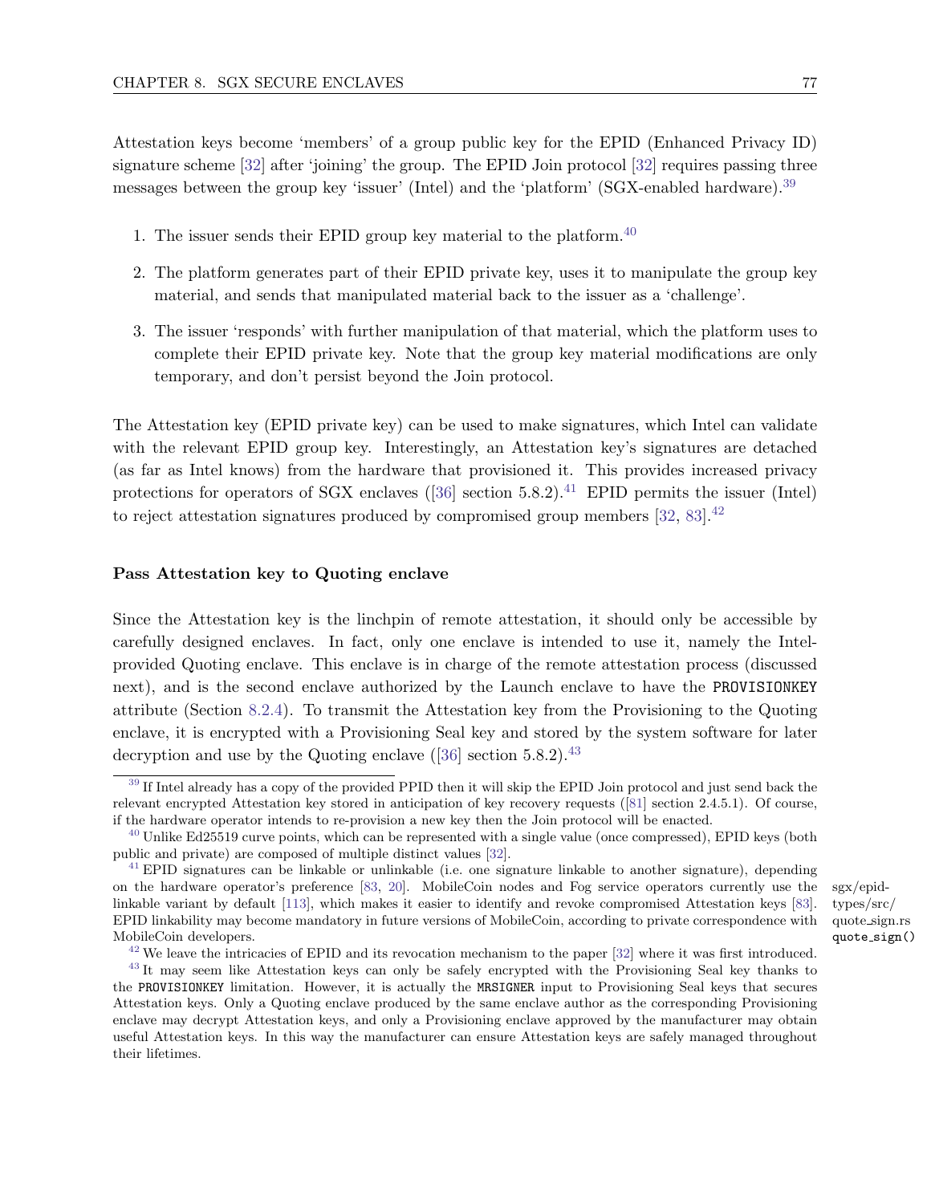Attestation keys become 'members' of a group public key for the EPID (Enhanced Privacy ID) signature scheme [32] after 'joining' the group. The EPID Join protocol [32] requires passing three messages between the group key 'issuer' (Intel) and the 'platform' (SGX-enabled hardware).[39]

1. The issuer sends their EPID group key material to the platform.[40]
2. The platform generates part of their EPID private key, uses it to manipulate the group key material, and sends that manipulated material back to the issuer as a 'challenge'.
3. The issuer 'responds' with further manipulation of that material, which the platform uses to complete their EPID private key. Note that the group key material modifications are only temporary, and don't persist beyond the Join protocol.

The Attestation key (EPID private key) can be used to make signatures, which Intel can validate with the relevant EPID group key. Interestingly, an Attestation key's signatures are detached (as far as Intel knows) from the hardware that provisioned it. This provides increased privacy protections for operators of SGX enclaves ([36] section 5.8.2).[41] EPID permits the issuer (Intel) to reject attestation signatures produced by compromised group members [32, 83].[42]

#### Pass Attestation key to Quoting enclave

Since the Attestation key is the linchpin of remote attestation, it should only be accessible by carefully designed enclaves. In fact, only one enclave is intended to use it, namely the Intel-provided Quoting enclave. This enclave is in charge of the remote attestation process (discussed next), and is the second enclave authorized by the Launch enclave to have the `PROVISIONKEY` attribute (Section 8.2.4). To transmit the Attestation key from the Provisioning to the Quoting enclave, it is encrypted with a Provisioning Seal key and stored by the system software for later decryption and use by the Quoting enclave ([36] section 5.8.2).[43]

---

[39] If Intel already has a copy of the provided PPID then it will skip the EPID Join protocol and just send back the relevant encrypted Attestation key stored in anticipation of key recovery requests ([81] section 2.4.5.1). Of course, if the hardware operator intends to re-provision a new key then the Join protocol will be enacted.

[40] Unlike Ed25519 curve points, which can be represented with a single value (once compressed), EPID keys (both public and private) are composed of multiple distinct values [32].

[41] EPID signatures can be linkable or unlinkable (i.e. one signature linkable to another signature), depending on the hardware operator's preference [83, 20]. MobileCoin nodes and Fog service operators currently use the linkable variant by default [113], which makes it easier to identify and revoke compromised Attestation keys [83]. EPID linkability may become mandatory in future versions of MobileCoin, according to private correspondence with MobileCoin developers.

sgx/epid-types/src/quote_sign.rs `quote_sign()`

[42] We leave the intricacies of EPID and its revocation mechanism to the paper [32] where it was first introduced.

[43] It may seem like Attestation keys can only be safely encrypted with the Provisioning Seal key thanks to the `PROVISIONKEY` limitation. However, it is actually the `MRSIGNER` input to Provisioning Seal keys that secures Attestation keys. Only a Quoting enclave produced by the same enclave author as the corresponding Provisioning enclave may decrypt Attestation keys, and only a Provisioning enclave approved by the manufacturer may obtain useful Attestation keys. In this way the manufacturer can ensure Attestation keys are safely managed throughout their lifetimes.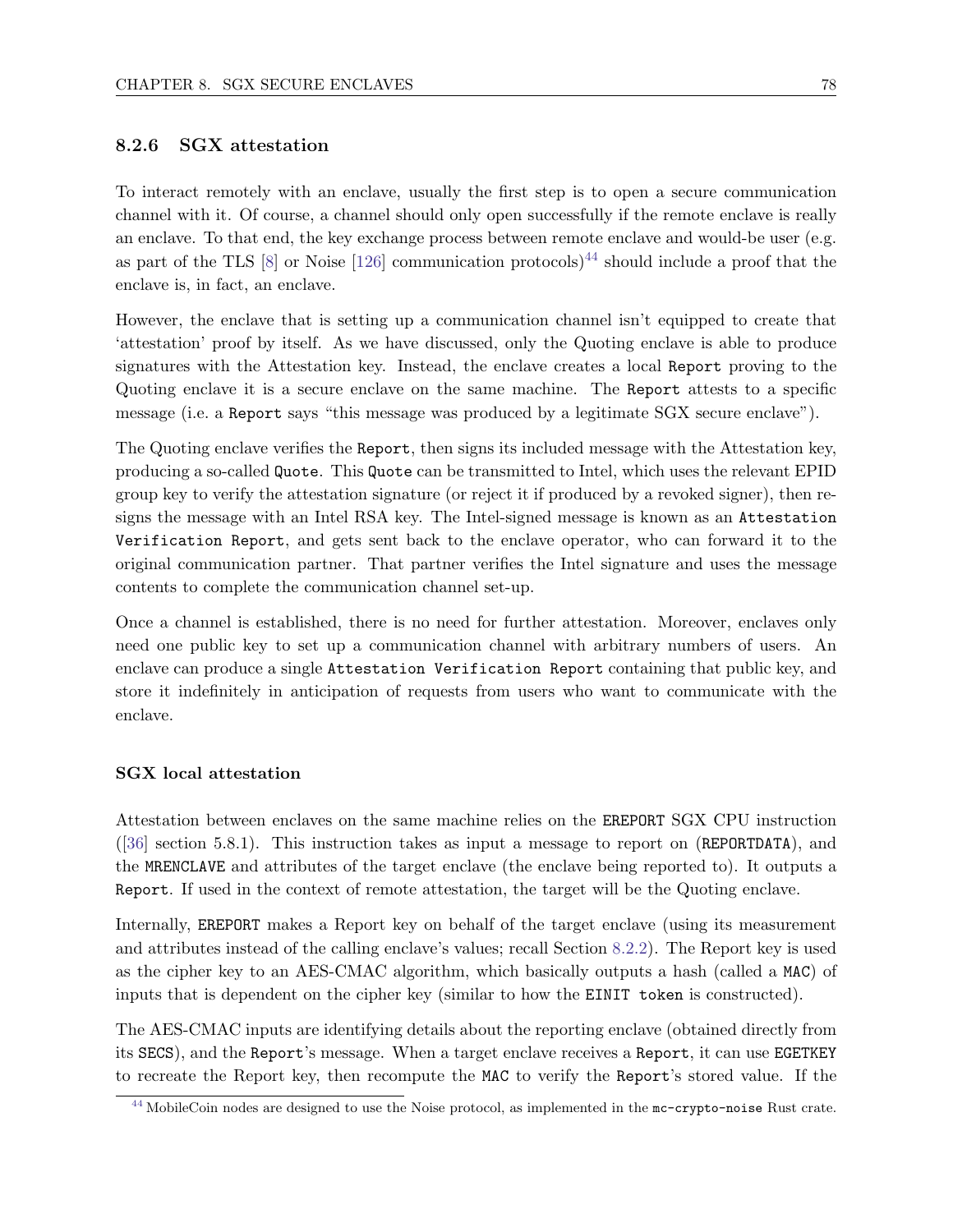### 8.2.6 SGX attestation

To interact remotely with an enclave, usually the first step is to open a secure communication channel with it. Of course, a channel should only open successfully if the remote enclave is really an enclave. To that end, the key exchange process between remote enclave and would-be user (e.g. as part of the TLS [8] or Noise [126] communication protocols)[44] should include a proof that the enclave is, in fact, an enclave.

However, the enclave that is setting up a communication channel isn't equipped to create that 'attestation' proof by itself. As we have discussed, only the Quoting enclave is able to produce signatures with the Attestation key. Instead, the enclave creates a local `Report` proving to the Quoting enclave it is a secure enclave on the same machine. The `Report` attests to a specific message (i.e. a `Report` says "this message was produced by a legitimate SGX secure enclave").

The Quoting enclave verifies the `Report`, then signs its included message with the Attestation key, producing a so-called `Quote`. This `Quote` can be transmitted to Intel, which uses the relevant EPID group key to verify the attestation signature (or reject it if produced by a revoked signer), then re-signs the message with an Intel RSA key. The Intel-signed message is known as an `Attestation Verification Report`, and gets sent back to the enclave operator, who can forward it to the original communication partner. That partner verifies the Intel signature and uses the message contents to complete the communication channel set-up.

Once a channel is established, there is no need for further attestation. Moreover, enclaves only need one public key to set up a communication channel with arbitrary numbers of users. An enclave can produce a single `Attestation Verification Report` containing that public key, and store it indefinitely in anticipation of requests from users who want to communicate with the enclave.

#### SGX local attestation

Attestation between enclaves on the same machine relies on the `EREPORT` SGX CPU instruction ([36] section 5.8.1). This instruction takes as input a message to report on (`REPORTDATA`), and the `MRENCLAVE` and attributes of the target enclave (the enclave being reported to). It outputs a `Report`. If used in the context of remote attestation, the target will be the Quoting enclave.

Internally, `EREPORT` makes a Report key on behalf of the target enclave (using its measurement and attributes instead of the calling enclave's values; recall Section 8.2.2). The Report key is used as the cipher key to an AES-CMAC algorithm, which basically outputs a hash (called a `MAC`) of inputs that is dependent on the cipher key (similar to how the `EINIT token` is constructed).

The AES-CMAC inputs are identifying details about the reporting enclave (obtained directly from its `SECS`), and the `Report`'s message. When a target enclave receives a `Report`, it can use `EGETKEY` to recreate the Report key, then recompute the `MAC` to verify the `Report`'s stored value. If the

[44] MobileCoin nodes are designed to use the Noise protocol, as implemented in the `mc-crypto-noise` Rust crate.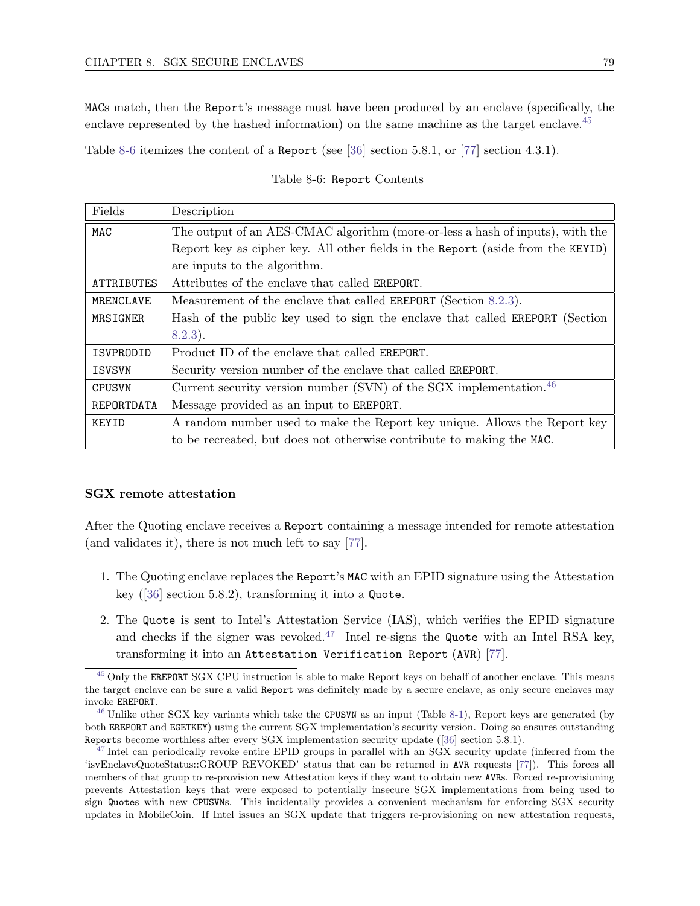MACs match, then the Report's message must have been produced by an enclave (specifically, the enclave represented by the hashed information) on the same machine as the target enclave.[45]

Table 8-6 itemizes the content of a Report (see [36] section 5.8.1, or [77] section 4.3.1).

Table 8-6: Report Contents

| Fields | Description |
|---|---|
| MAC | The output of an AES-CMAC algorithm (more-or-less a hash of inputs), with the Report key as cipher key. All other fields in the Report (aside from the KEYID) are inputs to the algorithm. |
| ATTRIBUTES | Attributes of the enclave that called EREPORT. |
| MRENCLAVE | Measurement of the enclave that called EREPORT (Section 8.2.3). |
| MRSIGNER | Hash of the public key used to sign the enclave that called EREPORT (Section 8.2.3). |
| ISVPRODID | Product ID of the enclave that called EREPORT. |
| ISVSVN | Security version number of the enclave that called EREPORT. |
| CPUSVN | Current security version number (SVN) of the SGX implementation.[46] |
| REPORTDATA | Message provided as an input to EREPORT. |
| KEYID | A random number used to make the Report key unique. Allows the Report key to be recreated, but does not otherwise contribute to making the MAC. |

**SGX remote attestation**

After the Quoting enclave receives a Report containing a message intended for remote attestation (and validates it), there is not much left to say [77].

1. The Quoting enclave replaces the Report's MAC with an EPID signature using the Attestation key ([36] section 5.8.2), transforming it into a Quote.
2. The Quote is sent to Intel's Attestation Service (IAS), which verifies the EPID signature and checks if the signer was revoked.[47] Intel re-signs the Quote with an Intel RSA key, transforming it into an Attestation Verification Report (AVR) [77].

[45] Only the EREPORT SGX CPU instruction is able to make Report keys on behalf of another enclave. This means the target enclave can be sure a valid Report was definitely made by a secure enclave, as only secure enclaves may invoke EREPORT.

[46] Unlike other SGX key variants which take the CPUSVN as an input (Table 8-1), Report keys are generated (by both EREPORT and EGETKEY) using the current SGX implementation's security version. Doing so ensures outstanding Reports become worthless after every SGX implementation security update ([36] section 5.8.1).

[47] Intel can periodically revoke entire EPID groups in parallel with an SGX security update (inferred from the 'isvEnclaveQuoteStatus::GROUP_REVOKED' status that can be returned in AVR requests [77]). This forces all members of that group to re-provision new Attestation keys if they want to obtain new AVRs. Forced re-provisioning prevents Attestation keys that were exposed to potentially insecure SGX implementations from being used to sign Quotes with new CPUSVNs. This incidentally provides a convenient mechanism for enforcing SGX security updates in MobileCoin. If Intel issues an SGX update that triggers re-provisioning on new attestation requests,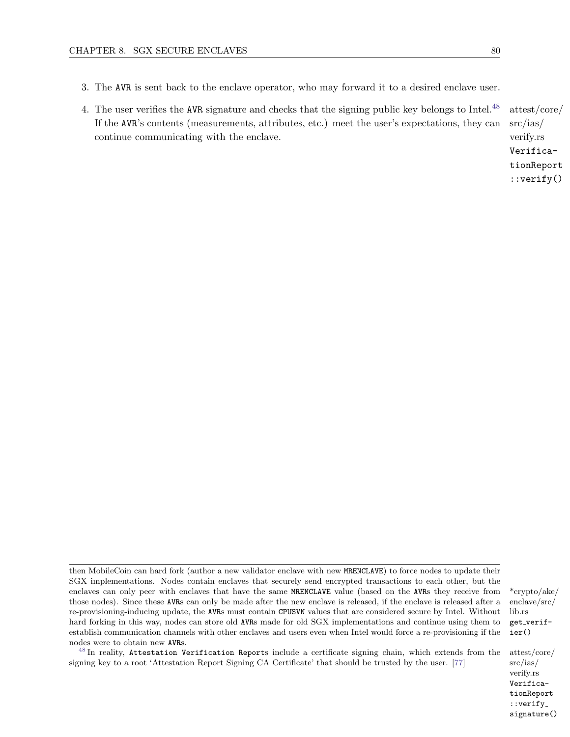3. The `AVR` is sent back to the enclave operator, who may forward it to a desired enclave user.

4. The user verifies the `AVR` signature and checks that the signing public key belongs to Intel.[48] If the `AVR`'s contents (measurements, attributes, etc.) meet the user's expectations, they can continue communicating with the enclave.

attest/core/src/ias/verify.rs `VerificationReport::verify()`

---

then MobileCoin can hard fork (author a new validator enclave with new `MRENCLAVE`) to force nodes to update their SGX implementations. Nodes contain enclaves that securely send encrypted transactions to each other, but the enclaves can only peer with enclaves that have the same `MRENCLAVE` value (based on the `AVR`s they receive from those nodes). Since these `AVR`s can only be made after the new enclave is released, if the enclave is released after a re-provisioning-inducing update, the `AVR`s must contain `CPUSVN` values that are considered secure by Intel. Without hard forking in this way, nodes can store old `AVR`s made for old SGX implementations and continue using them to establish communication channels with other enclaves and users even when Intel would force a re-provisioning if the nodes were to obtain new `AVR`s.

*crypto/ake/enclave/src/lib.rs `get_verifier()`

[48] In reality, `Attestation Verification Report`s include a certificate signing chain, which extends from the signing key to a root 'Attestation Report Signing CA Certificate' that should be trusted by the user. [77]

attest/core/src/ias/verify.rs `VerificationReport::verify_signature()`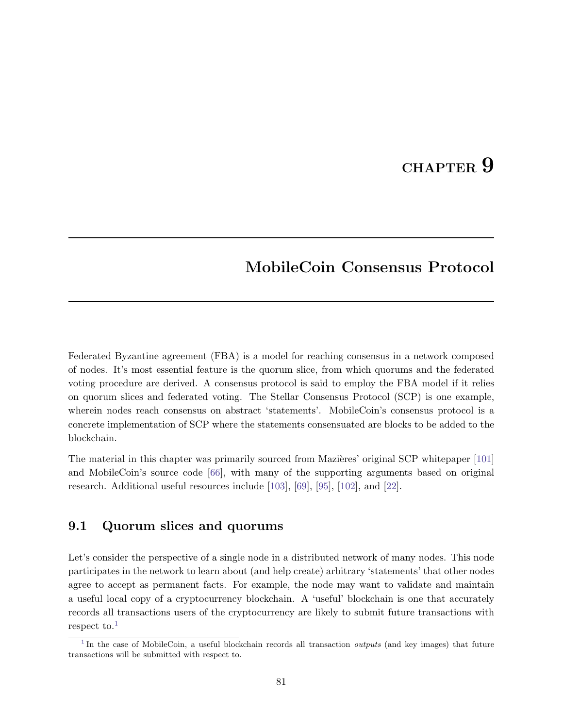# CHAPTER 9

# MobileCoin Consensus Protocol

Federated Byzantine agreement (FBA) is a model for reaching consensus in a network composed of nodes. It's most essential feature is the quorum slice, from which quorums and the federated voting procedure are derived. A consensus protocol is said to employ the FBA model if it relies on quorum slices and federated voting. The Stellar Consensus Protocol (SCP) is one example, wherein nodes reach consensus on abstract 'statements'. MobileCoin's consensus protocol is a concrete implementation of SCP where the statements consensuated are blocks to be added to the blockchain.

The material in this chapter was primarily sourced from Mazières' original SCP whitepaper [101] and MobileCoin's source code [66], with many of the supporting arguments based on original research. Additional useful resources include [103], [69], [95], [102], and [22].

## 9.1 Quorum slices and quorums

Let's consider the perspective of a single node in a distributed network of many nodes. This node participates in the network to learn about (and help create) arbitrary 'statements' that other nodes agree to accept as permanent facts. For example, the node may want to validate and maintain a useful local copy of a cryptocurrency blockchain. A 'useful' blockchain is one that accurately records all transactions users of the cryptocurrency are likely to submit future transactions with respect to.[1]

[1] In the case of MobileCoin, a useful blockchain records all transaction *outputs* (and key images) that future transactions will be submitted with respect to.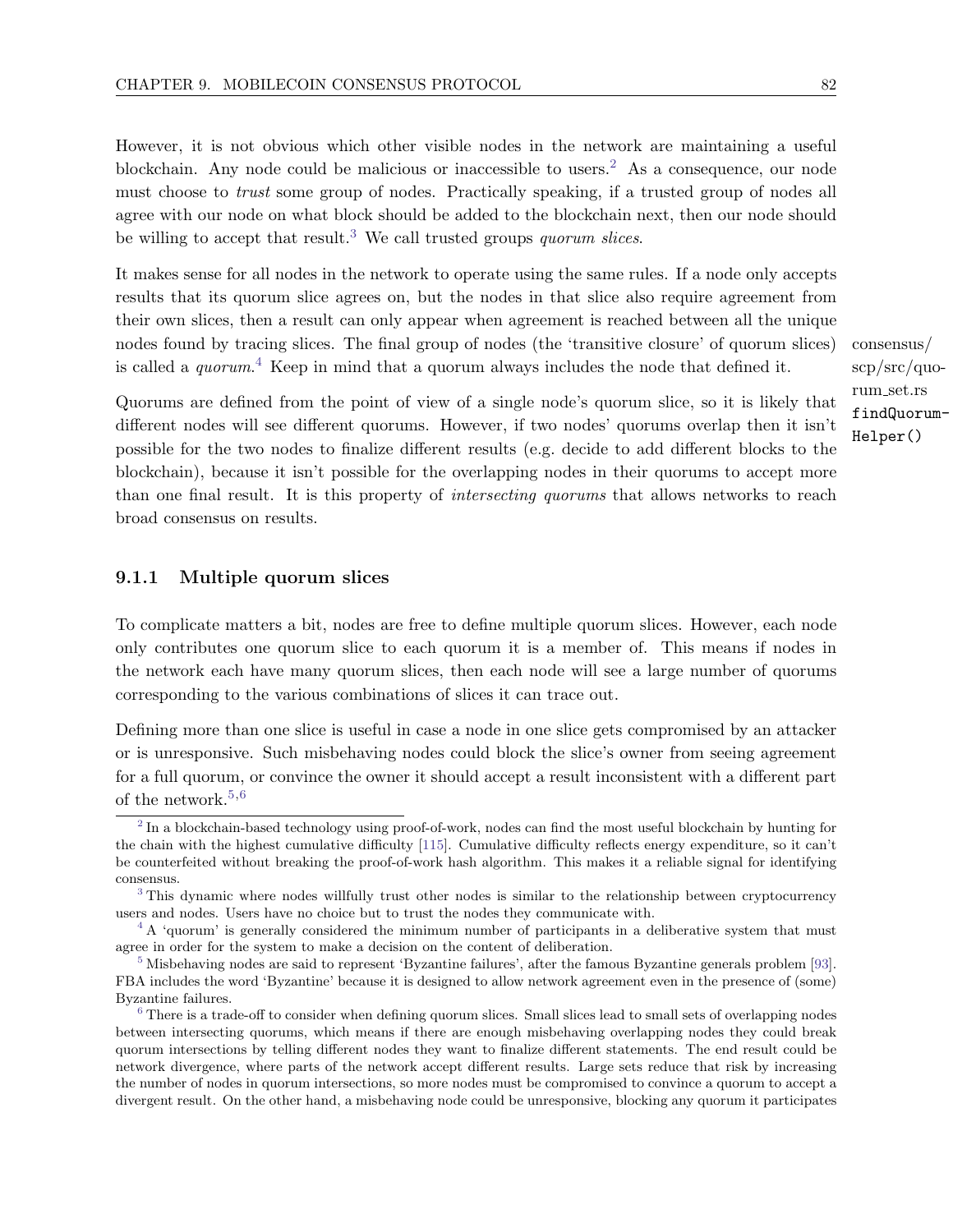However, it is not obvious which other visible nodes in the network are maintaining a useful blockchain. Any node could be malicious or inaccessible to users.[2] As a consequence, our node must choose to *trust* some group of nodes. Practically speaking, if a trusted group of nodes all agree with our node on what block should be added to the blockchain next, then our node should be willing to accept that result.[3] We call trusted groups *quorum slices*.

It makes sense for all nodes in the network to operate using the same rules. If a node only accepts results that its quorum slice agrees on, but the nodes in that slice also require agreement from their own slices, then a result can only appear when agreement is reached between all the unique nodes found by tracing slices. The final group of nodes (the 'transitive closure' of quorum slices) is called a *quorum*.[4] Keep in mind that a quorum always includes the node that defined it.

consensus/scp/src/quorum_set.rs `findQuorumHelper()`

Quorums are defined from the point of view of a single node's quorum slice, so it is likely that different nodes will see different quorums. However, if two nodes' quorums overlap then it isn't possible for the two nodes to finalize different results (e.g. decide to add different blocks to the blockchain), because it isn't possible for the overlapping nodes in their quorums to accept more than one final result. It is this property of *intersecting quorums* that allows networks to reach broad consensus on results.

### 9.1.1 Multiple quorum slices

To complicate matters a bit, nodes are free to define multiple quorum slices. However, each node only contributes one quorum slice to each quorum it is a member of. This means if nodes in the network each have many quorum slices, then each node will see a large number of quorums corresponding to the various combinations of slices it can trace out.

Defining more than one slice is useful in case a node in one slice gets compromised by an attacker or is unresponsive. Such misbehaving nodes could block the slice's owner from seeing agreement for a full quorum, or convince the owner it should accept a result inconsistent with a different part of the network.[5,6]

---

[2] In a blockchain-based technology using proof-of-work, nodes can find the most useful blockchain by hunting for the chain with the highest cumulative difficulty [115]. Cumulative difficulty reflects energy expenditure, so it can't be counterfeited without breaking the proof-of-work hash algorithm. This makes it a reliable signal for identifying consensus.

[3] This dynamic where nodes willfully trust other nodes is similar to the relationship between cryptocurrency users and nodes. Users have no choice but to trust the nodes they communicate with.

[4] A 'quorum' is generally considered the minimum number of participants in a deliberative system that must agree in order for the system to make a decision on the content of deliberation.

[5] Misbehaving nodes are said to represent 'Byzantine failures', after the famous Byzantine generals problem [93]. FBA includes the word 'Byzantine' because it is designed to allow network agreement even in the presence of (some) Byzantine failures.

[6] There is a trade-off to consider when defining quorum slices. Small slices lead to small sets of overlapping nodes between intersecting quorums, which means if there are enough misbehaving overlapping nodes they could break quorum intersections by telling different nodes they want to finalize different statements. The end result could be network divergence, where parts of the network accept different results. Large sets reduce that risk by increasing the number of nodes in quorum intersections, so more nodes must be compromised to convince a quorum to accept a divergent result. On the other hand, a misbehaving node could be unresponsive, blocking any quorum it participates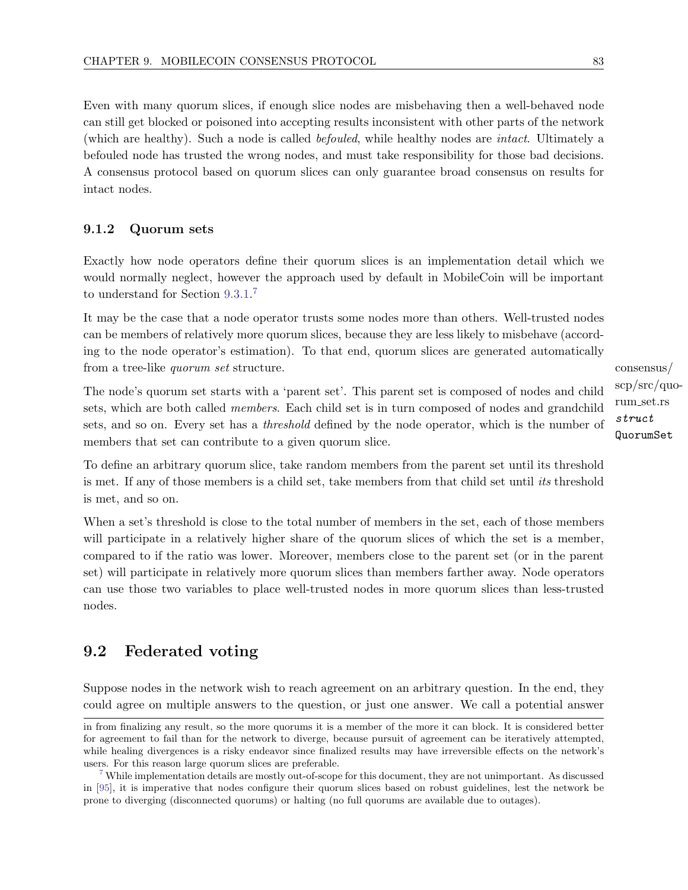Even with many quorum slices, if enough slice nodes are misbehaving then a well-behaved node can still get blocked or poisoned into accepting results inconsistent with other parts of the network (which are healthy). Such a node is called *befouled*, while healthy nodes are *intact*. Ultimately a befouled node has trusted the wrong nodes, and must take responsibility for those bad decisions. A consensus protocol based on quorum slices can only guarantee broad consensus on results for intact nodes.

### 9.1.2 Quorum sets

Exactly how node operators define their quorum slices is an implementation detail which we would normally neglect, however the approach used by default in MobileCoin will be important to understand for Section 9.3.1.[7]

It may be the case that a node operator trusts some nodes more than others. Well-trusted nodes can be members of relatively more quorum slices, because they are less likely to misbehave (according to the node operator's estimation). To that end, quorum slices are generated automatically from a tree-like *quorum set* structure.

consensus/scp/src/quorum_set.rs *struct* `QuorumSet`

The node's quorum set starts with a 'parent set'. This parent set is composed of nodes and child sets, which are both called *members*. Each child set is in turn composed of nodes and grandchild sets, and so on. Every set has a *threshold* defined by the node operator, which is the number of members that set can contribute to a given quorum slice.

To define an arbitrary quorum slice, take random members from the parent set until its threshold is met. If any of those members is a child set, take members from that child set until *its* threshold is met, and so on.

When a set's threshold is close to the total number of members in the set, each of those members will participate in a relatively higher share of the quorum slices of which the set is a member, compared to if the ratio was lower. Moreover, members close to the parent set (or in the parent set) will participate in relatively more quorum slices than members farther away. Node operators can use those two variables to place well-trusted nodes in more quorum slices than less-trusted nodes.

## 9.2 Federated voting

Suppose nodes in the network wish to reach agreement on an arbitrary question. In the end, they could agree on multiple answers to the question, or just one answer. We call a potential answer

---

in from finalizing any result, so the more quorums it is a member of the more it can block. It is considered better for agreement to fail than for the network to diverge, because pursuit of agreement can be iteratively attempted, while healing divergences is a risky endeavor since finalized results may have irreversible effects on the network's users. For this reason large quorum slices are preferable.

[7] While implementation details are mostly out-of-scope for this document, they are not unimportant. As discussed in [95], it is imperative that nodes configure their quorum slices based on robust guidelines, lest the network be prone to diverging (disconnected quorums) or halting (no full quorums are available due to outages).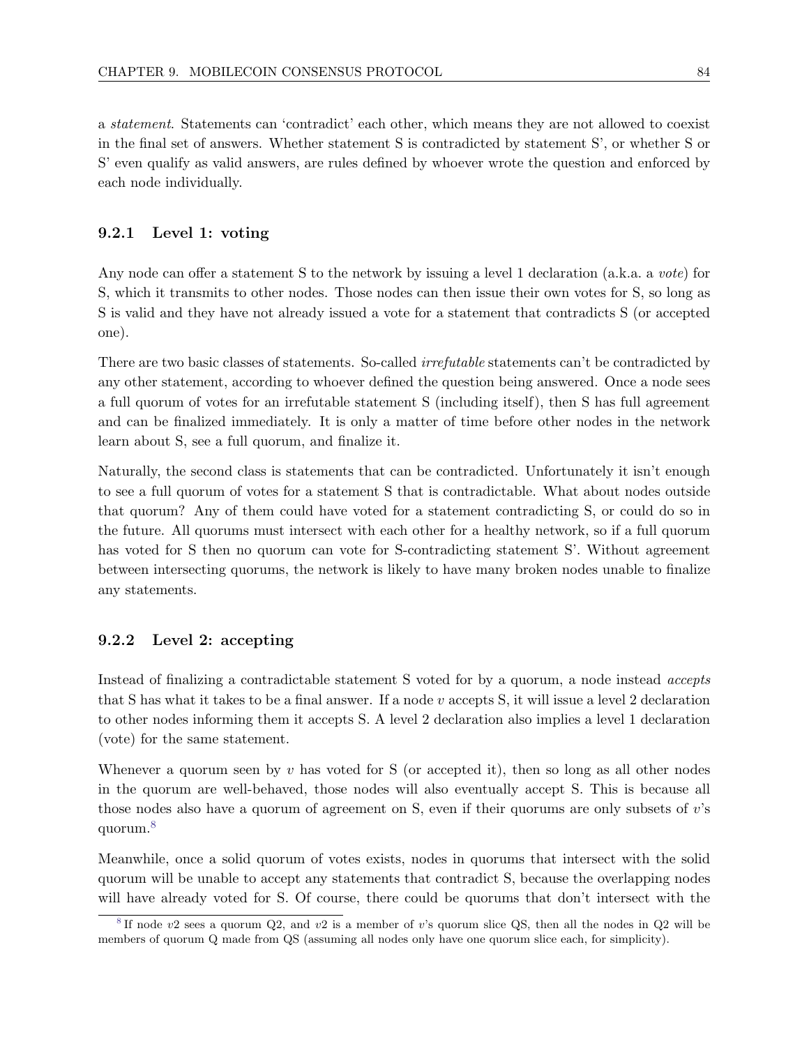a *statement*. Statements can 'contradict' each other, which means they are not allowed to coexist in the final set of answers. Whether statement S is contradicted by statement S', or whether S or S' even qualify as valid answers, are rules defined by whoever wrote the question and enforced by each node individually.

### 9.2.1 Level 1: voting

Any node can offer a statement S to the network by issuing a level 1 declaration (a.k.a. a *vote*) for S, which it transmits to other nodes. Those nodes can then issue their own votes for S, so long as S is valid and they have not already issued a vote for a statement that contradicts S (or accepted one).

There are two basic classes of statements. So-called *irrefutable* statements can't be contradicted by any other statement, according to whoever defined the question being answered. Once a node sees a full quorum of votes for an irrefutable statement S (including itself), then S has full agreement and can be finalized immediately. It is only a matter of time before other nodes in the network learn about S, see a full quorum, and finalize it.

Naturally, the second class is statements that can be contradicted. Unfortunately it isn't enough to see a full quorum of votes for a statement S that is contradictable. What about nodes outside that quorum? Any of them could have voted for a statement contradicting S, or could do so in the future. All quorums must intersect with each other for a healthy network, so if a full quorum has voted for S then no quorum can vote for S-contradicting statement S'. Without agreement between intersecting quorums, the network is likely to have many broken nodes unable to finalize any statements.

### 9.2.2 Level 2: accepting

Instead of finalizing a contradictable statement S voted for by a quorum, a node instead *accepts* that S has what it takes to be a final answer. If a node $v$ accepts S, it will issue a level 2 declaration to other nodes informing them it accepts S. A level 2 declaration also implies a level 1 declaration (vote) for the same statement.

Whenever a quorum seen by $v$ has voted for S (or accepted it), then so long as all other nodes in the quorum are well-behaved, those nodes will also eventually accept S. This is because all those nodes also have a quorum of agreement on S, even if their quorums are only subsets of $v$'s quorum.[8]

Meanwhile, once a solid quorum of votes exists, nodes in quorums that intersect with the solid quorum will be unable to accept any statements that contradict S, because the overlapping nodes will have already voted for S. Of course, there could be quorums that don't intersect with the

[8] If node $v2$ sees a quorum Q2, and $v2$ is a member of $v$'s quorum slice QS, then all the nodes in Q2 will be members of quorum Q made from QS (assuming all nodes only have one quorum slice each, for simplicity).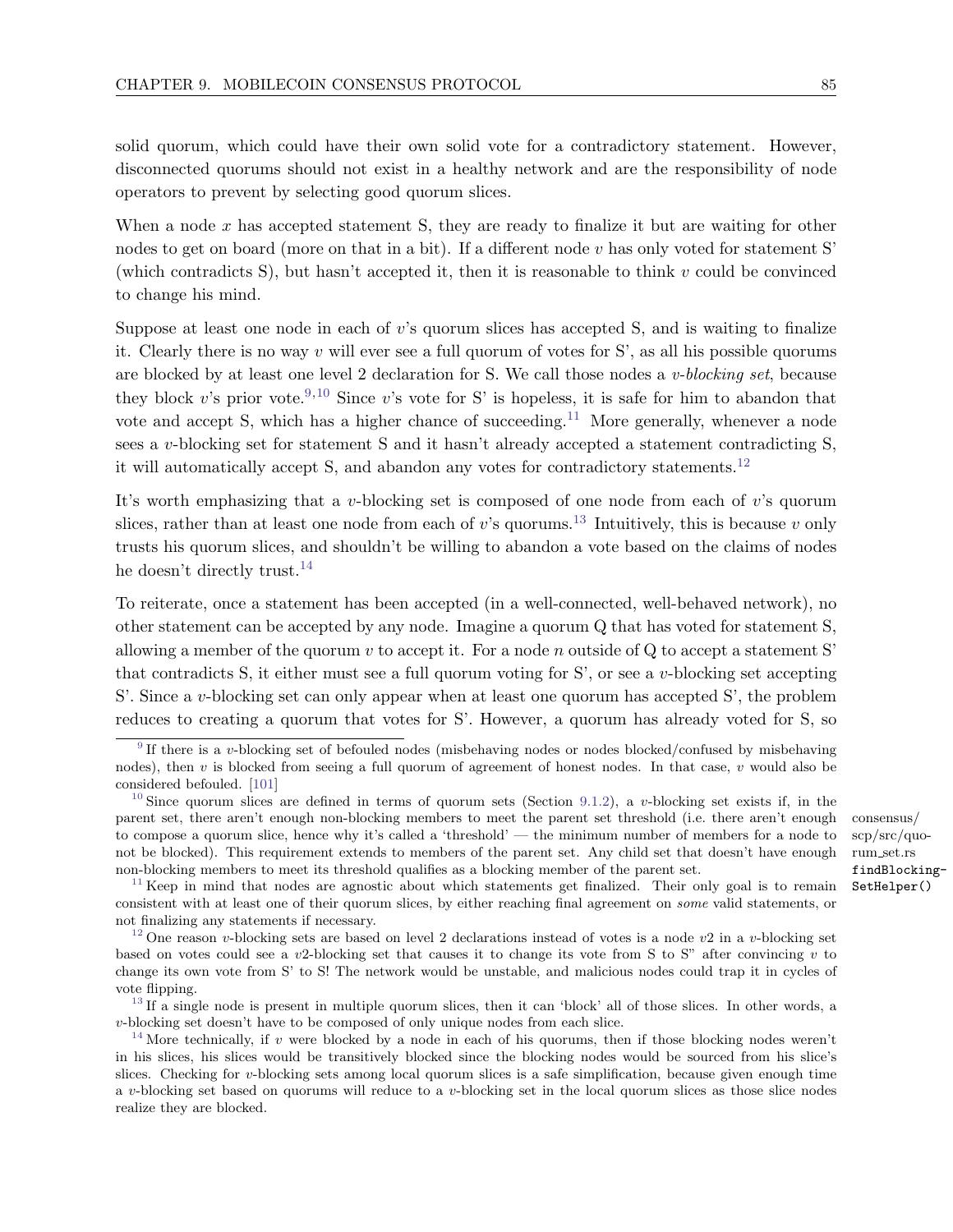solid quorum, which could have their own solid vote for a contradictory statement. However, disconnected quorums should not exist in a healthy network and are the responsibility of node operators to prevent by selecting good quorum slices.

When a node $x$ has accepted statement S, they are ready to finalize it but are waiting for other nodes to get on board (more on that in a bit). If a different node $v$ has only voted for statement S' (which contradicts S), but hasn't accepted it, then it is reasonable to think $v$ could be convinced to change his mind.

Suppose at least one node in each of $v$'s quorum slices has accepted S, and is waiting to finalize it. Clearly there is no way $v$ will ever see a full quorum of votes for S', as all his possible quorums are blocked by at least one level 2 declaration for S. We call those nodes a *v-blocking set*, because they block $v$'s prior vote.[9,10] Since $v$'s vote for S' is hopeless, it is safe for him to abandon that vote and accept S, which has a higher chance of succeeding.[11] More generally, whenever a node sees a $v$-blocking set for statement S and it hasn't already accepted a statement contradicting S, it will automatically accept S, and abandon any votes for contradictory statements.[12]

It's worth emphasizing that a $v$-blocking set is composed of one node from each of $v$'s quorum slices, rather than at least one node from each of $v$'s quorums.[13] Intuitively, this is because $v$ only trusts his quorum slices, and shouldn't be willing to abandon a vote based on the claims of nodes he doesn't directly trust.[14]

To reiterate, once a statement has been accepted (in a well-connected, well-behaved network), no other statement can be accepted by any node. Imagine a quorum Q that has voted for statement S, allowing a member of the quorum $v$ to accept it. For a node $n$ outside of Q to accept a statement S' that contradicts S, it either must see a full quorum voting for S', or see a $v$-blocking set accepting S'. Since a $v$-blocking set can only appear when at least one quorum has accepted S', the problem reduces to creating a quorum that votes for S'. However, a quorum has already voted for S, so

---

[9] If there is a $v$-blocking set of befouled nodes (misbehaving nodes or nodes blocked/confused by misbehaving nodes), then $v$ is blocked from seeing a full quorum of agreement of honest nodes. In that case, $v$ would also be considered befouled. [101]

[10] Since quorum slices are defined in terms of quorum sets (Section 9.1.2), a $v$-blocking set exists if, in the parent set, there aren't enough non-blocking members to meet the parent set threshold (i.e. there aren't enough to compose a quorum slice, hence why it's called a 'threshold' — the minimum number of members for a node to not be blocked). This requirement extends to members of the parent set. Any child set that doesn't have enough non-blocking members to meet its threshold qualifies as a blocking member of the parent set.

consensus/scp/src/quorum_set.rs `findBlockingSetHelper()`

[11] Keep in mind that nodes are agnostic about which statements get finalized. Their only goal is to remain consistent with at least one of their quorum slices, by either reaching final agreement on *some* valid statements, or not finalizing any statements if necessary.

[12] One reason $v$-blocking sets are based on level 2 declarations instead of votes is a node $v2$ in a $v$-blocking set based on votes could see a $v2$-blocking set that causes it to change its vote from S to S" after convincing $v$ to change its own vote from S' to S! The network would be unstable, and malicious nodes could trap it in cycles of vote flipping.

[13] If a single node is present in multiple quorum slices, then it can 'block' all of those slices. In other words, a $v$-blocking set doesn't have to be composed of only unique nodes from each slice.

[14] More technically, if $v$ were blocked by a node in each of his quorums, then if those blocking nodes weren't in his slices, his slices would be transitively blocked since the blocking nodes would be sourced from his slice's slices. Checking for $v$-blocking sets among local quorum slices is a safe simplification, because given enough time a $v$-blocking set based on quorums will reduce to a $v$-blocking set in the local quorum slices as those slice nodes realize they are blocked.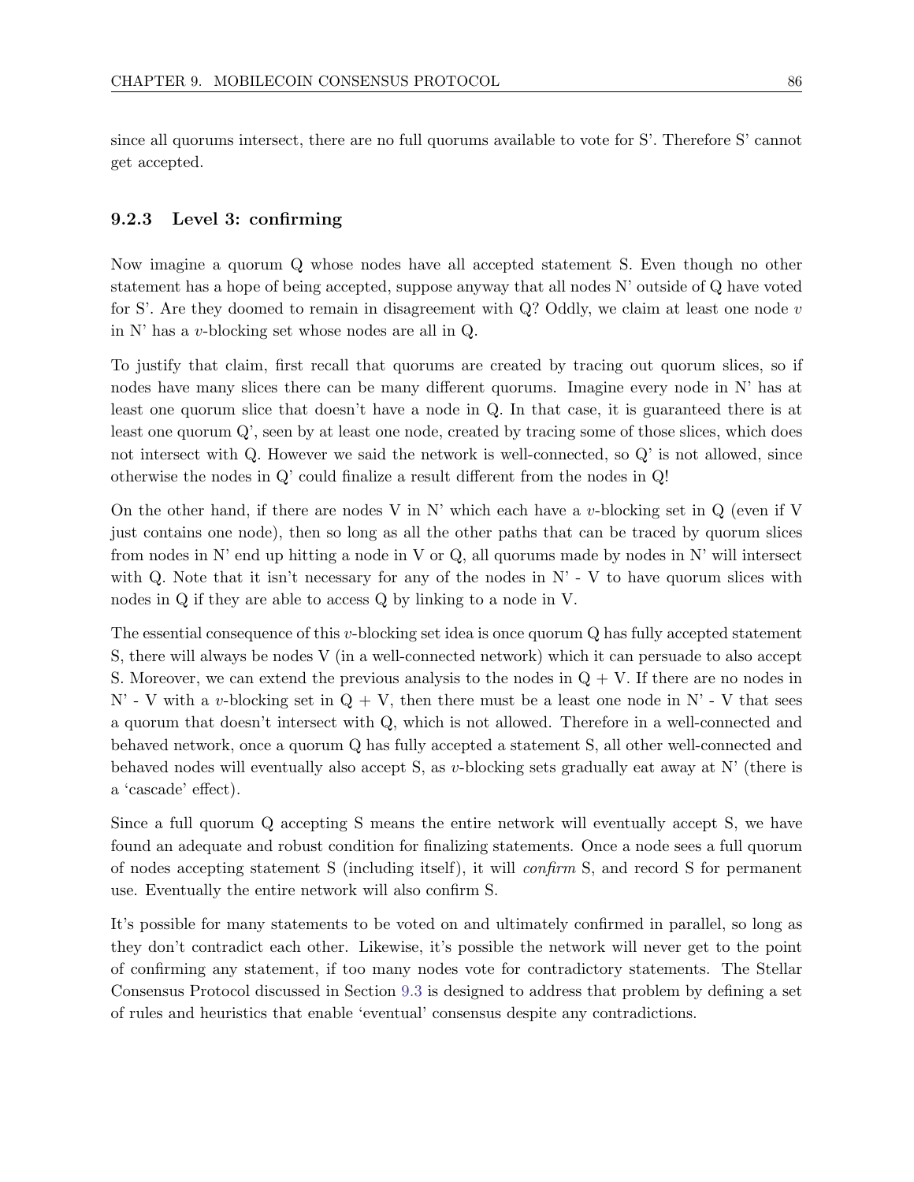since all quorums intersect, there are no full quorums available to vote for S'. Therefore S' cannot get accepted.

### 9.2.3 Level 3: confirming

Now imagine a quorum Q whose nodes have all accepted statement S. Even though no other statement has a hope of being accepted, suppose anyway that all nodes N' outside of Q have voted for S'. Are they doomed to remain in disagreement with Q? Oddly, we claim at least one node $v$ in N' has a $v$-blocking set whose nodes are all in Q.

To justify that claim, first recall that quorums are created by tracing out quorum slices, so if nodes have many slices there can be many different quorums. Imagine every node in N' has at least one quorum slice that doesn't have a node in Q. In that case, it is guaranteed there is at least one quorum Q', seen by at least one node, created by tracing some of those slices, which does not intersect with Q. However we said the network is well-connected, so Q' is not allowed, since otherwise the nodes in Q' could finalize a result different from the nodes in Q!

On the other hand, if there are nodes V in N' which each have a $v$-blocking set in Q (even if V just contains one node), then so long as all the other paths that can be traced by quorum slices from nodes in N' end up hitting a node in V or Q, all quorums made by nodes in N' will intersect with Q. Note that it isn't necessary for any of the nodes in N' - V to have quorum slices with nodes in Q if they are able to access Q by linking to a node in V.

The essential consequence of this $v$-blocking set idea is once quorum Q has fully accepted statement S, there will always be nodes V (in a well-connected network) which it can persuade to also accept S. Moreover, we can extend the previous analysis to the nodes in Q + V. If there are no nodes in N' - V with a $v$-blocking set in Q + V, then there must be a least one node in N' - V that sees a quorum that doesn't intersect with Q, which is not allowed. Therefore in a well-connected and behaved network, once a quorum Q has fully accepted a statement S, all other well-connected and behaved nodes will eventually also accept S, as $v$-blocking sets gradually eat away at N' (there is a 'cascade' effect).

Since a full quorum Q accepting S means the entire network will eventually accept S, we have found an adequate and robust condition for finalizing statements. Once a node sees a full quorum of nodes accepting statement S (including itself), it will *confirm* S, and record S for permanent use. Eventually the entire network will also confirm S.

It's possible for many statements to be voted on and ultimately confirmed in parallel, so long as they don't contradict each other. Likewise, it's possible the network will never get to the point of confirming any statement, if too many nodes vote for contradictory statements. The Stellar Consensus Protocol discussed in Section 9.3 is designed to address that problem by defining a set of rules and heuristics that enable 'eventual' consensus despite any contradictions.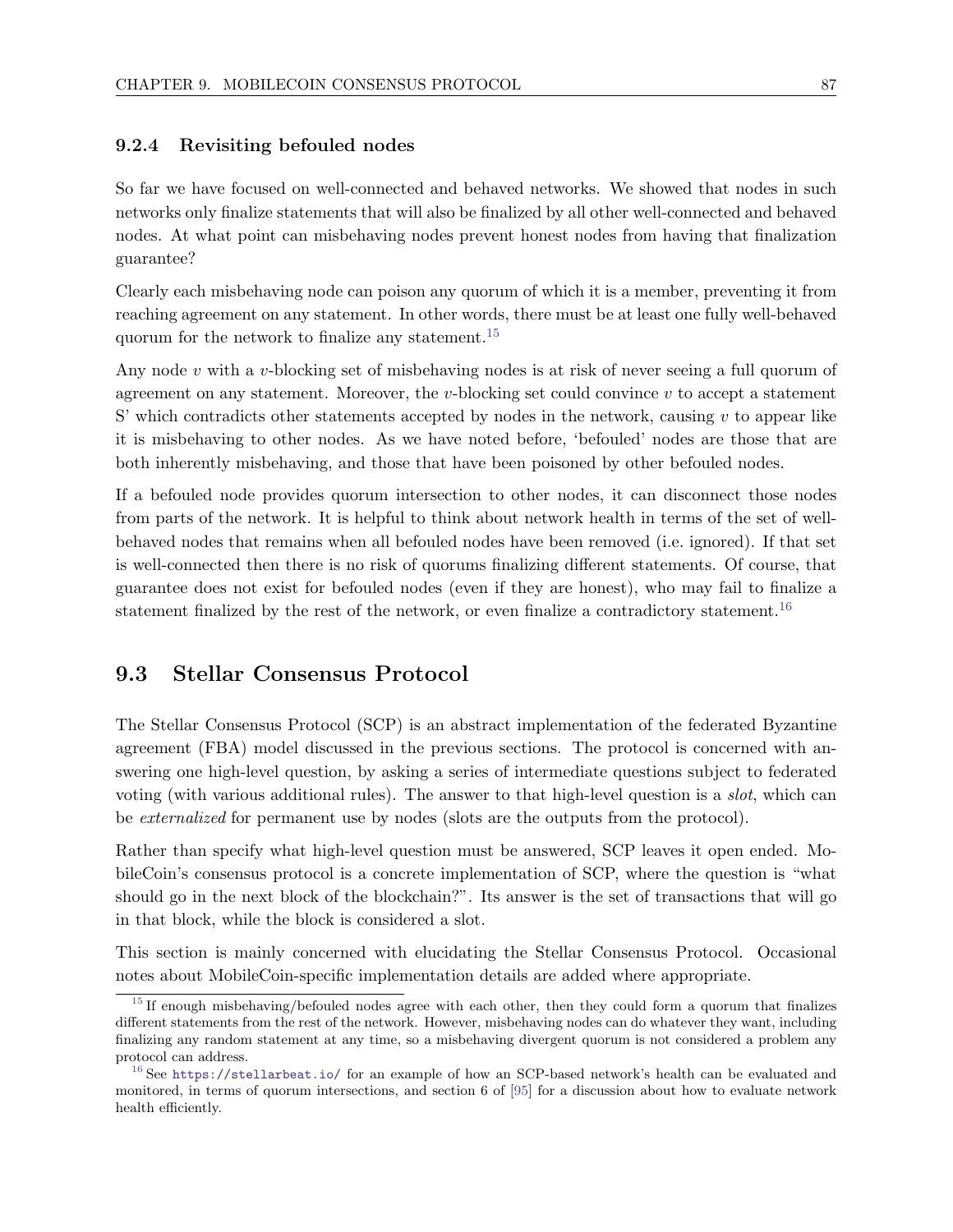### 9.2.4 Revisiting befouled nodes

So far we have focused on well-connected and behaved networks. We showed that nodes in such networks only finalize statements that will also be finalized by all other well-connected and behaved nodes. At what point can misbehaving nodes prevent honest nodes from having that finalization guarantee?

Clearly each misbehaving node can poison any quorum of which it is a member, preventing it from reaching agreement on any statement. In other words, there must be at least one fully well-behaved quorum for the network to finalize any statement.[15]

Any node $v$ with a $v$-blocking set of misbehaving nodes is at risk of never seeing a full quorum of agreement on any statement. Moreover, the $v$-blocking set could convince $v$ to accept a statement S' which contradicts other statements accepted by nodes in the network, causing $v$ to appear like it is misbehaving to other nodes. As we have noted before, 'befouled' nodes are those that are both inherently misbehaving, and those that have been poisoned by other befouled nodes.

If a befouled node provides quorum intersection to other nodes, it can disconnect those nodes from parts of the network. It is helpful to think about network health in terms of the set of well-behaved nodes that remains when all befouled nodes have been removed (i.e. ignored). If that set is well-connected then there is no risk of quorums finalizing different statements. Of course, that guarantee does not exist for befouled nodes (even if they are honest), who may fail to finalize a statement finalized by the rest of the network, or even finalize a contradictory statement.[16]

## 9.3 Stellar Consensus Protocol

The Stellar Consensus Protocol (SCP) is an abstract implementation of the federated Byzantine agreement (FBA) model discussed in the previous sections. The protocol is concerned with answering one high-level question, by asking a series of intermediate questions subject to federated voting (with various additional rules). The answer to that high-level question is a *slot*, which can be *externalized* for permanent use by nodes (slots are the outputs from the protocol).

Rather than specify what high-level question must be answered, SCP leaves it open ended. MobileCoin's consensus protocol is a concrete implementation of SCP, where the question is "what should go in the next block of the blockchain?". Its answer is the set of transactions that will go in that block, while the block is considered a slot.

This section is mainly concerned with elucidating the Stellar Consensus Protocol. Occasional notes about MobileCoin-specific implementation details are added where appropriate.

---

[15] If enough misbehaving/befouled nodes agree with each other, then they could form a quorum that finalizes different statements from the rest of the network. However, misbehaving nodes can do whatever they want, including finalizing any random statement at any time, so a misbehaving divergent quorum is not considered a problem any protocol can address.

[16] See https://stellarbeat.io/ for an example of how an SCP-based network's health can be evaluated and monitored, in terms of quorum intersections, and section 6 of [95] for a discussion about how to evaluate network health efficiently.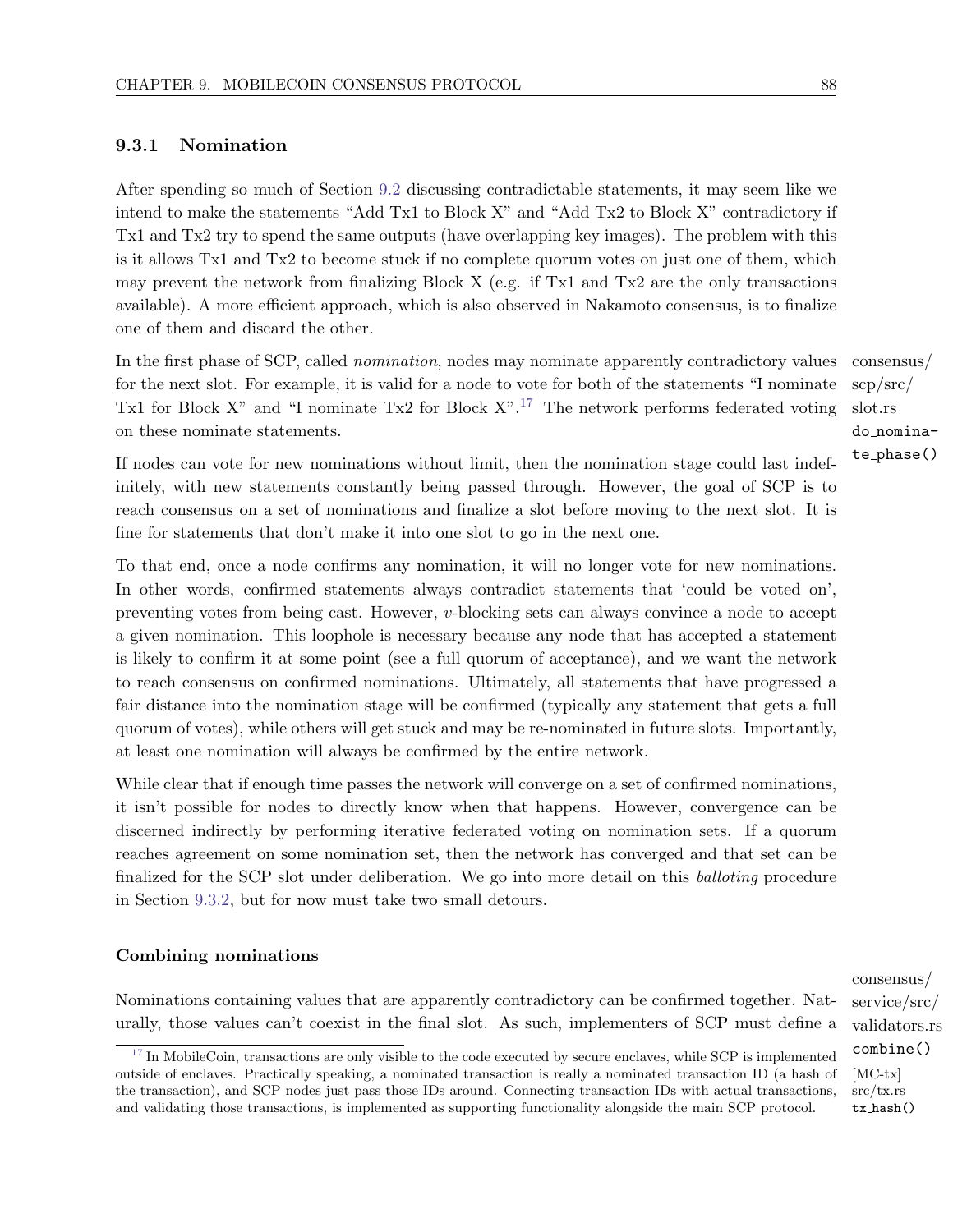### 9.3.1 Nomination

After spending so much of Section 9.2 discussing contradictable statements, it may seem like we intend to make the statements "Add Tx1 to Block X" and "Add Tx2 to Block X" contradictory if Tx1 and Tx2 try to spend the same outputs (have overlapping key images). The problem with this is it allows Tx1 and Tx2 to become stuck if no complete quorum votes on just one of them, which may prevent the network from finalizing Block X (e.g. if Tx1 and Tx2 are the only transactions available). A more efficient approach, which is also observed in Nakamoto consensus, is to finalize one of them and discard the other.

In the first phase of SCP, called *nomination*, nodes may nominate apparently contradictory values for the next slot. For example, it is valid for a node to vote for both of the statements "I nominate Tx1 for Block X" and "I nominate Tx2 for Block X".[17] The network performs federated voting on these nominate statements.

consensus/scp/src/slot.rs `do_nominate_phase()`

If nodes can vote for new nominations without limit, then the nomination stage could last indefinitely, with new statements constantly being passed through. However, the goal of SCP is to reach consensus on a set of nominations and finalize a slot before moving to the next slot. It is fine for statements that don't make it into one slot to go in the next one.

To that end, once a node confirms any nomination, it will no longer vote for new nominations. In other words, confirmed statements always contradict statements that 'could be voted on', preventing votes from being cast. However, $v$-blocking sets can always convince a node to accept a given nomination. This loophole is necessary because any node that has accepted a statement is likely to confirm it at some point (see a full quorum of acceptance), and we want the network to reach consensus on confirmed nominations. Ultimately, all statements that have progressed a fair distance into the nomination stage will be confirmed (typically any statement that gets a full quorum of votes), while others will get stuck and may be re-nominated in future slots. Importantly, at least one nomination will always be confirmed by the entire network.

While clear that if enough time passes the network will converge on a set of confirmed nominations, it isn't possible for nodes to directly know when that happens. However, convergence can be discerned indirectly by performing iterative federated voting on nomination sets. If a quorum reaches agreement on some nomination set, then the network has converged and that set can be finalized for the SCP slot under deliberation. We go into more detail on this *balloting* procedure in Section 9.3.2, but for now must take two small detours.

#### Combining nominations

consensus/service/src/validators.rs `combine()`

Nominations containing values that are apparently contradictory can be confirmed together. Naturally, those values can't coexist in the final slot. As such, implementers of SCP must define a

[17] In MobileCoin, transactions are only visible to the code executed by secure enclaves, while SCP is implemented outside of enclaves. Practically speaking, a nominated transaction is really a nominated transaction ID (a hash of the transaction), and SCP nodes just pass those IDs around. Connecting transaction IDs with actual transactions, and validating those transactions, is implemented as supporting functionality alongside the main SCP protocol.

[MC-tx] src/tx.rs `tx_hash()`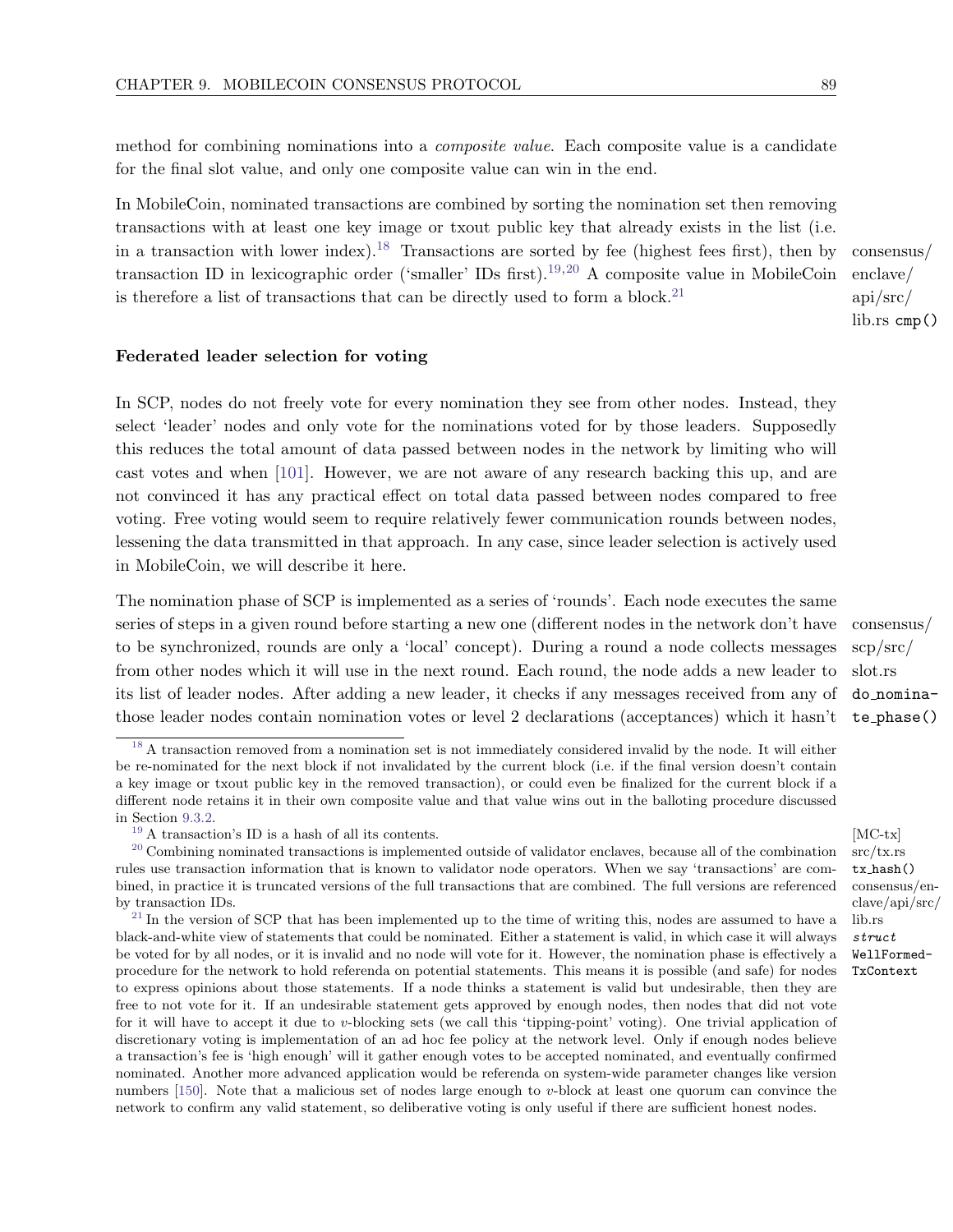method for combining nominations into a *composite value*. Each composite value is a candidate for the final slot value, and only one composite value can win in the end.

In MobileCoin, nominated transactions are combined by sorting the nomination set then removing transactions with at least one key image or txout public key that already exists in the list (i.e. in a transaction with lower index).[18] Transactions are sorted by fee (highest fees first), then by transaction ID in lexicographic order ('smaller' IDs first).[19,20] A composite value in MobileCoin is therefore a list of transactions that can be directly used to form a block.[21]

consensus/enclave/api/src/lib.rs `cmp()`

#### Federated leader selection for voting

In SCP, nodes do not freely vote for every nomination they see from other nodes. Instead, they select 'leader' nodes and only vote for the nominations voted for by those leaders. Supposedly this reduces the total amount of data passed between nodes in the network by limiting who will cast votes and when [101]. However, we are not aware of any research backing this up, and are not convinced it has any practical effect on total data passed between nodes compared to free voting. Free voting would seem to require relatively fewer communication rounds between nodes, lessening the data transmitted in that approach. In any case, since leader selection is actively used in MobileCoin, we will describe it here.

The nomination phase of SCP is implemented as a series of 'rounds'. Each node executes the same series of steps in a given round before starting a new one (different nodes in the network don't have to be synchronized, rounds are only a 'local' concept). During a round a node collects messages from other nodes which it will use in the next round. Each round, the node adds a new leader to its list of leader nodes. After adding a new leader, it checks if any messages received from any of those leader nodes contain nomination votes or level 2 declarations (acceptances) which it hasn't

consensus/scp/src/slot.rs `do_nominate_phase()`

---

[18] A transaction removed from a nomination set is not immediately considered invalid by the node. It will either be re-nominated for the next block if not invalidated by the current block (i.e. if the final version doesn't contain a key image or txout public key in the removed transaction), or could even be finalized for the current block if a different node retains it in their own composite value and that value wins out in the balloting procedure discussed in Section 9.3.2.

[19] A transaction's ID is a hash of all its contents.

[MC-tx] src/tx.rs `tx_hash()`

[20] Combining nominated transactions is implemented outside of validator enclaves, because all of the combination rules use transaction information that is known to validator node operators. When we say 'transactions' are combined, in practice it is truncated versions of the full transactions that are combined. The full versions are referenced by transaction IDs.

consensus/enclave/api/src/lib.rs *struct* `WellFormedTxContext`

[21] In the version of SCP that has been implemented up to the time of writing this, nodes are assumed to have a black-and-white view of statements that could be nominated. Either a statement is valid, in which case it will always be voted for by all nodes, or it is invalid and no node will vote for it. However, the nomination phase is effectively a procedure for the network to hold referenda on potential statements. This means it is possible (and safe) for nodes to express opinions about those statements. If a node thinks a statement is valid but undesirable, then they are free to not vote for it. If an undesirable statement gets approved by enough nodes, then nodes that did not vote for it will have to accept it due to $v$-blocking sets (we call this 'tipping-point' voting). One trivial application of discretionary voting is implementation of an ad hoc fee policy at the network level. Only if enough nodes believe a transaction's fee is 'high enough' will it gather enough votes to be accepted nominated, and eventually confirmed nominated. Another more advanced application would be referenda on system-wide parameter changes like version numbers [150]. Note that a malicious set of nodes large enough to $v$-block at least one quorum can convince the network to confirm any valid statement, so deliberative voting is only useful if there are sufficient honest nodes.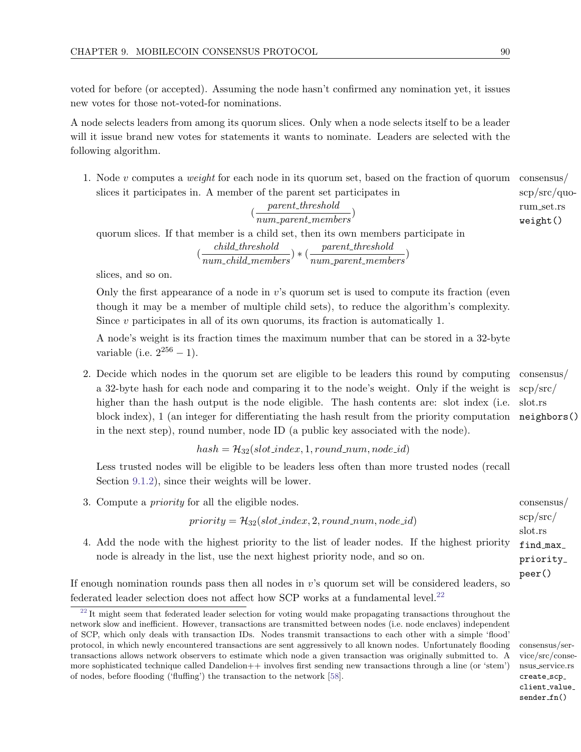voted for before (or accepted). Assuming the node hasn't confirmed any nomination yet, it issues new votes for those not-voted-for nominations.

A node selects leaders from among its quorum slices. Only when a node selects itself to be a leader will it issue brand new votes for statements it wants to nominate. Leaders are selected with the following algorithm.

1. Node $v$ computes a *weight* for each node in its quorum set, based on the fraction of quorum slices it participates in. A member of the parent set participates in

   $$(\frac{parent\_threshold}{num\_parent\_members})$$

   quorum slices. If that member is a child set, then its own members participate in

   $$(\frac{child\_threshold}{num\_child\_members}) * (\frac{parent\_threshold}{num\_parent\_members})$$

   slices, and so on.

   Only the first appearance of a node in $v$'s quorum set is used to compute its fraction (even though it may be a member of multiple child sets), to reduce the algorithm's complexity. Since $v$ participates in all of its own quorums, its fraction is automatically 1.

   A node's weight is its fraction times the maximum number that can be stored in a 32-byte variable (i.e. $2^{256} - 1$).

   consensus/scp/src/quorum_set.rs `weight()`

2. Decide which nodes in the quorum set are eligible to be leaders this round by computing a 32-byte hash for each node and comparing it to the node's weight. Only if the weight is higher than the hash output is the node eligible. The hash contents are: slot index (i.e. block index), 1 (an integer for differentiating the hash result from the priority computation in the next step), round number, node ID (a public key associated with the node).

   $$hash = \mathcal{H}_{32}(slot\_index, 1, round\_num, node\_id)$$

   Less trusted nodes will be eligible to be leaders less often than more trusted nodes (recall Section 9.1.2), since their weights will be lower.

   consensus/scp/src/slot.rs `neighbors()`

3. Compute a *priority* for all the eligible nodes.

   $$priority = \mathcal{H}_{32}(slot\_index, 2, round\_num, node\_id)$$

4. Add the node with the highest priority to the list of leader nodes. If the highest priority node is already in the list, use the next highest priority node, and so on.

   consensus/scp/src/slot.rs `find_max_priority_peer()`

If enough nomination rounds pass then all nodes in $v$'s quorum set will be considered leaders, so federated leader selection does not affect how SCP works at a fundamental level.[22]

[22] It might seem that federated leader selection for voting would make propagating transactions throughout the network slow and inefficient. However, transactions are transmitted between nodes (i.e. node enclaves) independent of SCP, which only deals with transaction IDs. Nodes transmit transactions to each other with a simple 'flood' protocol, in which newly encountered transactions are sent aggressively to all known nodes. Unfortunately flooding transactions allows network observers to estimate which node a given transaction was originally submitted to. A more sophisticated technique called Dandelion++ involves first sending new transactions through a line (or 'stem') of nodes, before flooding ('fluffing') the transaction to the network [58].

consensus/service/src/consensus_service.rs `create_scp_client_value_sender_fn()`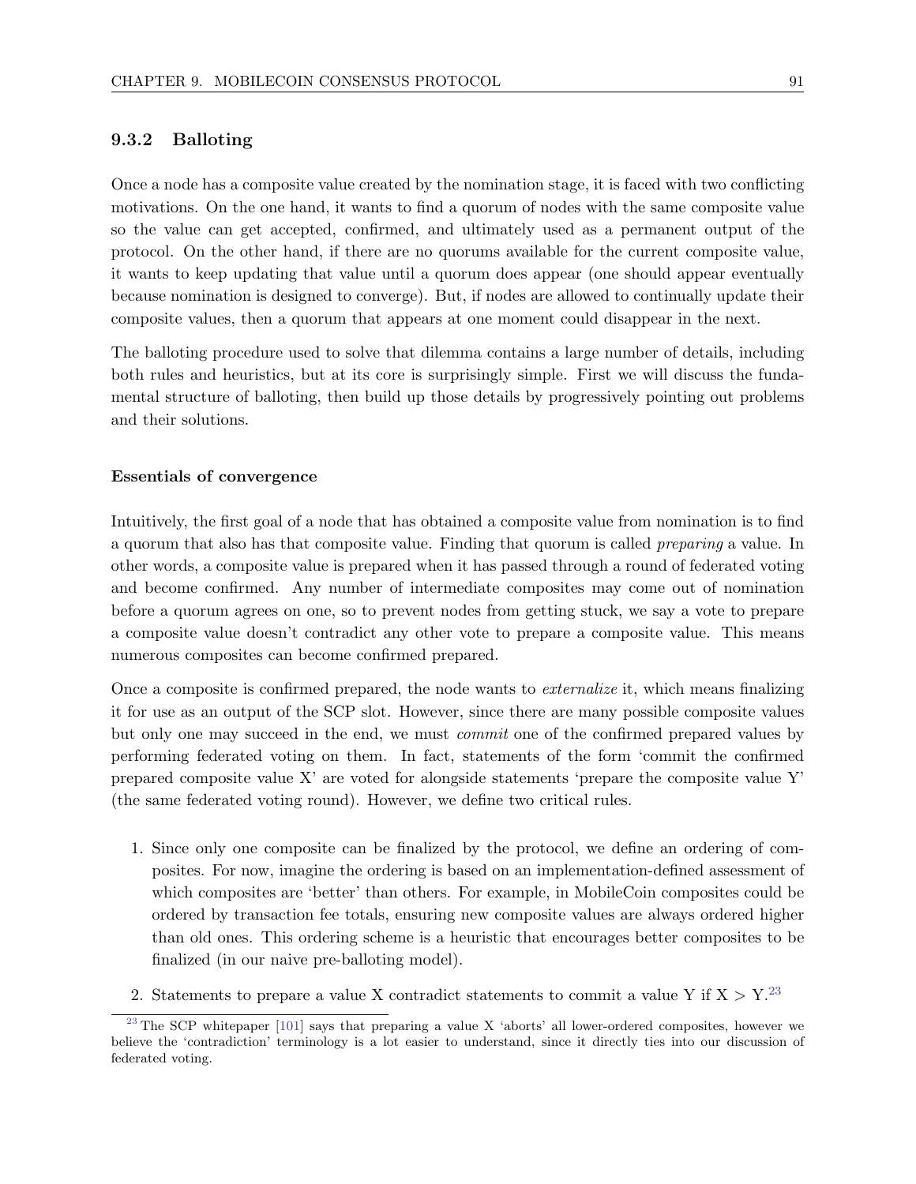### 9.3.2 Balloting

Once a node has a composite value created by the nomination stage, it is faced with two conflicting motivations. On the one hand, it wants to find a quorum of nodes with the same composite value so the value can get accepted, confirmed, and ultimately used as a permanent output of the protocol. On the other hand, if there are no quorums available for the current composite value, it wants to keep updating that value until a quorum does appear (one should appear eventually because nomination is designed to converge). But, if nodes are allowed to continually update their composite values, then a quorum that appears at one moment could disappear in the next.

The balloting procedure used to solve that dilemma contains a large number of details, including both rules and heuristics, but at its core is surprisingly simple. First we will discuss the fundamental structure of balloting, then build up those details by progressively pointing out problems and their solutions.

#### Essentials of convergence

Intuitively, the first goal of a node that has obtained a composite value from nomination is to find a quorum that also has that composite value. Finding that quorum is called *preparing* a value. In other words, a composite value is prepared when it has passed through a round of federated voting and become confirmed. Any number of intermediate composites may come out of nomination before a quorum agrees on one, so to prevent nodes from getting stuck, we say a vote to prepare a composite value doesn't contradict any other vote to prepare a composite value. This means numerous composites can become confirmed prepared.

Once a composite is confirmed prepared, the node wants to *externalize* it, which means finalizing it for use as an output of the SCP slot. However, since there are many possible composite values but only one may succeed in the end, we must *commit* one of the confirmed prepared values by performing federated voting on them. In fact, statements of the form 'commit the confirmed prepared composite value X' are voted for alongside statements 'prepare the composite value Y' (the same federated voting round). However, we define two critical rules.

1. Since only one composite can be finalized by the protocol, we define an ordering of composites. For now, imagine the ordering is based on an implementation-defined assessment of which composites are 'better' than others. For example, in MobileCoin composites could be ordered by transaction fee totals, ensuring new composite values are always ordered higher than old ones. This ordering scheme is a heuristic that encourages better composites to be finalized (in our naive pre-balloting model).

2. Statements to prepare a value X contradict statements to commit a value Y if X > Y.[23]

[23] The SCP whitepaper [101] says that preparing a value X 'aborts' all lower-ordered composites, however we believe the 'contradiction' terminology is a lot easier to understand, since it directly ties into our discussion of federated voting.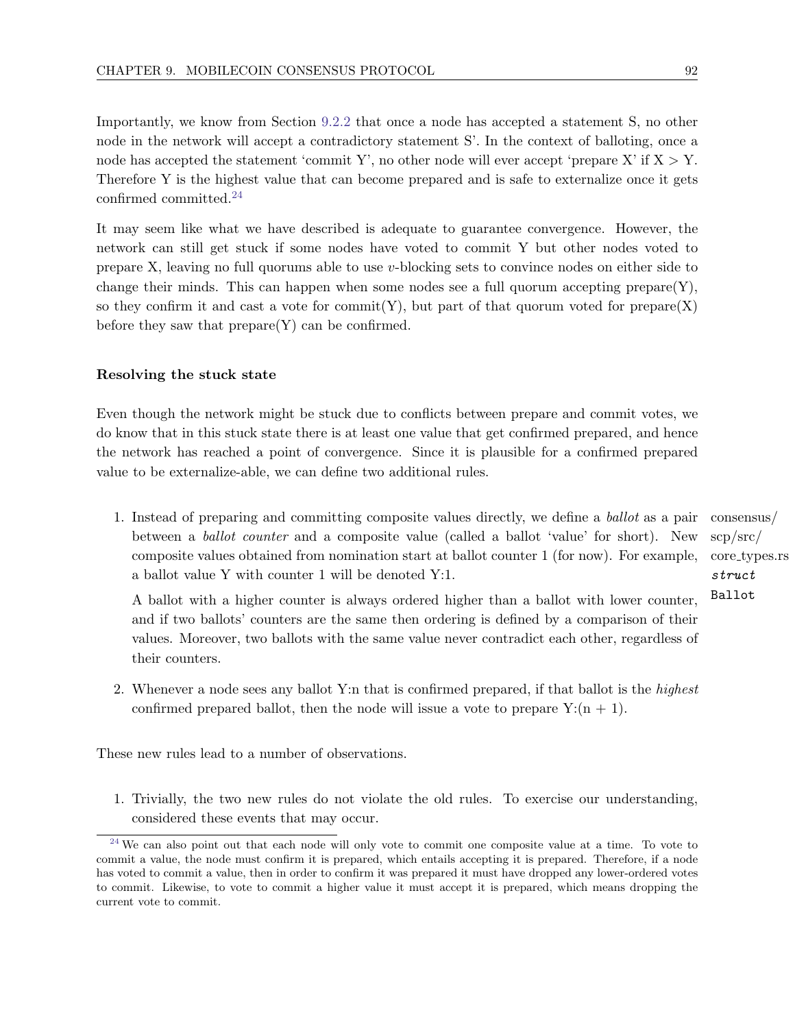Importantly, we know from Section 9.2.2 that once a node has accepted a statement S, no other node in the network will accept a contradictory statement S'. In the context of balloting, once a node has accepted the statement 'commit Y', no other node will ever accept 'prepare X' if X > Y. Therefore Y is the highest value that can become prepared and is safe to externalize once it gets confirmed committed.[24]

It may seem like what we have described is adequate to guarantee convergence. However, the network can still get stuck if some nodes have voted to commit Y but other nodes voted to prepare X, leaving no full quorums able to use $v$-blocking sets to convince nodes on either side to change their minds. This can happen when some nodes see a full quorum accepting prepare(Y), so they confirm it and cast a vote for commit(Y), but part of that quorum voted for prepare(X) before they saw that prepare(Y) can be confirmed.

**Resolving the stuck state**

Even though the network might be stuck due to conflicts between prepare and commit votes, we do know that in this stuck state there is at least one value that get confirmed prepared, and hence the network has reached a point of convergence. Since it is plausible for a confirmed prepared value to be externalize-able, we can define two additional rules.

1. Instead of preparing and committing composite values directly, we define a *ballot* as a pair between a *ballot counter* and a composite value (called a ballot 'value' for short). New composite values obtained from nomination start at ballot counter 1 (for now). For example, a ballot value Y with counter 1 will be denoted Y:1.

   consensus/scp/src/core_types.rs *struct* `Ballot`

   A ballot with a higher counter is always ordered higher than a ballot with lower counter, and if two ballots' counters are the same then ordering is defined by a comparison of their values. Moreover, two ballots with the same value never contradict each other, regardless of their counters.

2. Whenever a node sees any ballot Y:n that is confirmed prepared, if that ballot is the *highest* confirmed prepared ballot, then the node will issue a vote to prepare Y:(n + 1).

These new rules lead to a number of observations.

1. Trivially, the two new rules do not violate the old rules. To exercise our understanding, considered these events that may occur.

[24] We can also point out that each node will only vote to commit one composite value at a time. To vote to commit a value, the node must confirm it is prepared, which entails accepting it is prepared. Therefore, if a node has voted to commit a value, then in order to confirm it was prepared it must have dropped any lower-ordered votes to commit. Likewise, to vote to commit a higher value it must accept it is prepared, which means dropping the current vote to commit.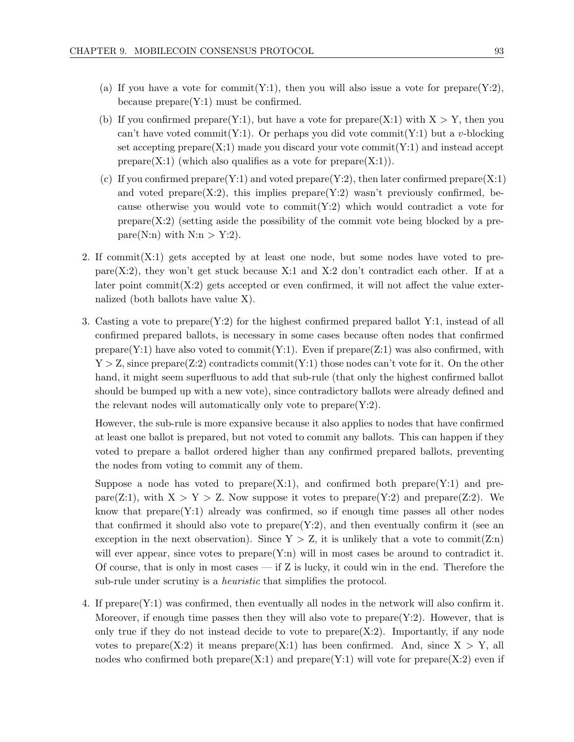(a) If you have a vote for commit(Y:1), then you will also issue a vote for prepare(Y:2), because prepare(Y:1) must be confirmed.

(b) If you confirmed prepare(Y:1), but have a vote for prepare(X:1) with X > Y, then you can't have voted commit(Y:1). Or perhaps you did vote commit(Y:1) but a $v$-blocking set accepting prepare(X;1) made you discard your vote commit(Y:1) and instead accept prepare(X:1) (which also qualifies as a vote for prepare(X:1)).

(c) If you confirmed prepare(Y:1) and voted prepare(Y:2), then later confirmed prepare(X:1) and voted prepare(X:2), this implies prepare(Y:2) wasn't previously confirmed, because otherwise you would vote to commit(Y:2) which would contradict a vote for prepare(X:2) (setting aside the possibility of the commit vote being blocked by a prepare(N:n) with N:n > Y:2).

2. If commit(X:1) gets accepted by at least one node, but some nodes have voted to prepare(X:2), they won't get stuck because X:1 and X:2 don't contradict each other. If at a later point commit(X:2) gets accepted or even confirmed, it will not affect the value externalized (both ballots have value X).

3. Casting a vote to prepare(Y:2) for the highest confirmed prepared ballot Y:1, instead of all confirmed prepared ballots, is necessary in some cases because often nodes that confirmed prepare(Y:1) have also voted to commit(Y:1). Even if prepare(Z:1) was also confirmed, with Y > Z, since prepare(Z:2) contradicts commit(Y:1) those nodes can't vote for it. On the other hand, it might seem superfluous to add that sub-rule (that only the highest confirmed ballot should be bumped up with a new vote), since contradictory ballots were already defined and the relevant nodes will automatically only vote to prepare(Y:2).

   However, the sub-rule is more expansive because it also applies to nodes that have confirmed at least one ballot is prepared, but not voted to commit any ballots. This can happen if they voted to prepare a ballot ordered higher than any confirmed prepared ballots, preventing the nodes from voting to commit any of them.

   Suppose a node has voted to prepare(X:1), and confirmed both prepare(Y:1) and prepare(Z:1), with X > Y > Z. Now suppose it votes to prepare(Y:2) and prepare(Z:2). We know that prepare(Y:1) already was confirmed, so if enough time passes all other nodes that confirmed it should also vote to prepare(Y:2), and then eventually confirm it (see an exception in the next observation). Since Y > Z, it is unlikely that a vote to commit(Z:n) will ever appear, since votes to prepare(Y:n) will in most cases be around to contradict it. Of course, that is only in most cases — if Z is lucky, it could win in the end. Therefore the sub-rule under scrutiny is a *heuristic* that simplifies the protocol.

4. If prepare(Y:1) was confirmed, then eventually all nodes in the network will also confirm it. Moreover, if enough time passes then they will also vote to prepare(Y:2). However, that is only true if they do not instead decide to vote to prepare(X:2). Importantly, if any node votes to prepare(X:2) it means prepare(X:1) has been confirmed. And, since X > Y, all nodes who confirmed both prepare(X:1) and prepare(Y:1) will vote for prepare(X:2) even if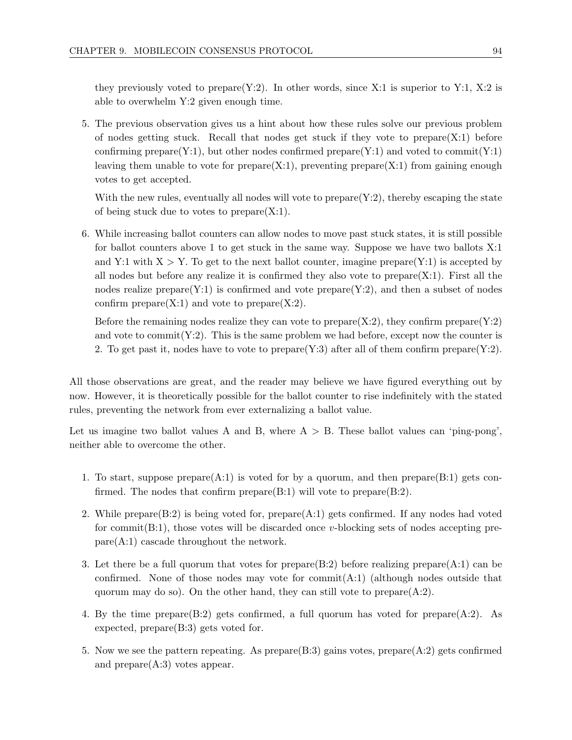they previously voted to prepare(Y:2). In other words, since X:1 is superior to Y:1, X:2 is able to overwhelm Y:2 given enough time.

5. The previous observation gives us a hint about how these rules solve our previous problem of nodes getting stuck. Recall that nodes get stuck if they vote to prepare(X:1) before confirming prepare(Y:1), but other nodes confirmed prepare(Y:1) and voted to commit(Y:1) leaving them unable to vote for prepare(X:1), preventing prepare(X:1) from gaining enough votes to get accepted.

   With the new rules, eventually all nodes will vote to prepare(Y:2), thereby escaping the state of being stuck due to votes to prepare(X:1).

6. While increasing ballot counters can allow nodes to move past stuck states, it is still possible for ballot counters above 1 to get stuck in the same way. Suppose we have two ballots X:1 and Y:1 with X > Y. To get to the next ballot counter, imagine prepare(Y:1) is accepted by all nodes but before any realize it is confirmed they also vote to prepare(X:1). First all the nodes realize prepare(Y:1) is confirmed and vote prepare(Y:2), and then a subset of nodes confirm prepare(X:1) and vote to prepare(X:2).

   Before the remaining nodes realize they can vote to prepare(X:2), they confirm prepare(Y:2) and vote to commit(Y:2). This is the same problem we had before, except now the counter is 2. To get past it, nodes have to vote to prepare(Y:3) after all of them confirm prepare(Y:2).

All those observations are great, and the reader may believe we have figured everything out by now. However, it is theoretically possible for the ballot counter to rise indefinitely with the stated rules, preventing the network from ever externalizing a ballot value.

Let us imagine two ballot values A and B, where A > B. These ballot values can 'ping-pong', neither able to overcome the other.

1. To start, suppose prepare(A:1) is voted for by a quorum, and then prepare(B:1) gets confirmed. The nodes that confirm prepare(B:1) will vote to prepare(B:2).

2. While prepare(B:2) is being voted for, prepare(A:1) gets confirmed. If any nodes had voted for commit(B:1), those votes will be discarded once $v$-blocking sets of nodes accepting prepare(A:1) cascade throughout the network.

3. Let there be a full quorum that votes for prepare(B:2) before realizing prepare(A:1) can be confirmed. None of those nodes may vote for commit(A:1) (although nodes outside that quorum may do so). On the other hand, they can still vote to prepare(A:2).

4. By the time prepare(B:2) gets confirmed, a full quorum has voted for prepare(A:2). As expected, prepare(B:3) gets voted for.

5. Now we see the pattern repeating. As prepare(B:3) gains votes, prepare(A:2) gets confirmed and prepare(A:3) votes appear.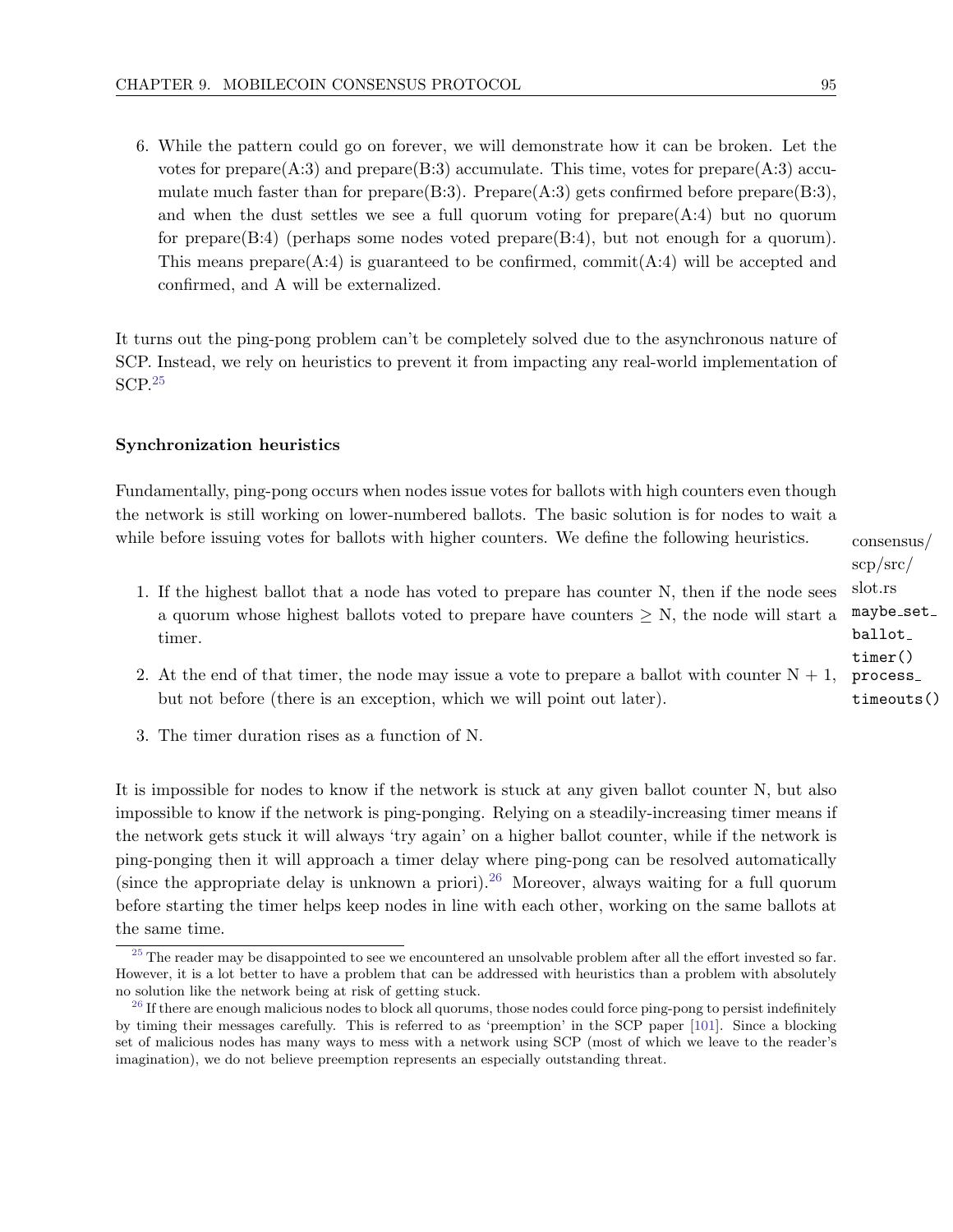6. While the pattern could go on forever, we will demonstrate how it can be broken. Let the votes for prepare(A:3) and prepare(B:3) accumulate. This time, votes for prepare(A:3) accumulate much faster than for prepare(B:3). Prepare(A:3) gets confirmed before prepare(B:3), and when the dust settles we see a full quorum voting for prepare(A:4) but no quorum for prepare(B:4) (perhaps some nodes voted prepare(B:4), but not enough for a quorum). This means prepare(A:4) is guaranteed to be confirmed, commit(A:4) will be accepted and confirmed, and A will be externalized.

It turns out the ping-pong problem can't be completely solved due to the asynchronous nature of SCP. Instead, we rely on heuristics to prevent it from impacting any real-world implementation of SCP.[25]

#### Synchronization heuristics

Fundamentally, ping-pong occurs when nodes issue votes for ballots with high counters even though the network is still working on lower-numbered ballots. The basic solution is for nodes to wait a while before issuing votes for ballots with higher counters. We define the following heuristics.

consensus/scp/src/slot.rs `maybe_set_ballot_timer()` `process_timeouts()`

1. If the highest ballot that a node has voted to prepare has counter N, then if the node sees a quorum whose highest ballots voted to prepare have counters $\geq$ N, the node will start a timer.
2. At the end of that timer, the node may issue a vote to prepare a ballot with counter N + 1, but not before (there is an exception, which we will point out later).
3. The timer duration rises as a function of N.

It is impossible for nodes to know if the network is stuck at any given ballot counter N, but also impossible to know if the network is ping-ponging. Relying on a steadily-increasing timer means if the network gets stuck it will always 'try again' on a higher ballot counter, while if the network is ping-ponging then it will approach a timer delay where ping-pong can be resolved automatically (since the appropriate delay is unknown a priori).[26] Moreover, always waiting for a full quorum before starting the timer helps keep nodes in line with each other, working on the same ballots at the same time.

[25] The reader may be disappointed to see we encountered an unsolvable problem after all the effort invested so far. However, it is a lot better to have a problem that can be addressed with heuristics than a problem with absolutely no solution like the network being at risk of getting stuck.

[26] If there are enough malicious nodes to block all quorums, those nodes could force ping-pong to persist indefinitely by timing their messages carefully. This is referred to as 'preemption' in the SCP paper [101]. Since a blocking set of malicious nodes has many ways to mess with a network using SCP (most of which we leave to the reader's imagination), we do not believe preemption represents an especially outstanding threat.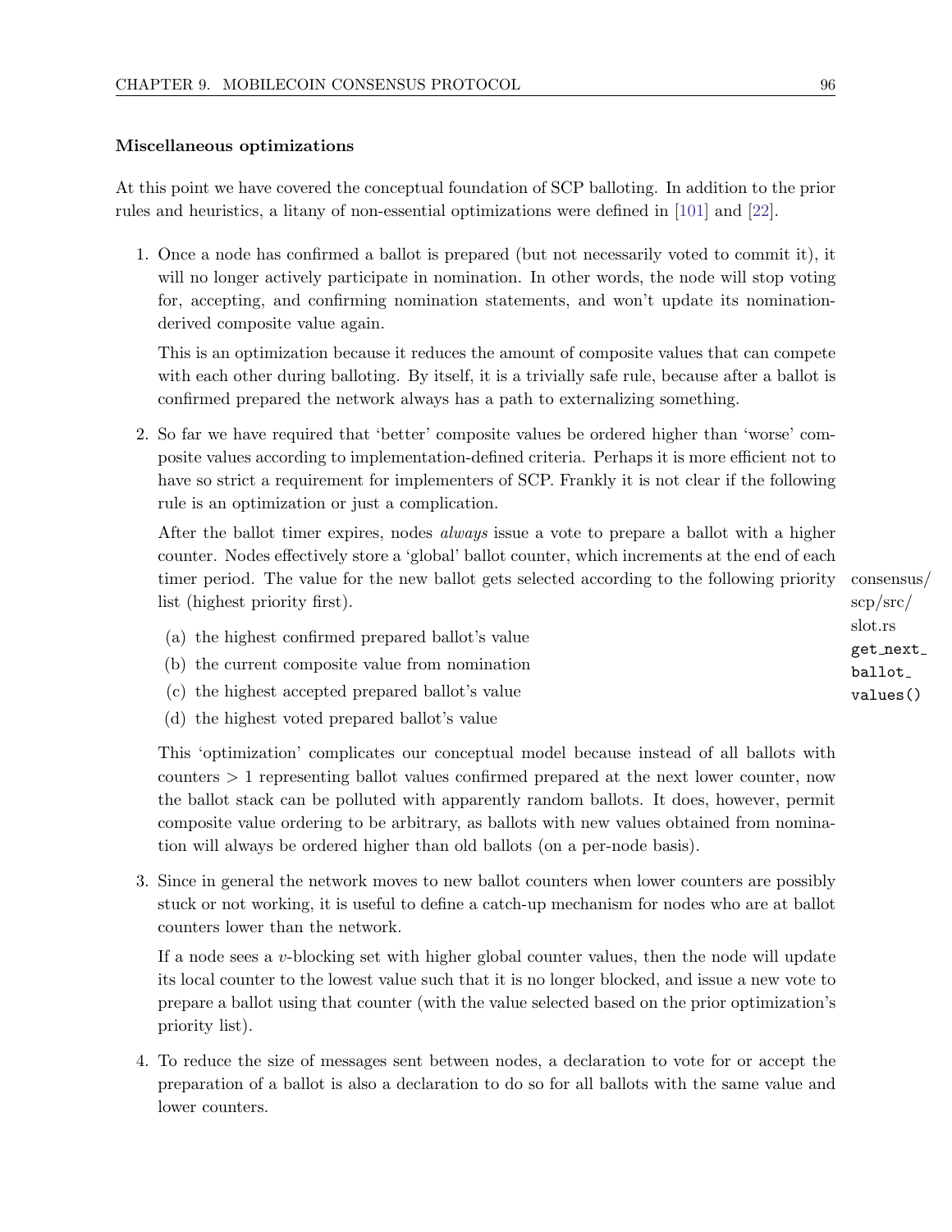### Miscellaneous optimizations

At this point we have covered the conceptual foundation of SCP balloting. In addition to the prior rules and heuristics, a litany of non-essential optimizations were defined in [101] and [22].

1. Once a node has confirmed a ballot is prepared (but not necessarily voted to commit it), it will no longer actively participate in nomination. In other words, the node will stop voting for, accepting, and confirming nomination statements, and won't update its nomination-derived composite value again.

   This is an optimization because it reduces the amount of composite values that can compete with each other during balloting. By itself, it is a trivially safe rule, because after a ballot is confirmed prepared the network always has a path to externalizing something.

2. So far we have required that 'better' composite values be ordered higher than 'worse' composite values according to implementation-defined criteria. Perhaps it is more efficient not to have so strict a requirement for implementers of SCP. Frankly it is not clear if the following rule is an optimization or just a complication.

   After the ballot timer expires, nodes *always* issue a vote to prepare a ballot with a higher counter. Nodes effectively store a 'global' ballot counter, which increments at the end of each timer period. The value for the new ballot gets selected according to the following priority list (highest priority first).

   consensus/scp/src/slot.rs `get_next_ballot_values()`

   (a) the highest confirmed prepared ballot's value

   (b) the current composite value from nomination

   (c) the highest accepted prepared ballot's value

   (d) the highest voted prepared ballot's value

   This 'optimization' complicates our conceptual model because instead of all ballots with counters $> 1$ representing ballot values confirmed prepared at the next lower counter, now the ballot stack can be polluted with apparently random ballots. It does, however, permit composite value ordering to be arbitrary, as ballots with new values obtained from nomination will always be ordered higher than old ballots (on a per-node basis).

3. Since in general the network moves to new ballot counters when lower counters are possibly stuck or not working, it is useful to define a catch-up mechanism for nodes who are at ballot counters lower than the network.

   If a node sees a $v$-blocking set with higher global counter values, then the node will update its local counter to the lowest value such that it is no longer blocked, and issue a new vote to prepare a ballot using that counter (with the value selected based on the prior optimization's priority list).

4. To reduce the size of messages sent between nodes, a declaration to vote for or accept the preparation of a ballot is also a declaration to do so for all ballots with the same value and lower counters.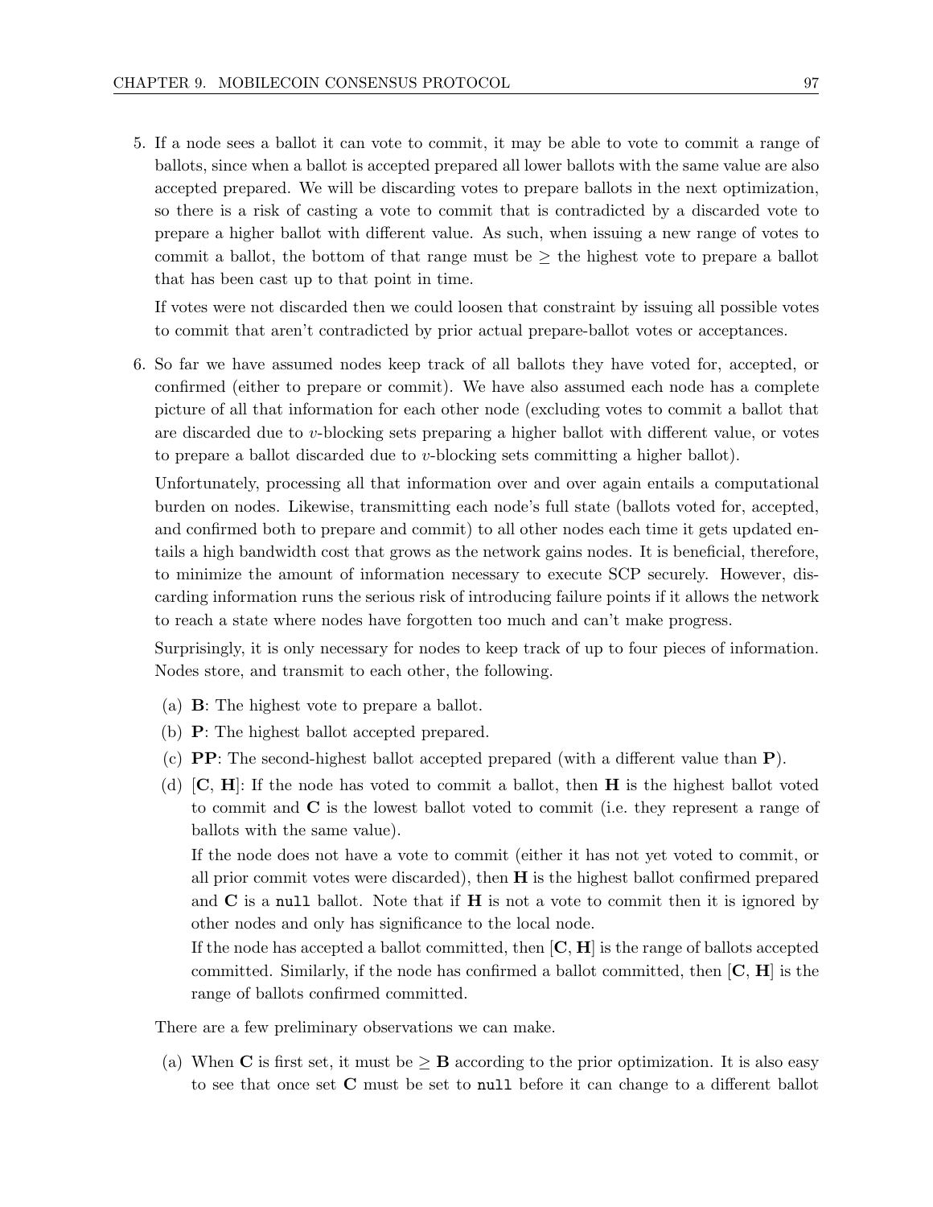5. If a node sees a ballot it can vote to commit, it may be able to vote to commit a range of ballots, since when a ballot is accepted prepared all lower ballots with the same value are also accepted prepared. We will be discarding votes to prepare ballots in the next optimization, so there is a risk of casting a vote to commit that is contradicted by a discarded vote to prepare a higher ballot with different value. As such, when issuing a new range of votes to commit a ballot, the bottom of that range must be $\geq$ the highest vote to prepare a ballot that has been cast up to that point in time.

   If votes were not discarded then we could loosen that constraint by issuing all possible votes to commit that aren't contradicted by prior actual prepare-ballot votes or acceptances.

6. So far we have assumed nodes keep track of all ballots they have voted for, accepted, or confirmed (either to prepare or commit). We have also assumed each node has a complete picture of all that information for each other node (excluding votes to commit a ballot that are discarded due to $v$-blocking sets preparing a higher ballot with different value, or votes to prepare a ballot discarded due to $v$-blocking sets committing a higher ballot).

   Unfortunately, processing all that information over and over again entails a computational burden on nodes. Likewise, transmitting each node's full state (ballots voted for, accepted, and confirmed both to prepare and commit) to all other nodes each time it gets updated entails a high bandwidth cost that grows as the network gains nodes. It is beneficial, therefore, to minimize the amount of information necessary to execute SCP securely. However, discarding information runs the serious risk of introducing failure points if it allows the network to reach a state where nodes have forgotten too much and can't make progress.

   Surprisingly, it is only necessary for nodes to keep track of up to four pieces of information. Nodes store, and transmit to each other, the following.

   (a) **B**: The highest vote to prepare a ballot.

   (b) **P**: The highest ballot accepted prepared.

   (c) **PP**: The second-highest ballot accepted prepared (with a different value than **P**).

   (d) [**C**, **H**]: If the node has voted to commit a ballot, then **H** is the highest ballot voted to commit and **C** is the lowest ballot voted to commit (i.e. they represent a range of ballots with the same value).

   If the node does not have a vote to commit (either it has not yet voted to commit, or all prior commit votes were discarded), then **H** is the highest ballot confirmed prepared and **C** is a `null` ballot. Note that if **H** is not a vote to commit then it is ignored by other nodes and only has significance to the local node.

   If the node has accepted a ballot committed, then [**C**, **H**] is the range of ballots accepted committed. Similarly, if the node has confirmed a ballot committed, then [**C**, **H**] is the range of ballots confirmed committed.

   There are a few preliminary observations we can make.

   (a) When **C** is first set, it must be $\geq$ **B** according to the prior optimization. It is also easy to see that once set **C** must be set to `null` before it can change to a different ballot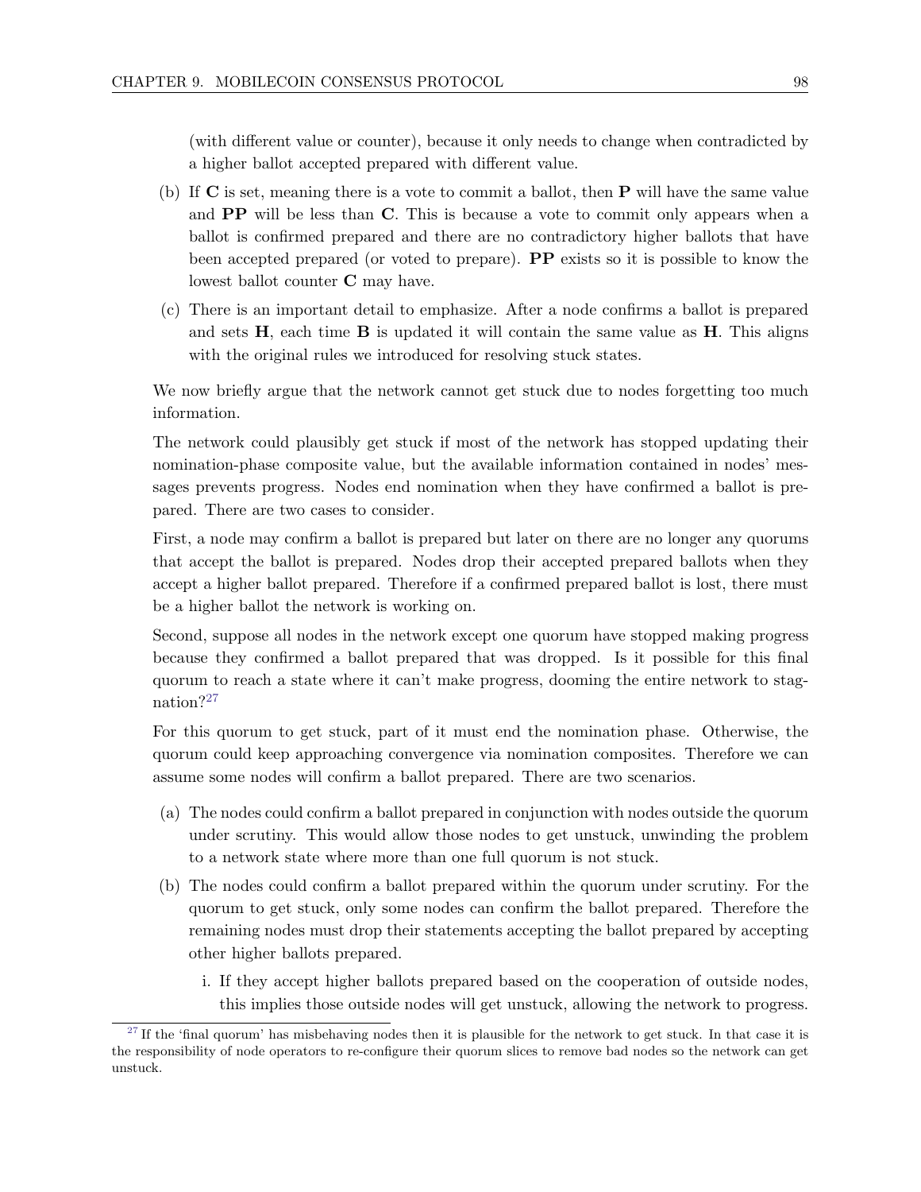(with different value or counter), because it only needs to change when contradicted by a higher ballot accepted prepared with different value.

(b) If **C** is set, meaning there is a vote to commit a ballot, then **P** will have the same value and **PP** will be less than **C**. This is because a vote to commit only appears when a ballot is confirmed prepared and there are no contradictory higher ballots that have been accepted prepared (or voted to prepare). **PP** exists so it is possible to know the lowest ballot counter **C** may have.

(c) There is an important detail to emphasize. After a node confirms a ballot is prepared and sets **H**, each time **B** is updated it will contain the same value as **H**. This aligns with the original rules we introduced for resolving stuck states.

We now briefly argue that the network cannot get stuck due to nodes forgetting too much information.

The network could plausibly get stuck if most of the network has stopped updating their nomination-phase composite value, but the available information contained in nodes' messages prevents progress. Nodes end nomination when they have confirmed a ballot is prepared. There are two cases to consider.

First, a node may confirm a ballot is prepared but later on there are no longer any quorums that accept the ballot is prepared. Nodes drop their accepted prepared ballots when they accept a higher ballot prepared. Therefore if a confirmed prepared ballot is lost, there must be a higher ballot the network is working on.

Second, suppose all nodes in the network except one quorum have stopped making progress because they confirmed a ballot prepared that was dropped. Is it possible for this final quorum to reach a state where it can't make progress, dooming the entire network to stagnation?[27]

For this quorum to get stuck, part of it must end the nomination phase. Otherwise, the quorum could keep approaching convergence via nomination composites. Therefore we can assume some nodes will confirm a ballot prepared. There are two scenarios.

(a) The nodes could confirm a ballot prepared in conjunction with nodes outside the quorum under scrutiny. This would allow those nodes to get unstuck, unwinding the problem to a network state where more than one full quorum is not stuck.

(b) The nodes could confirm a ballot prepared within the quorum under scrutiny. For the quorum to get stuck, only some nodes can confirm the ballot prepared. Therefore the remaining nodes must drop their statements accepting the ballot prepared by accepting other higher ballots prepared.

   i. If they accept higher ballots prepared based on the cooperation of outside nodes, this implies those outside nodes will get unstuck, allowing the network to progress.

[27] If the 'final quorum' has misbehaving nodes then it is plausible for the network to get stuck. In that case it is the responsibility of node operators to re-configure their quorum slices to remove bad nodes so the network can get unstuck.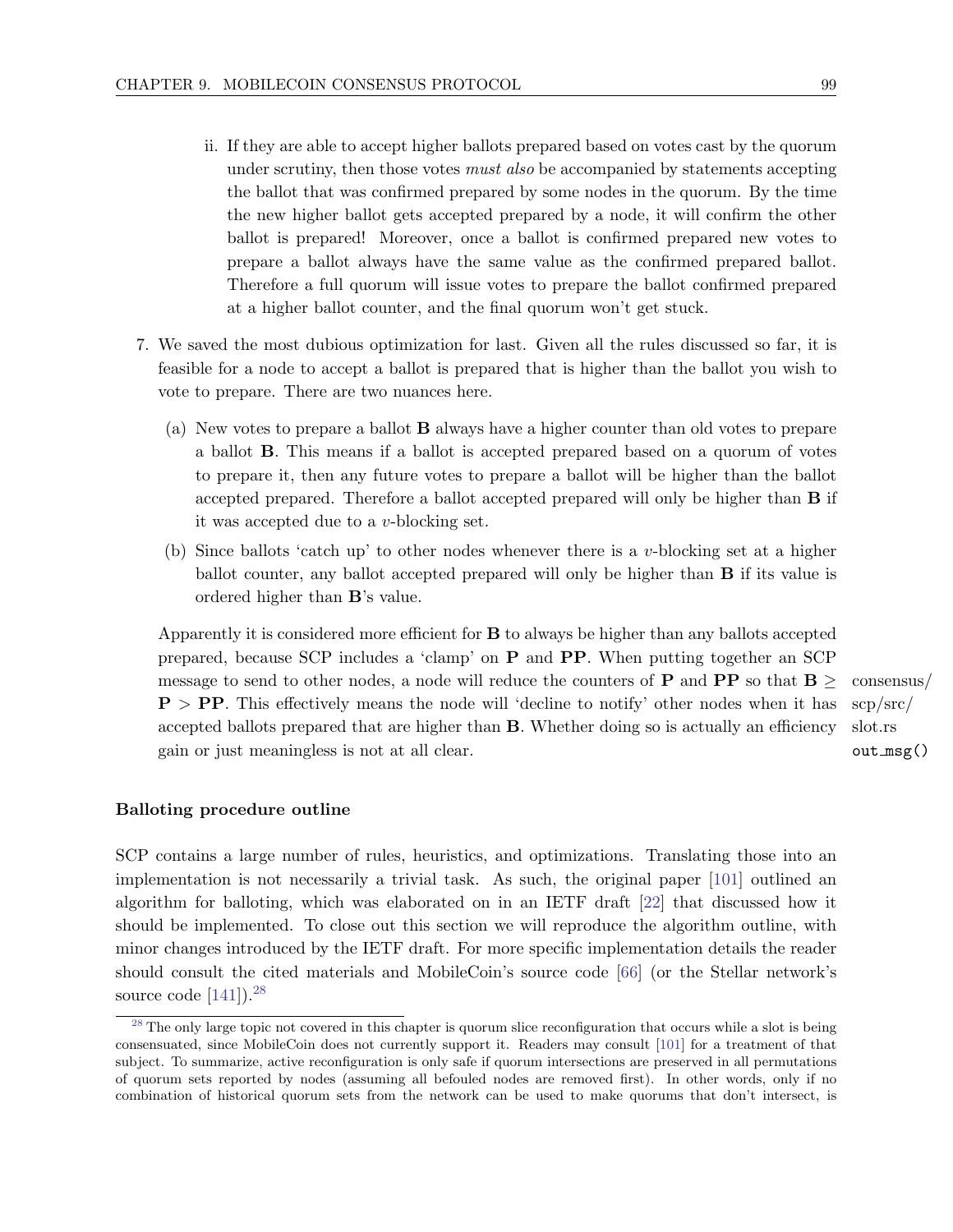ii. If they are able to accept higher ballots prepared based on votes cast by the quorum under scrutiny, then those votes *must also* be accompanied by statements accepting the ballot that was confirmed prepared by some nodes in the quorum. By the time the new higher ballot gets accepted prepared by a node, it will confirm the other ballot is prepared! Moreover, once a ballot is confirmed prepared new votes to prepare a ballot always have the same value as the confirmed prepared ballot. Therefore a full quorum will issue votes to prepare the ballot confirmed prepared at a higher ballot counter, and the final quorum won't get stuck.

7. We saved the most dubious optimization for last. Given all the rules discussed so far, it is feasible for a node to accept a ballot is prepared that is higher than the ballot you wish to vote to prepare. There are two nuances here.

   (a) New votes to prepare a ballot **B** always have a higher counter than old votes to prepare a ballot **B**. This means if a ballot is accepted prepared based on a quorum of votes to prepare it, then any future votes to prepare a ballot will be higher than the ballot accepted prepared. Therefore a ballot accepted prepared will only be higher than **B** if it was accepted due to a $v$-blocking set.

   (b) Since ballots 'catch up' to other nodes whenever there is a $v$-blocking set at a higher ballot counter, any ballot accepted prepared will only be higher than **B** if its value is ordered higher than **B**'s value.

   Apparently it is considered more efficient for **B** to always be higher than any ballots accepted prepared, because SCP includes a 'clamp' on **P** and **PP**. When putting together an SCP message to send to other nodes, a node will reduce the counters of **P** and **PP** so that $\mathbf{B} \geq \mathbf{P} > \mathbf{PP}$. This effectively means the node will 'decline to notify' other nodes when it has accepted ballots prepared that are higher than **B**. Whether doing so is actually an efficiency gain or just meaningless is not at all clear. consensus/scp/src/slot.rs `out_msg()`

### Balloting procedure outline

SCP contains a large number of rules, heuristics, and optimizations. Translating those into an implementation is not necessarily a trivial task. As such, the original paper [101] outlined an algorithm for balloting, which was elaborated on in an IETF draft [22] that discussed how it should be implemented. To close out this section we will reproduce the algorithm outline, with minor changes introduced by the IETF draft. For more specific implementation details the reader should consult the cited materials and MobileCoin's source code [66] (or the Stellar network's source code [141]).[28]

[28] The only large topic not covered in this chapter is quorum slice reconfiguration that occurs while a slot is being consensuated, since MobileCoin does not currently support it. Readers may consult [101] for a treatment of that subject. To summarize, active reconfiguration is only safe if quorum intersections are preserved in all permutations of quorum sets reported by nodes (assuming all befouled nodes are removed first). In other words, only if no combination of historical quorum sets from the network can be used to make quorums that don't intersect, is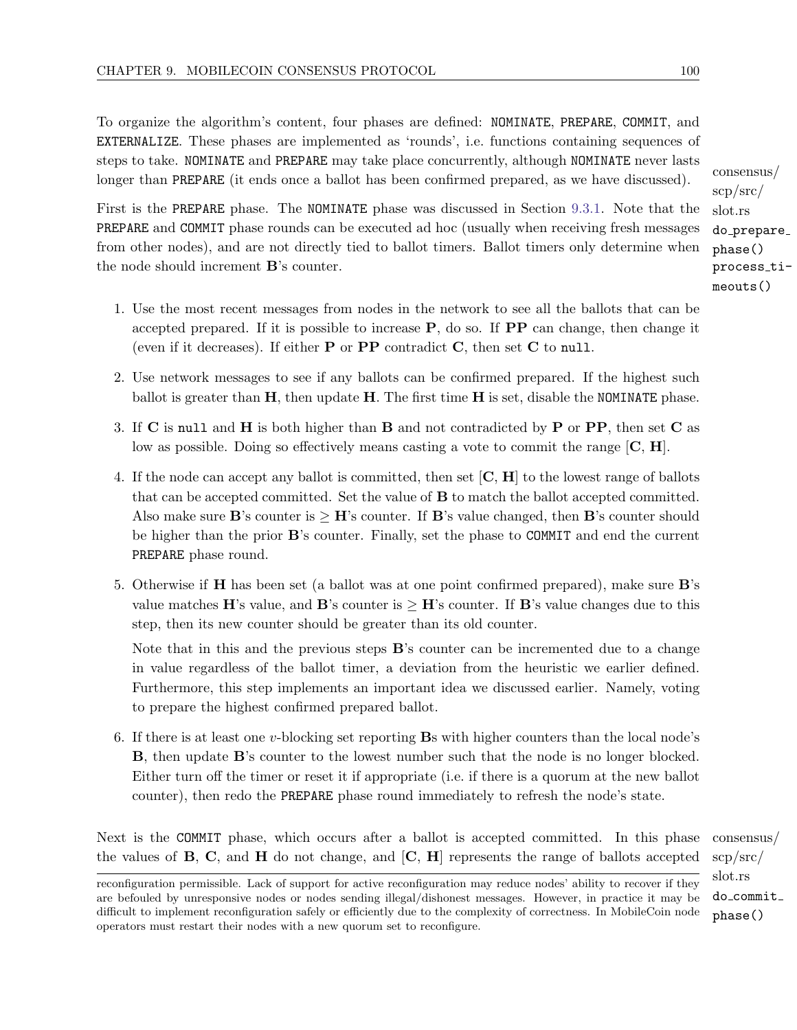To organize the algorithm's content, four phases are defined: NOMINATE, PREPARE, COMMIT, and EXTERNALIZE. These phases are implemented as 'rounds', i.e. functions containing sequences of steps to take. NOMINATE and PREPARE may take place concurrently, although NOMINATE never lasts longer than PREPARE (it ends once a ballot has been confirmed prepared, as we have discussed).

consensus/scp/src/slot.rs `do_prepare_phase()` `process_timeouts()`

First is the PREPARE phase. The NOMINATE phase was discussed in Section 9.3.1. Note that the PREPARE and COMMIT phase rounds can be executed ad hoc (usually when receiving fresh messages from other nodes), and are not directly tied to ballot timers. Ballot timers only determine when the node should increment **B**'s counter.

1. Use the most recent messages from nodes in the network to see all the ballots that can be accepted prepared. If it is possible to increase **P**, do so. If **PP** can change, then change it (even if it decreases). If either **P** or **PP** contradict **C**, then set **C** to `null`.
2. Use network messages to see if any ballots can be confirmed prepared. If the highest such ballot is greater than **H**, then update **H**. The first time **H** is set, disable the NOMINATE phase.
3. If **C** is `null` and **H** is both higher than **B** and not contradicted by **P** or **PP**, then set **C** as low as possible. Doing so effectively means casting a vote to commit the range [**C**, **H**].
4. If the node can accept any ballot is committed, then set [**C**, **H**] to the lowest range of ballots that can be accepted committed. Set the value of **B** to match the ballot accepted committed. Also make sure **B**'s counter is $\geq$ **H**'s counter. If **B**'s value changed, then **B**'s counter should be higher than the prior **B**'s counter. Finally, set the phase to COMMIT and end the current PREPARE phase round.
5. Otherwise if **H** has been set (a ballot was at one point confirmed prepared), make sure **B**'s value matches **H**'s value, and **B**'s counter is $\geq$ **H**'s counter. If **B**'s value changes due to this step, then its new counter should be greater than its old counter.

   Note that in this and the previous steps **B**'s counter can be incremented due to a change in value regardless of the ballot timer, a deviation from the heuristic we earlier defined. Furthermore, this step implements an important idea we discussed earlier. Namely, voting to prepare the highest confirmed prepared ballot.
6. If there is at least one $v$-blocking set reporting **B**s with higher counters than the local node's **B**, then update **B**'s counter to the lowest number such that the node is no longer blocked. Either turn off the timer or reset it if appropriate (i.e. if there is a quorum at the new ballot counter), then redo the PREPARE phase round immediately to refresh the node's state.

consensus/scp/src/slot.rs `do_commit_phase()`

Next is the COMMIT phase, which occurs after a ballot is accepted committed. In this phase the values of **B**, **C**, and **H** do not change, and [**C**, **H**] represents the range of ballots accepted

reconfiguration permissible. Lack of support for active reconfiguration may reduce nodes' ability to recover if they are befouled by unresponsive nodes or nodes sending illegal/dishonest messages. However, in practice it may be difficult to implement reconfiguration safely or efficiently due to the complexity of correctness. In MobileCoin node operators must restart their nodes with a new quorum set to reconfigure.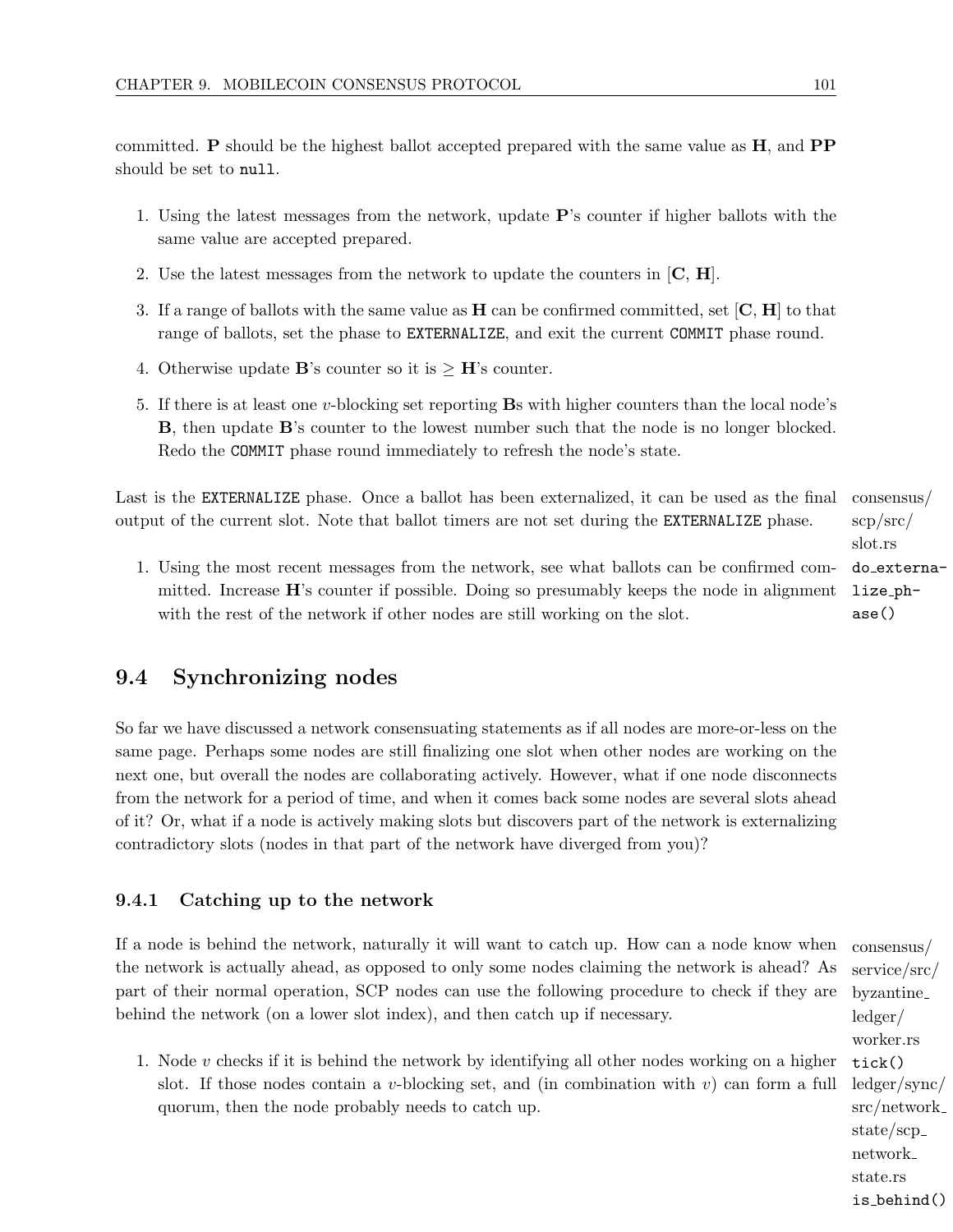committed. **P** should be the highest ballot accepted prepared with the same value as **H**, and **PP** should be set to `null`.

1. Using the latest messages from the network, update **P**'s counter if higher ballots with the same value are accepted prepared.
2. Use the latest messages from the network to update the counters in [**C**, **H**].
3. If a range of ballots with the same value as **H** can be confirmed committed, set [**C**, **H**] to that range of ballots, set the phase to `EXTERNALIZE`, and exit the current `COMMIT` phase round.
4. Otherwise update **B**'s counter so it is $\geq$ **H**'s counter.
5. If there is at least one $v$-blocking set reporting **B**s with higher counters than the local node's **B**, then update **B**'s counter to the lowest number such that the node is no longer blocked. Redo the `COMMIT` phase round immediately to refresh the node's state.

Last is the `EXTERNALIZE` phase. Once a ballot has been externalized, it can be used as the final output of the current slot. Note that ballot timers are not set during the `EXTERNALIZE` phase.

consensus/scp/src/slot.rs `do_externalize_phase()`

1. Using the most recent messages from the network, see what ballots can be confirmed committed. Increase **H**'s counter if possible. Doing so presumably keeps the node in alignment with the rest of the network if other nodes are still working on the slot.

## 9.4 Synchronizing nodes

So far we have discussed a network consensuating statements as if all nodes are more-or-less on the same page. Perhaps some nodes are still finalizing one slot when other nodes are working on the next one, but overall the nodes are collaborating actively. However, what if one node disconnects from the network for a period of time, and when it comes back some nodes are several slots ahead of it? Or, what if a node is actively making slots but discovers part of the network is externalizing contradictory slots (nodes in that part of the network have diverged from you)?

### 9.4.1 Catching up to the network

If a node is behind the network, naturally it will want to catch up. How can a node know when the network is actually ahead, as opposed to only some nodes claiming the network is ahead? As part of their normal operation, SCP nodes can use the following procedure to check if they are behind the network (on a lower slot index), and then catch up if necessary.

consensus/service/src/byzantine_ledger/worker.rs `tick()`

1. Node $v$ checks if it is behind the network by identifying all other nodes working on a higher slot. If those nodes contain a $v$-blocking set, and (in combination with $v$) can form a full quorum, then the node probably needs to catch up.

ledger/sync/src/network_state/scp_network_state.rs `is_behind()`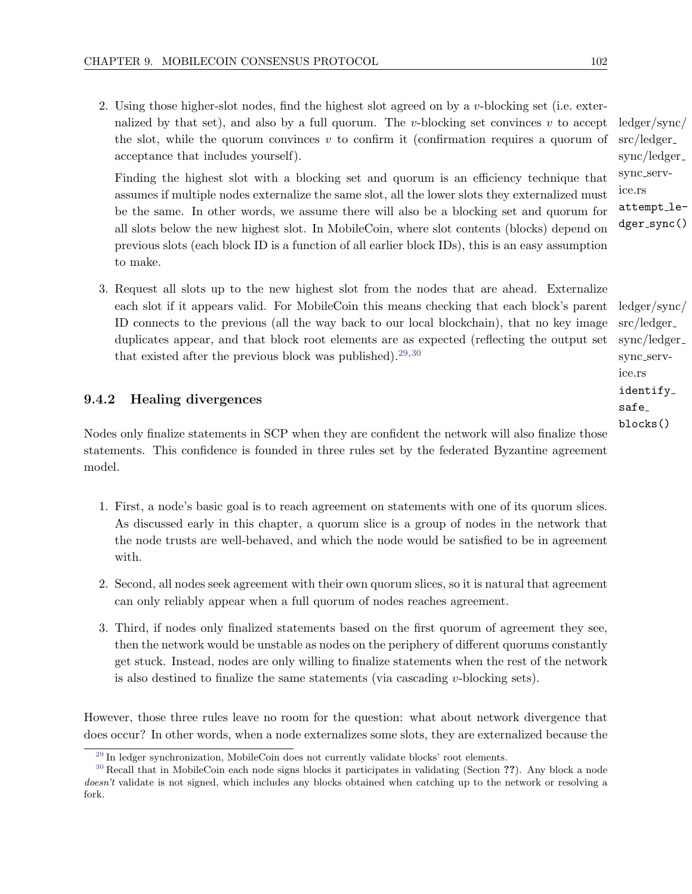2. Using those higher-slot nodes, find the highest slot agreed on by a $v$-blocking set (i.e. externalized by that set), and also by a full quorum. The $v$-blocking set convinces $v$ to accept the slot, while the quorum convinces $v$ to confirm it (confirmation requires a quorum of acceptance that includes yourself).

   Finding the highest slot with a blocking set and quorum is an efficiency technique that assumes if multiple nodes externalize the same slot, all the lower slots they externalized must be the same. In other words, we assume there will also be a blocking set and quorum for all slots below the new highest slot. In MobileCoin, where slot contents (blocks) depend on previous slots (each block ID is a function of all earlier block IDs), this is an easy assumption to make.

   ledger/sync/src/ledger_sync/ledger_sync_service.rs `attempt_ledger_sync()`

3. Request all slots up to the new highest slot from the nodes that are ahead. Externalize each slot if it appears valid. For MobileCoin this means checking that each block's parent ID connects to the previous (all the way back to our local blockchain), that no key image duplicates appear, and that block root elements are as expected (reflecting the output set that existed after the previous block was published).[29,30]

   ledger/sync/src/ledger_sync/ledger_sync_service.rs `identify_safe_blocks()`

### 9.4.2 Healing divergences

Nodes only finalize statements in SCP when they are confident the network will also finalize those statements. This confidence is founded in three rules set by the federated Byzantine agreement model.

1. First, a node's basic goal is to reach agreement on statements with one of its quorum slices. As discussed early in this chapter, a quorum slice is a group of nodes in the network that the node trusts are well-behaved, and which the node would be satisfied to be in agreement with.

2. Second, all nodes seek agreement with their own quorum slices, so it is natural that agreement can only reliably appear when a full quorum of nodes reaches agreement.

3. Third, if nodes only finalized statements based on the first quorum of agreement they see, then the network would be unstable as nodes on the periphery of different quorums constantly get stuck. Instead, nodes are only willing to finalize statements when the rest of the network is also destined to finalize the same statements (via cascading $v$-blocking sets).

However, those three rules leave no room for the question: what about network divergence that does occur? In other words, when a node externalizes some slots, they are externalized because the

[29] In ledger synchronization, MobileCoin does not currently validate blocks' root elements.

[30] Recall that in MobileCoin each node signs blocks it participates in validating (Section ??). Any block a node *doesn't* validate is not signed, which includes any blocks obtained when catching up to the network or resolving a fork.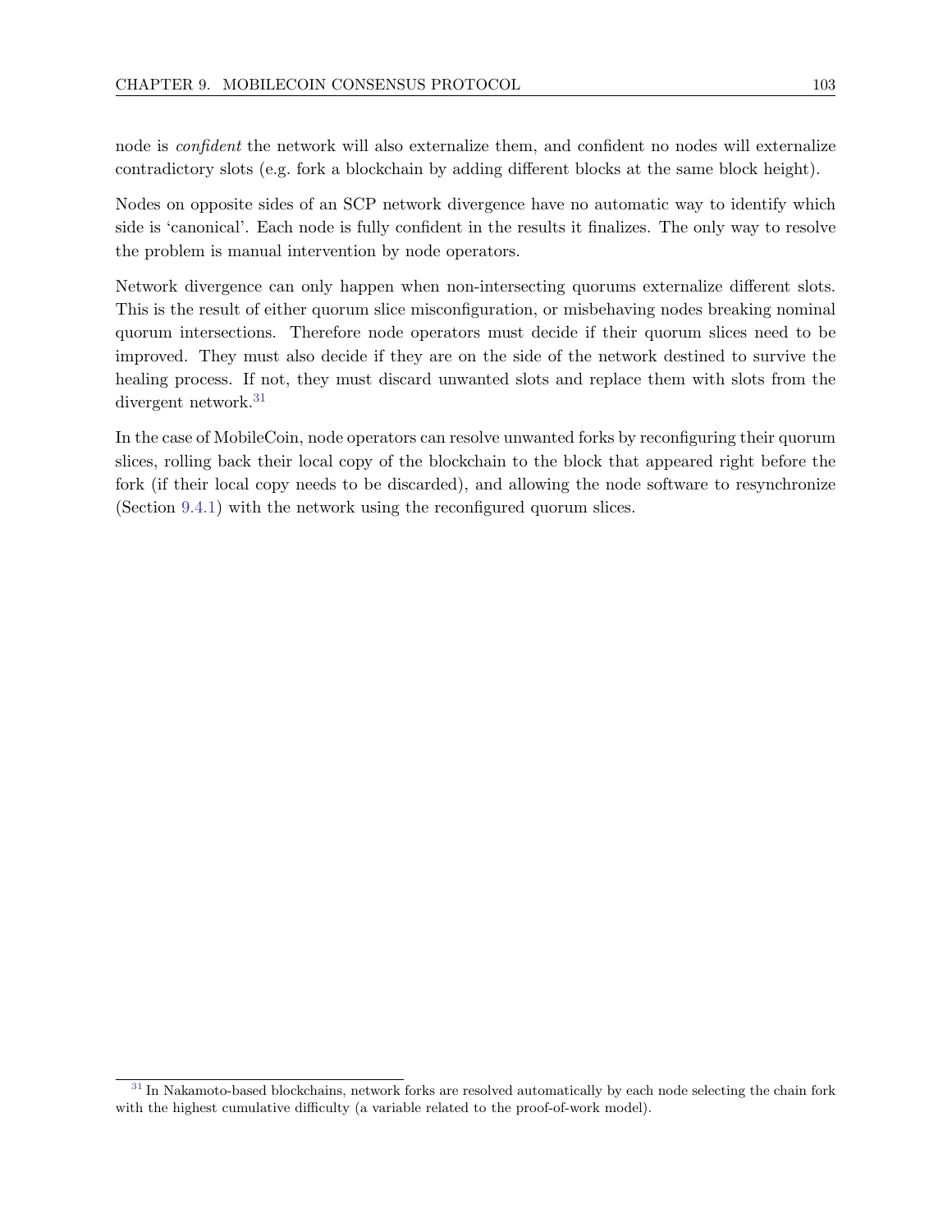node is *confident* the network will also externalize them, and confident no nodes will externalize contradictory slots (e.g. fork a blockchain by adding different blocks at the same block height).

Nodes on opposite sides of an SCP network divergence have no automatic way to identify which side is 'canonical'. Each node is fully confident in the results it finalizes. The only way to resolve the problem is manual intervention by node operators.

Network divergence can only happen when non-intersecting quorums externalize different slots. This is the result of either quorum slice misconfiguration, or misbehaving nodes breaking nominal quorum intersections. Therefore node operators must decide if their quorum slices need to be improved. They must also decide if they are on the side of the network destined to survive the healing process. If not, they must discard unwanted slots and replace them with slots from the divergent network.[31]

In the case of MobileCoin, node operators can resolve unwanted forks by reconfiguring their quorum slices, rolling back their local copy of the blockchain to the block that appeared right before the fork (if their local copy needs to be discarded), and allowing the node software to resynchronize (Section 9.4.1) with the network using the reconfigured quorum slices.

---

[31] In Nakamoto-based blockchains, network forks are resolved automatically by each node selecting the chain fork with the highest cumulative difficulty (a variable related to the proof-of-work model).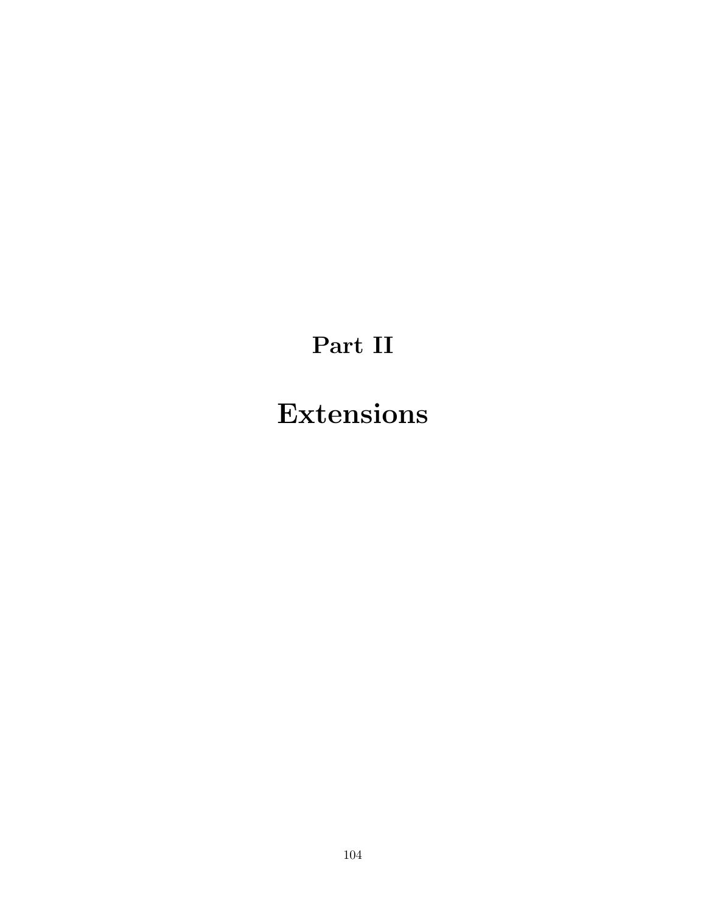# Part II

# Extensions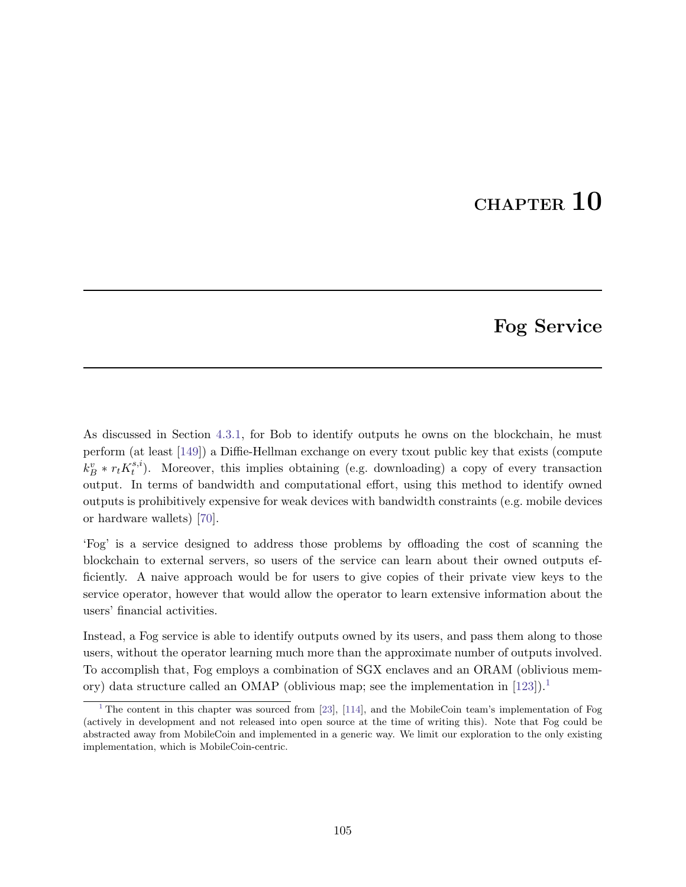# CHAPTER 10

# Fog Service

As discussed in Section 4.3.1, for Bob to identify outputs he owns on the blockchain, he must perform (at least [149]) a Diffie-Hellman exchange on every txout public key that exists (compute $k^v_B * r_t K^{s,i}_t$). Moreover, this implies obtaining (e.g. downloading) a copy of every transaction output. In terms of bandwidth and computational effort, using this method to identify owned outputs is prohibitively expensive for weak devices with bandwidth constraints (e.g. mobile devices or hardware wallets) [70].

'Fog' is a service designed to address those problems by offloading the cost of scanning the blockchain to external servers, so users of the service can learn about their owned outputs efficiently. A naive approach would be for users to give copies of their private view keys to the service operator, however that would allow the operator to learn extensive information about the users' financial activities.

Instead, a Fog service is able to identify outputs owned by its users, and pass them along to those users, without the operator learning much more than the approximate number of outputs involved. To accomplish that, Fog employs a combination of SGX enclaves and an ORAM (oblivious memory) data structure called an OMAP (oblivious map; see the implementation in [123]).[1]

[1] The content in this chapter was sourced from [23], [114], and the MobileCoin team's implementation of Fog (actively in development and not released into open source at the time of writing this). Note that Fog could be abstracted away from MobileCoin and implemented in a generic way. We limit our exploration to the only existing implementation, which is MobileCoin-centric.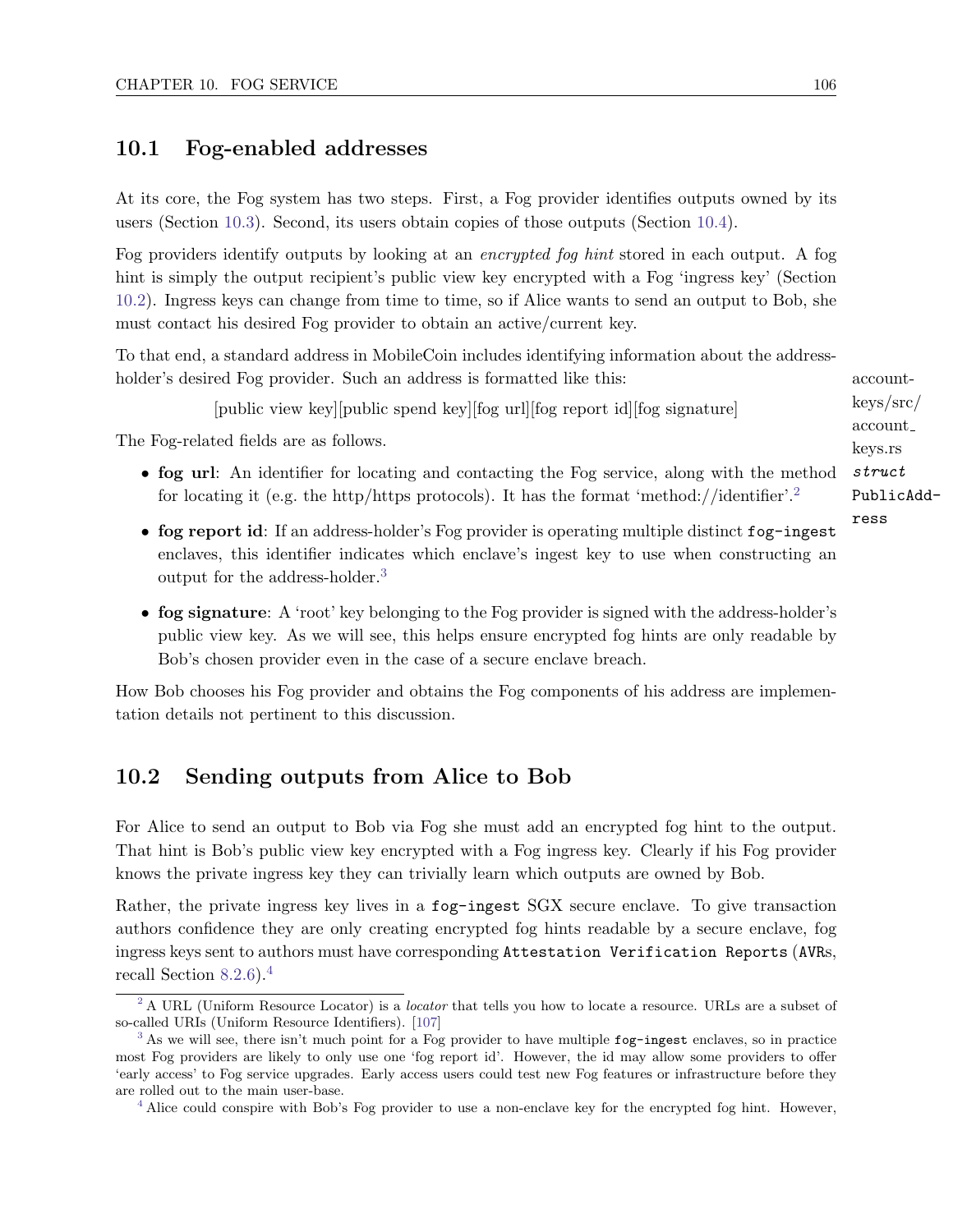## 10.1 Fog-enabled addresses

At its core, the Fog system has two steps. First, a Fog provider identifies outputs owned by its users (Section 10.3). Second, its users obtain copies of those outputs (Section 10.4).

Fog providers identify outputs by looking at an *encrypted fog hint* stored in each output. A fog hint is simply the output recipient's public view key encrypted with a Fog 'ingress key' (Section 10.2). Ingress keys can change from time to time, so if Alice wants to send an output to Bob, she must contact his desired Fog provider to obtain an active/current key.

To that end, a standard address in MobileCoin includes identifying information about the address-holder's desired Fog provider. Such an address is formatted like this:

account-keys/src/account_keys.rs *struct* `PublicAddress`

[public view key][public spend key][fog url][fog report id][fog signature]

The Fog-related fields are as follows.

- **fog url**: An identifier for locating and contacting the Fog service, along with the method for locating it (e.g. the http/https protocols). It has the format 'method://identifier'.[2]
- **fog report id**: If an address-holder's Fog provider is operating multiple distinct `fog-ingest` enclaves, this identifier indicates which enclave's ingest key to use when constructing an output for the address-holder.[3]
- **fog signature**: A 'root' key belonging to the Fog provider is signed with the address-holder's public view key. As we will see, this helps ensure encrypted fog hints are only readable by Bob's chosen provider even in the case of a secure enclave breach.

How Bob chooses his Fog provider and obtains the Fog components of his address are implementation details not pertinent to this discussion.

## 10.2 Sending outputs from Alice to Bob

For Alice to send an output to Bob via Fog she must add an encrypted fog hint to the output. That hint is Bob's public view key encrypted with a Fog ingress key. Clearly if his Fog provider knows the private ingress key they can trivially learn which outputs are owned by Bob.

Rather, the private ingress key lives in a `fog-ingest` SGX secure enclave. To give transaction authors confidence they are only creating encrypted fog hints readable by a secure enclave, fog ingress keys sent to authors must have corresponding `Attestation Verification Reports` (`AVR`s, recall Section 8.2.6).[4]

---

[2] A URL (Uniform Resource Locator) is a *locator* that tells you how to locate a resource. URLs are a subset of so-called URIs (Uniform Resource Identifiers). [107]

[3] As we will see, there isn't much point for a Fog provider to have multiple `fog-ingest` enclaves, so in practice most Fog providers are likely to only use one 'fog report id'. However, the id may allow some providers to offer 'early access' to Fog service upgrades. Early access users could test new Fog features or infrastructure before they are rolled out to the main user-base.

[4] Alice could conspire with Bob's Fog provider to use a non-enclave key for the encrypted fog hint. However,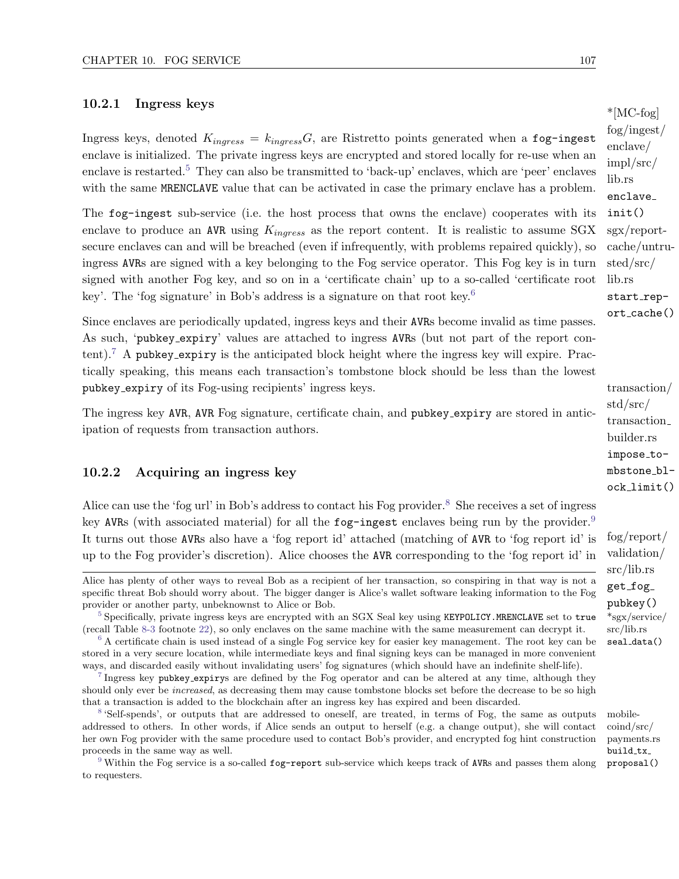### 10.2.1 Ingress keys

Ingress keys, denoted $K_{ingress} = k_{ingress}G$, are Ristretto points generated when a `fog-ingest` enclave is initialized. The private ingress keys are encrypted and stored locally for re-use when an enclave is restarted.[5] They can also be transmitted to 'back-up' enclaves, which are 'peer' enclaves with the same `MRENCLAVE` value that can be activated in case the primary enclave has a problem.

*[MC-fog] fog/ingest/enclave/impl/src/lib.rs `enclave_init()`

The `fog-ingest` sub-service (i.e. the host process that owns the enclave) cooperates with its enclave to produce an `AVR` using $K_{ingress}$ as the report content. It is realistic to assume SGX secure enclaves can and will be breached (even if infrequently, with problems repaired quickly), so ingress `AVR`s are signed with a key belonging to the Fog service operator. This Fog key is in turn signed with another Fog key, and so on in a 'certificate chain' up to a so-called 'certificate root key'. The 'fog signature' in Bob's address is a signature on that root key.[6]

sgx/report-cache/untrusted/src/lib.rs `start_report_cache()`

Since enclaves are periodically updated, ingress keys and their `AVR`s become invalid as time passes. As such, '`pubkey_expiry`' values are attached to ingress `AVR`s (but not part of the report content).[7] A `pubkey_expiry` is the anticipated block height where the ingress key will expire. Practically speaking, this means each transaction's tombstone block should be less than the lowest `pubkey_expiry` of its Fog-using recipients' ingress keys.

transaction/std/src/transaction_builder.rs `impose_tombstone_block_limit()`

The ingress key `AVR`, `AVR` Fog signature, certificate chain, and `pubkey_expiry` are stored in anticipation of requests from transaction authors.

### 10.2.2 Acquiring an ingress key

Alice can use the 'fog url' in Bob's address to contact his Fog provider.[8] She receives a set of ingress key `AVR`s (with associated material) for all the `fog-ingest` enclaves being run by the provider.[9] It turns out those `AVR`s also have a 'fog report id' attached (matching of `AVR` to 'fog report id' is up to the Fog provider's discretion). Alice chooses the `AVR` corresponding to the 'fog report id' in

fog/report/validation/src/lib.rs `get_fog_pubkey()`

---

Alice has plenty of other ways to reveal Bob as a recipient of her transaction, so conspiring in that way is not a specific threat Bob should worry about. The bigger danger is Alice's wallet software leaking information to the Fog provider or another party, unbeknownst to Alice or Bob.

[5] Specifically, private ingress keys are encrypted with an SGX Seal key using `KEYPOLICY.MRENCLAVE` set to `true` (recall Table 8-3 footnote 22), so only enclaves on the same machine with the same measurement can decrypt it.

*sgx/service/src/lib.rs `seal_data()`

[6] A certificate chain is used instead of a single Fog service key for easier key management. The root key can be stored in a very secure location, while intermediate keys and final signing keys can be managed in more convenient ways, and discarded easily without invalidating users' fog signatures (which should have an indefinite shelf-life).

[7] Ingress key `pubkey_expiry`s are defined by the Fog operator and can be altered at any time, although they should only ever be *increased*, as decreasing them may cause tombstone blocks set before the decrease to be so high that a transaction is added to the blockchain after an ingress key has expired and been discarded.

[8] 'Self-spends', or outputs that are addressed to oneself, are treated, in terms of Fog, the same as outputs addressed to others. In other words, if Alice sends an output to herself (e.g. a change output), she will contact her own Fog provider with the same procedure used to contact Bob's provider, and encrypted fog hint construction proceeds in the same way as well.

mobilecoind/src/payments.rs `build_tx_proposal()`

[9] Within the Fog service is a so-called `fog-report` sub-service which keeps track of `AVR`s and passes them along to requesters.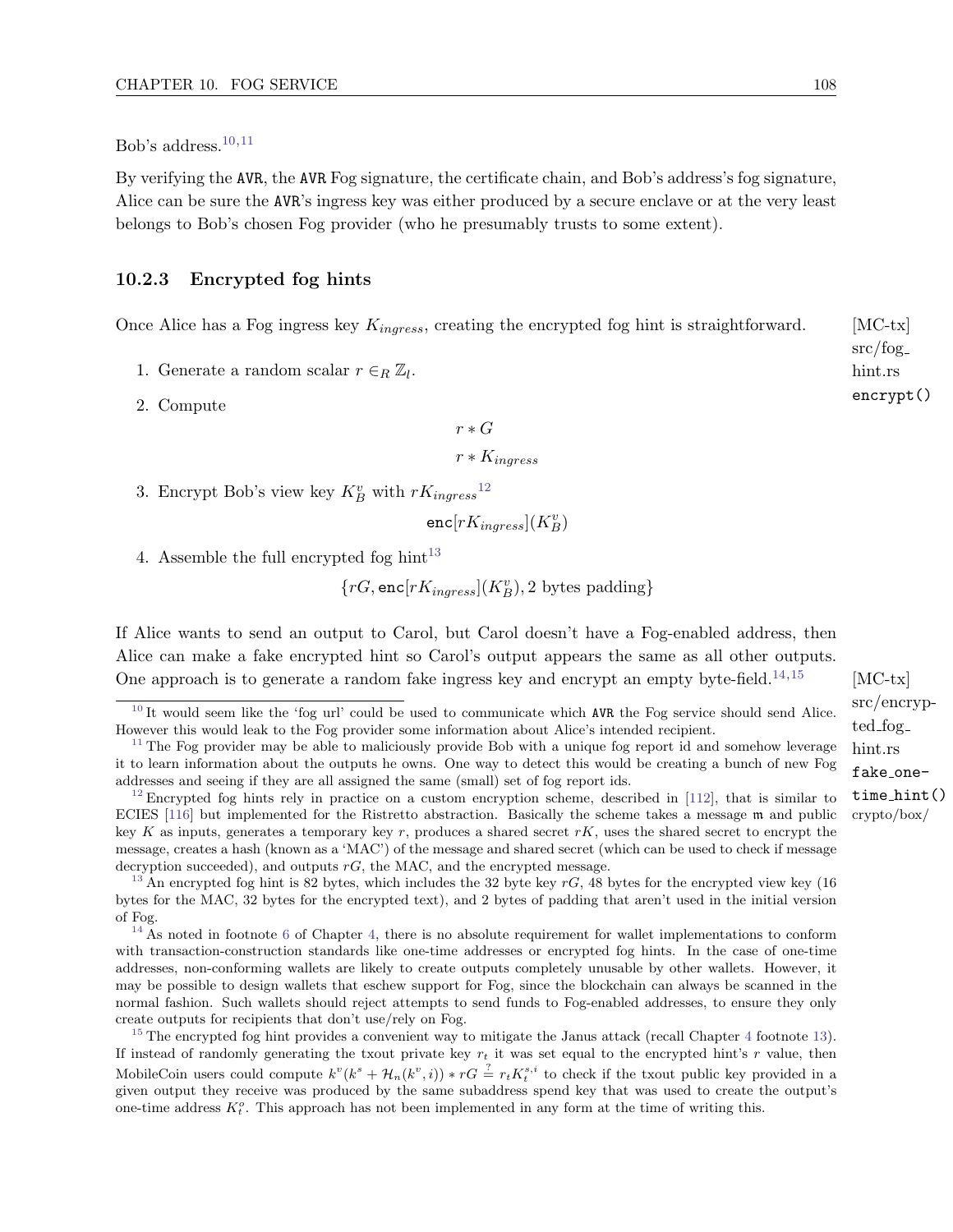Bob's address.[10,11]

By verifying the AVR, the AVR Fog signature, the certificate chain, and Bob's address's fog signature, Alice can be sure the AVR's ingress key was either produced by a secure enclave or at the very least belongs to Bob's chosen Fog provider (who he presumably trusts to some extent).

### 10.2.3 Encrypted fog hints

Once Alice has a Fog ingress key $K_{ingress}$, creating the encrypted fog hint is straightforward.

[MC-tx] src/fog_hint.rs `encrypt()`

1. Generate a random scalar $r \in_R \mathbb{Z}_l$.
2. Compute

$$r * G$$

$$r * K_{ingress}$$

3. Encrypt Bob's view key $K_B^v$ with $rK_{ingress}$[12]

$$\texttt{enc}[rK_{ingress}](K_B^v)$$

4. Assemble the full encrypted fog hint[13]

$$\{rG, \texttt{enc}[rK_{ingress}](K_B^v), \text{2 bytes padding}\}$$

If Alice wants to send an output to Carol, but Carol doesn't have a Fog-enabled address, then Alice can make a fake encrypted hint so Carol's output appears the same as all other outputs. One approach is to generate a random fake ingress key and encrypt an empty byte-field.[14,15]

[MC-tx] src/encrypted_fog_hint.rs `fake_onetime_hint()` crypto/box/

---

[10] It would seem like the 'fog url' could be used to communicate which AVR the Fog service should send Alice. However this would leak to the Fog provider some information about Alice's intended recipient.

[11] The Fog provider may be able to maliciously provide Bob with a unique fog report id and somehow leverage it to learn information about the outputs he owns. One way to detect this would be creating a bunch of new Fog addresses and seeing if they are all assigned the same (small) set of fog report ids.

[12] Encrypted fog hints rely in practice on a custom encryption scheme, described in [112], that is similar to ECIES [116] but implemented for the Ristretto abstraction. Basically the scheme takes a message $\mathtt{m}$ and public key $K$ as inputs, generates a temporary key $r$, produces a shared secret $rK$, uses the shared secret to encrypt the message, creates a hash (known as a 'MAC') of the message and shared secret (which can be used to check if message decryption succeeded), and outputs $rG$, the MAC, and the encrypted message.

[13] An encrypted fog hint is 82 bytes, which includes the 32 byte key $rG$, 48 bytes for the encrypted view key (16 bytes for the MAC, 32 bytes for the encrypted text), and 2 bytes of padding that aren't used in the initial version of Fog.

[14] As noted in footnote 6 of Chapter 4, there is no absolute requirement for wallet implementations to conform with transaction-construction standards like one-time addresses or encrypted fog hints. In the case of one-time addresses, non-conforming wallets are likely to create outputs completely unusable by other wallets. However, it may be possible to design wallets that eschew support for Fog, since the blockchain can always be scanned in the normal fashion. Such wallets should reject attempts to send funds to Fog-enabled addresses, to ensure they only create outputs for recipients that don't use/rely on Fog.

[15] The encrypted fog hint provides a convenient way to mitigate the Janus attack (recall Chapter 4 footnote 13). If instead of randomly generating the txout private key $r_t$ it was set equal to the encrypted hint's $r$ value, then MobileCoin users could compute $k^v(k^s + \mathcal{H}_n(k^v, i)) * rG \stackrel{?}{=} r_t K_t^{s,i}$ to check if the txout public key provided in a given output they receive was produced by the same subaddress spend key that was used to create the output's one-time address $K_t^o$. This approach has not been implemented in any form at the time of writing this.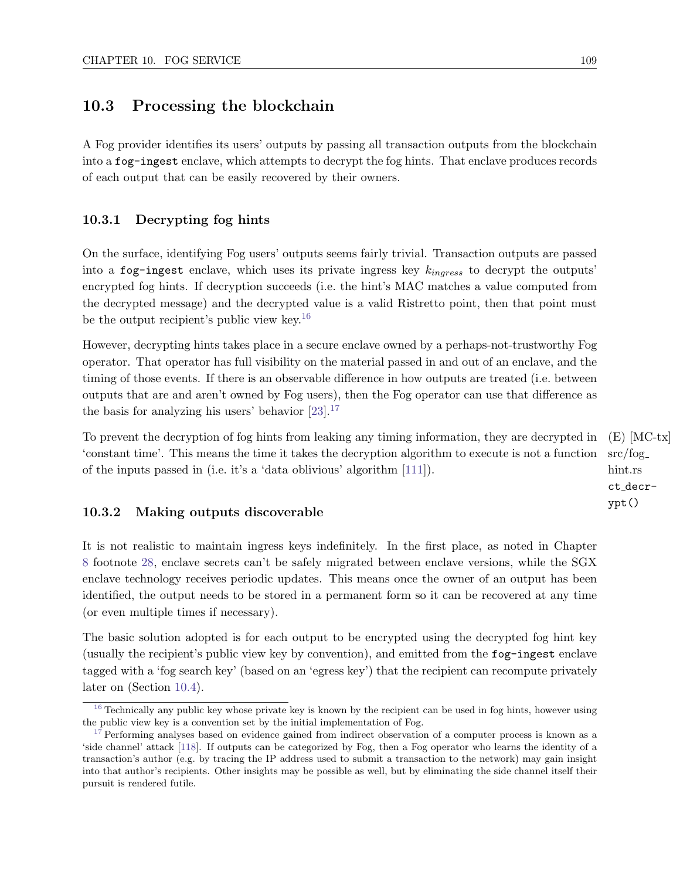## 10.3 Processing the blockchain

A Fog provider identifies its users' outputs by passing all transaction outputs from the blockchain into a `fog-ingest` enclave, which attempts to decrypt the fog hints. That enclave produces records of each output that can be easily recovered by their owners.

### 10.3.1 Decrypting fog hints

On the surface, identifying Fog users' outputs seems fairly trivial. Transaction outputs are passed into a `fog-ingest` enclave, which uses its private ingress key $k_{ingress}$ to decrypt the outputs' encrypted fog hints. If decryption succeeds (i.e. the hint's MAC matches a value computed from the decrypted message) and the decrypted value is a valid Ristretto point, then that point must be the output recipient's public view key.[16]

However, decrypting hints takes place in a secure enclave owned by a perhaps-not-trustworthy Fog operator. That operator has full visibility on the material passed in and out of an enclave, and the timing of those events. If there is an observable difference in how outputs are treated (i.e. between outputs that are and aren't owned by Fog users), then the Fog operator can use that difference as the basis for analyzing his users' behavior [23].[17]

To prevent the decryption of fog hints from leaking any timing information, they are decrypted in 'constant time'. This means the time it takes the decryption algorithm to execute is not a function of the inputs passed in (i.e. it's a 'data oblivious' algorithm [111]).

(E) [MC-tx] src/fog_hint.rs ct_decrypt()

### 10.3.2 Making outputs discoverable

It is not realistic to maintain ingress keys indefinitely. In the first place, as noted in Chapter 8 footnote 28, enclave secrets can't be safely migrated between enclave versions, while the SGX enclave technology receives periodic updates. This means once the owner of an output has been identified, the output needs to be stored in a permanent form so it can be recovered at any time (or even multiple times if necessary).

The basic solution adopted is for each output to be encrypted using the decrypted fog hint key (usually the recipient's public view key by convention), and emitted from the `fog-ingest` enclave tagged with a 'fog search key' (based on an 'egress key') that the recipient can recompute privately later on (Section 10.4).

---

[16] Technically any public key whose private key is known by the recipient can be used in fog hints, however using the public view key is a convention set by the initial implementation of Fog.

[17] Performing analyses based on evidence gained from indirect observation of a computer process is known as a 'side channel' attack [118]. If outputs can be categorized by Fog, then a Fog operator who learns the identity of a transaction's author (e.g. by tracing the IP address used to submit a transaction to the network) may gain insight into that author's recipients. Other insights may be possible as well, but by eliminating the side channel itself their pursuit is rendered futile.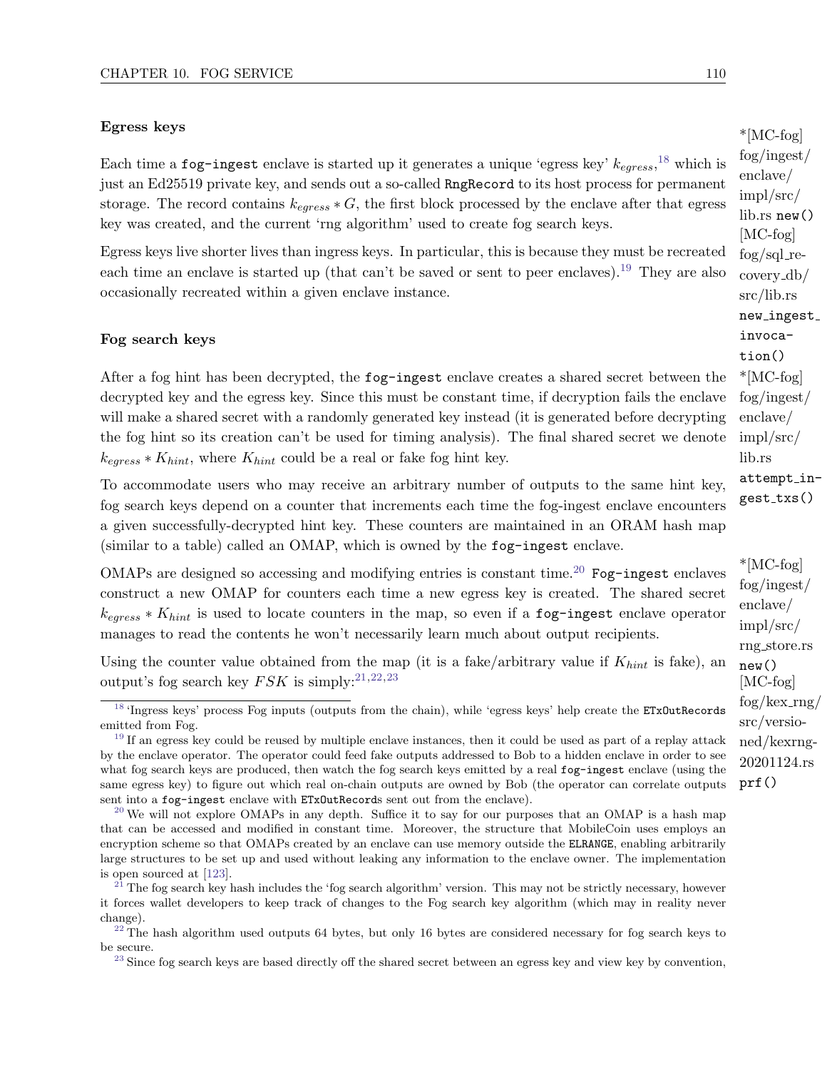### Egress keys

Each time a `fog-ingest` enclave is started up it generates a unique 'egress key' $k_{egress}$,[18] which is just an Ed25519 private key, and sends out a so-called `RngRecord` to its host process for permanent storage. The record contains $k_{egress} * G$, the first block processed by the enclave after that egress key was created, and the current 'rng algorithm' used to create fog search keys.

*[MC-fog] fog/ingest/enclave/impl/src/lib.rs `new()` [MC-fog] fog/sql_recovery_db/src/lib.rs `new_ingest_invocation()`

Egress keys live shorter lives than ingress keys. In particular, this is because they must be recreated each time an enclave is started up (that can't be saved or sent to peer enclaves).[19] They are also occasionally recreated within a given enclave instance.

### Fog search keys

After a fog hint has been decrypted, the `fog-ingest` enclave creates a shared secret between the decrypted key and the egress key. Since this must be constant time, if decryption fails the enclave will make a shared secret with a randomly generated key instead (it is generated before decrypting the fog hint so its creation can't be used for timing analysis). The final shared secret we denote $k_{egress} * K_{hint}$, where $K_{hint}$ could be a real or fake fog hint key.

*[MC-fog] fog/ingest/enclave/impl/src/lib.rs `attempt_ingest_txs()`

To accommodate users who may receive an arbitrary number of outputs to the same hint key, fog search keys depend on a counter that increments each time the fog-ingest enclave encounters a given successfully-decrypted hint key. These counters are maintained in an ORAM hash map (similar to a table) called an OMAP, which is owned by the `fog-ingest` enclave.

OMAPs are designed so accessing and modifying entries is constant time.[20] `Fog-ingest` enclaves construct a new OMAP for counters each time a new egress key is created. The shared secret $k_{egress} * K_{hint}$ is used to locate counters in the map, so even if a `fog-ingest` enclave operator manages to read the contents he won't necessarily learn much about output recipients.

*[MC-fog] fog/ingest/enclave/impl/src/rng_store.rs `new()` [MC-fog] fog/kex_rng/src/versioned/kexrng-20201124.rs `prf()`

Using the counter value obtained from the map (it is a fake/arbitrary value if $K_{hint}$ is fake), an output's fog search key $FSK$ is simply:[21,22,23]

---

[18] 'Ingress keys' process Fog inputs (outputs from the chain), while 'egress keys' help create the `ETxOutRecords` emitted from Fog.

[19] If an egress key could be reused by multiple enclave instances, then it could be used as part of a replay attack by the enclave operator. The operator could feed fake outputs addressed to Bob to a hidden enclave in order to see what fog search keys are produced, then watch the fog search keys emitted by a real `fog-ingest` enclave (using the same egress key) to figure out which real on-chain outputs are owned by Bob (the operator can correlate outputs sent into a `fog-ingest` enclave with `ETxOutRecord`s sent out from the enclave).

[20] We will not explore OMAPs in any depth. Suffice it to say for our purposes that an OMAP is a hash map that can be accessed and modified in constant time. Moreover, the structure that MobileCoin uses employs an encryption scheme so that OMAPs created by an enclave can use memory outside the `ELRANGE`, enabling arbitrarily large structures to be set up and used without leaking any information to the enclave owner. The implementation is open sourced at [123].

[21] The fog search key hash includes the 'fog search algorithm' version. This may not be strictly necessary, however it forces wallet developers to keep track of changes to the Fog search key algorithm (which may in reality never change).

[22] The hash algorithm used outputs 64 bytes, but only 16 bytes are considered necessary for fog search keys to be secure.

[23] Since fog search keys are based directly off the shared secret between an egress key and view key by convention,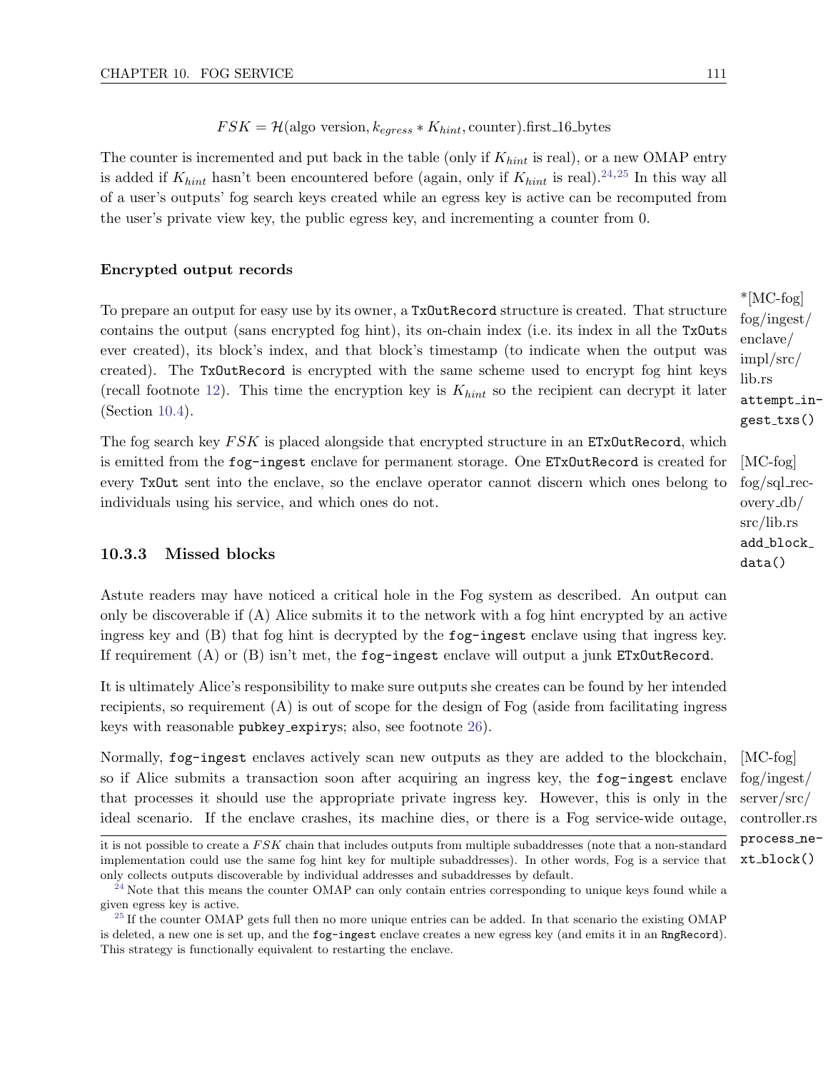$$FSK = \mathcal{H}(\text{algo version}, k_{egress} * K_{hint}, \text{counter}).\text{first\_16\_bytes}$$

The counter is incremented and put back in the table (only if $K_{hint}$ is real), or a new OMAP entry is added if $K_{hint}$ hasn't been encountered before (again, only if $K_{hint}$ is real).[24,25] In this way all of a user's outputs' fog search keys created while an egress key is active can be recomputed from the user's private view key, the public egress key, and incrementing a counter from 0.

**Encrypted output records**

To prepare an output for easy use by its owner, a `TxOutRecord` structure is created. That structure contains the output (sans encrypted fog hint), its on-chain index (i.e. its index in all the `TxOuts` ever created), its block's index, and that block's timestamp (to indicate when the output was created). The `TxOutRecord` is encrypted with the same scheme used to encrypt fog hint keys (recall footnote 12). This time the encryption key is $K_{hint}$ so the recipient can decrypt it later (Section 10.4).

*[MC-fog] fog/ingest/enclave/impl/src/lib.rs `attempt_ingest_txs()`

The fog search key $FSK$ is placed alongside that encrypted structure in an `ETxOutRecord`, which is emitted from the `fog-ingest` enclave for permanent storage. One `ETxOutRecord` is created for every `TxOut` sent into the enclave, so the enclave operator cannot discern which ones belong to individuals using his service, and which ones do not.

[MC-fog] fog/sql_recovery_db/src/lib.rs `add_block_data()`

### 10.3.3 Missed blocks

Astute readers may have noticed a critical hole in the Fog system as described. An output can only be discoverable if (A) Alice submits it to the network with a fog hint encrypted by an active ingress key and (B) that fog hint is decrypted by the `fog-ingest` enclave using that ingress key. If requirement (A) or (B) isn't met, the `fog-ingest` enclave will output a junk `ETxOutRecord`.

It is ultimately Alice's responsibility to make sure outputs she creates can be found by her intended recipients, so requirement (A) is out of scope for the design of Fog (aside from facilitating ingress keys with reasonable `pubkey_expiry`s; also, see footnote 26).

Normally, `fog-ingest` enclaves actively scan new outputs as they are added to the blockchain, so if Alice submits a transaction soon after acquiring an ingress key, the `fog-ingest` enclave that processes it should use the appropriate private ingress key. However, this is only in the ideal scenario. If the enclave crashes, its machine dies, or there is a Fog service-wide outage,

[MC-fog] fog/ingest/server/src/controller.rs `process_next_block()`

---

it is not possible to create a $FSK$ chain that includes outputs from multiple subaddresses (note that a non-standard implementation could use the same fog hint key for multiple subaddresses). In other words, Fog is a service that only collects outputs discoverable by individual addresses and subaddresses by default.

[24] Note that this means the counter OMAP can only contain entries corresponding to unique keys found while a given egress key is active.

[25] If the counter OMAP gets full then no more unique entries can be added. In that scenario the existing OMAP is deleted, a new one is set up, and the `fog-ingest` enclave creates a new egress key (and emits it in an `RngRecord`). This strategy is functionally equivalent to restarting the enclave.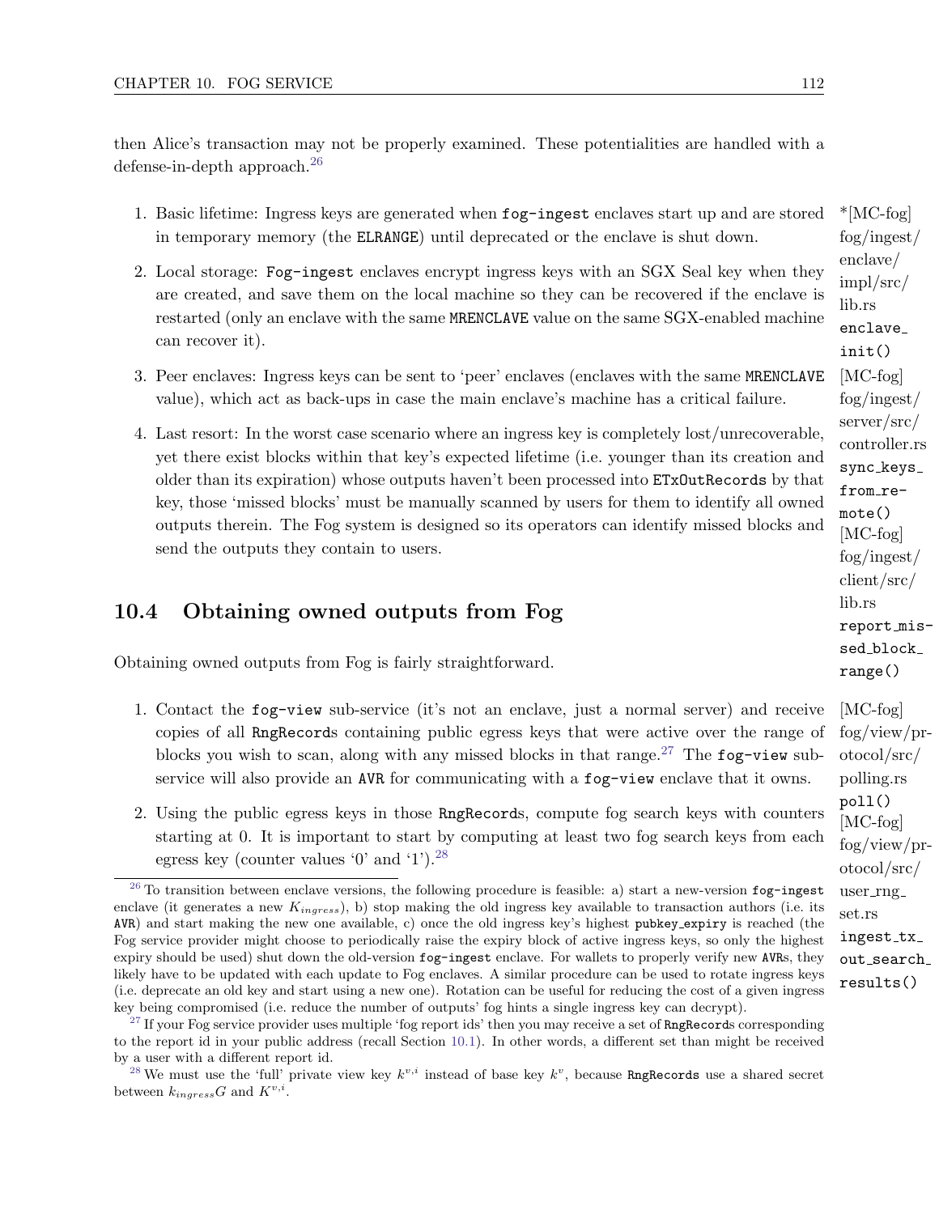then Alice's transaction may not be properly examined. These potentialities are handled with a defense-in-depth approach.[26]

1. Basic lifetime: Ingress keys are generated when `fog-ingest` enclaves start up and are stored in temporary memory (the `ELRANGE`) until deprecated or the enclave is shut down.

2. Local storage: `Fog-ingest` enclaves encrypt ingress keys with an SGX Seal key when they are created, and save them on the local machine so they can be recovered if the enclave is restarted (only an enclave with the same `MRENCLAVE` value on the same SGX-enabled machine can recover it).

3. Peer enclaves: Ingress keys can be sent to 'peer' enclaves (enclaves with the same `MRENCLAVE` value), which act as back-ups in case the main enclave's machine has a critical failure.

4. Last resort: In the worst case scenario where an ingress key is completely lost/unrecoverable, yet there exist blocks within that key's expected lifetime (i.e. younger than its creation and older than its expiration) whose outputs haven't been processed into `ETxOutRecords` by that key, those 'missed blocks' must be manually scanned by users for them to identify all owned outputs therein. The Fog system is designed so its operators can identify missed blocks and send the outputs they contain to users.

*[MC-fog] fog/ingest/enclave/impl/src/lib.rs `enclave_init()` [MC-fog] fog/ingest/server/src/controller.rs `sync_keys_from_remote()` [MC-fog] fog/ingest/client/src/lib.rs `report_missed_block_range()`

## 10.4 Obtaining owned outputs from Fog

Obtaining owned outputs from Fog is fairly straightforward.

1. Contact the `fog-view` sub-service (it's not an enclave, just a normal server) and receive copies of all `RngRecord`s containing public egress keys that were active over the range of blocks you wish to scan, along with any missed blocks in that range.[27] The `fog-view` sub-service will also provide an `AVR` for communicating with a `fog-view` enclave that it owns.

2. Using the public egress keys in those `RngRecord`s, compute fog search keys with counters starting at 0. It is important to start by computing at least two fog search keys from each egress key (counter values '0' and '1').[28]

[MC-fog] fog/view/protocol/src/polling.rs `poll()` [MC-fog] fog/view/protocol/src/user_rng_set.rs `ingest_tx_out_search_results()`

---

[26] To transition between enclave versions, the following procedure is feasible: a) start a new-version `fog-ingest` enclave (it generates a new $K_{ingress}$), b) stop making the old ingress key available to transaction authors (i.e. its `AVR`) and start making the new one available, c) once the old ingress key's highest `pubkey_expiry` is reached (the Fog service provider might choose to periodically raise the expiry block of active ingress keys, so only the highest expiry should be used) shut down the old-version `fog-ingest` enclave. For wallets to properly verify new `AVR`s, they likely have to be updated with each update to Fog enclaves. A similar procedure can be used to rotate ingress keys (i.e. deprecate an old key and start using a new one). Rotation can be useful for reducing the cost of a given ingress key being compromised (i.e. reduce the number of outputs' fog hints a single ingress key can decrypt).

[27] If your Fog service provider uses multiple 'fog report ids' then you may receive a set of `RngRecord`s corresponding to the report id in your public address (recall Section 10.1). In other words, a different set than might be received by a user with a different report id.

[28] We must use the 'full' private view key $k^{v,i}$ instead of base key $k^v$, because `RngRecords` use a shared secret between $k_{ingress}G$ and $K^{v,i}$.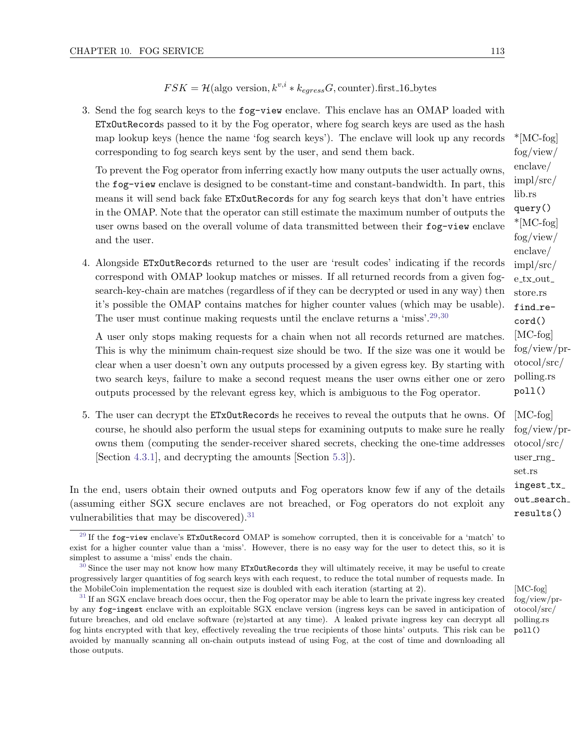$$FSK = \mathcal{H}(\text{algo version}, k^{v,i} * k_{egress}G, \text{counter}).\text{first\_16\_bytes}$$

3. Send the fog search keys to the `fog-view` enclave. This enclave has an OMAP loaded with `ETxOutRecord`s passed to it by the Fog operator, where fog search keys are used as the hash map lookup keys (hence the name 'fog search keys'). The enclave will look up any records corresponding to fog search keys sent by the user, and send them back.

   To prevent the Fog operator from inferring exactly how many outputs the user actually owns, the `fog-view` enclave is designed to be constant-time and constant-bandwidth. In part, this means it will send back fake `ETxOutRecord`s for any fog search keys that don't have entries in the OMAP. Note that the operator can still estimate the maximum number of outputs the user owns based on the overall volume of data transmitted between their `fog-view` enclave and the user.

4. Alongside `ETxOutRecord`s returned to the user are 'result codes' indicating if the records correspond with OMAP lookup matches or misses. If all returned records from a given fog-search-key-chain are matches (regardless of if they can be decrypted or used in any way) then it's possible the OMAP contains matches for higher counter values (which may be usable). The user must continue making requests until the enclave returns a 'miss'.[29,30]

   A user only stops making requests for a chain when not all records returned are matches. This is why the minimum chain-request size should be two. If the size was one it would be clear when a user doesn't own any outputs processed by a given egress key. By starting with two search keys, failure to make a second request means the user owns either one or zero outputs processed by the relevant egress key, which is ambiguous to the Fog operator.

5. The user can decrypt the `ETxOutRecord`s he receives to reveal the outputs that he owns. Of course, he should also perform the usual steps for examining outputs to make sure he really owns them (computing the sender-receiver shared secrets, checking the one-time addresses [Section 4.3.1], and decrypting the amounts [Section 5.3]).

*[MC-fog] fog/view/enclave/impl/src/lib.rs `query()`

*[MC-fog] fog/view/enclave/impl/src/e_tx_out_store.rs `find_record()`

[MC-fog] fog/view/protocol/src/polling.rs `poll()`

[MC-fog] fog/view/protocol/src/user_rng_set.rs `ingest_tx_out_search_results()`

In the end, users obtain their owned outputs and Fog operators know few if any of the details (assuming either SGX secure enclaves are not breached, or Fog operators do not exploit any vulnerabilities that may be discovered).[31]

[29] If the `fog-view` enclave's `ETxOutRecord` OMAP is somehow corrupted, then it is conceivable for a 'match' to exist for a higher counter value than a 'miss'. However, there is no easy way for the user to detect this, so it is simplest to assume a 'miss' ends the chain.

[30] Since the user may not know how many `ETxOutRecords` they will ultimately receive, it may be useful to create progressively larger quantities of fog search keys with each request, to reduce the total number of requests made. In the MobileCoin implementation the request size is doubled with each iteration (starting at 2). [MC-fog] fog/view/protocol/src/polling.rs `poll()`

[31] If an SGX enclave breach does occur, then the Fog operator may be able to learn the private ingress key created by any `fog-ingest` enclave with an exploitable SGX enclave version (ingress keys can be saved in anticipation of future breaches, and old enclave software (re)started at any time). A leaked private ingress key can decrypt all fog hints encrypted with that key, effectively revealing the true recipients of those hints' outputs. This risk can be avoided by manually scanning all on-chain outputs instead of using Fog, at the cost of time and downloading all those outputs.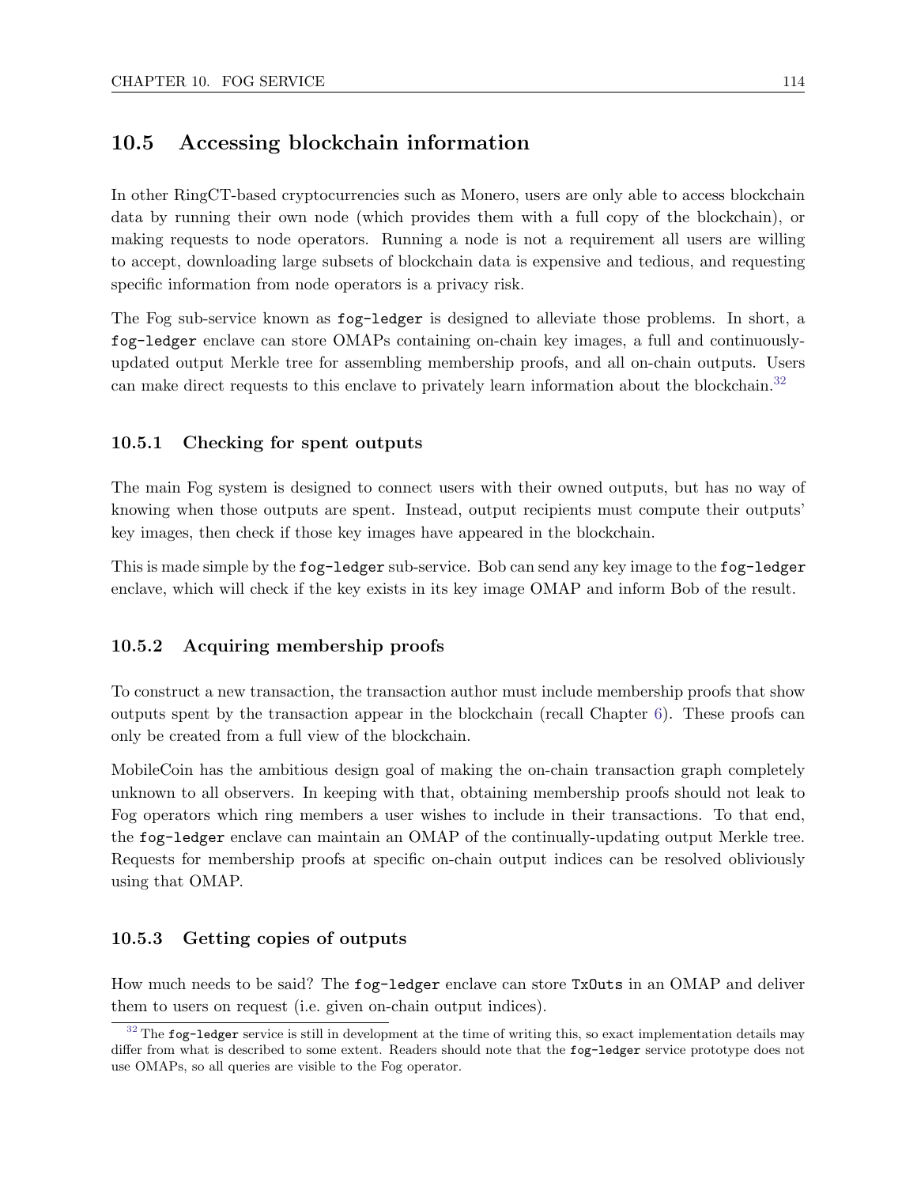## 10.5 Accessing blockchain information

In other RingCT-based cryptocurrencies such as Monero, users are only able to access blockchain data by running their own node (which provides them with a full copy of the blockchain), or making requests to node operators. Running a node is not a requirement all users are willing to accept, downloading large subsets of blockchain data is expensive and tedious, and requesting specific information from node operators is a privacy risk.

The Fog sub-service known as `fog-ledger` is designed to alleviate those problems. In short, a `fog-ledger` enclave can store OMAPs containing on-chain key images, a full and continuously-updated output Merkle tree for assembling membership proofs, and all on-chain outputs. Users can make direct requests to this enclave to privately learn information about the blockchain.[32]

### 10.5.1 Checking for spent outputs

The main Fog system is designed to connect users with their owned outputs, but has no way of knowing when those outputs are spent. Instead, output recipients must compute their outputs' key images, then check if those key images have appeared in the blockchain.

This is made simple by the `fog-ledger` sub-service. Bob can send any key image to the `fog-ledger` enclave, which will check if the key exists in its key image OMAP and inform Bob of the result.

### 10.5.2 Acquiring membership proofs

To construct a new transaction, the transaction author must include membership proofs that show outputs spent by the transaction appear in the blockchain (recall Chapter 6). These proofs can only be created from a full view of the blockchain.

MobileCoin has the ambitious design goal of making the on-chain transaction graph completely unknown to all observers. In keeping with that, obtaining membership proofs should not leak to Fog operators which ring members a user wishes to include in their transactions. To that end, the `fog-ledger` enclave can maintain an OMAP of the continually-updating output Merkle tree. Requests for membership proofs at specific on-chain output indices can be resolved obliviously using that OMAP.

### 10.5.3 Getting copies of outputs

How much needs to be said? The `fog-ledger` enclave can store `TxOuts` in an OMAP and deliver them to users on request (i.e. given on-chain output indices).

[32] The `fog-ledger` service is still in development at the time of writing this, so exact implementation details may differ from what is described to some extent. Readers should note that the `fog-ledger` service prototype does not use OMAPs, so all queries are visible to the Fog operator.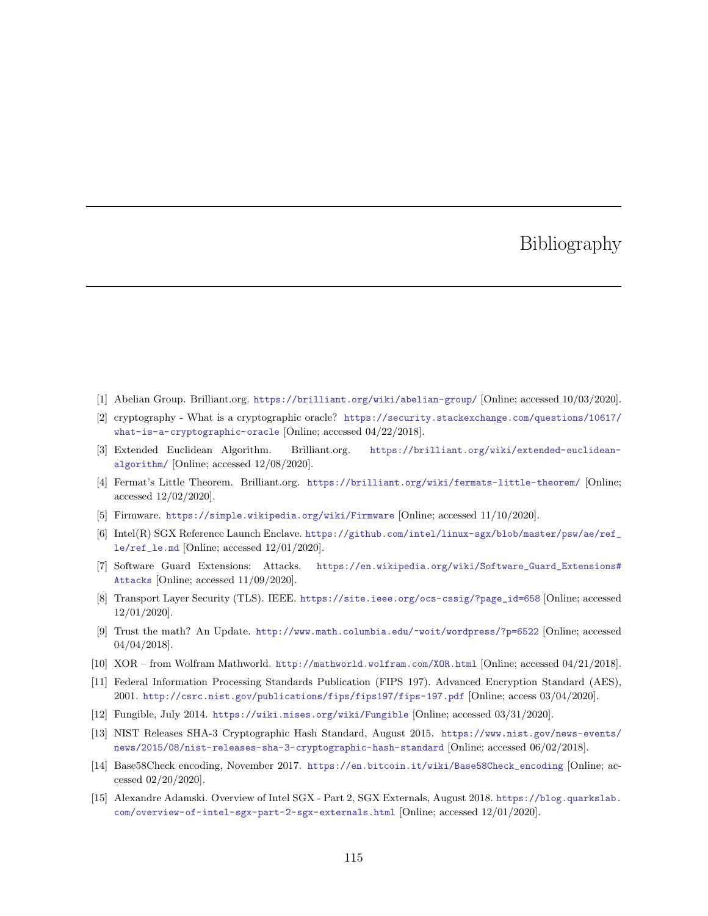# Bibliography

[1] Abelian Group. Brilliant.org. https://brilliant.org/wiki/abelian-group/ [Online; accessed 10/03/2020].

[2] cryptography - What is a cryptographic oracle? https://security.stackexchange.com/questions/10617/what-is-a-cryptographic-oracle [Online; accessed 04/22/2018].

[3] Extended Euclidean Algorithm. Brilliant.org. https://brilliant.org/wiki/extended-euclidean-algorithm/ [Online; accessed 12/08/2020].

[4] Fermat's Little Theorem. Brilliant.org. https://brilliant.org/wiki/fermats-little-theorem/ [Online; accessed 12/02/2020].

[5] Firmware. https://simple.wikipedia.org/wiki/Firmware [Online; accessed 11/10/2020].

[6] Intel(R) SGX Reference Launch Enclave. https://github.com/intel/linux-sgx/blob/master/psw/ae/ref_le/ref_le.md [Online; accessed 12/01/2020].

[7] Software Guard Extensions: Attacks. https://en.wikipedia.org/wiki/Software_Guard_Extensions#Attacks [Online; accessed 11/09/2020].

[8] Transport Layer Security (TLS). IEEE. https://site.ieee.org/ocs-cssig/?page_id=658 [Online; accessed 12/01/2020].

[9] Trust the math? An Update. http://www.math.columbia.edu/~woit/wordpress/?p=6522 [Online; accessed 04/04/2018].

[10] XOR – from Wolfram Mathworld. http://mathworld.wolfram.com/XOR.html [Online; accessed 04/21/2018].

[11] Federal Information Processing Standards Publication (FIPS 197). Advanced Encryption Standard (AES), 2001. http://csrc.nist.gov/publications/fips/fips197/fips-197.pdf [Online; access 03/04/2020].

[12] Fungible, July 2014. https://wiki.mises.org/wiki/Fungible [Online; accessed 03/31/2020].

[13] NIST Releases SHA-3 Cryptographic Hash Standard, August 2015. https://www.nist.gov/news-events/news/2015/08/nist-releases-sha-3-cryptographic-hash-standard [Online; accessed 06/02/2018].

[14] Base58Check encoding, November 2017. https://en.bitcoin.it/wiki/Base58Check_encoding [Online; accessed 02/20/2020].

[15] Alexandre Adamski. Overview of Intel SGX - Part 2, SGX Externals, August 2018. https://blog.quarkslab.com/overview-of-intel-sgx-part-2-sgx-externals.html [Online; accessed 12/01/2020].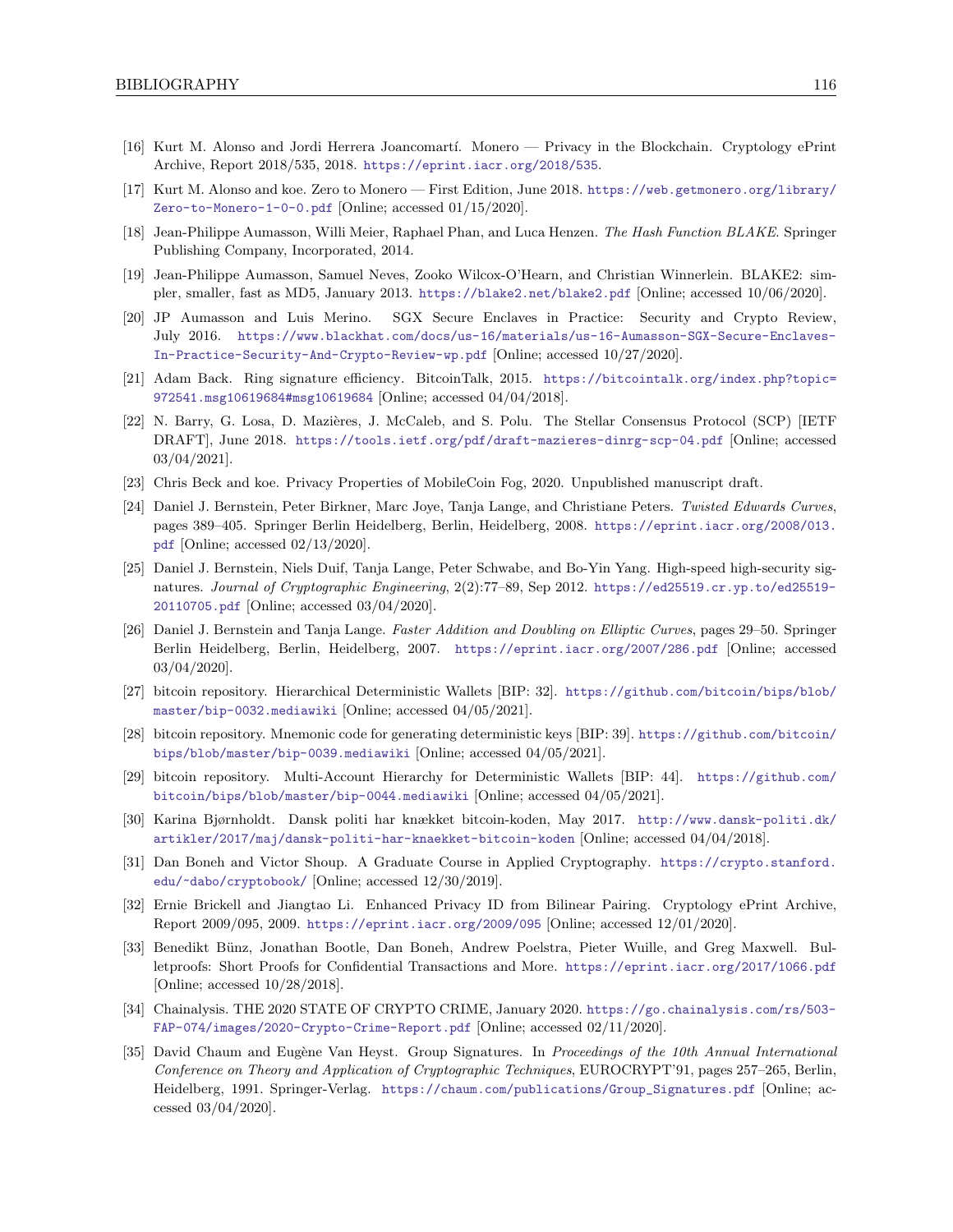[16] Kurt M. Alonso and Jordi Herrera Joancomartí. Monero — Privacy in the Blockchain. Cryptology ePrint Archive, Report 2018/535, 2018. https://eprint.iacr.org/2018/535.

[17] Kurt M. Alonso and koe. Zero to Monero — First Edition, June 2018. https://web.getmonero.org/library/Zero-to-Monero-1-0-0.pdf [Online; accessed 01/15/2020].

[18] Jean-Philippe Aumasson, Willi Meier, Raphael Phan, and Luca Henzen. *The Hash Function BLAKE*. Springer Publishing Company, Incorporated, 2014.

[19] Jean-Philippe Aumasson, Samuel Neves, Zooko Wilcox-O'Hearn, and Christian Winnerlein. BLAKE2: simpler, smaller, fast as MD5, January 2013. https://blake2.net/blake2.pdf [Online; accessed 10/06/2020].

[20] JP Aumasson and Luis Merino. SGX Secure Enclaves in Practice: Security and Crypto Review, July 2016. https://www.blackhat.com/docs/us-16/materials/us-16-Aumasson-SGX-Secure-Enclaves-In-Practice-Security-And-Crypto-Review-wp.pdf [Online; accessed 10/27/2020].

[21] Adam Back. Ring signature efficiency. BitcoinTalk, 2015. https://bitcointalk.org/index.php?topic=972541.msg10619684#msg10619684 [Online; accessed 04/04/2018].

[22] N. Barry, G. Losa, D. Mazières, J. McCaleb, and S. Polu. The Stellar Consensus Protocol (SCP) [IETF DRAFT], June 2018. https://tools.ietf.org/pdf/draft-mazieres-dinrg-scp-04.pdf [Online; accessed 03/04/2021].

[23] Chris Beck and koe. Privacy Properties of MobileCoin Fog, 2020. Unpublished manuscript draft.

[24] Daniel J. Bernstein, Peter Birkner, Marc Joye, Tanja Lange, and Christiane Peters. *Twisted Edwards Curves*, pages 389–405. Springer Berlin Heidelberg, Berlin, Heidelberg, 2008. https://eprint.iacr.org/2008/013.pdf [Online; accessed 02/13/2020].

[25] Daniel J. Bernstein, Niels Duif, Tanja Lange, Peter Schwabe, and Bo-Yin Yang. High-speed high-security signatures. *Journal of Cryptographic Engineering*, 2(2):77–89, Sep 2012. https://ed25519.cr.yp.to/ed25519-20110705.pdf [Online; accessed 03/04/2020].

[26] Daniel J. Bernstein and Tanja Lange. *Faster Addition and Doubling on Elliptic Curves*, pages 29–50. Springer Berlin Heidelberg, Berlin, Heidelberg, 2007. https://eprint.iacr.org/2007/286.pdf [Online; accessed 03/04/2020].

[27] bitcoin repository. Hierarchical Deterministic Wallets [BIP: 32]. https://github.com/bitcoin/bips/blob/master/bip-0032.mediawiki [Online; accessed 04/05/2021].

[28] bitcoin repository. Mnemonic code for generating deterministic keys [BIP: 39]. https://github.com/bitcoin/bips/blob/master/bip-0039.mediawiki [Online; accessed 04/05/2021].

[29] bitcoin repository. Multi-Account Hierarchy for Deterministic Wallets [BIP: 44]. https://github.com/bitcoin/bips/blob/master/bip-0044.mediawiki [Online; accessed 04/05/2021].

[30] Karina Bjørnholdt. Dansk politi har knækket bitcoin-koden, May 2017. http://www.dansk-politi.dk/artikler/2017/maj/dansk-politi-har-knaekket-bitcoin-koden [Online; accessed 04/04/2018].

[31] Dan Boneh and Victor Shoup. A Graduate Course in Applied Cryptography. https://crypto.stanford.edu/~dabo/cryptobook/ [Online; accessed 12/30/2019].

[32] Ernie Brickell and Jiangtao Li. Enhanced Privacy ID from Bilinear Pairing. Cryptology ePrint Archive, Report 2009/095, 2009. https://eprint.iacr.org/2009/095 [Online; accessed 12/01/2020].

[33] Benedikt Bünz, Jonathan Bootle, Dan Boneh, Andrew Poelstra, Pieter Wuille, and Greg Maxwell. Bulletproofs: Short Proofs for Confidential Transactions and More. https://eprint.iacr.org/2017/1066.pdf [Online; accessed 10/28/2018].

[34] Chainalysis. THE 2020 STATE OF CRYPTO CRIME, January 2020. https://go.chainalysis.com/rs/503-FAP-074/images/2020-Crypto-Crime-Report.pdf [Online; accessed 02/11/2020].

[35] David Chaum and Eugène Van Heyst. Group Signatures. In *Proceedings of the 10th Annual International Conference on Theory and Application of Cryptographic Techniques*, EUROCRYPT'91, pages 257–265, Berlin, Heidelberg, 1991. Springer-Verlag. https://chaum.com/publications/Group_Signatures.pdf [Online; accessed 03/04/2020].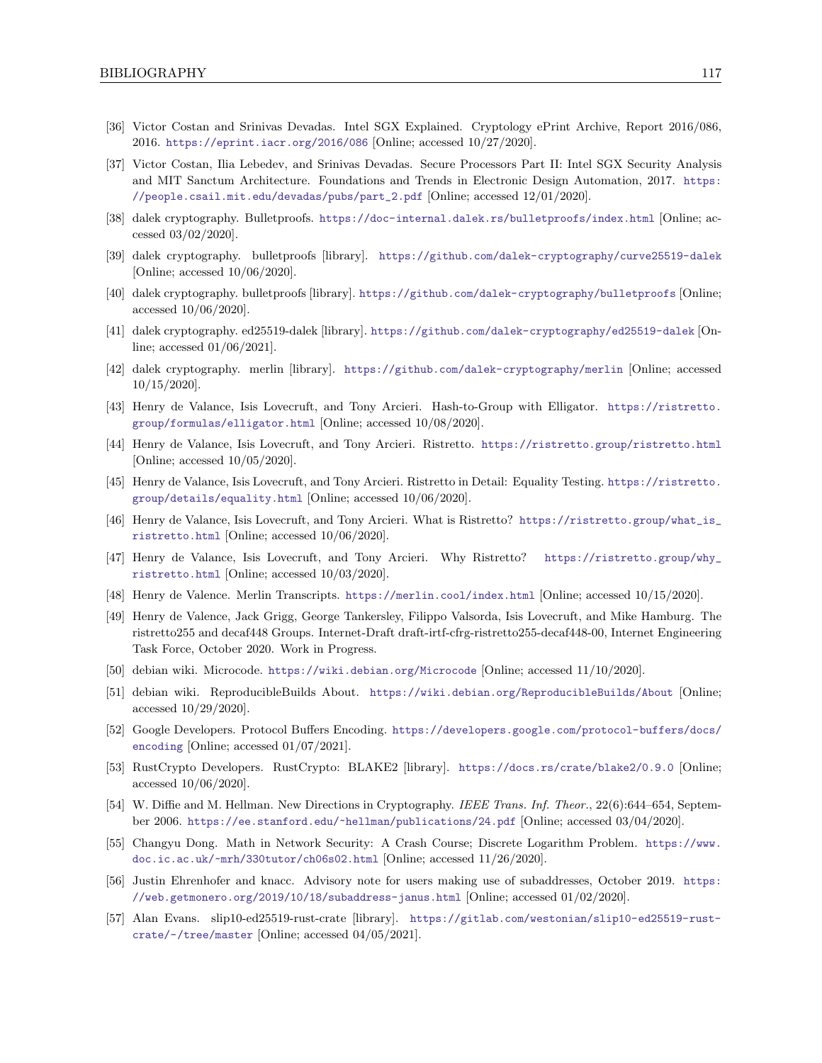[36] Victor Costan and Srinivas Devadas. Intel SGX Explained. Cryptology ePrint Archive, Report 2016/086, 2016. https://eprint.iacr.org/2016/086 [Online; accessed 10/27/2020].

[37] Victor Costan, Ilia Lebedev, and Srinivas Devadas. Secure Processors Part II: Intel SGX Security Analysis and MIT Sanctum Architecture. Foundations and Trends in Electronic Design Automation, 2017. https://people.csail.mit.edu/devadas/pubs/part_2.pdf [Online; accessed 12/01/2020].

[38] dalek cryptography. Bulletproofs. https://doc-internal.dalek.rs/bulletproofs/index.html [Online; accessed 03/02/2020].

[39] dalek cryptography. bulletproofs [library]. https://github.com/dalek-cryptography/curve25519-dalek [Online; accessed 10/06/2020].

[40] dalek cryptography. bulletproofs [library]. https://github.com/dalek-cryptography/bulletproofs [Online; accessed 10/06/2020].

[41] dalek cryptography. ed25519-dalek [library]. https://github.com/dalek-cryptography/ed25519-dalek [Online; accessed 01/06/2021].

[42] dalek cryptography. merlin [library]. https://github.com/dalek-cryptography/merlin [Online; accessed 10/15/2020].

[43] Henry de Valance, Isis Lovecruft, and Tony Arcieri. Hash-to-Group with Elligator. https://ristretto.group/formulas/elligator.html [Online; accessed 10/08/2020].

[44] Henry de Valance, Isis Lovecruft, and Tony Arcieri. Ristretto. https://ristretto.group/ristretto.html [Online; accessed 10/05/2020].

[45] Henry de Valance, Isis Lovecruft, and Tony Arcieri. Ristretto in Detail: Equality Testing. https://ristretto.group/details/equality.html [Online; accessed 10/06/2020].

[46] Henry de Valance, Isis Lovecruft, and Tony Arcieri. What is Ristretto? https://ristretto.group/what_is_ristretto.html [Online; accessed 10/06/2020].

[47] Henry de Valance, Isis Lovecruft, and Tony Arcieri. Why Ristretto? https://ristretto.group/why_ristretto.html [Online; accessed 10/03/2020].

[48] Henry de Valence. Merlin Transcripts. https://merlin.cool/index.html [Online; accessed 10/15/2020].

[49] Henry de Valence, Jack Grigg, George Tankersley, Filippo Valsorda, Isis Lovecruft, and Mike Hamburg. The ristretto255 and decaf448 Groups. Internet-Draft draft-irtf-cfrg-ristretto255-decaf448-00, Internet Engineering Task Force, October 2020. Work in Progress.

[50] debian wiki. Microcode. https://wiki.debian.org/Microcode [Online; accessed 11/10/2020].

[51] debian wiki. ReproducibleBuilds About. https://wiki.debian.org/ReproducibleBuilds/About [Online; accessed 10/29/2020].

[52] Google Developers. Protocol Buffers Encoding. https://developers.google.com/protocol-buffers/docs/encoding [Online; accessed 01/07/2021].

[53] RustCrypto Developers. RustCrypto: BLAKE2 [library]. https://docs.rs/crate/blake2/0.9.0 [Online; accessed 10/06/2020].

[54] W. Diffie and M. Hellman. New Directions in Cryptography. *IEEE Trans. Inf. Theor.*, 22(6):644–654, September 2006. https://ee.stanford.edu/~hellman/publications/24.pdf [Online; accessed 03/04/2020].

[55] Changyu Dong. Math in Network Security: A Crash Course; Discrete Logarithm Problem. https://www.doc.ic.ac.uk/~mrh/330tutor/ch06s02.html [Online; accessed 11/26/2020].

[56] Justin Ehrenhofer and knacc. Advisory note for users making use of subaddresses, October 2019. https://web.getmonero.org/2019/10/18/subaddress-janus.html [Online; accessed 01/02/2020].

[57] Alan Evans. slip10-ed25519-rust-crate [library]. https://gitlab.com/westonian/slip10-ed25519-rust-crate/-/tree/master [Online; accessed 04/05/2021].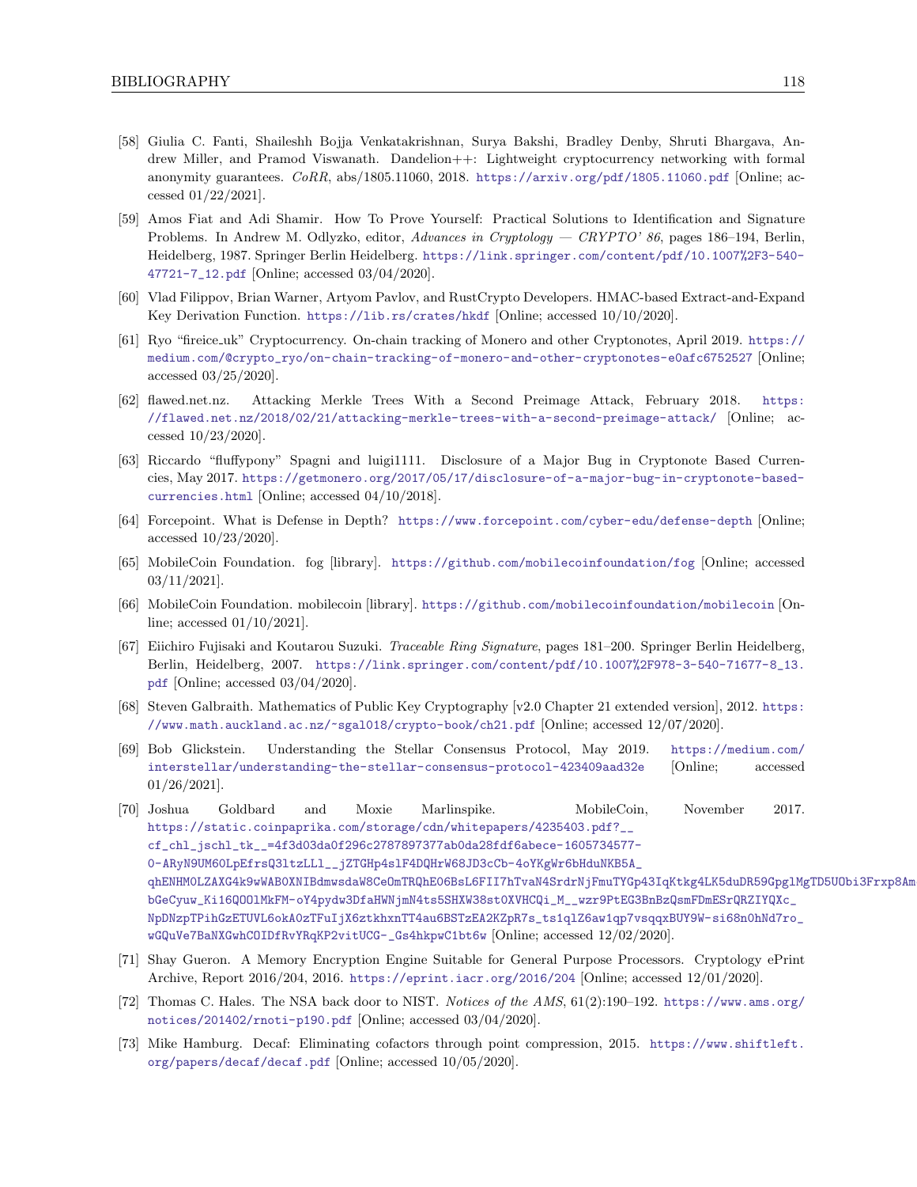[58] Giulia C. Fanti, Shaileshh Bojja Venkatakrishnan, Surya Bakshi, Bradley Denby, Shruti Bhargava, Andrew Miller, and Pramod Viswanath. Dandelion++: Lightweight cryptocurrency networking with formal anonymity guarantees. *CoRR*, abs/1805.11060, 2018. https://arxiv.org/pdf/1805.11060.pdf [Online; accessed 01/22/2021].

[59] Amos Fiat and Adi Shamir. How To Prove Yourself: Practical Solutions to Identification and Signature Problems. In Andrew M. Odlyzko, editor, *Advances in Cryptology — CRYPTO' 86*, pages 186–194, Berlin, Heidelberg, 1987. Springer Berlin Heidelberg. https://link.springer.com/content/pdf/10.1007%2F3-540-47721-7_12.pdf [Online; accessed 03/04/2020].

[60] Vlad Filippov, Brian Warner, Artyom Pavlov, and RustCrypto Developers. HMAC-based Extract-and-Expand Key Derivation Function. https://lib.rs/crates/hkdf [Online; accessed 10/10/2020].

[61] Ryo "fireice_uk" Cryptocurrency. On-chain tracking of Monero and other Cryptonotes, April 2019. https://medium.com/@crypto_ryo/on-chain-tracking-of-monero-and-other-cryptonotes-e0afc6752527 [Online; accessed 03/25/2020].

[62] flawed.net.nz. Attacking Merkle Trees With a Second Preimage Attack, February 2018. https://flawed.net.nz/2018/02/21/attacking-merkle-trees-with-a-second-preimage-attack/ [Online; accessed 10/23/2020].

[63] Riccardo "fluffypony" Spagni and luigi1111. Disclosure of a Major Bug in Cryptonote Based Currencies, May 2017. https://getmonero.org/2017/05/17/disclosure-of-a-major-bug-in-cryptonote-based-currencies.html [Online; accessed 04/10/2018].

[64] Forcepoint. What is Defense in Depth? https://www.forcepoint.com/cyber-edu/defense-depth [Online; accessed 10/23/2020].

[65] MobileCoin Foundation. fog [library]. https://github.com/mobilecoinfoundation/fog [Online; accessed 03/11/2021].

[66] MobileCoin Foundation. mobilecoin [library]. https://github.com/mobilecoinfoundation/mobilecoin [Online; accessed 01/10/2021].

[67] Eiichiro Fujisaki and Koutarou Suzuki. *Traceable Ring Signature*, pages 181–200. Springer Berlin Heidelberg, Berlin, Heidelberg, 2007. https://link.springer.com/content/pdf/10.1007%2F978-3-540-71677-8_13.pdf [Online; accessed 03/04/2020].

[68] Steven Galbraith. Mathematics of Public Key Cryptography [v2.0 Chapter 21 extended version], 2012. https://www.math.auckland.ac.nz/~sgal018/crypto-book/ch21.pdf [Online; accessed 12/07/2020].

[69] Bob Glickstein. Understanding the Stellar Consensus Protocol, May 2019. https://medium.com/interstellar/understanding-the-stellar-consensus-protocol-423409aad32e [Online; accessed 01/26/2021].

[70] Joshua Goldbard and Moxie Marlinspike. MobileCoin, November 2017. https://static.coinpaprika.com/storage/cdn/whitepapers/4235403.pdf?__cf_chl_jschl_tk__=4f3d03da0f296c2787897377ab0da28fdf6abece-1605734577-0-ARyN9UM6OLpEfrsQ3ltzLLl__jZTGHp4slF4DQHrW68JD3cCb-4oYKgWr6bHduNKB5A_qhENHMOLZAXG4k9wWAB0XNIBdmwsdaW8CeOmTRQhE06BsL6FII7hTvaN4SrdrNjFmuTYGp43IqKtkg4LK5duDR59GpglMgTD5UObi3Frxp8Am bGeCyuw_Ki16QOOlMkFM-oY4pydw3DfaHWNjmN4ts5SHXW38st0XVHCQi_M__wzr9PtEG3BnBzQsmFDmESrQRZIYQXc_NpDNzpTPihGzETUVL6okA0zTFuIjX6ztkhxnTT4au6BSTzEA2KZpR7s_ts1qlZ6aw1qp7vsqqxBUY9W-si68n0hNd7ro_wGQuVe7BaNXGwhCOIDfRvYRqKP2vitUCG-_Gs4hkpwC1bt6w [Online; accessed 12/02/2020].

[71] Shay Gueron. A Memory Encryption Engine Suitable for General Purpose Processors. Cryptology ePrint Archive, Report 2016/204, 2016. https://eprint.iacr.org/2016/204 [Online; accessed 12/01/2020].

[72] Thomas C. Hales. The NSA back door to NIST. *Notices of the AMS*, 61(2):190–192. https://www.ams.org/notices/201402/rnoti-p190.pdf [Online; accessed 03/04/2020].

[73] Mike Hamburg. Decaf: Eliminating cofactors through point compression, 2015. https://www.shiftleft.org/papers/decaf/decaf.pdf [Online; accessed 10/05/2020].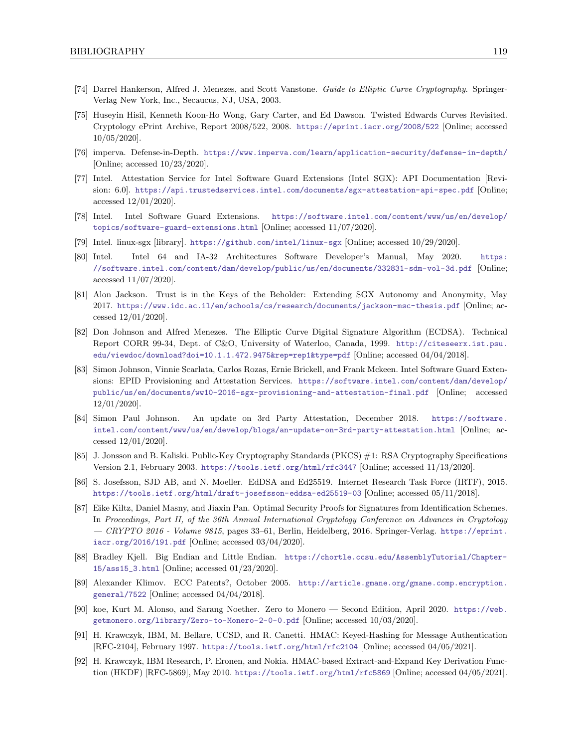[74] Darrel Hankerson, Alfred J. Menezes, and Scott Vanstone. *Guide to Elliptic Curve Cryptography*. Springer-Verlag New York, Inc., Secaucus, NJ, USA, 2003.

[75] Huseyin Hisil, Kenneth Koon-Ho Wong, Gary Carter, and Ed Dawson. Twisted Edwards Curves Revisited. Cryptology ePrint Archive, Report 2008/522, 2008. https://eprint.iacr.org/2008/522 [Online; accessed 10/05/2020].

[76] imperva. Defense-in-Depth. https://www.imperva.com/learn/application-security/defense-in-depth/ [Online; accessed 10/23/2020].

[77] Intel. Attestation Service for Intel Software Guard Extensions (Intel SGX): API Documentation [Revision: 6.0]. https://api.trustedservices.intel.com/documents/sgx-attestation-api-spec.pdf [Online; accessed 12/01/2020].

[78] Intel. Intel Software Guard Extensions. https://software.intel.com/content/www/us/en/develop/topics/software-guard-extensions.html [Online; accessed 11/07/2020].

[79] Intel. linux-sgx [library]. https://github.com/intel/linux-sgx [Online; accessed 10/29/2020].

[80] Intel. Intel 64 and IA-32 Architectures Software Developer's Manual, May 2020. https://software.intel.com/content/dam/develop/public/us/en/documents/332831-sdm-vol-3d.pdf [Online; accessed 11/07/2020].

[81] Alon Jackson. Trust is in the Keys of the Beholder: Extending SGX Autonomy and Anonymity, May 2017. https://www.idc.ac.il/en/schools/cs/research/documents/jackson-msc-thesis.pdf [Online; accessed 12/01/2020].

[82] Don Johnson and Alfred Menezes. The Elliptic Curve Digital Signature Algorithm (ECDSA). Technical Report CORR 99-34, Dept. of C&O, University of Waterloo, Canada, 1999. http://citeseerx.ist.psu.edu/viewdoc/download?doi=10.1.1.472.9475&rep=rep1&type=pdf [Online; accessed 04/04/2018].

[83] Simon Johnson, Vinnie Scarlata, Carlos Rozas, Ernie Brickell, and Frank Mckeen. Intel Software Guard Extensions: EPID Provisioning and Attestation Services. https://software.intel.com/content/dam/develop/public/us/en/documents/ww10-2016-sgx-provisioning-and-attestation-final.pdf [Online; accessed 12/01/2020].

[84] Simon Paul Johnson. An update on 3rd Party Attestation, December 2018. https://software.intel.com/content/www/us/en/develop/blogs/an-update-on-3rd-party-attestation.html [Online; accessed 12/01/2020].

[85] J. Jonsson and B. Kaliski. Public-Key Cryptography Standards (PKCS) #1: RSA Cryptography Specifications Version 2.1, February 2003. https://tools.ietf.org/html/rfc3447 [Online; accessed 11/13/2020].

[86] S. Josefsson, SJD AB, and N. Moeller. EdDSA and Ed25519. Internet Research Task Force (IRTF), 2015. https://tools.ietf.org/html/draft-josefsson-eddsa-ed25519-03 [Online; accessed 05/11/2018].

[87] Eike Kiltz, Daniel Masny, and Jiaxin Pan. Optimal Security Proofs for Signatures from Identification Schemes. In *Proceedings, Part II, of the 36th Annual International Cryptology Conference on Advances in Cryptology — CRYPTO 2016 - Volume 9815*, pages 33–61, Berlin, Heidelberg, 2016. Springer-Verlag. https://eprint.iacr.org/2016/191.pdf [Online; accessed 03/04/2020].

[88] Bradley Kjell. Big Endian and Little Endian. https://chortle.ccsu.edu/AssemblyTutorial/Chapter-15/ass15_3.html [Online; accessed 01/23/2020].

[89] Alexander Klimov. ECC Patents?, October 2005. http://article.gmane.org/gmane.comp.encryption.general/7522 [Online; accessed 04/04/2018].

[90] koe, Kurt M. Alonso, and Sarang Noether. Zero to Monero — Second Edition, April 2020. https://web.getmonero.org/library/Zero-to-Monero-2-0-0.pdf [Online; accessed 10/03/2020].

[91] H. Krawczyk, IBM, M. Bellare, UCSD, and R. Canetti. HMAC: Keyed-Hashing for Message Authentication [RFC-2104], February 1997. https://tools.ietf.org/html/rfc2104 [Online; accessed 04/05/2021].

[92] H. Krawczyk, IBM Research, P. Eronen, and Nokia. HMAC-based Extract-and-Expand Key Derivation Function (HKDF) [RFC-5869], May 2010. https://tools.ietf.org/html/rfc5869 [Online; accessed 04/05/2021].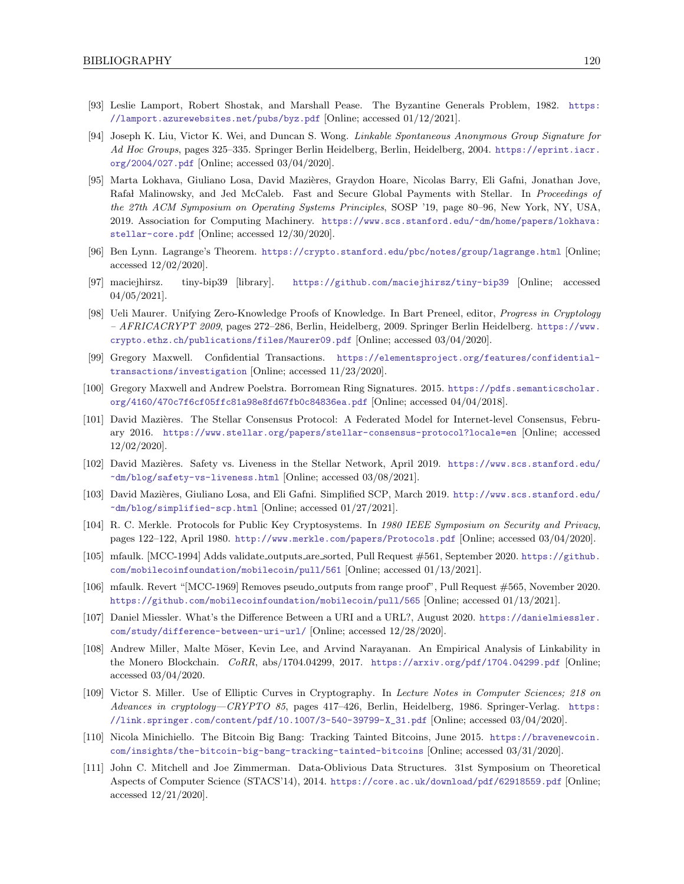[93] Leslie Lamport, Robert Shostak, and Marshall Pease. The Byzantine Generals Problem, 1982. https://lamport.azurewebsites.net/pubs/byz.pdf [Online; accessed 01/12/2021].

[94] Joseph K. Liu, Victor K. Wei, and Duncan S. Wong. *Linkable Spontaneous Anonymous Group Signature for Ad Hoc Groups*, pages 325–335. Springer Berlin Heidelberg, Berlin, Heidelberg, 2004. https://eprint.iacr.org/2004/027.pdf [Online; accessed 03/04/2020].

[95] Marta Lokhava, Giuliano Losa, David Mazières, Graydon Hoare, Nicolas Barry, Eli Gafni, Jonathan Jove, Rafał Malinowsky, and Jed McCaleb. Fast and Secure Global Payments with Stellar. In *Proceedings of the 27th ACM Symposium on Operating Systems Principles*, SOSP '19, page 80–96, New York, NY, USA, 2019. Association for Computing Machinery. https://www.scs.stanford.edu/~dm/home/papers/lokhava:stellar-core.pdf [Online; accessed 12/30/2020].

[96] Ben Lynn. Lagrange's Theorem. https://crypto.stanford.edu/pbc/notes/group/lagrange.html [Online; accessed 12/02/2020].

[97] maciejhirsz. tiny-bip39 [library]. https://github.com/maciejhirsz/tiny-bip39 [Online; accessed 04/05/2021].

[98] Ueli Maurer. Unifying Zero-Knowledge Proofs of Knowledge. In Bart Preneel, editor, *Progress in Cryptology – AFRICACRYPT 2009*, pages 272–286, Berlin, Heidelberg, 2009. Springer Berlin Heidelberg. https://www.crypto.ethz.ch/publications/files/Maurer09.pdf [Online; accessed 03/04/2020].

[99] Gregory Maxwell. Confidential Transactions. https://elementsproject.org/features/confidential-transactions/investigation [Online; accessed 11/23/2020].

[100] Gregory Maxwell and Andrew Poelstra. Borromean Ring Signatures. 2015. https://pdfs.semanticscholar.org/4160/470c7f6cf05ffc81a98e8fd67fb0c84836ea.pdf [Online; accessed 04/04/2018].

[101] David Mazières. The Stellar Consensus Protocol: A Federated Model for Internet-level Consensus, February 2016. https://www.stellar.org/papers/stellar-consensus-protocol?locale=en [Online; accessed 12/02/2020].

[102] David Mazières. Safety vs. Liveness in the Stellar Network, April 2019. https://www.scs.stanford.edu/~dm/blog/safety-vs-liveness.html [Online; accessed 03/08/2021].

[103] David Mazières, Giuliano Losa, and Eli Gafni. Simplified SCP, March 2019. http://www.scs.stanford.edu/~dm/blog/simplified-scp.html [Online; accessed 01/27/2021].

[104] R. C. Merkle. Protocols for Public Key Cryptosystems. In *1980 IEEE Symposium on Security and Privacy*, pages 122–122, April 1980. http://www.merkle.com/papers/Protocols.pdf [Online; accessed 03/04/2020].

[105] mfaulk. [MCC-1994] Adds validate_outputs_are_sorted, Pull Request #561, September 2020. https://github.com/mobilecoinfoundation/mobilecoin/pull/561 [Online; accessed 01/13/2021].

[106] mfaulk. Revert "[MCC-1969] Removes pseudo_outputs from range proof", Pull Request #565, November 2020. https://github.com/mobilecoinfoundation/mobilecoin/pull/565 [Online; accessed 01/13/2021].

[107] Daniel Miessler. What's the Difference Between a URI and a URL?, August 2020. https://danielmiessler.com/study/difference-between-uri-url/ [Online; accessed 12/28/2020].

[108] Andrew Miller, Malte Möser, Kevin Lee, and Arvind Narayanan. An Empirical Analysis of Linkability in the Monero Blockchain. *CoRR*, abs/1704.04299, 2017. https://arxiv.org/pdf/1704.04299.pdf [Online; accessed 03/04/2020.

[109] Victor S. Miller. Use of Elliptic Curves in Cryptography. In *Lecture Notes in Computer Sciences; 218 on Advances in cryptology—CRYPTO 85*, pages 417–426, Berlin, Heidelberg, 1986. Springer-Verlag. https://link.springer.com/content/pdf/10.1007/3-540-39799-X_31.pdf [Online; accessed 03/04/2020].

[110] Nicola Minichiello. The Bitcoin Big Bang: Tracking Tainted Bitcoins, June 2015. https://bravenewcoin.com/insights/the-bitcoin-big-bang-tracking-tainted-bitcoins [Online; accessed 03/31/2020].

[111] John C. Mitchell and Joe Zimmerman. Data-Oblivious Data Structures. 31st Symposium on Theoretical Aspects of Computer Science (STACS'14), 2014. https://core.ac.uk/download/pdf/62918559.pdf [Online; accessed 12/21/2020].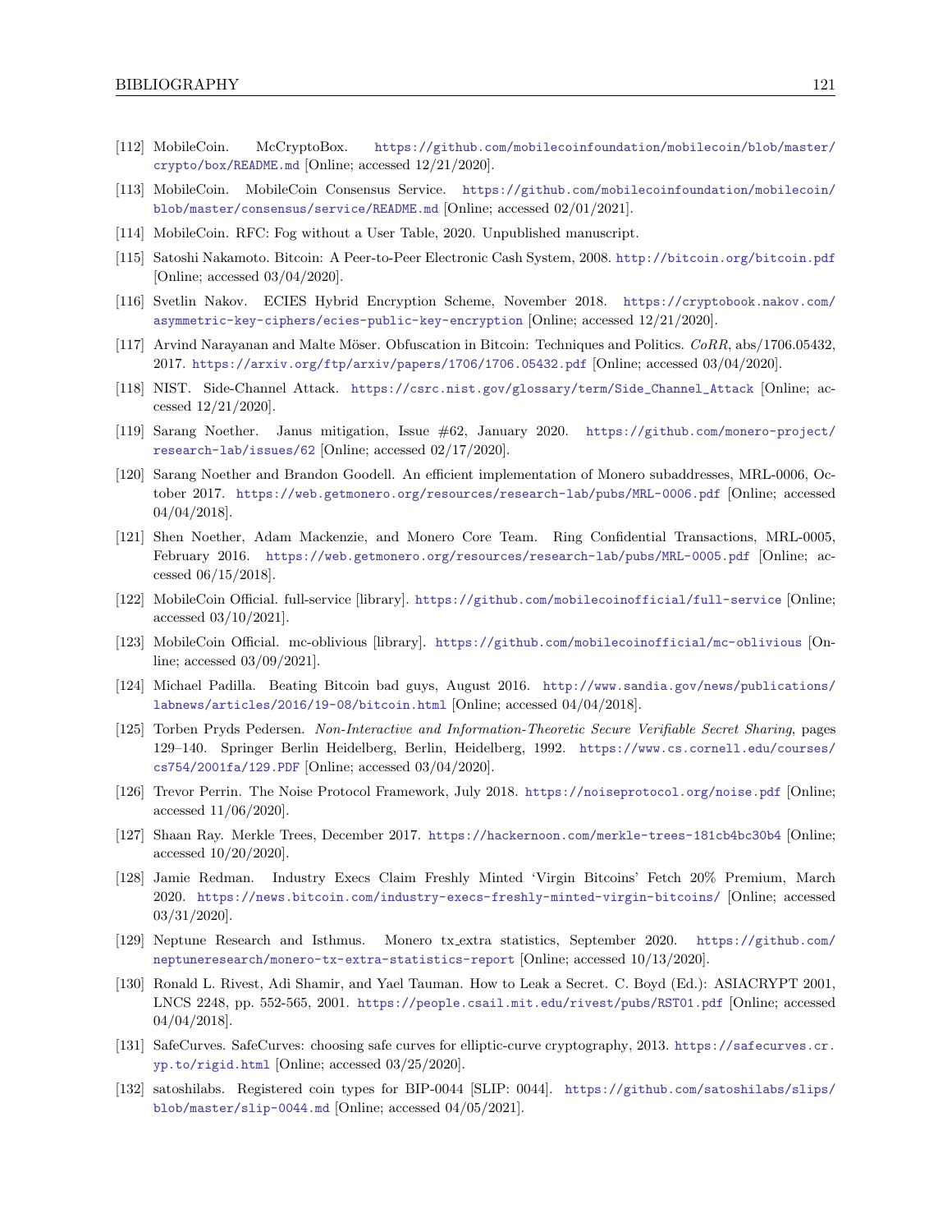[112] MobileCoin. McCryptoBox. https://github.com/mobilecoinfoundation/mobilecoin/blob/master/crypto/box/README.md [Online; accessed 12/21/2020].

[113] MobileCoin. MobileCoin Consensus Service. https://github.com/mobilecoinfoundation/mobilecoin/blob/master/consensus/service/README.md [Online; accessed 02/01/2021].

[114] MobileCoin. RFC: Fog without a User Table, 2020. Unpublished manuscript.

[115] Satoshi Nakamoto. Bitcoin: A Peer-to-Peer Electronic Cash System, 2008. http://bitcoin.org/bitcoin.pdf [Online; accessed 03/04/2020].

[116] Svetlin Nakov. ECIES Hybrid Encryption Scheme, November 2018. https://cryptobook.nakov.com/asymmetric-key-ciphers/ecies-public-key-encryption [Online; accessed 12/21/2020].

[117] Arvind Narayanan and Malte Möser. Obfuscation in Bitcoin: Techniques and Politics. *CoRR*, abs/1706.05432, 2017. https://arxiv.org/ftp/arxiv/papers/1706/1706.05432.pdf [Online; accessed 03/04/2020].

[118] NIST. Side-Channel Attack. https://csrc.nist.gov/glossary/term/Side_Channel_Attack [Online; accessed 12/21/2020].

[119] Sarang Noether. Janus mitigation, Issue #62, January 2020. https://github.com/monero-project/research-lab/issues/62 [Online; accessed 02/17/2020].

[120] Sarang Noether and Brandon Goodell. An efficient implementation of Monero subaddresses, MRL-0006, October 2017. https://web.getmonero.org/resources/research-lab/pubs/MRL-0006.pdf [Online; accessed 04/04/2018].

[121] Shen Noether, Adam Mackenzie, and Monero Core Team. Ring Confidential Transactions, MRL-0005, February 2016. https://web.getmonero.org/resources/research-lab/pubs/MRL-0005.pdf [Online; accessed 06/15/2018].

[122] MobileCoin Official. full-service [library]. https://github.com/mobilecoinofficial/full-service [Online; accessed 03/10/2021].

[123] MobileCoin Official. mc-oblivious [library]. https://github.com/mobilecoinofficial/mc-oblivious [Online; accessed 03/09/2021].

[124] Michael Padilla. Beating Bitcoin bad guys, August 2016. http://www.sandia.gov/news/publications/labnews/articles/2016/19-08/bitcoin.html [Online; accessed 04/04/2018].

[125] Torben Pryds Pedersen. *Non-Interactive and Information-Theoretic Secure Verifiable Secret Sharing*, pages 129–140. Springer Berlin Heidelberg, Berlin, Heidelberg, 1992. https://www.cs.cornell.edu/courses/cs754/2001fa/129.PDF [Online; accessed 03/04/2020].

[126] Trevor Perrin. The Noise Protocol Framework, July 2018. https://noiseprotocol.org/noise.pdf [Online; accessed 11/06/2020].

[127] Shaan Ray. Merkle Trees, December 2017. https://hackernoon.com/merkle-trees-181cb4bc30b4 [Online; accessed 10/20/2020].

[128] Jamie Redman. Industry Execs Claim Freshly Minted 'Virgin Bitcoins' Fetch 20% Premium, March 2020. https://news.bitcoin.com/industry-execs-freshly-minted-virgin-bitcoins/ [Online; accessed 03/31/2020].

[129] Neptune Research and Isthmus. Monero tx_extra statistics, September 2020. https://github.com/neptuneresearch/monero-tx-extra-statistics-report [Online; accessed 10/13/2020].

[130] Ronald L. Rivest, Adi Shamir, and Yael Tauman. How to Leak a Secret. C. Boyd (Ed.): ASIACRYPT 2001, LNCS 2248, pp. 552-565, 2001. https://people.csail.mit.edu/rivest/pubs/RST01.pdf [Online; accessed 04/04/2018].

[131] SafeCurves. SafeCurves: choosing safe curves for elliptic-curve cryptography, 2013. https://safecurves.cr.yp.to/rigid.html [Online; accessed 03/25/2020].

[132] satoshilabs. Registered coin types for BIP-0044 [SLIP: 0044]. https://github.com/satoshilabs/slips/blob/master/slip-0044.md [Online; accessed 04/05/2021].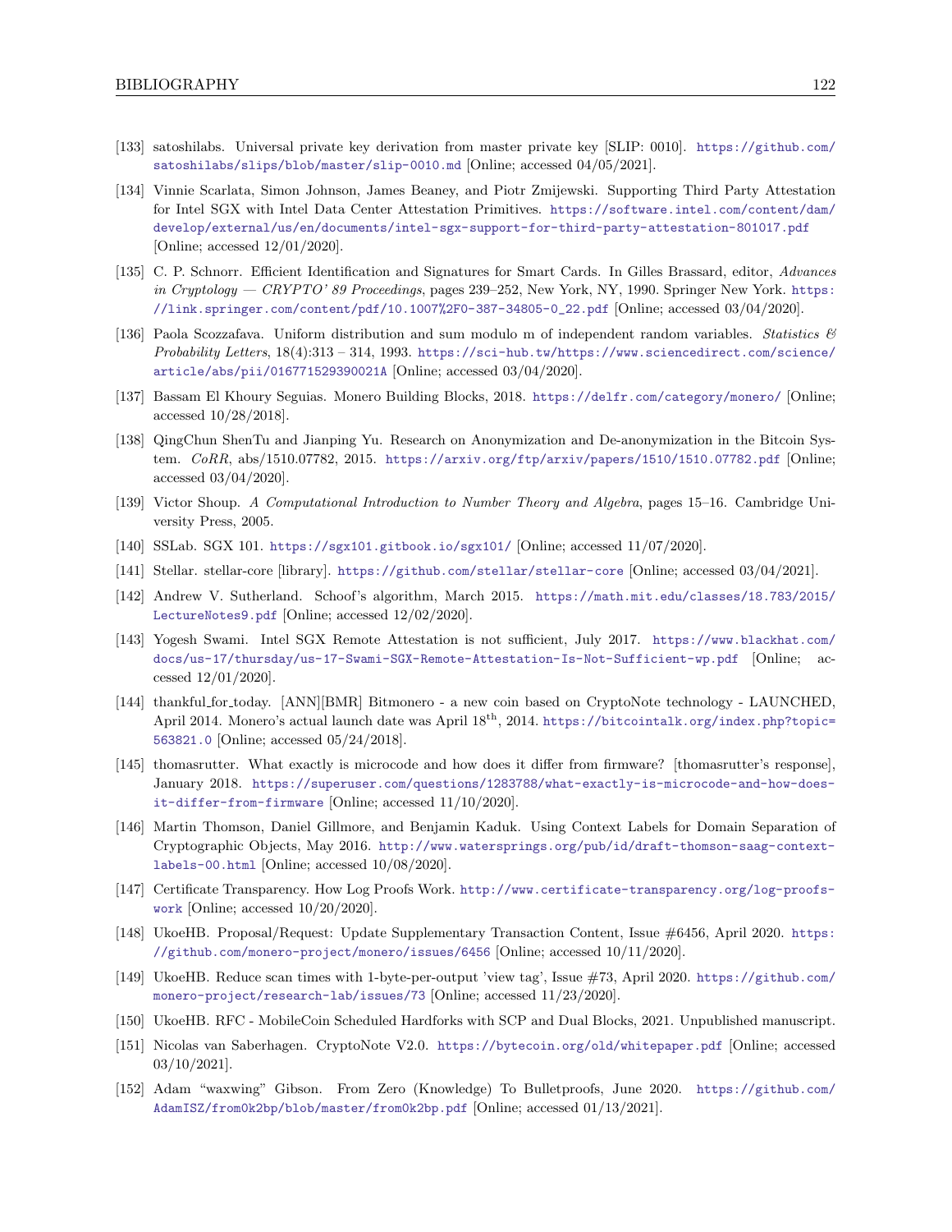[133] satoshilabs. Universal private key derivation from master private key [SLIP: 0010]. https://github.com/satoshilabs/slips/blob/master/slip-0010.md [Online; accessed 04/05/2021].

[134] Vinnie Scarlata, Simon Johnson, James Beaney, and Piotr Zmijewski. Supporting Third Party Attestation for Intel SGX with Intel Data Center Attestation Primitives. https://software.intel.com/content/dam/develop/external/us/en/documents/intel-sgx-support-for-third-party-attestation-801017.pdf [Online; accessed 12/01/2020].

[135] C. P. Schnorr. Efficient Identification and Signatures for Smart Cards. In Gilles Brassard, editor, *Advances in Cryptology — CRYPTO' 89 Proceedings*, pages 239–252, New York, NY, 1990. Springer New York. https://link.springer.com/content/pdf/10.1007%2F0-387-34805-0_22.pdf [Online; accessed 03/04/2020].

[136] Paola Scozzafava. Uniform distribution and sum modulo m of independent random variables. *Statistics & Probability Letters*, 18(4):313 – 314, 1993. https://sci-hub.tw/https://www.sciencedirect.com/science/article/abs/pii/016771529390021A [Online; accessed 03/04/2020].

[137] Bassam El Khoury Seguias. Monero Building Blocks, 2018. https://delfr.com/category/monero/ [Online; accessed 10/28/2018].

[138] QingChun ShenTu and Jianping Yu. Research on Anonymization and De-anonymization in the Bitcoin System. *CoRR*, abs/1510.07782, 2015. https://arxiv.org/ftp/arxiv/papers/1510/1510.07782.pdf [Online; accessed 03/04/2020].

[139] Victor Shoup. *A Computational Introduction to Number Theory and Algebra*, pages 15–16. Cambridge University Press, 2005.

[140] SSLab. SGX 101. https://sgx101.gitbook.io/sgx101/ [Online; accessed 11/07/2020].

[141] Stellar. stellar-core [library]. https://github.com/stellar/stellar-core [Online; accessed 03/04/2021].

[142] Andrew V. Sutherland. Schoof's algorithm, March 2015. https://math.mit.edu/classes/18.783/2015/LectureNotes9.pdf [Online; accessed 12/02/2020].

[143] Yogesh Swami. Intel SGX Remote Attestation is not sufficient, July 2017. https://www.blackhat.com/docs/us-17/thursday/us-17-Swami-SGX-Remote-Attestation-Is-Not-Sufficient-wp.pdf [Online; accessed 12/01/2020].

[144] thankful_for_today. [ANN][BMR] Bitmonero - a new coin based on CryptoNote technology - LAUNCHED, April 2014. Monero's actual launch date was April 18th, 2014. https://bitcointalk.org/index.php?topic=563821.0 [Online; accessed 05/24/2018].

[145] thomasrutter. What exactly is microcode and how does it differ from firmware? [thomasrutter's response], January 2018. https://superuser.com/questions/1283788/what-exactly-is-microcode-and-how-does-it-differ-from-firmware [Online; accessed 11/10/2020].

[146] Martin Thomson, Daniel Gillmore, and Benjamin Kaduk. Using Context Labels for Domain Separation of Cryptographic Objects, May 2016. http://www.watersprings.org/pub/id/draft-thomson-saag-context-labels-00.html [Online; accessed 10/08/2020].

[147] Certificate Transparency. How Log Proofs Work. http://www.certificate-transparency.org/log-proofs-work [Online; accessed 10/20/2020].

[148] UkoeHB. Proposal/Request: Update Supplementary Transaction Content, Issue #6456, April 2020. https://github.com/monero-project/monero/issues/6456 [Online; accessed 10/11/2020].

[149] UkoeHB. Reduce scan times with 1-byte-per-output 'view tag', Issue #73, April 2020. https://github.com/monero-project/research-lab/issues/73 [Online; accessed 11/23/2020].

[150] UkoeHB. RFC - MobileCoin Scheduled Hardforks with SCP and Dual Blocks, 2021. Unpublished manuscript.

[151] Nicolas van Saberhagen. CryptoNote V2.0. https://bytecoin.org/old/whitepaper.pdf [Online; accessed 03/10/2021].

[152] Adam "waxwing" Gibson. From Zero (Knowledge) To Bulletproofs, June 2020. https://github.com/AdamISZ/from0k2bp/blob/master/from0k2bp.pdf [Online; accessed 01/13/2021].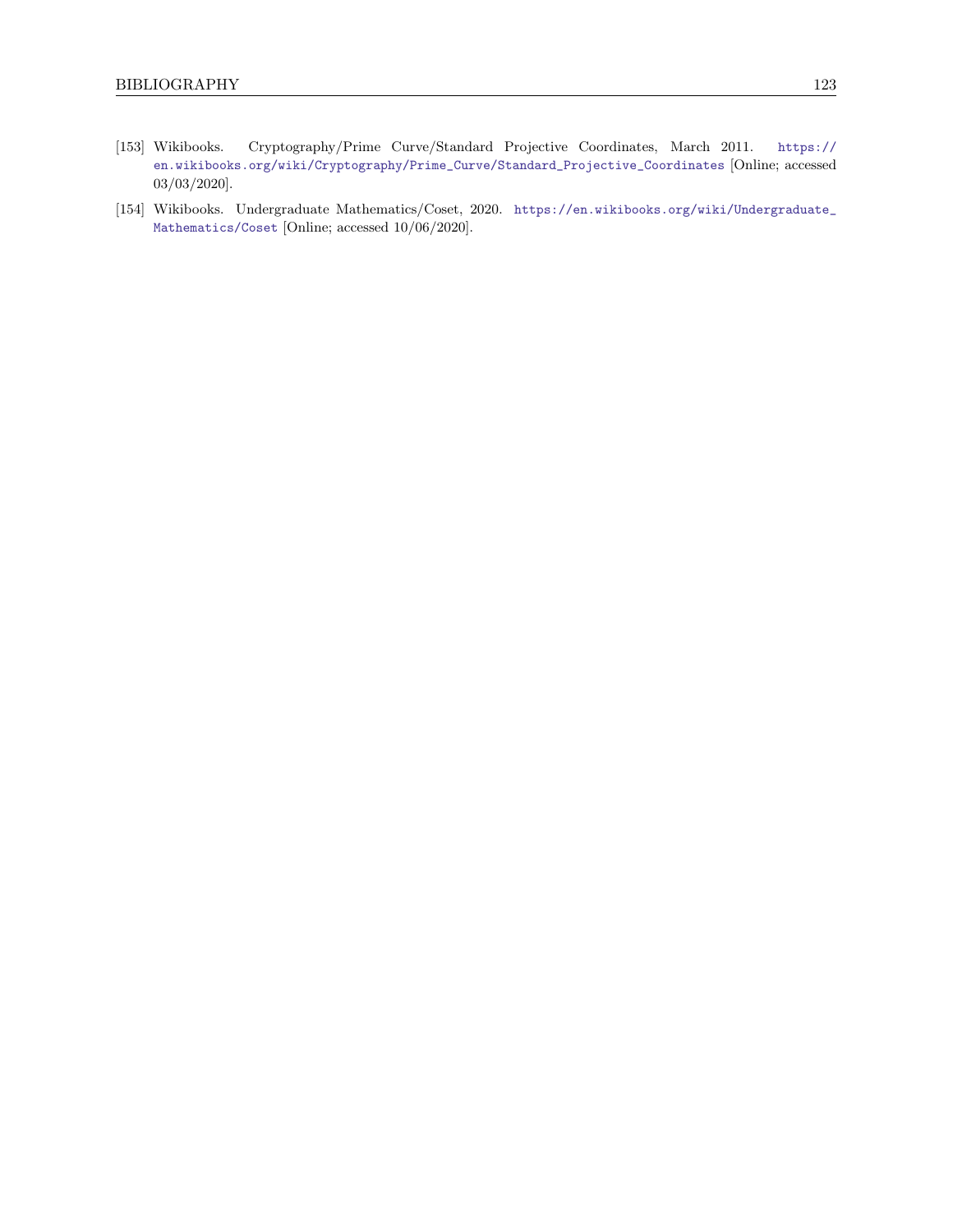[153] Wikibooks. Cryptography/Prime Curve/Standard Projective Coordinates, March 2011. https://en.wikibooks.org/wiki/Cryptography/Prime_Curve/Standard_Projective_Coordinates [Online; accessed 03/03/2020].

[154] Wikibooks. Undergraduate Mathematics/Coset, 2020. https://en.wikibooks.org/wiki/Undergraduate_Mathematics/Coset [Online; accessed 10/06/2020].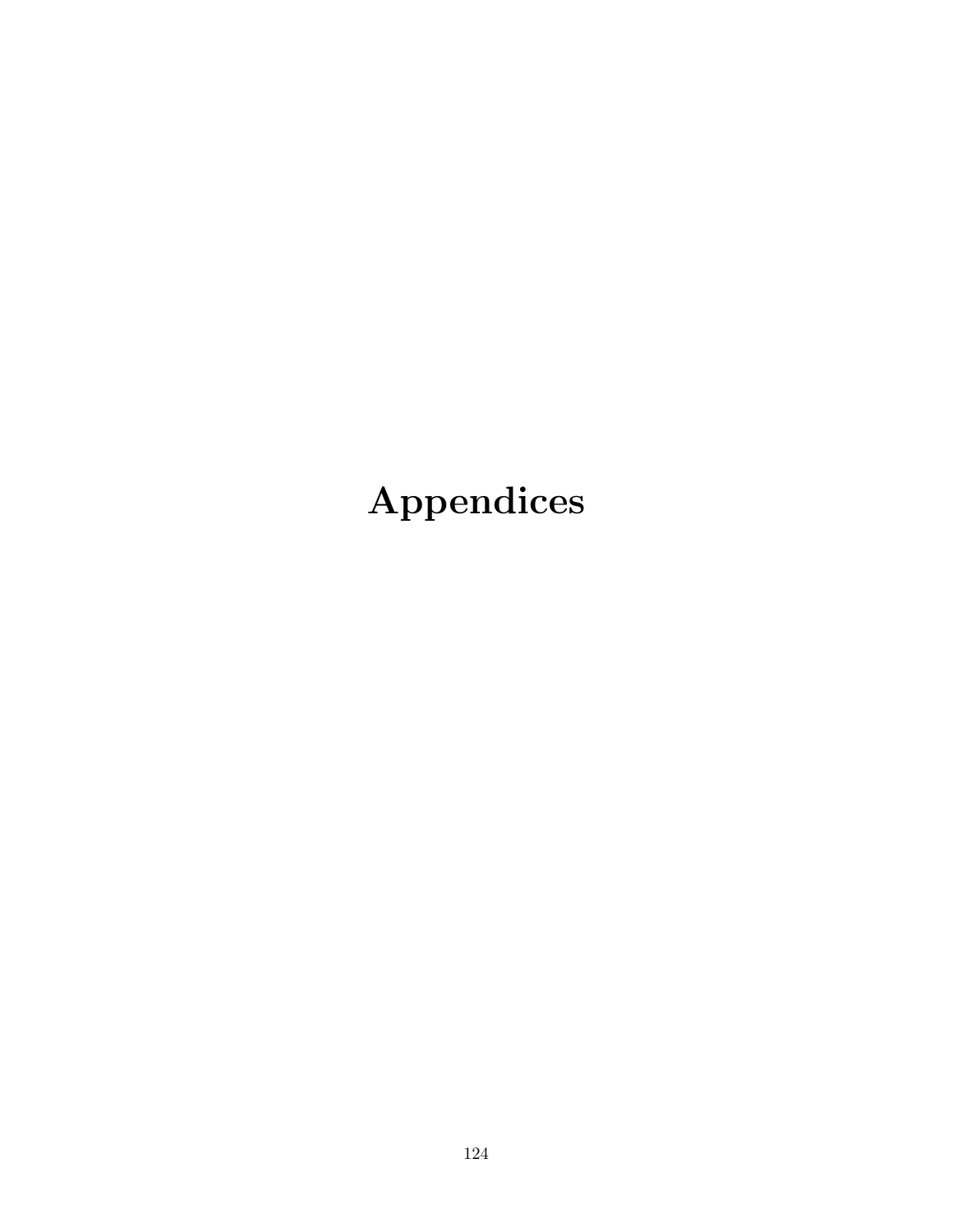# Appendices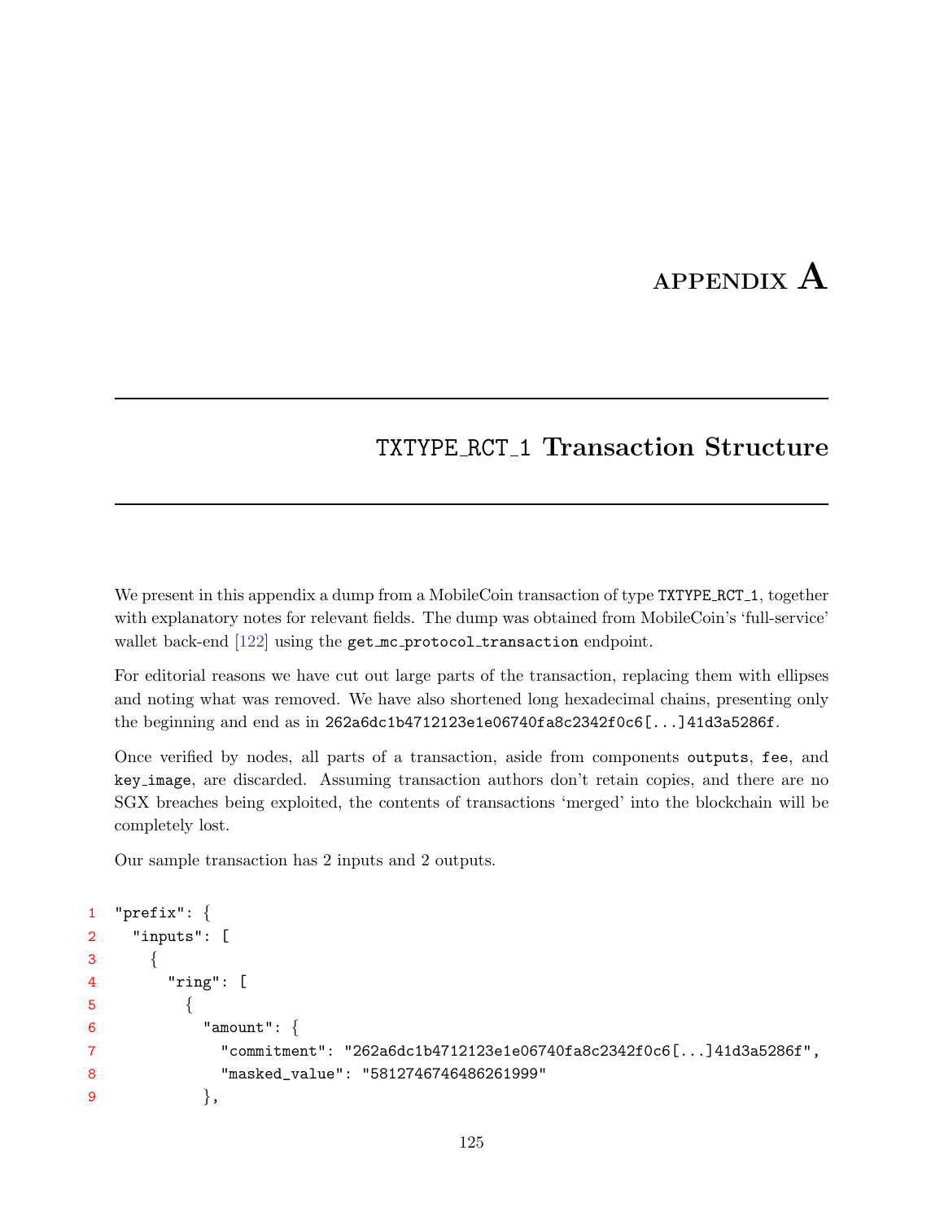# APPENDIX A

## TXTYPE_RCT_1 Transaction Structure

We present in this appendix a dump from a MobileCoin transaction of type `TXTYPE_RCT_1`, together with explanatory notes for relevant fields. The dump was obtained from MobileCoin's 'full-service' wallet back-end [122] using the `get_mc_protocol_transaction` endpoint.

For editorial reasons we have cut out large parts of the transaction, replacing them with ellipses and noting what was removed. We have also shortened long hexadecimal chains, presenting only the beginning and end as in `262a6dc1b4712123e1e06740fa8c2342f0c6[...]41d3a5286f`.

Once verified by nodes, all parts of a transaction, aside from components `outputs`, `fee`, and `key_image`, are discarded. Assuming transaction authors don't retain copies, and there are no SGX breaches being exploited, the contents of transactions 'merged' into the blockchain will be completely lost.

Our sample transaction has 2 inputs and 2 outputs.

```
1  "prefix": {
2    "inputs": [
3      {
4        "ring": [
5          {
6            "amount": {
7              "commitment": "262a6dc1b4712123e1e06740fa8c2342f0c6[...]41d3a5286f",
8              "masked_value": "5812746746486261999"
9            },
```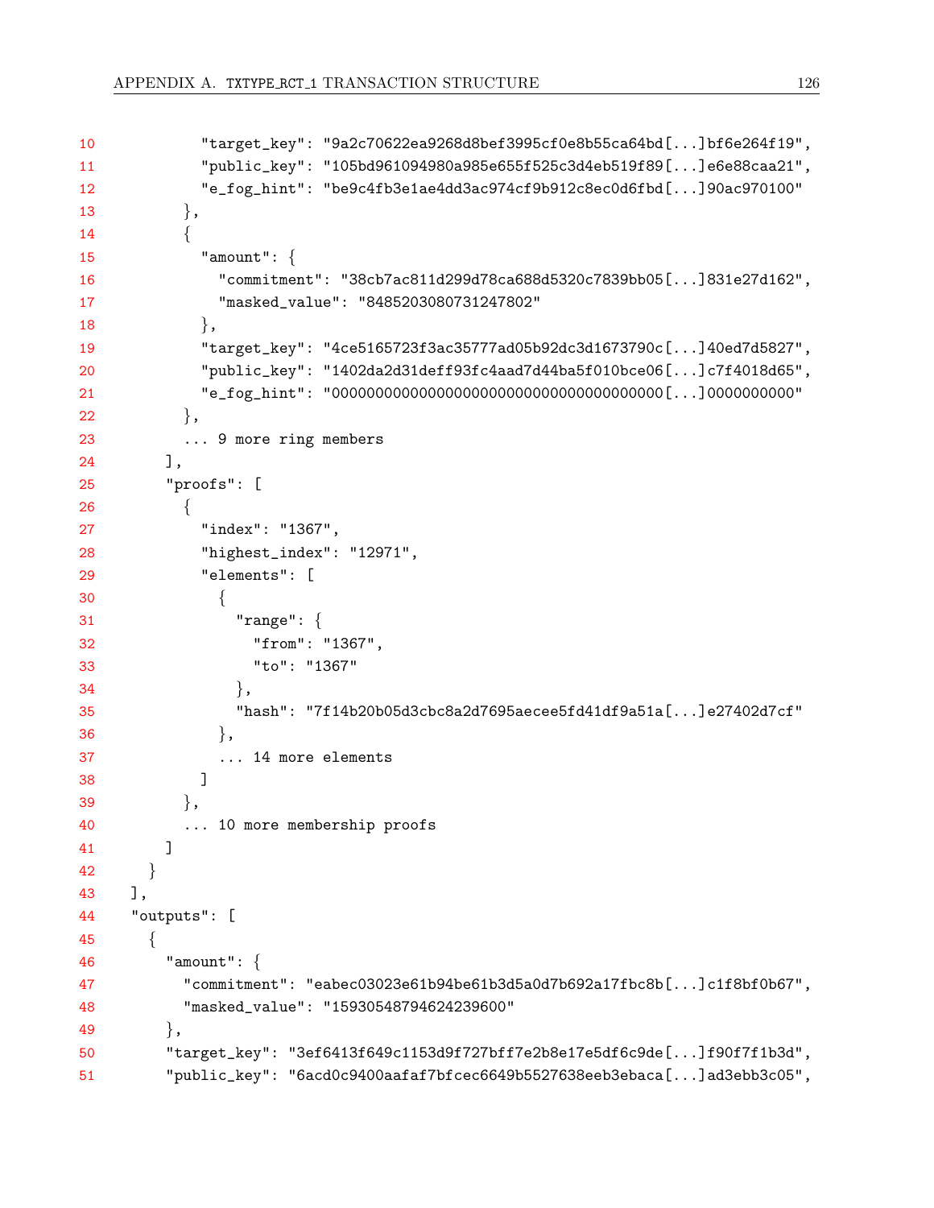```
          "target_key": "9a2c70622ea9268d8bef3995cf0e8b55ca64bd[...]bf6e264f19",
          "public_key": "105bd961094980a985e655f525c3d4eb519f89[...]e6e88caa21",
          "e_fog_hint": "be9c4fb3e1ae4dd3ac974cf9b912c8ec0d6fbd[...]90ac970100"
        },
        {
          "amount": {
            "commitment": "38cb7ac811d299d78ca688d5320c7839bb05[...]831e27d162",
            "masked_value": "8485203080731247802"
          },
          "target_key": "4ce5165723f3ac35777ad05b92dc3d1673790c[...]40ed7d5827",
          "public_key": "1402da2d31deff93fc4aad7d44ba5f010bce06[...]c7f4018d65",
          "e_fog_hint": "00000000000000000000000000000000000000[...]0000000000"
        },
        ... 9 more ring members
      ],
      "proofs": [
        {
          "index": "1367",
          "highest_index": "12971",
          "elements": [
            {
              "range": {
                "from": "1367",
                "to": "1367"
              },
              "hash": "7f14b20b05d3cbc8a2d7695aecee5fd41df9a51a[...]e27402d7cf"
            },
            ... 14 more elements
          ]
        },
        ... 10 more membership proofs
      ]
    }
  ],
  "outputs": [
    {
      "amount": {
        "commitment": "eabec03023e61b94be61b3d5a0d7b692a17fbc8b[...]c1f8bf0b67",
        "masked_value": "15930548794624239600"
      },
      "target_key": "3ef6413f649c1153d9f727bff7e2b8e17e5df6c9de[...]f90f7f1b3d",
      "public_key": "6acd0c9400aafaf7bfcec6649b5527638eeb3ebaca[...]ad3ebb3c05",
```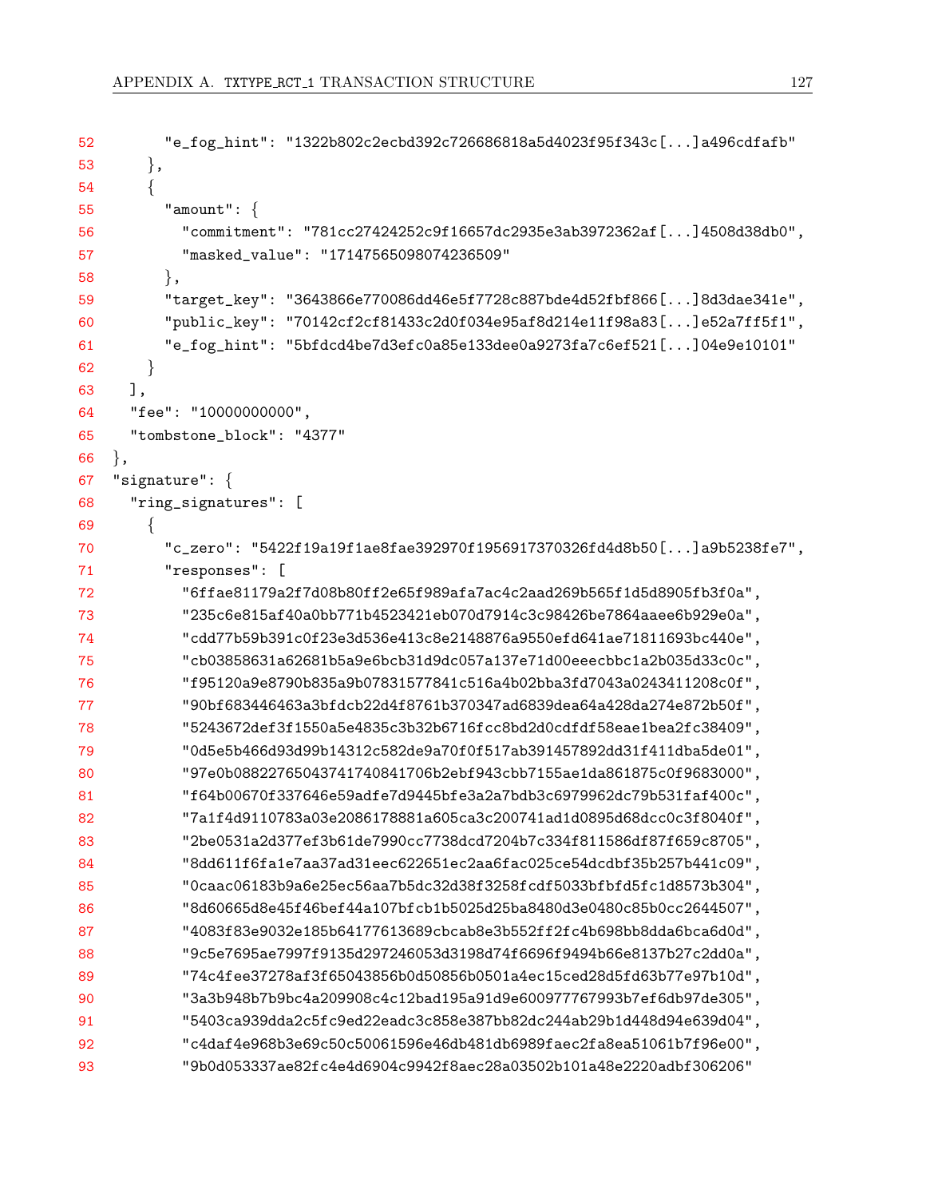```
      "e_fog_hint": "1322b802c2ecbd392c726686818a5d4023f95f343c[...]a496cdfafb"
    },
    {
      "amount": {
        "commitment": "781cc27424252c9f16657dc2935e3ab3972362af[...]4508d38db0",
        "masked_value": "17147565098074236509"
      },
      "target_key": "3643866e770086dd46e5f7728c887bde4d52fbf866[...]8d3dae341e",
      "public_key": "70142cf2cf81433c2d0f034e95af8d214e11f98a83[...]e52a7ff5f1",
      "e_fog_hint": "5bfdcd4be7d3efc0a85e133dee0a9273fa7c6ef521[...]04e9e10101"
    }
  ],
  "fee": "10000000000",
  "tombstone_block": "4377"
},
"signature": {
  "ring_signatures": [
    {
      "c_zero": "5422f19a19f1ae8fae392970f1956917370326fd4d8b50[...]a9b5238fe7",
      "responses": [
        "6ffae81179a2f7d08b80ff2e65f989afa7ac4c2aad269b565f1d5d8905fb3f0a",
        "235c6e815af40a0bb771b4523421eb070d7914c3c98426be7864aaee6b929e0a",
        "cdd77b59b391c0f23e3d536e413c8e2148876a9550efd641ae71811693bc440e",
        "cb03858631a62681b5a9e6bcb31d9dc057a137e71d00eeecbbc1a2b035d33c0c",
        "f95120a9e8790b835a9b07831577841c516a4b02bba3fd7043a0243411208c0f",
        "90bf683446463a3bfdcb22d4f8761b370347ad6839dea64a428da274e872b50f",
        "5243672def3f1550a5e4835c3b32b6716fcc8bd2d0cdfdf58eae1bea2fc38409",
        "0d5e5b466d93d99b14312c582de9a70f0f517ab391457892dd31f411dba5de01",
        "97e0b088227650437417408417 06b2ebf943cbb7155ae1da861875c0f9683000",
        "f64b00670f337646e59adfe7d9445bfe3a2a7bdb3c6979962dc79b531faf400c",
        "7a1f4d9110783a03e2086178881a605ca3c200741ad1d0895d68dcc0c3f8040f",
        "2be0531a2d377ef3b61de7990cc7738dcd7204b7c334f811586df87f659c8705",
        "8dd611f6fa1e7aa37ad31eec622651ec2aa6fac025ce54dcdbf35b257b441c09",
        "0caac06183b9a6e25ec56aa7b5dc32d38f3258fcdf5033bfbfd5fc1d8573b304",
        "8d60665d8e45f46bef44a107bfcb1b5025d25ba8480d3e0480c85b0cc2644507",
        "4083f83e9032e185b64177613689cbcab8e3b552ff2fc4b698bb8dda6bca6d0d",
        "9c5e7695ae7997f9135d297246053d3198d74f6696f9494b66e8137b27c2dd0a",
        "74c4fee37278af3f65043856b0d50856b0501a4ec15ced28d5fd63b77e97b10d",
        "3a3b948b7b9bc4a209908c4c12bad195a91d9e600977767993b7ef6db97de305",
        "5403ca939dda2c5fc9ed22eadc3c858e387bb82dc244ab29b1d448d94e639d04",
        "c4daf4e968b3e69c50c50061596e46db481db6989faec2fa8ea51061b7f96e00",
        "9b0d053337ae82fc4e4d6904c9942f8aec28a03502b101a48e2220adbf306206"
```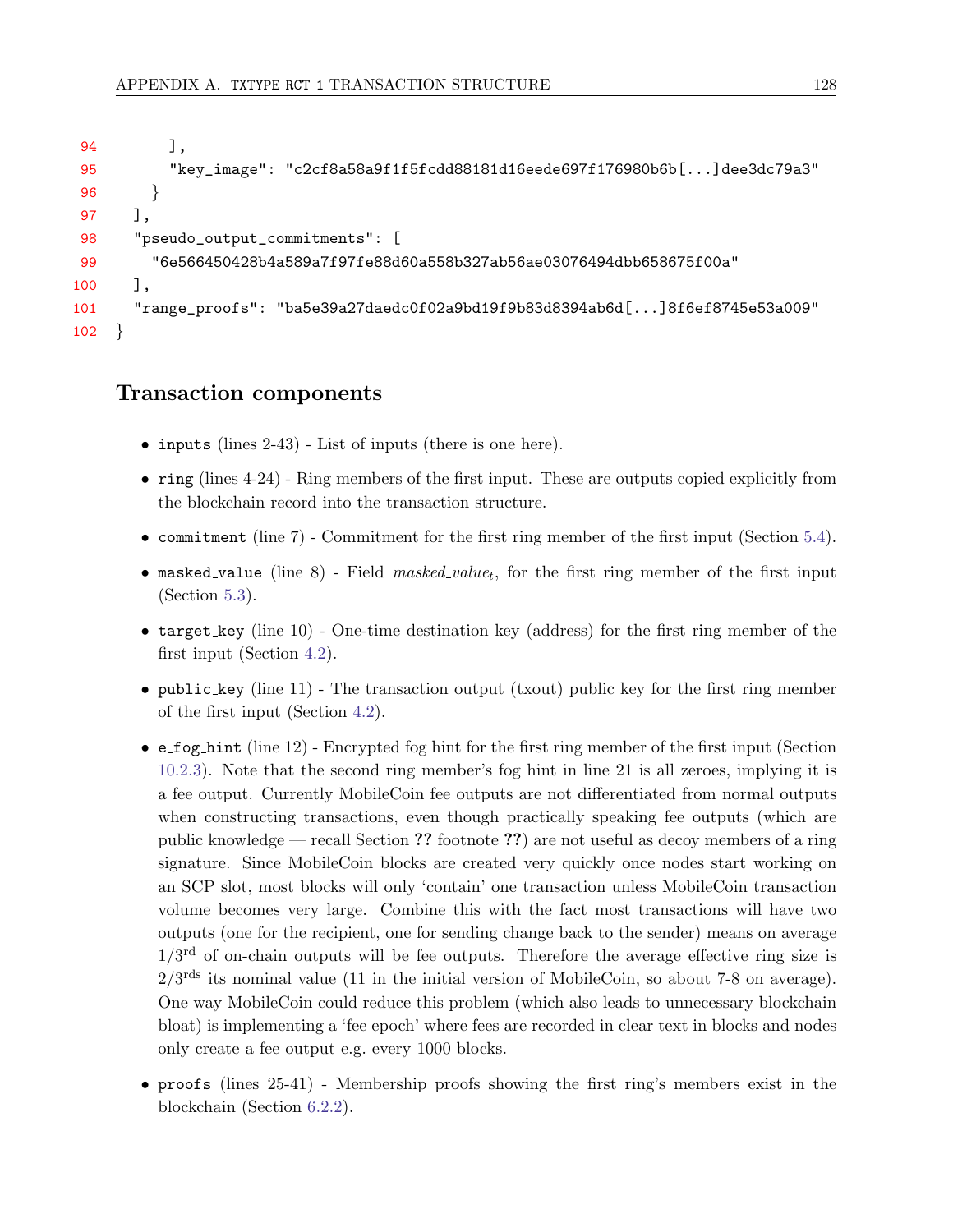```
        ],
        "key_image": "c2cf8a58a9f1f5fcdd88181d16eede697f176980b6b[...]dee3dc79a3"
      }
    ],
    "pseudo_output_commitments": [
      "6e566450428b4a589a7f97fe88d60a558b327ab56ae03076494dbb658675f00a"
    ],
    "range_proofs": "ba5e39a27daedc0f02a9bd19f9b83d8394ab6d[...]8f6ef8745e53a009"
}
```

## Transaction components

- `inputs` (lines 2-43) - List of inputs (there is one here).
- `ring` (lines 4-24) - Ring members of the first input. These are outputs copied explicitly from the blockchain record into the transaction structure.
- `commitment` (line 7) - Commitment for the first ring member of the first input (Section 5.4).
- `masked_value` (line 8) - Field $masked\_value_t$, for the first ring member of the first input (Section 5.3).
- `target_key` (line 10) - One-time destination key (address) for the first ring member of the first input (Section 4.2).
- `public_key` (line 11) - The transaction output (txout) public key for the first ring member of the first input (Section 4.2).
- `e_fog_hint` (line 12) - Encrypted fog hint for the first ring member of the first input (Section 10.2.3). Note that the second ring member's fog hint in line 21 is all zeroes, implying it is a fee output. Currently MobileCoin fee outputs are not differentiated from normal outputs when constructing transactions, even though practically speaking fee outputs (which are public knowledge — recall Section **??** footnote **??**) are not useful as decoy members of a ring signature. Since MobileCoin blocks are created very quickly once nodes start working on an SCP slot, most blocks will only 'contain' one transaction unless MobileCoin transaction volume becomes very large. Combine this with the fact most transactions will have two outputs (one for the recipient, one for sending change back to the sender) means on average $1/3^{\text{rd}}$ of on-chain outputs will be fee outputs. Therefore the average effective ring size is $2/3^{\text{rds}}$ its nominal value (11 in the initial version of MobileCoin, so about 7-8 on average). One way MobileCoin could reduce this problem (which also leads to unnecessary blockchain bloat) is implementing a 'fee epoch' where fees are recorded in clear text in blocks and nodes only create a fee output e.g. every 1000 blocks.
- `proofs` (lines 25-41) - Membership proofs showing the first ring's members exist in the blockchain (Section 6.2.2).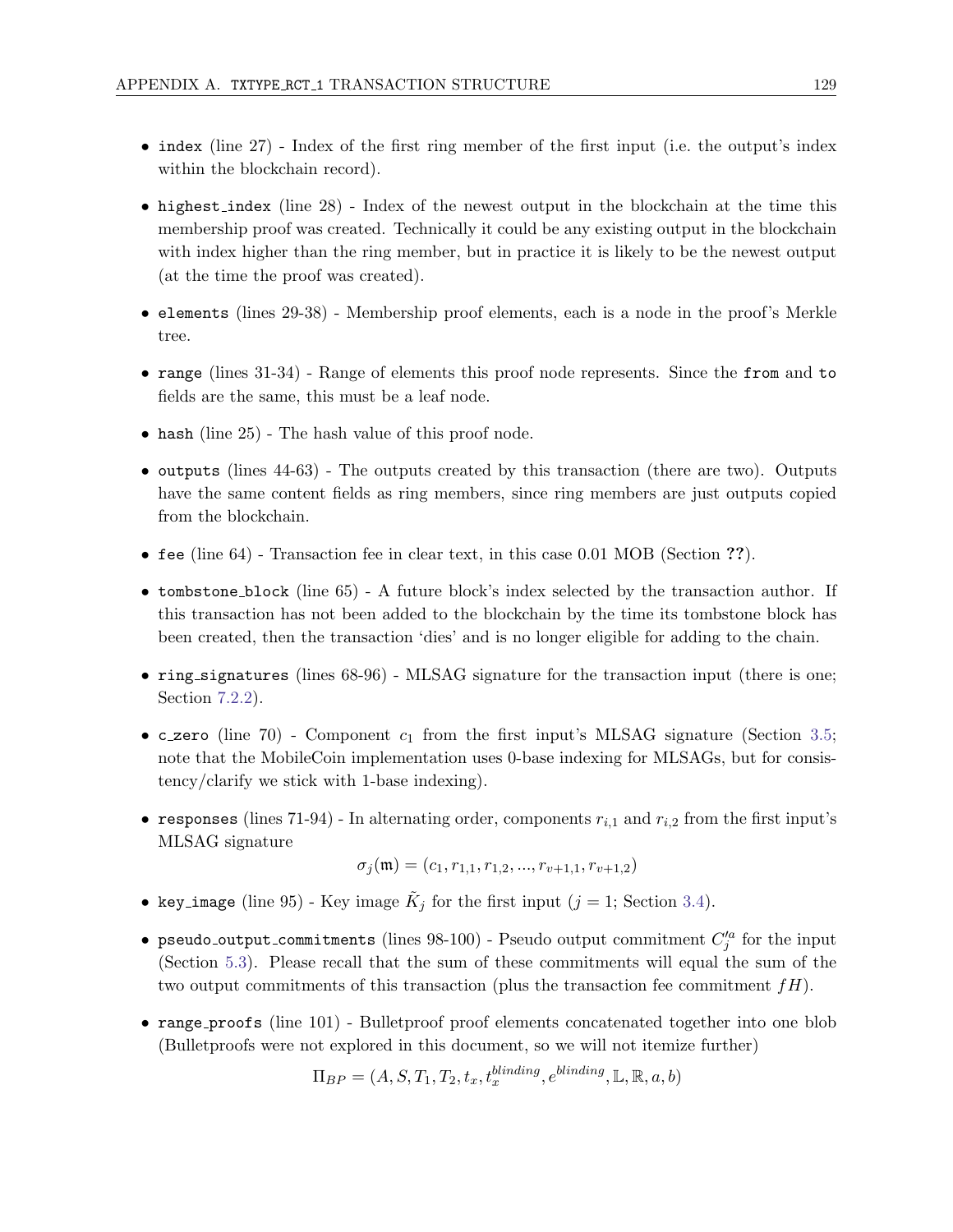- `index` (line 27) - Index of the first ring member of the first input (i.e. the output's index within the blockchain record).

- `highest_index` (line 28) - Index of the newest output in the blockchain at the time this membership proof was created. Technically it could be any existing output in the blockchain with index higher than the ring member, but in practice it is likely to be the newest output (at the time the proof was created).

- `elements` (lines 29-38) - Membership proof elements, each is a node in the proof's Merkle tree.

- `range` (lines 31-34) - Range of elements this proof node represents. Since the `from` and `to` fields are the same, this must be a leaf node.

- `hash` (line 25) - The hash value of this proof node.

- `outputs` (lines 44-63) - The outputs created by this transaction (there are two). Outputs have the same content fields as ring members, since ring members are just outputs copied from the blockchain.

- `fee` (line 64) - Transaction fee in clear text, in this case 0.01 MOB (Section ??).

- `tombstone_block` (line 65) - A future block's index selected by the transaction author. If this transaction has not been added to the blockchain by the time its tombstone block has been created, then the transaction 'dies' and is no longer eligible for adding to the chain.

- `ring_signatures` (lines 68-96) - MLSAG signature for the transaction input (there is one; Section 7.2.2).

- `c_zero` (line 70) - Component $c_1$ from the first input's MLSAG signature (Section 3.5; note that the MobileCoin implementation uses 0-base indexing for MLSAGs, but for consistency/clarify we stick with 1-base indexing).

- `responses` (lines 71-94) - In alternating order, components $r_{i,1}$ and $r_{i,2}$ from the first input's MLSAG signature

$$\sigma_j(\mathfrak{m}) = (c_1, r_{1,1}, r_{1,2}, ..., r_{v+1,1}, r_{v+1,2})$$

- `key_image` (line 95) - Key image $\tilde{K}_j$ for the first input ($j = 1$; Section 3.4).

- `pseudo_output_commitments` (lines 98-100) - Pseudo output commitment $C_j'^a$ for the input (Section 5.3). Please recall that the sum of these commitments will equal the sum of the two output commitments of this transaction (plus the transaction fee commitment $fH$).

- `range_proofs` (line 101) - Bulletproof proof elements concatenated together into one blob (Bulletproofs were not explored in this document, so we will not itemize further)

$$\Pi_{BP} = (A, S, T_1, T_2, t_x, t_x^{blinding}, e^{blinding}, \mathbb{L}, \mathbb{R}, a, b)$$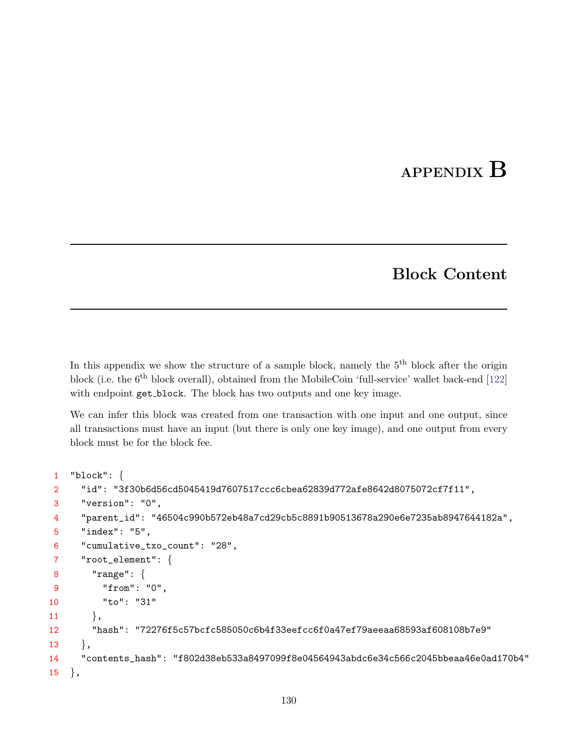# APPENDIX B

## Block Content

In this appendix we show the structure of a sample block, namely the $5^{\text{th}}$ block after the origin block (i.e. the $6^{\text{th}}$ block overall), obtained from the MobileCoin 'full-service' wallet back-end [122] with endpoint `get_block`. The block has two outputs and one key image.

We can infer this block was created from one transaction with one input and one output, since all transactions must have an input (but there is only one key image), and one output from every block must be for the block fee.

```
"block": {
  "id": "3f30b6d56cd5045419d7607517ccc6cbea62839d772afe8642d8075072cf7f11",
  "version": "0",
  "parent_id": "46504c990b572eb48a7cd29cb5c8891b90513678a290e6e7235ab8947644182a",
  "index": "5",
  "cumulative_txo_count": "28",
  "root_element": {
    "range": {
      "from": "0",
      "to": "31"
    },
    "hash": "72276f5c57bcfc585050c6b4f33eefcc6f0a47ef79aeeaa68593af608108b7e9"
  },
  "contents_hash": "f802d38eb533a8497099f8e04564943abdc6e34c566c2045bbeaa46e0ad170b4"
},
```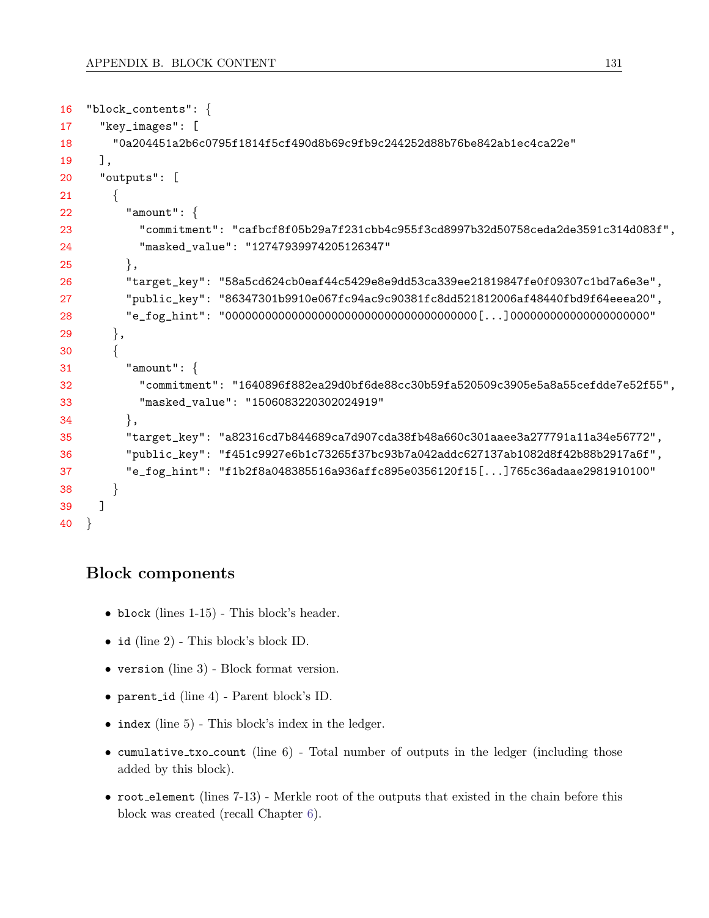```
16 "block_contents": {
17   "key_images": [
18     "0a204451a2b6c0795f1814f5cf490d8b69c9fb9c244252d88b76be842ab1ec4ca22e"
19   ],
20   "outputs": [
21     {
22       "amount": {
23         "commitment": "cafbcf8f05b29a7f231cbb4c955f3cd8997b32d50758ceda2de3591c314d083f",
24         "masked_value": "12747939974205126347"
25       },
26       "target_key": "58a5cd624cb0eaf44c5429e8e9dd53ca339ee21819847fe0f09307c1bd7a6e3e",
27       "public_key": "86347301b9910e067fc94ac9c90381fc8dd521812006af48440fbd9f64eeea20",
28       "e_fog_hint": "000000000000000000000000000000000000000[...]00000000000000000000"
29     },
30     {
31       "amount": {
32         "commitment": "1640896f882ea29d0bf6de88cc30b59fa520509c3905e5a8a55cefdde7e52f55",
33         "masked_value": "15060832203020249 19"
34       },
35       "target_key": "a82316cd7b844689ca7d907cda38fb48a660c301aaee3a277791a11a34e56772",
36       "public_key": "f451c9927e6b1c73265f37bc93b7a042addc627137ab1082d8f42b88b2917a6f",
37       "e_fog_hint": "f1b2f8a048385516a936affc895e0356120f15[...]765c36adaae2981910100"
38     }
39   ]
40 }
```

### Block components

- `block` (lines 1-15) - This block's header.
- `id` (line 2) - This block's block ID.
- `version` (line 3) - Block format version.
- `parent_id` (line 4) - Parent block's ID.
- `index` (line 5) - This block's index in the ledger.
- `cumulative_txo_count` (line 6) - Total number of outputs in the ledger (including those added by this block).
- `root_element` (lines 7-13) - Merkle root of the outputs that existed in the chain before this block was created (recall Chapter 6).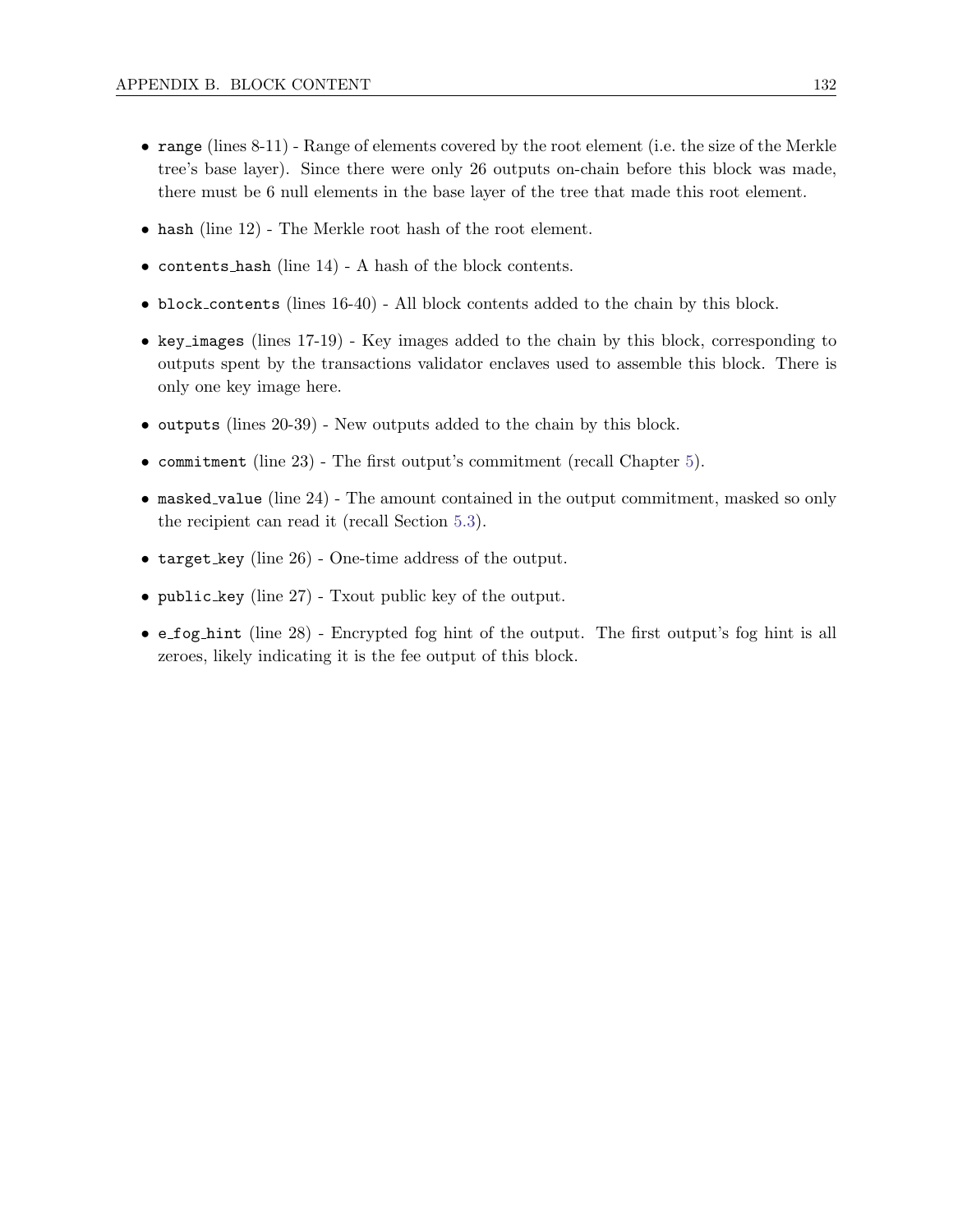- `range` (lines 8-11) - Range of elements covered by the root element (i.e. the size of the Merkle tree's base layer). Since there were only 26 outputs on-chain before this block was made, there must be 6 null elements in the base layer of the tree that made this root element.
- `hash` (line 12) - The Merkle root hash of the root element.
- `contents_hash` (line 14) - A hash of the block contents.
- `block_contents` (lines 16-40) - All block contents added to the chain by this block.
- `key_images` (lines 17-19) - Key images added to the chain by this block, corresponding to outputs spent by the transactions validator enclaves used to assemble this block. There is only one key image here.
- `outputs` (lines 20-39) - New outputs added to the chain by this block.
- `commitment` (line 23) - The first output's commitment (recall Chapter 5).
- `masked_value` (line 24) - The amount contained in the output commitment, masked so only the recipient can read it (recall Section 5.3).
- `target_key` (line 26) - One-time address of the output.
- `public_key` (line 27) - Txout public key of the output.
- `e_fog_hint` (line 28) - Encrypted fog hint of the output. The first output's fog hint is all zeroes, likely indicating it is the fee output of this block.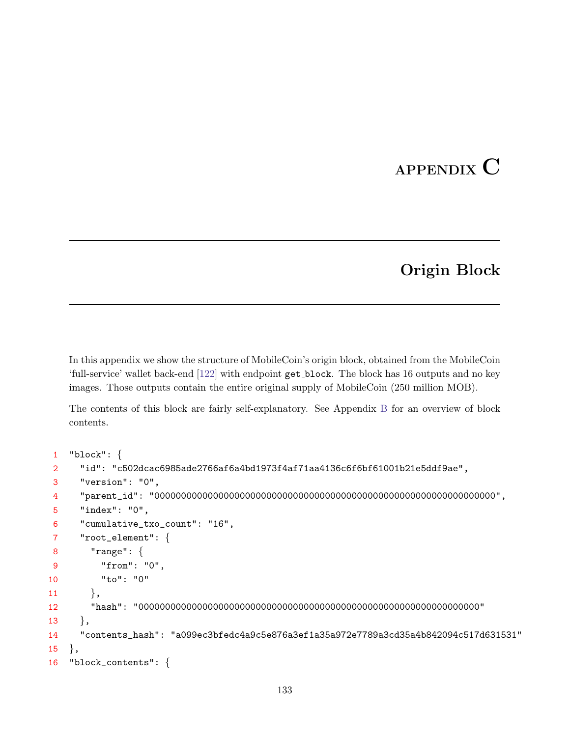# APPENDIX C

## Origin Block

In this appendix we show the structure of MobileCoin's origin block, obtained from the MobileCoin 'full-service' wallet back-end [122] with endpoint get_block. The block has 16 outputs and no key images. Those outputs contain the entire original supply of MobileCoin (250 million MOB).

The contents of this block are fairly self-explanatory. See Appendix B for an overview of block contents.

```
1  "block": {
2    "id": "c502dcac6985ade2766af6a4bd1973f4af71aa4136c6f6bf61001b21e5ddf9ae",
3    "version": "0",
4    "parent_id": "0000000000000000000000000000000000000000000000000000000000000000",
5    "index": "0",
6    "cumulative_txo_count": "16",
7    "root_element": {
8      "range": {
9        "from": "0",
10       "to": "0"
11     },
12     "hash": "0000000000000000000000000000000000000000000000000000000000000000"
13   },
14   "contents_hash": "a099ec3bfedc4a9c5e876a3ef1a35a972e7789a3cd35a4b842094c517d631531"
15 },
16 "block_contents": {
```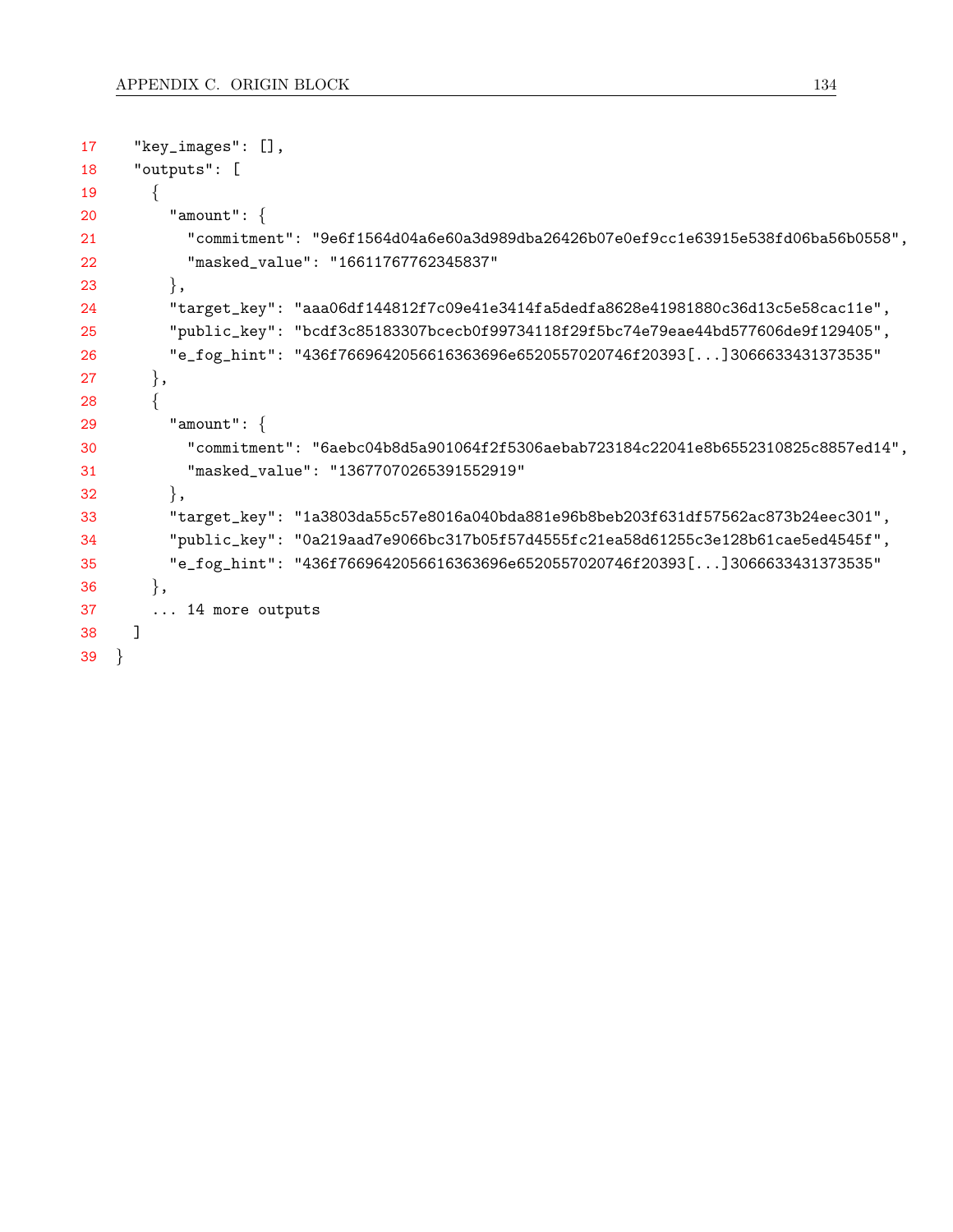```
17    "key_images": [],
18    "outputs": [
19      {
20        "amount": {
21          "commitment": "9e6f1564d04a6e60a3d989dba26426b07e0ef9cc1e63915e538fd06ba56b0558",
22          "masked_value": "16611767762345837"
23        },
24        "target_key": "aaa06df144812f7c09e41e3414fa5dedfa8628e41981880c36d13c5e58cac11e",
25        "public_key": "bcdf3c85183307bcecb0f99734118f29f5bc74e79eae44bd577606de9f129405",
26        "e_fog_hint": "436f7669642056616363696e6520557020746f20393[...]3066633431373535"
27      },
28      {
29        "amount": {
30          "commitment": "6aebc04b8d5a901064f2f5306aebab723184c22041e8b6552310825c8857ed14",
31          "masked_value": "13677070265391552919"
32        },
33        "target_key": "1a3803da55c57e8016a040bda881e96b8beb203f631df57562ac873b24eec301",
34        "public_key": "0a219aad7e9066bc317b05f57d4555fc21ea58d61255c3e128b61cae5ed4545f",
35        "e_fog_hint": "436f7669642056616363696e6520557020746f20393[...]3066633431373535"
36      },
37      ... 14 more outputs
38    ]
39  }
```